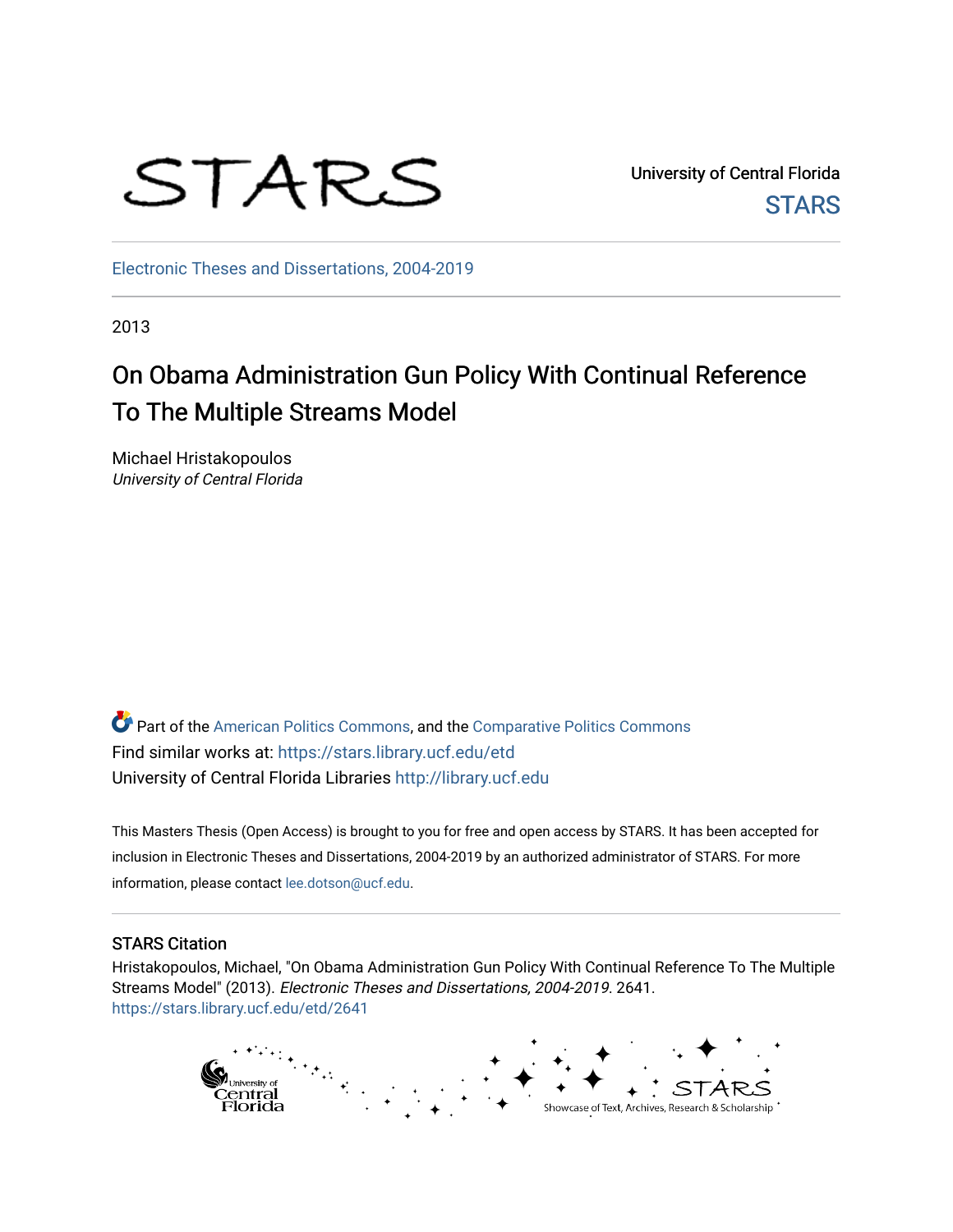STARS

University of Central Florida
STARS

Electronic Theses and Dissertations, 2004-2019

2013

# On Obama Administration Gun Policy With Continual Reference To The Multiple Streams Model

Michael Hristakopoulos
*University of Central Florida*

Part of the American Politics Commons, and the Comparative Politics Commons
Find similar works at: https://stars.library.ucf.edu/etd
University of Central Florida Libraries http://library.ucf.edu

This Masters Thesis (Open Access) is brought to you for free and open access by STARS. It has been accepted for inclusion in Electronic Theses and Dissertations, 2004-2019 by an authorized administrator of STARS. For more information, please contact lee.dotson@ucf.edu.

## STARS Citation

Hristakopoulos, Michael, "On Obama Administration Gun Policy With Continual Reference To The Multiple Streams Model" (2013). *Electronic Theses and Dissertations, 2004-2019*. 2641.
https://stars.library.ucf.edu/etd/2641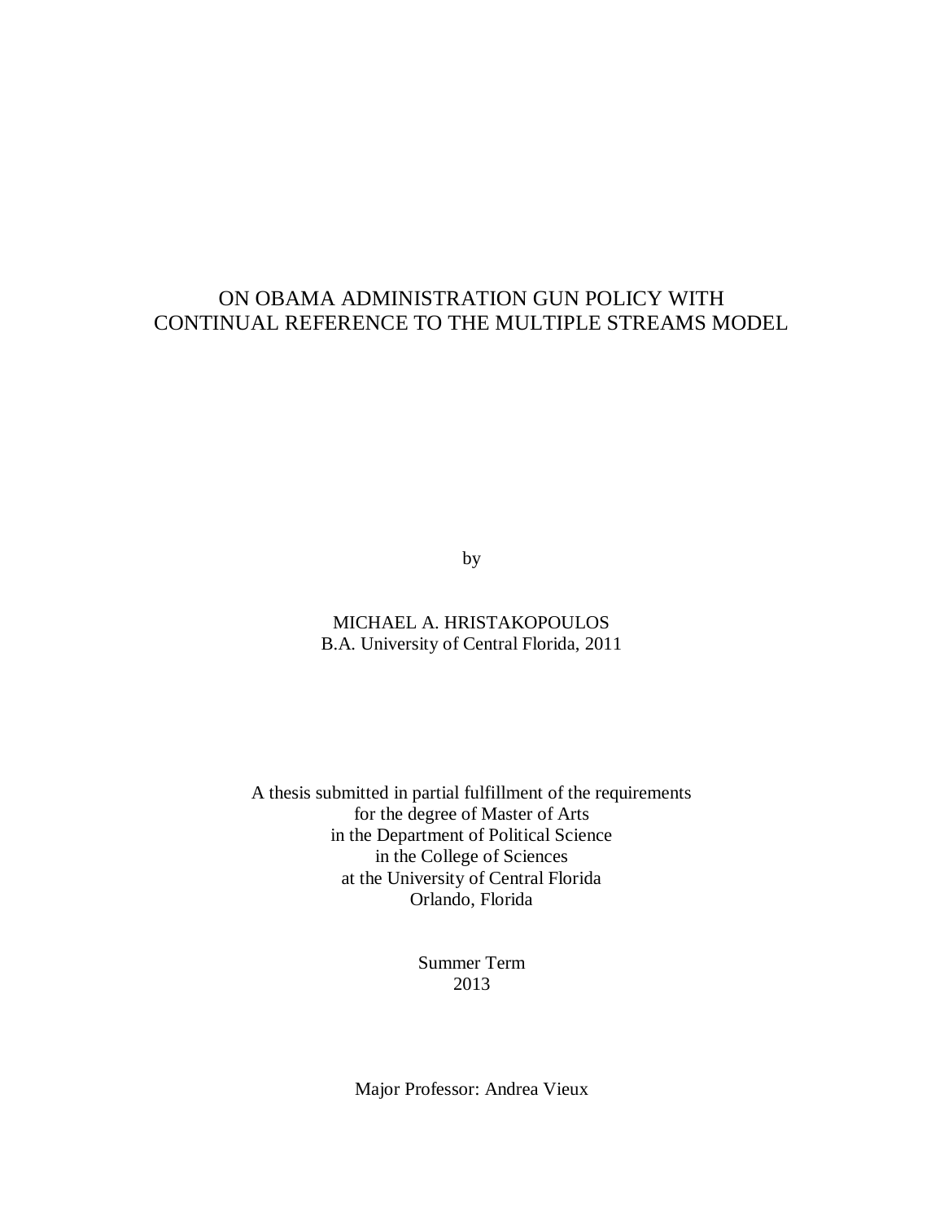# ON OBAMA ADMINISTRATION GUN POLICY WITH CONTINUAL REFERENCE TO THE MULTIPLE STREAMS MODEL

by

MICHAEL A. HRISTAKOPOULOS
B.A. University of Central Florida, 2011

A thesis submitted in partial fulfillment of the requirements
for the degree of Master of Arts
in the Department of Political Science
in the College of Sciences
at the University of Central Florida
Orlando, Florida

Summer Term
2013

Major Professor: Andrea Vieux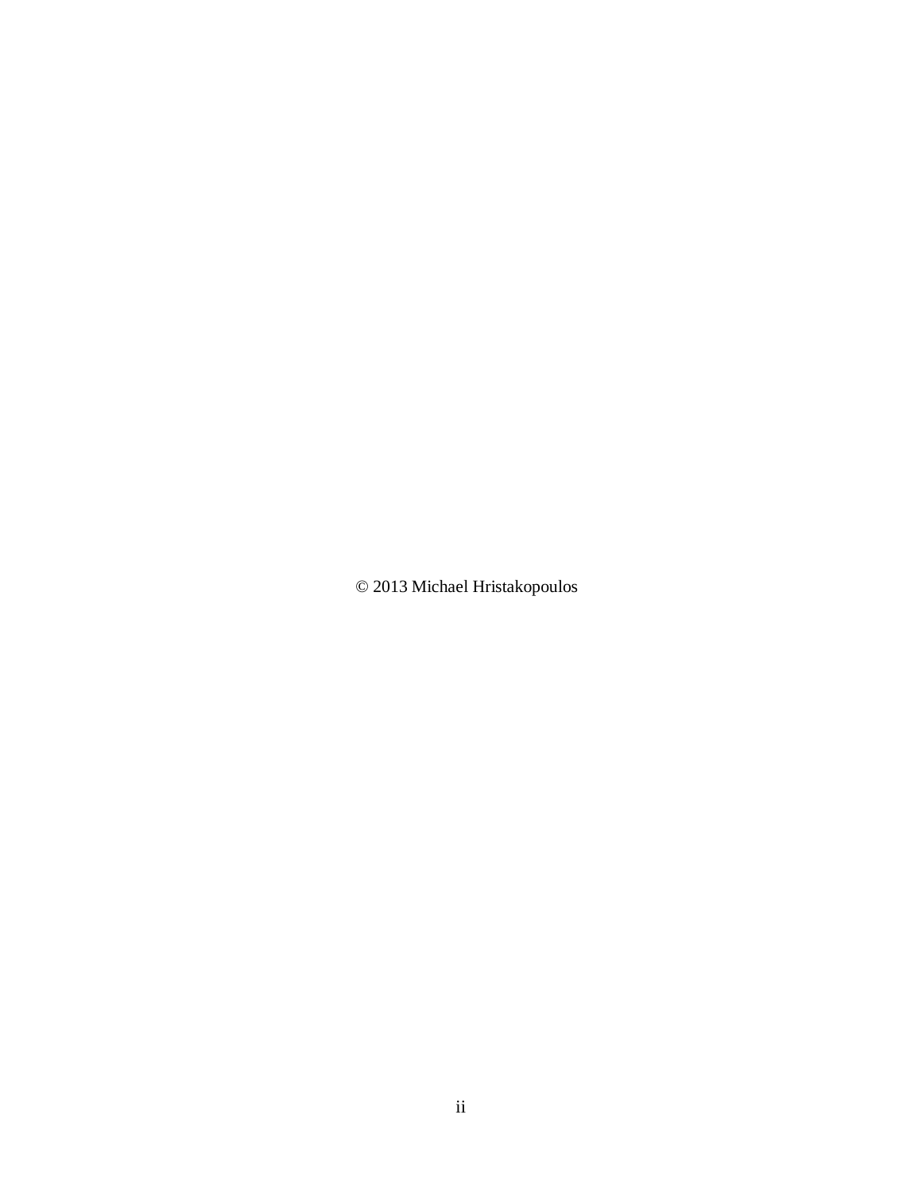© 2013 Michael Hristakopoulos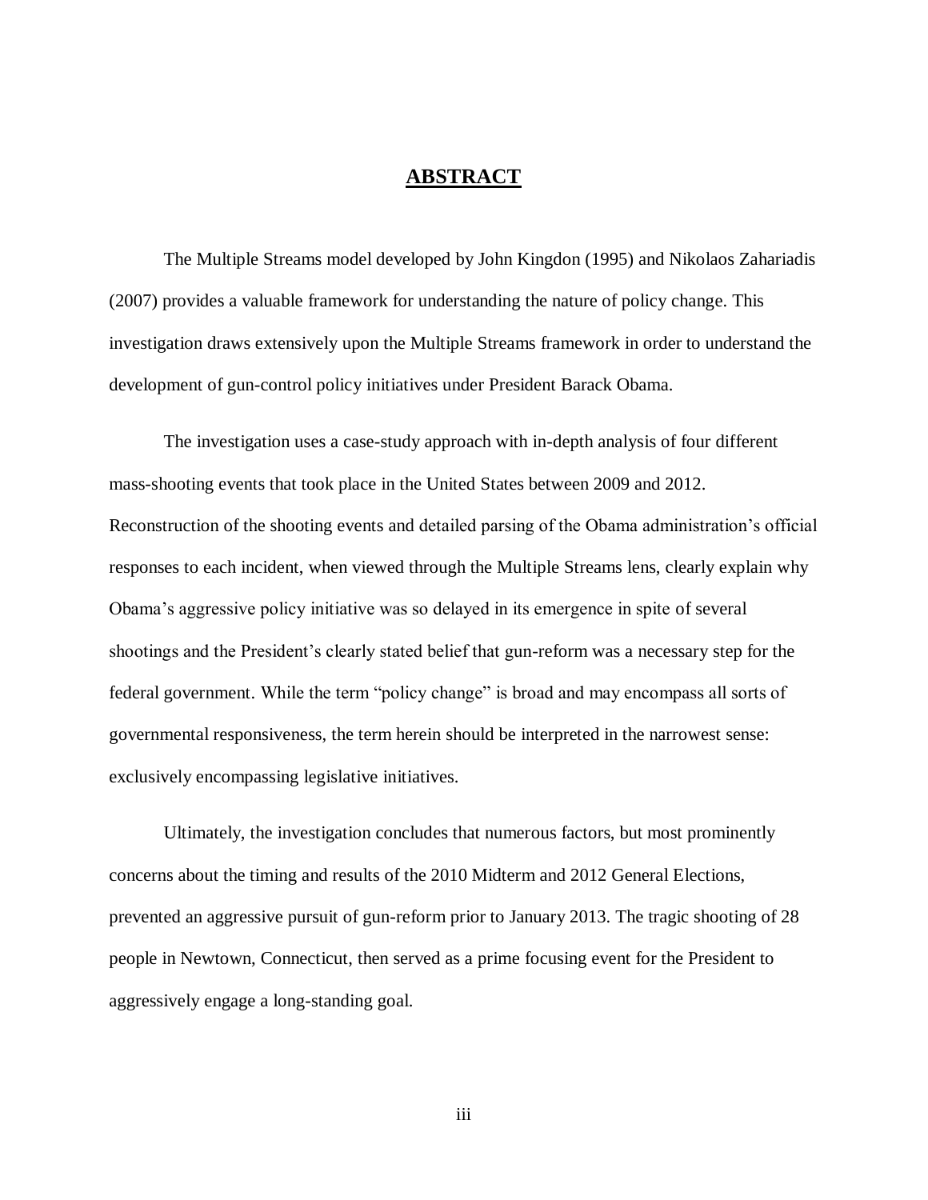# ABSTRACT

The Multiple Streams model developed by John Kingdon (1995) and Nikolaos Zahariadis (2007) provides a valuable framework for understanding the nature of policy change. This investigation draws extensively upon the Multiple Streams framework in order to understand the development of gun-control policy initiatives under President Barack Obama.

The investigation uses a case-study approach with in-depth analysis of four different mass-shooting events that took place in the United States between 2009 and 2012. Reconstruction of the shooting events and detailed parsing of the Obama administration's official responses to each incident, when viewed through the Multiple Streams lens, clearly explain why Obama's aggressive policy initiative was so delayed in its emergence in spite of several shootings and the President's clearly stated belief that gun-reform was a necessary step for the federal government. While the term "policy change" is broad and may encompass all sorts of governmental responsiveness, the term herein should be interpreted in the narrowest sense: exclusively encompassing legislative initiatives.

Ultimately, the investigation concludes that numerous factors, but most prominently concerns about the timing and results of the 2010 Midterm and 2012 General Elections, prevented an aggressive pursuit of gun-reform prior to January 2013. The tragic shooting of 28 people in Newtown, Connecticut, then served as a prime focusing event for the President to aggressively engage a long-standing goal.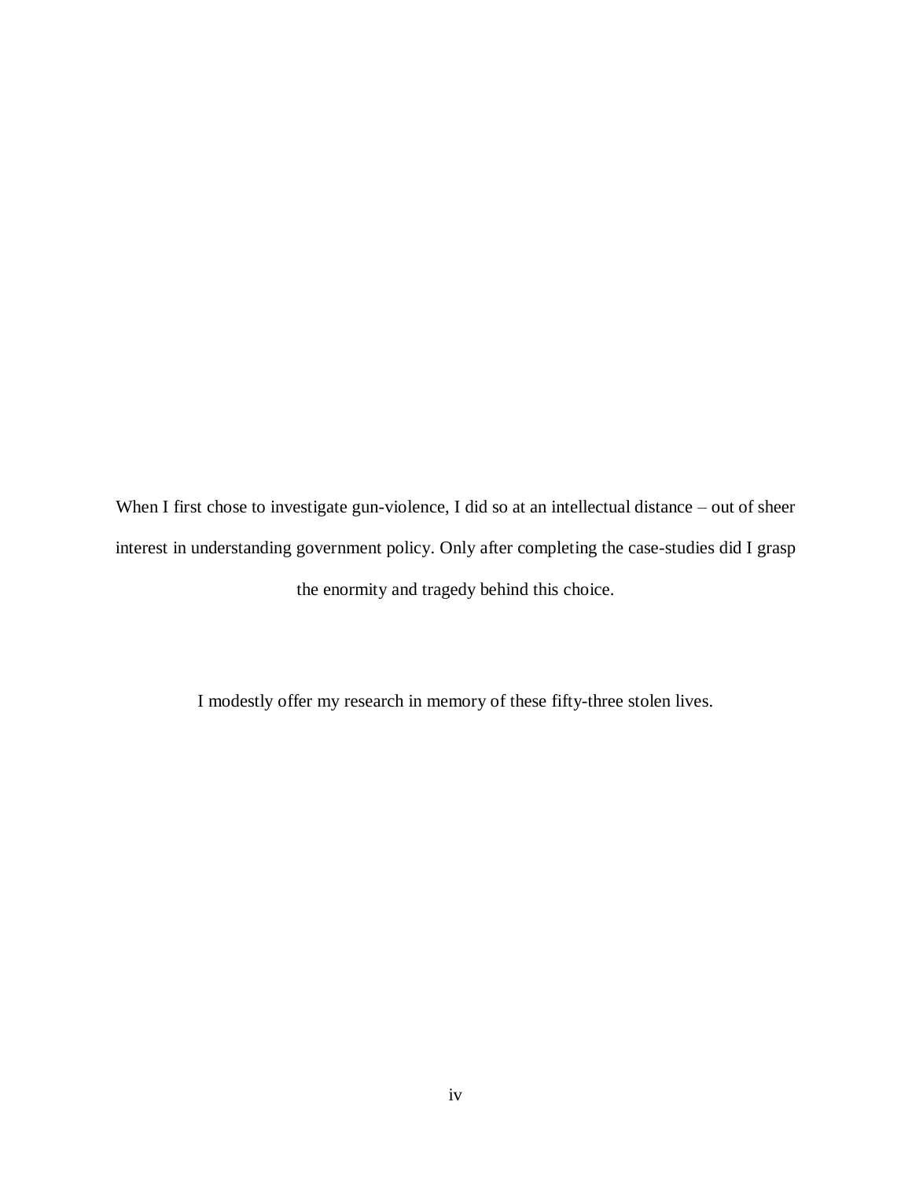When I first chose to investigate gun-violence, I did so at an intellectual distance – out of sheer interest in understanding government policy. Only after completing the case-studies did I grasp the enormity and tragedy behind this choice.

I modestly offer my research in memory of these fifty-three stolen lives.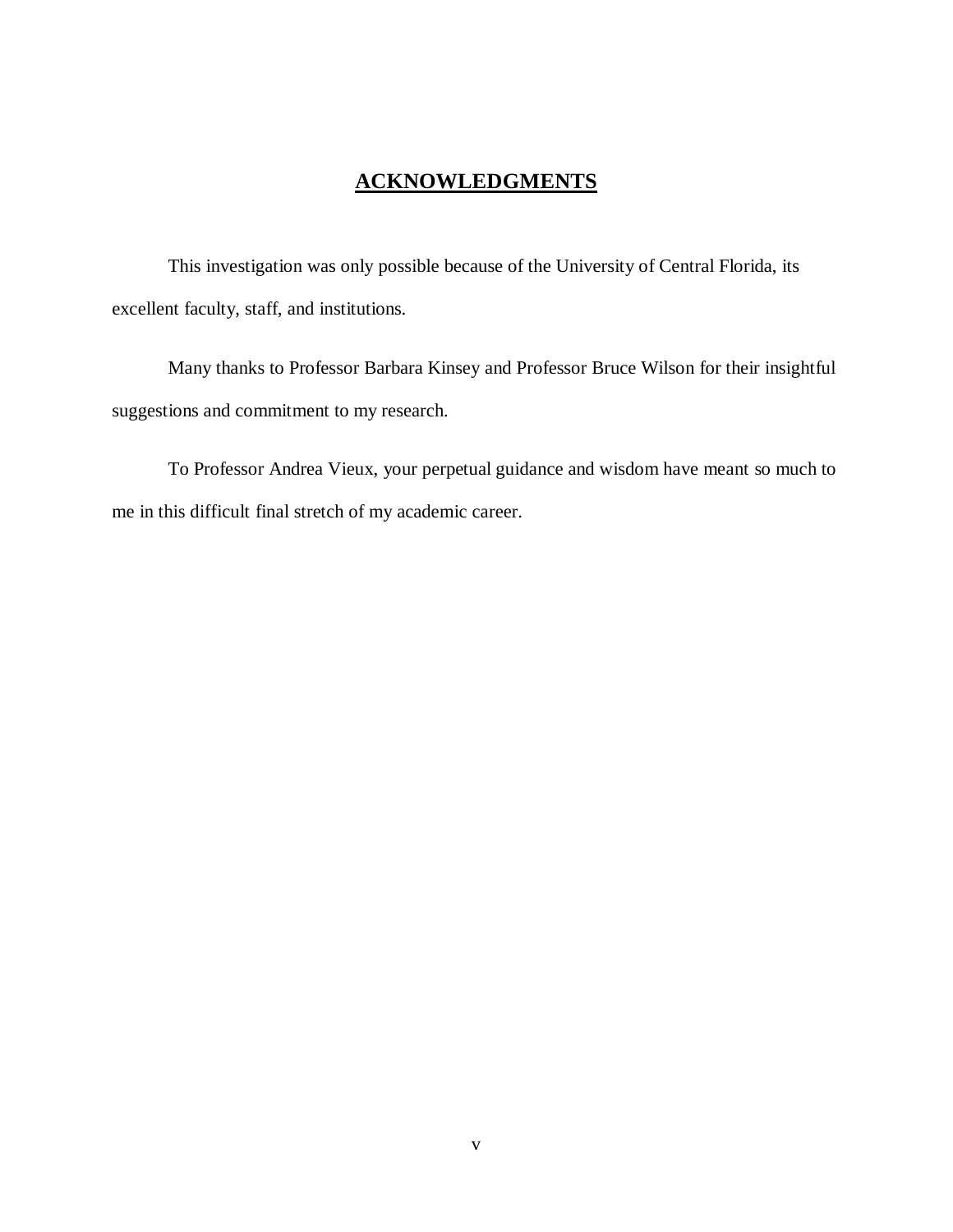# ACKNOWLEDGMENTS

This investigation was only possible because of the University of Central Florida, its excellent faculty, staff, and institutions.

Many thanks to Professor Barbara Kinsey and Professor Bruce Wilson for their insightful suggestions and commitment to my research.

To Professor Andrea Vieux, your perpetual guidance and wisdom have meant so much to me in this difficult final stretch of my academic career.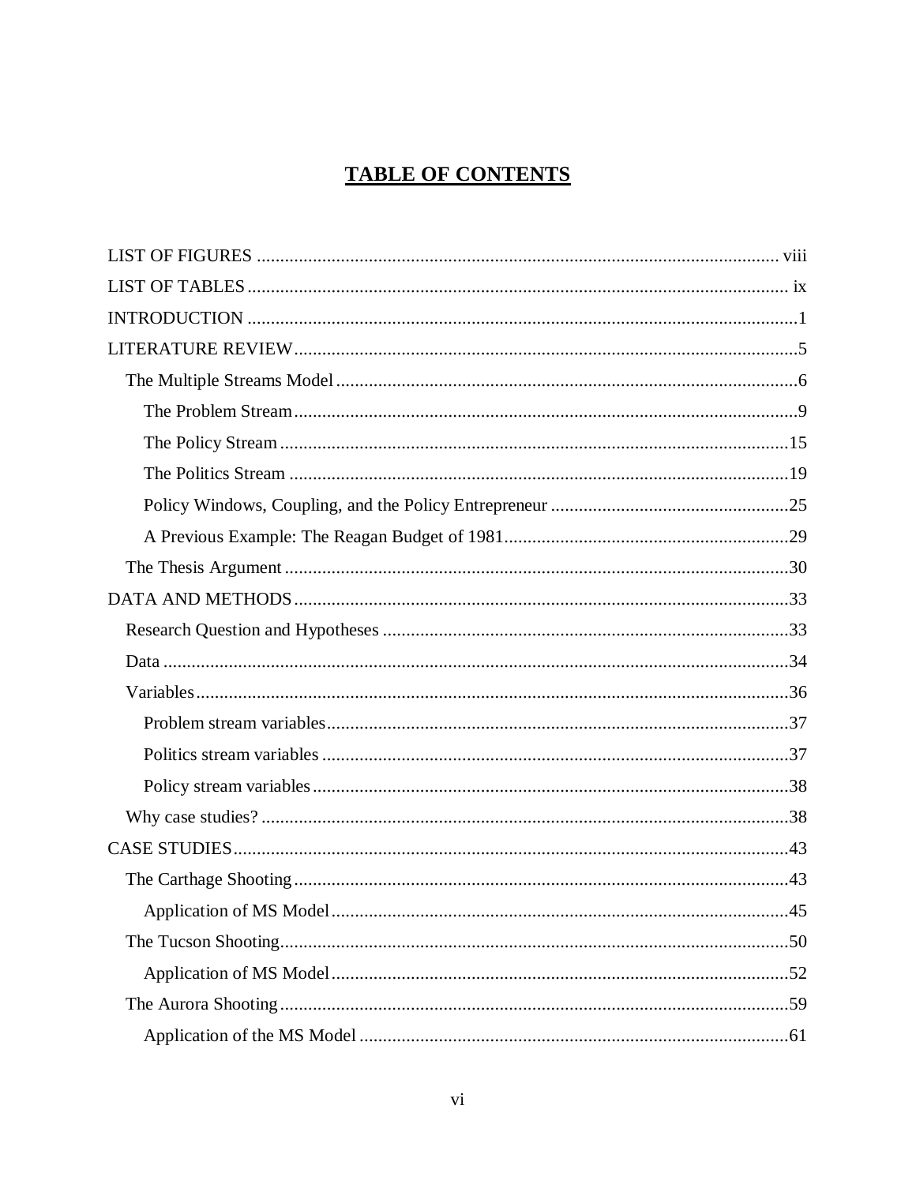# TABLE OF CONTENTS

LIST OF FIGURES ........................................................................................................ viii

LIST OF TABLES .......................................................................................................... ix

INTRODUCTION ............................................................................................................1

LITERATURE REVIEW...................................................................................................5

- The Multiple Streams Model ..........................................................................................6
  - The Problem Stream...................................................................................................9
  - The Policy Stream ....................................................................................................15
  - The Politics Stream ..................................................................................................19
  - Policy Windows, Coupling, and the Policy Entrepreneur ...........................................25
  - A Previous Example: The Reagan Budget of 1981.....................................................29
- The Thesis Argument ....................................................................................................30

DATA AND METHODS..................................................................................................33

- Research Question and Hypotheses ..............................................................................33
- Data ..............................................................................................................................34
- Variables.......................................................................................................................36
  - Problem stream variables...........................................................................................37
  - Politics stream variables ............................................................................................37
  - Policy stream variables..............................................................................................38
- Why case studies? ........................................................................................................38

CASE STUDIES..............................................................................................................43

- The Carthage Shooting..................................................................................................43
  - Application of MS Model..........................................................................................45
- The Tucson Shooting.....................................................................................................50
  - Application of MS Model..........................................................................................52
- The Aurora Shooting.....................................................................................................59
  - Application of the MS Model ....................................................................................61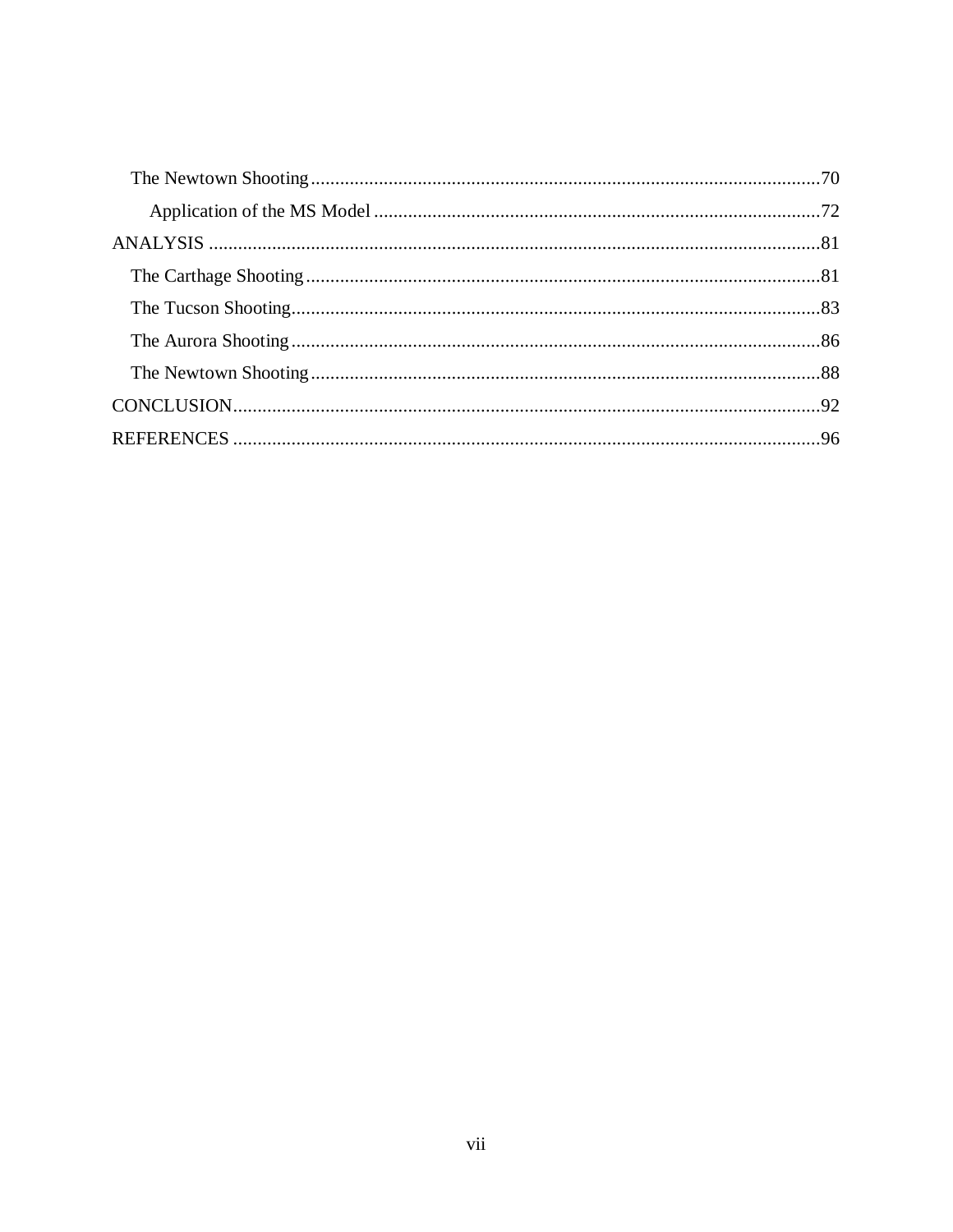The Newtown Shooting ........................................................................................................70

Application of the MS Model ..........................................................................................72

ANALYSIS ............................................................................................................................81

The Carthage Shooting ........................................................................................................81

The Tucson Shooting...........................................................................................................83

The Aurora Shooting ...........................................................................................................86

The Newtown Shooting ........................................................................................................88

CONCLUSION.......................................................................................................................92

REFERENCES .......................................................................................................................96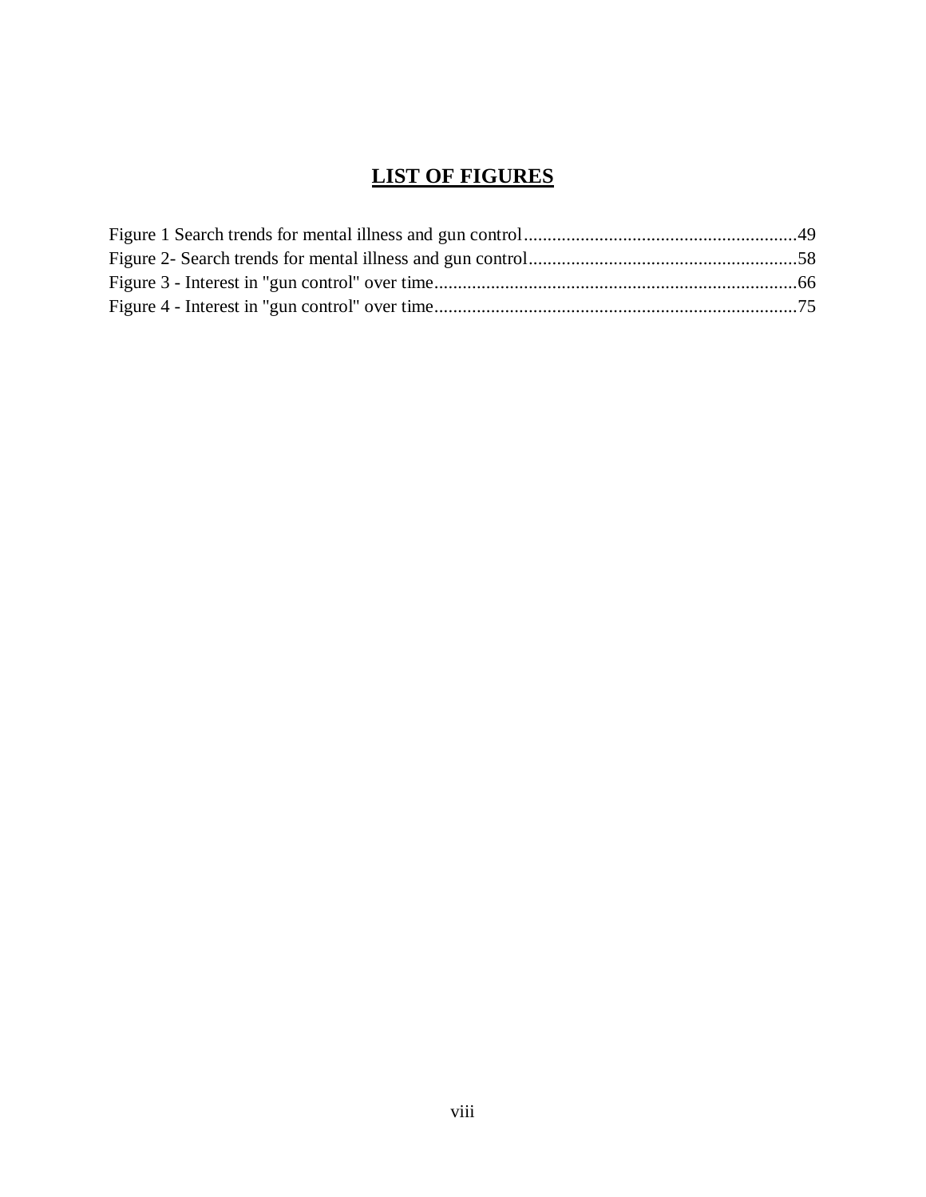# LIST OF FIGURES

Figure 1 Search trends for mental illness and gun control.........................................................49
Figure 2- Search trends for mental illness and gun control........................................................58
Figure 3 - Interest in "gun control" over time............................................................................66
Figure 4 - Interest in "gun control" over time............................................................................75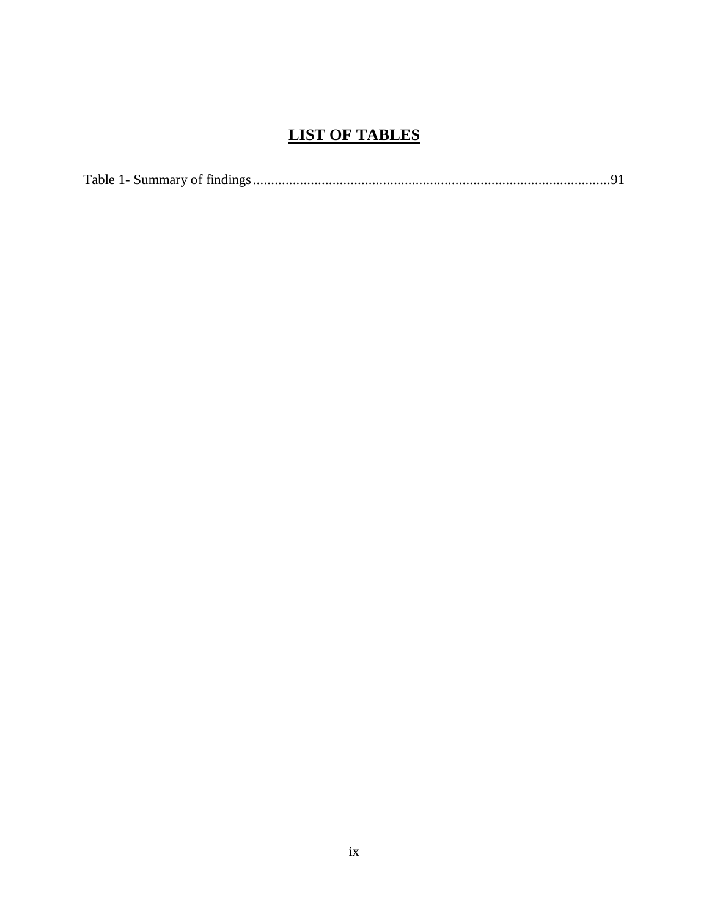# LIST OF TABLES

Table 1- Summary of findings....................................................................................................91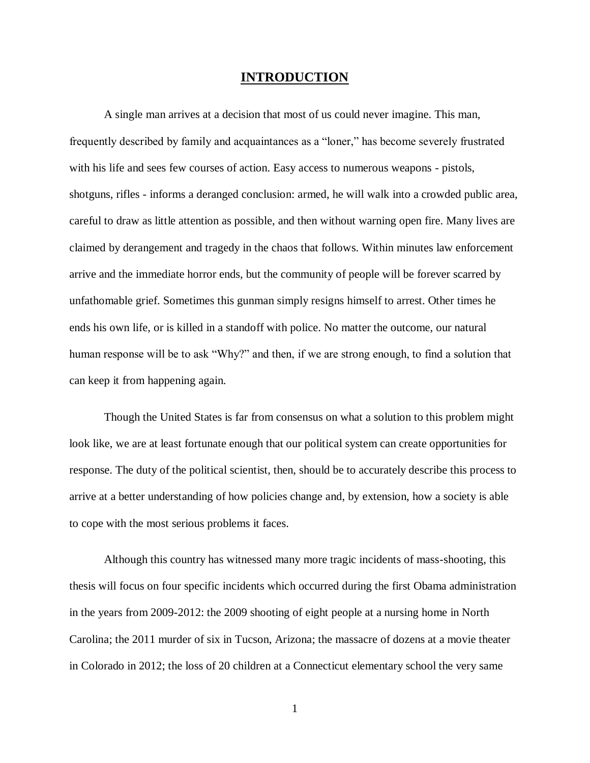# INTRODUCTION

A single man arrives at a decision that most of us could never imagine. This man, frequently described by family and acquaintances as a "loner," has become severely frustrated with his life and sees few courses of action. Easy access to numerous weapons - pistols, shotguns, rifles - informs a deranged conclusion: armed, he will walk into a crowded public area, careful to draw as little attention as possible, and then without warning open fire. Many lives are claimed by derangement and tragedy in the chaos that follows. Within minutes law enforcement arrive and the immediate horror ends, but the community of people will be forever scarred by unfathomable grief. Sometimes this gunman simply resigns himself to arrest. Other times he ends his own life, or is killed in a standoff with police. No matter the outcome, our natural human response will be to ask "Why?" and then, if we are strong enough, to find a solution that can keep it from happening again.

Though the United States is far from consensus on what a solution to this problem might look like, we are at least fortunate enough that our political system can create opportunities for response. The duty of the political scientist, then, should be to accurately describe this process to arrive at a better understanding of how policies change and, by extension, how a society is able to cope with the most serious problems it faces.

Although this country has witnessed many more tragic incidents of mass-shooting, this thesis will focus on four specific incidents which occurred during the first Obama administration in the years from 2009-2012: the 2009 shooting of eight people at a nursing home in North Carolina; the 2011 murder of six in Tucson, Arizona; the massacre of dozens at a movie theater in Colorado in 2012; the loss of 20 children at a Connecticut elementary school the very same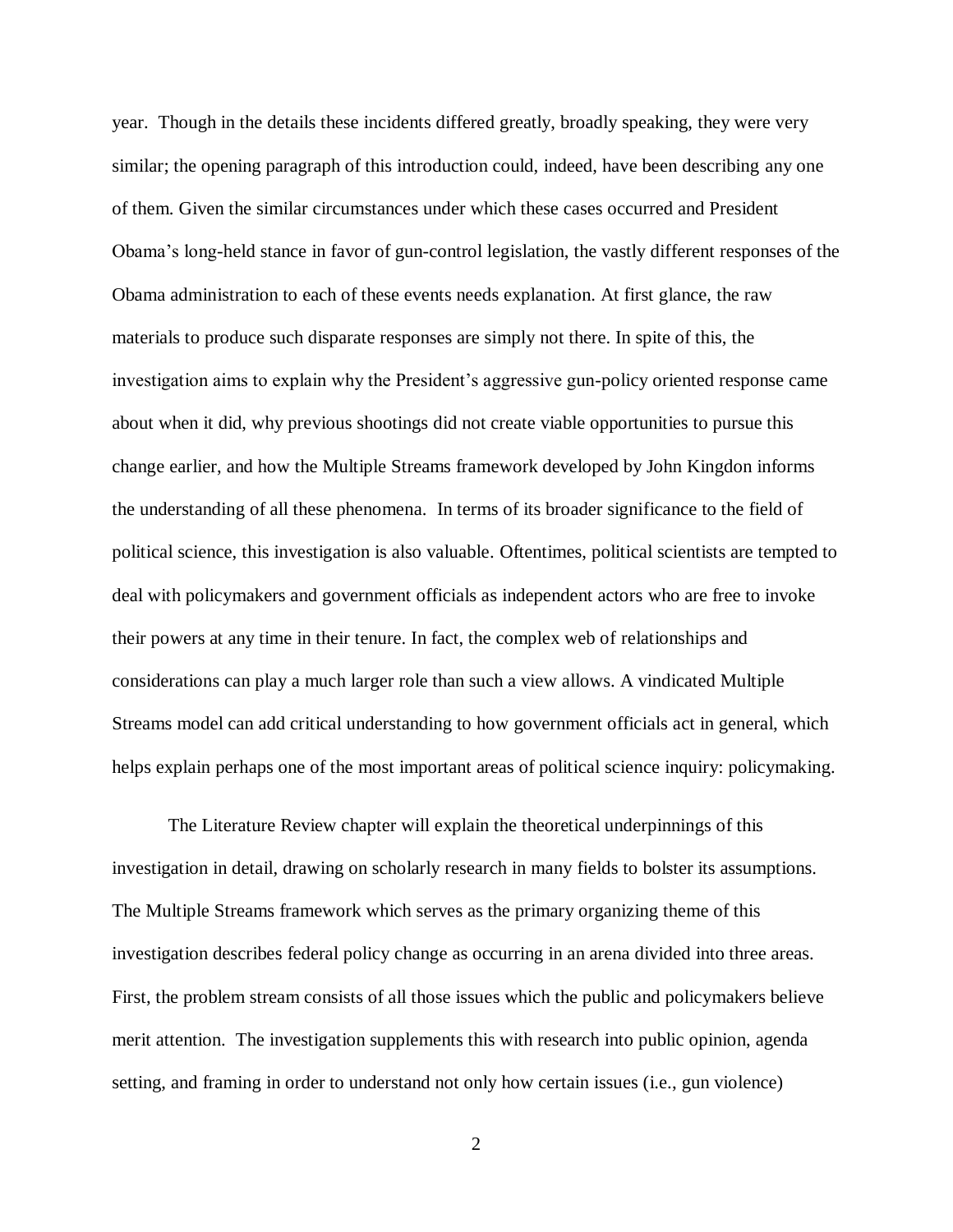year. Though in the details these incidents differed greatly, broadly speaking, they were very similar; the opening paragraph of this introduction could, indeed, have been describing any one of them. Given the similar circumstances under which these cases occurred and President Obama's long-held stance in favor of gun-control legislation, the vastly different responses of the Obama administration to each of these events needs explanation. At first glance, the raw materials to produce such disparate responses are simply not there. In spite of this, the investigation aims to explain why the President's aggressive gun-policy oriented response came about when it did, why previous shootings did not create viable opportunities to pursue this change earlier, and how the Multiple Streams framework developed by John Kingdon informs the understanding of all these phenomena. In terms of its broader significance to the field of political science, this investigation is also valuable. Oftentimes, political scientists are tempted to deal with policymakers and government officials as independent actors who are free to invoke their powers at any time in their tenure. In fact, the complex web of relationships and considerations can play a much larger role than such a view allows. A vindicated Multiple Streams model can add critical understanding to how government officials act in general, which helps explain perhaps one of the most important areas of political science inquiry: policymaking.

The Literature Review chapter will explain the theoretical underpinnings of this investigation in detail, drawing on scholarly research in many fields to bolster its assumptions. The Multiple Streams framework which serves as the primary organizing theme of this investigation describes federal policy change as occurring in an arena divided into three areas. First, the problem stream consists of all those issues which the public and policymakers believe merit attention. The investigation supplements this with research into public opinion, agenda setting, and framing in order to understand not only how certain issues (i.e., gun violence)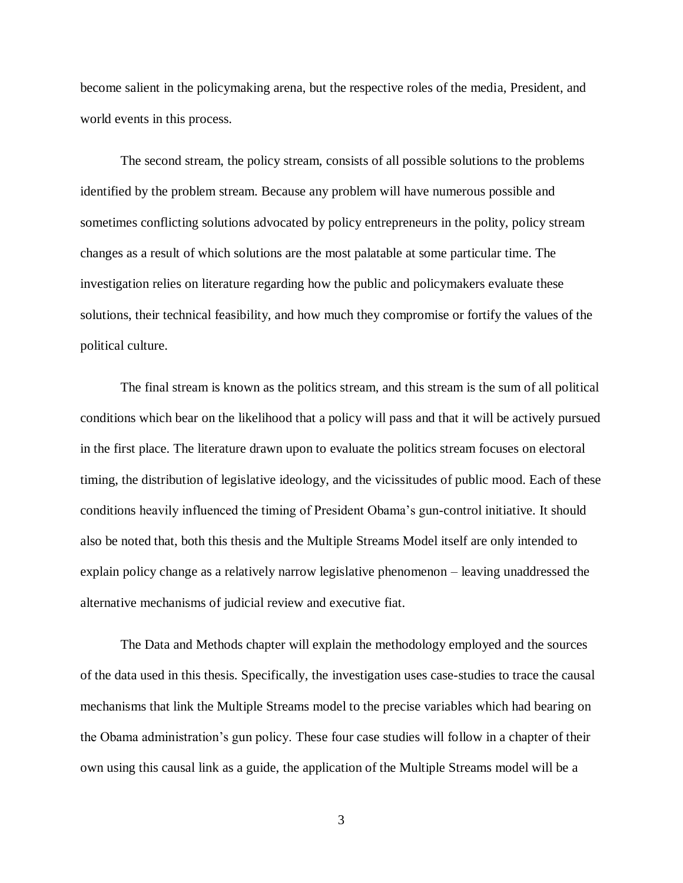become salient in the policymaking arena, but the respective roles of the media, President, and world events in this process.

The second stream, the policy stream, consists of all possible solutions to the problems identified by the problem stream. Because any problem will have numerous possible and sometimes conflicting solutions advocated by policy entrepreneurs in the polity, policy stream changes as a result of which solutions are the most palatable at some particular time. The investigation relies on literature regarding how the public and policymakers evaluate these solutions, their technical feasibility, and how much they compromise or fortify the values of the political culture.

The final stream is known as the politics stream, and this stream is the sum of all political conditions which bear on the likelihood that a policy will pass and that it will be actively pursued in the first place. The literature drawn upon to evaluate the politics stream focuses on electoral timing, the distribution of legislative ideology, and the vicissitudes of public mood. Each of these conditions heavily influenced the timing of President Obama's gun-control initiative. It should also be noted that, both this thesis and the Multiple Streams Model itself are only intended to explain policy change as a relatively narrow legislative phenomenon – leaving unaddressed the alternative mechanisms of judicial review and executive fiat.

The Data and Methods chapter will explain the methodology employed and the sources of the data used in this thesis. Specifically, the investigation uses case-studies to trace the causal mechanisms that link the Multiple Streams model to the precise variables which had bearing on the Obama administration's gun policy. These four case studies will follow in a chapter of their own using this causal link as a guide, the application of the Multiple Streams model will be a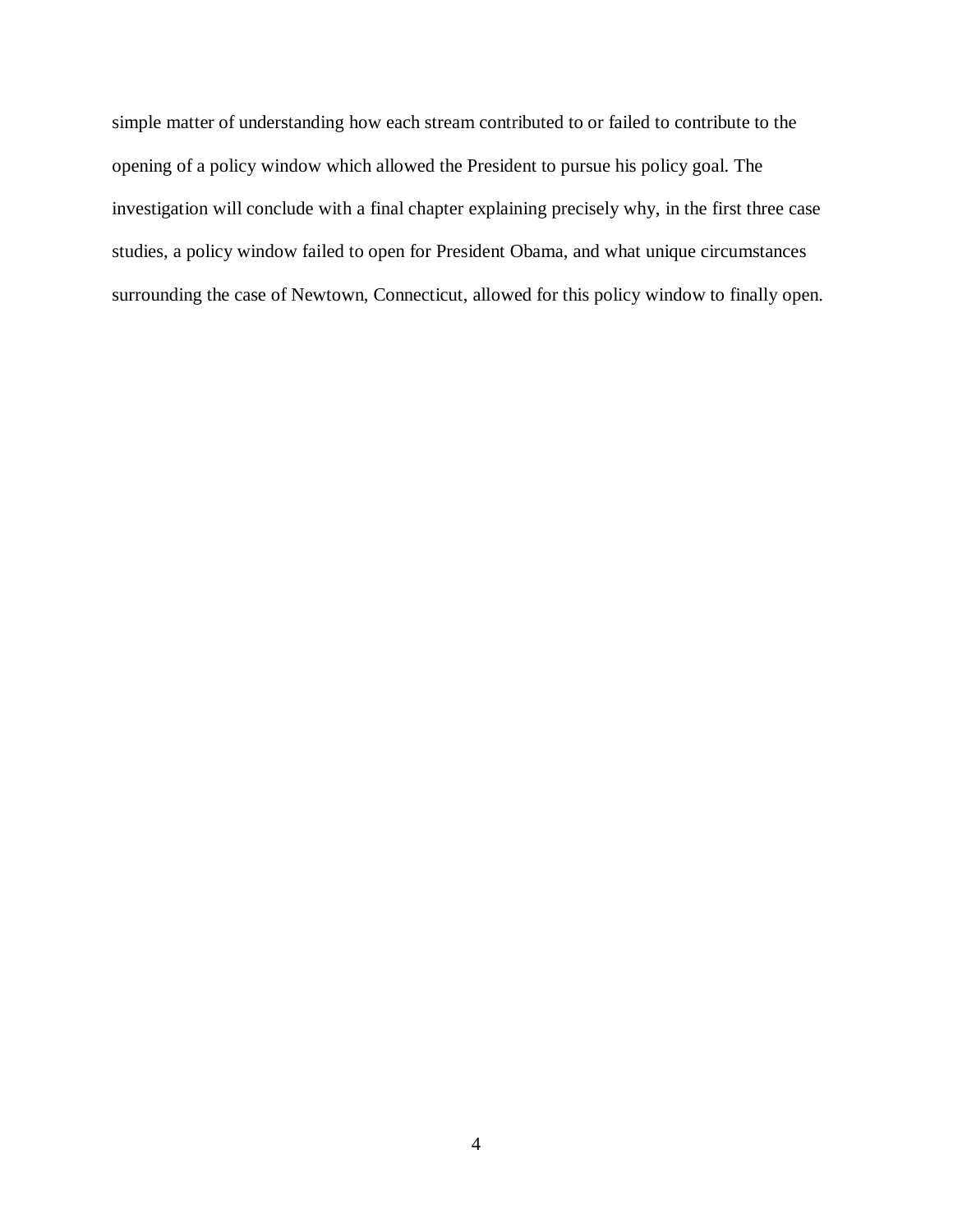simple matter of understanding how each stream contributed to or failed to contribute to the opening of a policy window which allowed the President to pursue his policy goal. The investigation will conclude with a final chapter explaining precisely why, in the first three case studies, a policy window failed to open for President Obama, and what unique circumstances surrounding the case of Newtown, Connecticut, allowed for this policy window to finally open.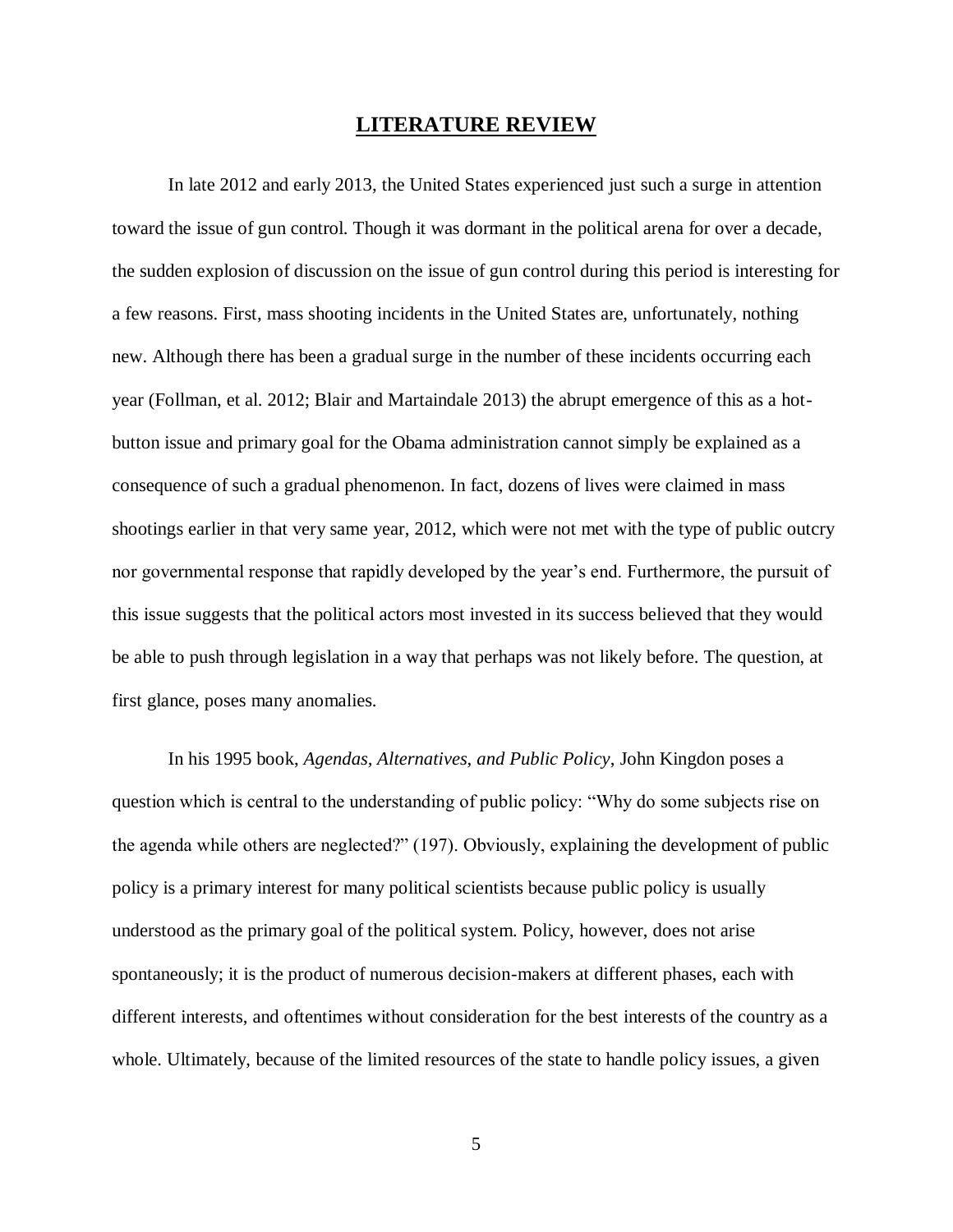## LITERATURE REVIEW

In late 2012 and early 2013, the United States experienced just such a surge in attention toward the issue of gun control. Though it was dormant in the political arena for over a decade, the sudden explosion of discussion on the issue of gun control during this period is interesting for a few reasons. First, mass shooting incidents in the United States are, unfortunately, nothing new. Although there has been a gradual surge in the number of these incidents occurring each year (Follman, et al. 2012; Blair and Martaindale 2013) the abrupt emergence of this as a hot-button issue and primary goal for the Obama administration cannot simply be explained as a consequence of such a gradual phenomenon. In fact, dozens of lives were claimed in mass shootings earlier in that very same year, 2012, which were not met with the type of public outcry nor governmental response that rapidly developed by the year's end. Furthermore, the pursuit of this issue suggests that the political actors most invested in its success believed that they would be able to push through legislation in a way that perhaps was not likely before. The question, at first glance, poses many anomalies.

In his 1995 book, *Agendas, Alternatives, and Public Policy*, John Kingdon poses a question which is central to the understanding of public policy: "Why do some subjects rise on the agenda while others are neglected?" (197). Obviously, explaining the development of public policy is a primary interest for many political scientists because public policy is usually understood as the primary goal of the political system. Policy, however, does not arise spontaneously; it is the product of numerous decision-makers at different phases, each with different interests, and oftentimes without consideration for the best interests of the country as a whole. Ultimately, because of the limited resources of the state to handle policy issues, a given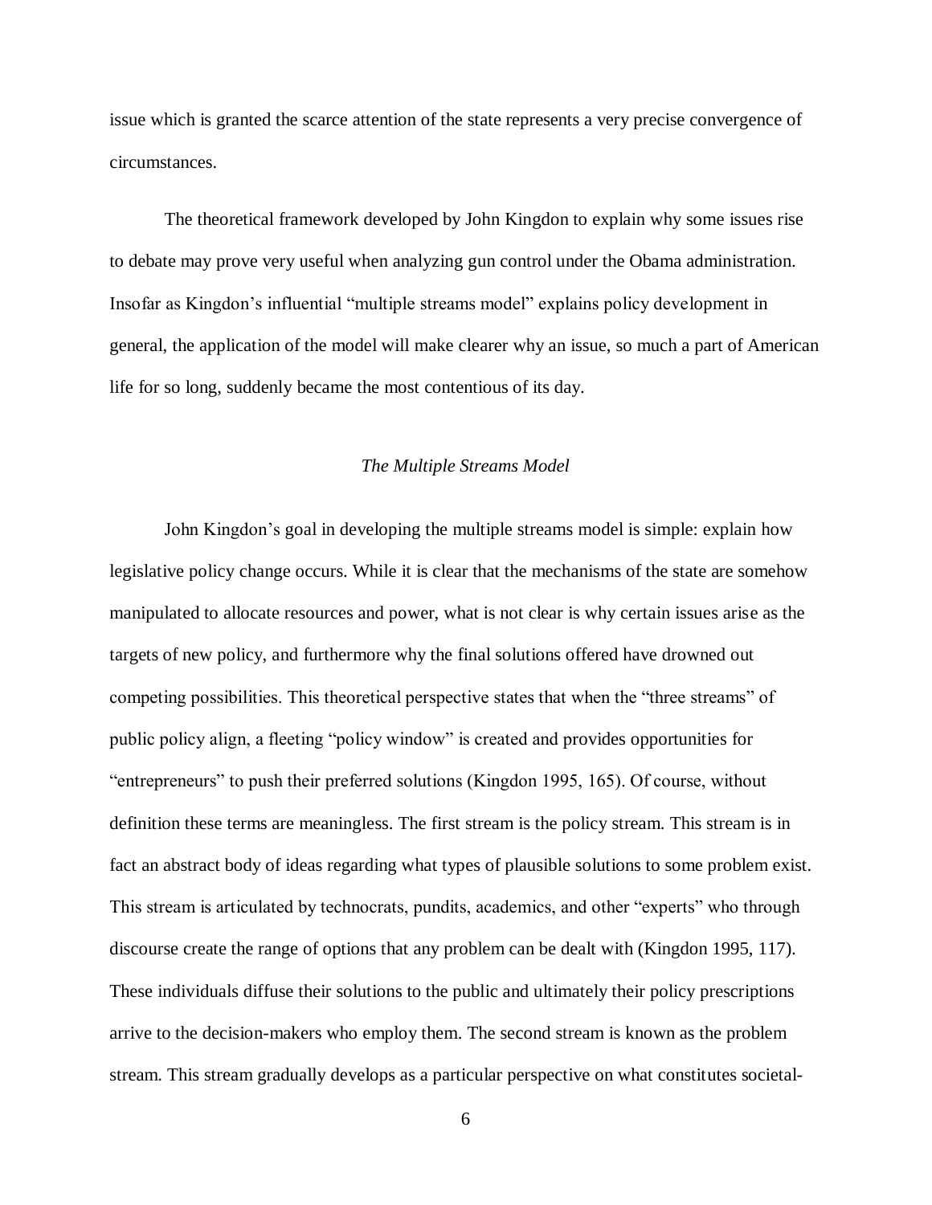issue which is granted the scarce attention of the state represents a very precise convergence of circumstances.

The theoretical framework developed by John Kingdon to explain why some issues rise to debate may prove very useful when analyzing gun control under the Obama administration. Insofar as Kingdon's influential "multiple streams model" explains policy development in general, the application of the model will make clearer why an issue, so much a part of American life for so long, suddenly became the most contentious of its day.

### *The Multiple Streams Model*

John Kingdon's goal in developing the multiple streams model is simple: explain how legislative policy change occurs. While it is clear that the mechanisms of the state are somehow manipulated to allocate resources and power, what is not clear is why certain issues arise as the targets of new policy, and furthermore why the final solutions offered have drowned out competing possibilities. This theoretical perspective states that when the "three streams" of public policy align, a fleeting "policy window" is created and provides opportunities for "entrepreneurs" to push their preferred solutions (Kingdon 1995, 165). Of course, without definition these terms are meaningless. The first stream is the policy stream. This stream is in fact an abstract body of ideas regarding what types of plausible solutions to some problem exist. This stream is articulated by technocrats, pundits, academics, and other "experts" who through discourse create the range of options that any problem can be dealt with (Kingdon 1995, 117). These individuals diffuse their solutions to the public and ultimately their policy prescriptions arrive to the decision-makers who employ them. The second stream is known as the problem stream. This stream gradually develops as a particular perspective on what constitutes societal-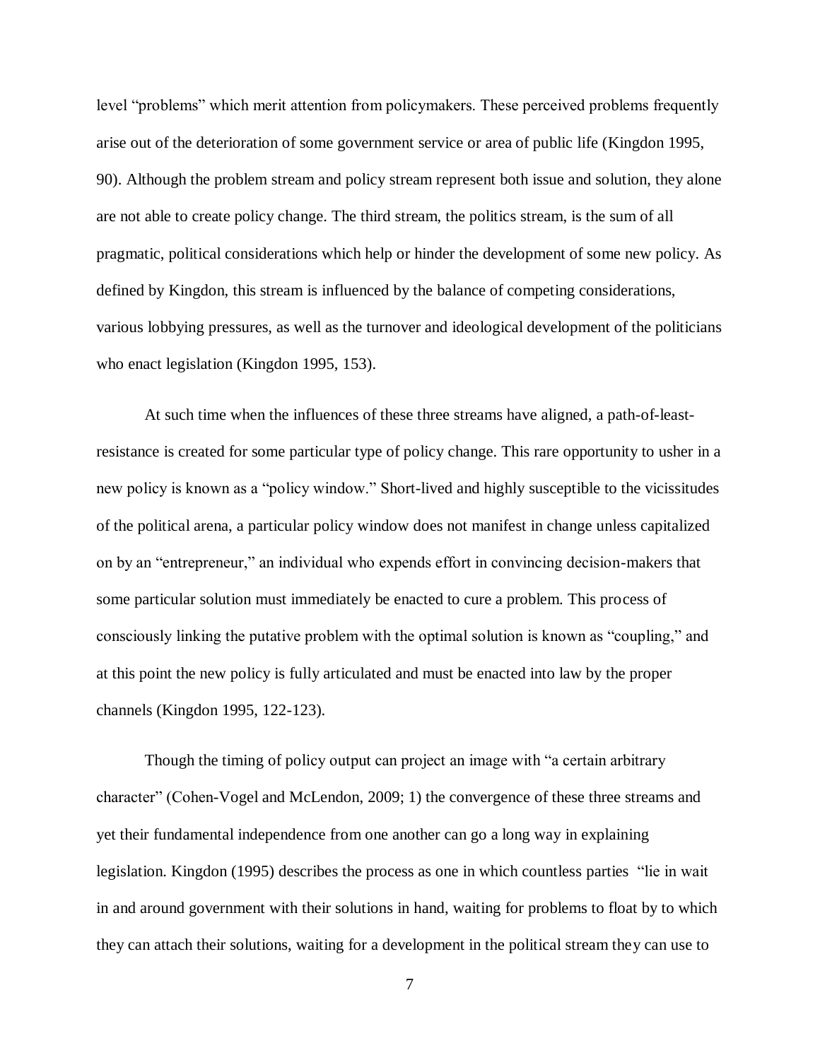level "problems" which merit attention from policymakers. These perceived problems frequently arise out of the deterioration of some government service or area of public life (Kingdon 1995, 90). Although the problem stream and policy stream represent both issue and solution, they alone are not able to create policy change. The third stream, the politics stream, is the sum of all pragmatic, political considerations which help or hinder the development of some new policy. As defined by Kingdon, this stream is influenced by the balance of competing considerations, various lobbying pressures, as well as the turnover and ideological development of the politicians who enact legislation (Kingdon 1995, 153).

At such time when the influences of these three streams have aligned, a path-of-least-resistance is created for some particular type of policy change. This rare opportunity to usher in a new policy is known as a "policy window." Short-lived and highly susceptible to the vicissitudes of the political arena, a particular policy window does not manifest in change unless capitalized on by an "entrepreneur," an individual who expends effort in convincing decision-makers that some particular solution must immediately be enacted to cure a problem. This process of consciously linking the putative problem with the optimal solution is known as "coupling," and at this point the new policy is fully articulated and must be enacted into law by the proper channels (Kingdon 1995, 122-123).

Though the timing of policy output can project an image with "a certain arbitrary character" (Cohen-Vogel and McLendon, 2009; 1) the convergence of these three streams and yet their fundamental independence from one another can go a long way in explaining legislation. Kingdon (1995) describes the process as one in which countless parties "lie in wait in and around government with their solutions in hand, waiting for problems to float by to which they can attach their solutions, waiting for a development in the political stream they can use to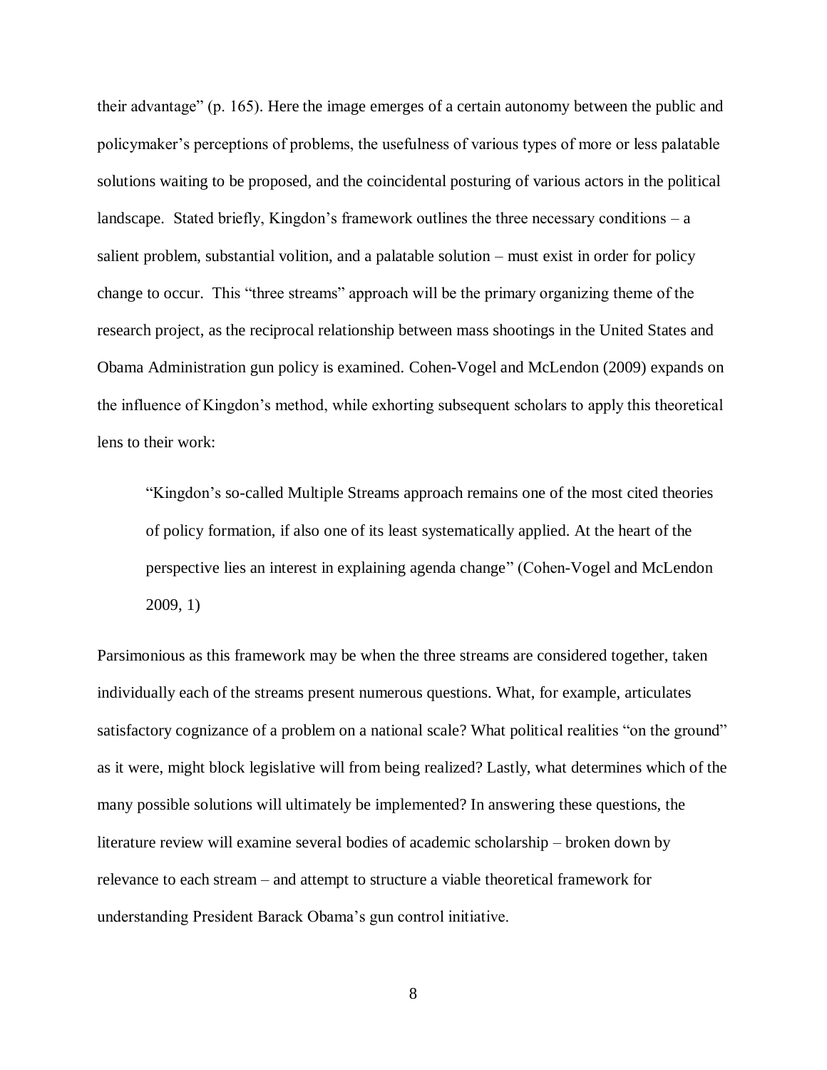their advantage" (p. 165). Here the image emerges of a certain autonomy between the public and policymaker's perceptions of problems, the usefulness of various types of more or less palatable solutions waiting to be proposed, and the coincidental posturing of various actors in the political landscape. Stated briefly, Kingdon's framework outlines the three necessary conditions – a salient problem, substantial volition, and a palatable solution – must exist in order for policy change to occur. This "three streams" approach will be the primary organizing theme of the research project, as the reciprocal relationship between mass shootings in the United States and Obama Administration gun policy is examined. Cohen-Vogel and McLendon (2009) expands on the influence of Kingdon's method, while exhorting subsequent scholars to apply this theoretical lens to their work:

> "Kingdon's so-called Multiple Streams approach remains one of the most cited theories of policy formation, if also one of its least systematically applied. At the heart of the perspective lies an interest in explaining agenda change" (Cohen-Vogel and McLendon 2009, 1)

Parsimonious as this framework may be when the three streams are considered together, taken individually each of the streams present numerous questions. What, for example, articulates satisfactory cognizance of a problem on a national scale? What political realities "on the ground" as it were, might block legislative will from being realized? Lastly, what determines which of the many possible solutions will ultimately be implemented? In answering these questions, the literature review will examine several bodies of academic scholarship – broken down by relevance to each stream – and attempt to structure a viable theoretical framework for understanding President Barack Obama's gun control initiative.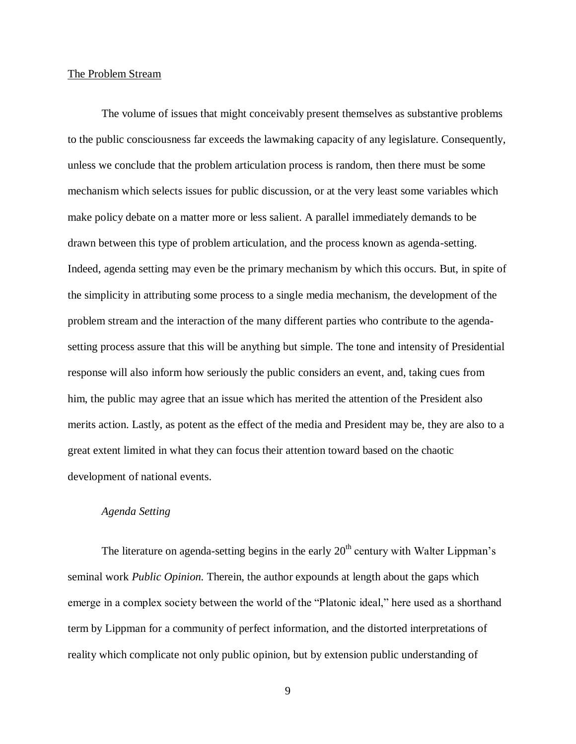## The Problem Stream

The volume of issues that might conceivably present themselves as substantive problems to the public consciousness far exceeds the lawmaking capacity of any legislature. Consequently, unless we conclude that the problem articulation process is random, then there must be some mechanism which selects issues for public discussion, or at the very least some variables which make policy debate on a matter more or less salient. A parallel immediately demands to be drawn between this type of problem articulation, and the process known as agenda-setting. Indeed, agenda setting may even be the primary mechanism by which this occurs. But, in spite of the simplicity in attributing some process to a single media mechanism, the development of the problem stream and the interaction of the many different parties who contribute to the agenda-setting process assure that this will be anything but simple. The tone and intensity of Presidential response will also inform how seriously the public considers an event, and, taking cues from him, the public may agree that an issue which has merited the attention of the President also merits action. Lastly, as potent as the effect of the media and President may be, they are also to a great extent limited in what they can focus their attention toward based on the chaotic development of national events.

### *Agenda Setting*

The literature on agenda-setting begins in the early 20th century with Walter Lippman's seminal work *Public Opinion.* Therein, the author expounds at length about the gaps which emerge in a complex society between the world of the "Platonic ideal," here used as a shorthand term by Lippman for a community of perfect information, and the distorted interpretations of reality which complicate not only public opinion, but by extension public understanding of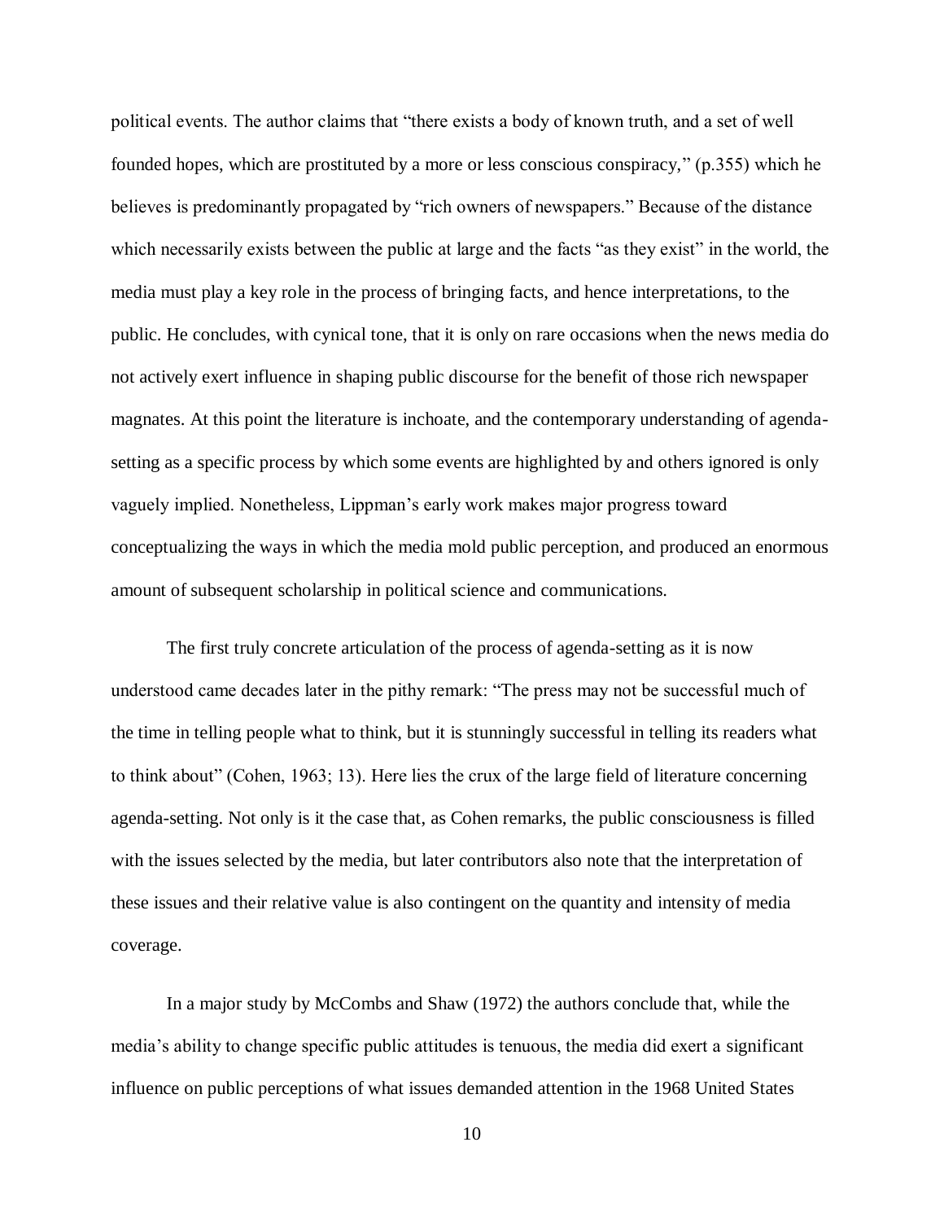political events. The author claims that "there exists a body of known truth, and a set of well founded hopes, which are prostituted by a more or less conscious conspiracy," (p.355) which he believes is predominantly propagated by "rich owners of newspapers." Because of the distance which necessarily exists between the public at large and the facts "as they exist" in the world, the media must play a key role in the process of bringing facts, and hence interpretations, to the public. He concludes, with cynical tone, that it is only on rare occasions when the news media do not actively exert influence in shaping public discourse for the benefit of those rich newspaper magnates. At this point the literature is inchoate, and the contemporary understanding of agenda-setting as a specific process by which some events are highlighted by and others ignored is only vaguely implied. Nonetheless, Lippman's early work makes major progress toward conceptualizing the ways in which the media mold public perception, and produced an enormous amount of subsequent scholarship in political science and communications.

The first truly concrete articulation of the process of agenda-setting as it is now understood came decades later in the pithy remark: "The press may not be successful much of the time in telling people what to think, but it is stunningly successful in telling its readers what to think about" (Cohen, 1963; 13). Here lies the crux of the large field of literature concerning agenda-setting. Not only is it the case that, as Cohen remarks, the public consciousness is filled with the issues selected by the media, but later contributors also note that the interpretation of these issues and their relative value is also contingent on the quantity and intensity of media coverage.

In a major study by McCombs and Shaw (1972) the authors conclude that, while the media's ability to change specific public attitudes is tenuous, the media did exert a significant influence on public perceptions of what issues demanded attention in the 1968 United States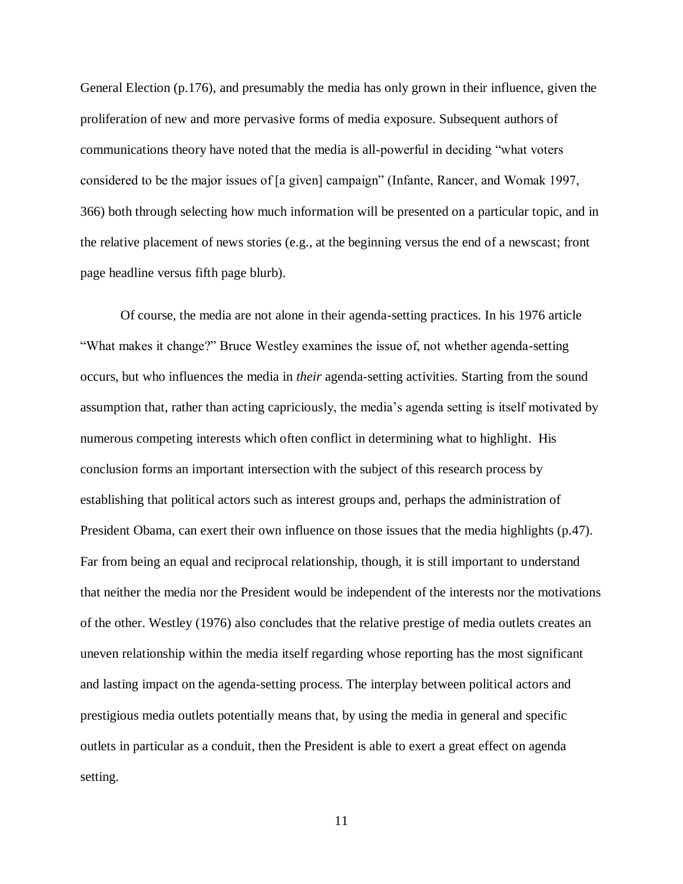General Election (p.176), and presumably the media has only grown in their influence, given the proliferation of new and more pervasive forms of media exposure. Subsequent authors of communications theory have noted that the media is all-powerful in deciding "what voters considered to be the major issues of [a given] campaign" (Infante, Rancer, and Womak 1997, 366) both through selecting how much information will be presented on a particular topic, and in the relative placement of news stories (e.g., at the beginning versus the end of a newscast; front page headline versus fifth page blurb).

Of course, the media are not alone in their agenda-setting practices. In his 1976 article "What makes it change?" Bruce Westley examines the issue of, not whether agenda-setting occurs, but who influences the media in *their* agenda-setting activities. Starting from the sound assumption that, rather than acting capriciously, the media's agenda setting is itself motivated by numerous competing interests which often conflict in determining what to highlight. His conclusion forms an important intersection with the subject of this research process by establishing that political actors such as interest groups and, perhaps the administration of President Obama, can exert their own influence on those issues that the media highlights (p.47). Far from being an equal and reciprocal relationship, though, it is still important to understand that neither the media nor the President would be independent of the interests nor the motivations of the other. Westley (1976) also concludes that the relative prestige of media outlets creates an uneven relationship within the media itself regarding whose reporting has the most significant and lasting impact on the agenda-setting process. The interplay between political actors and prestigious media outlets potentially means that, by using the media in general and specific outlets in particular as a conduit, then the President is able to exert a great effect on agenda setting.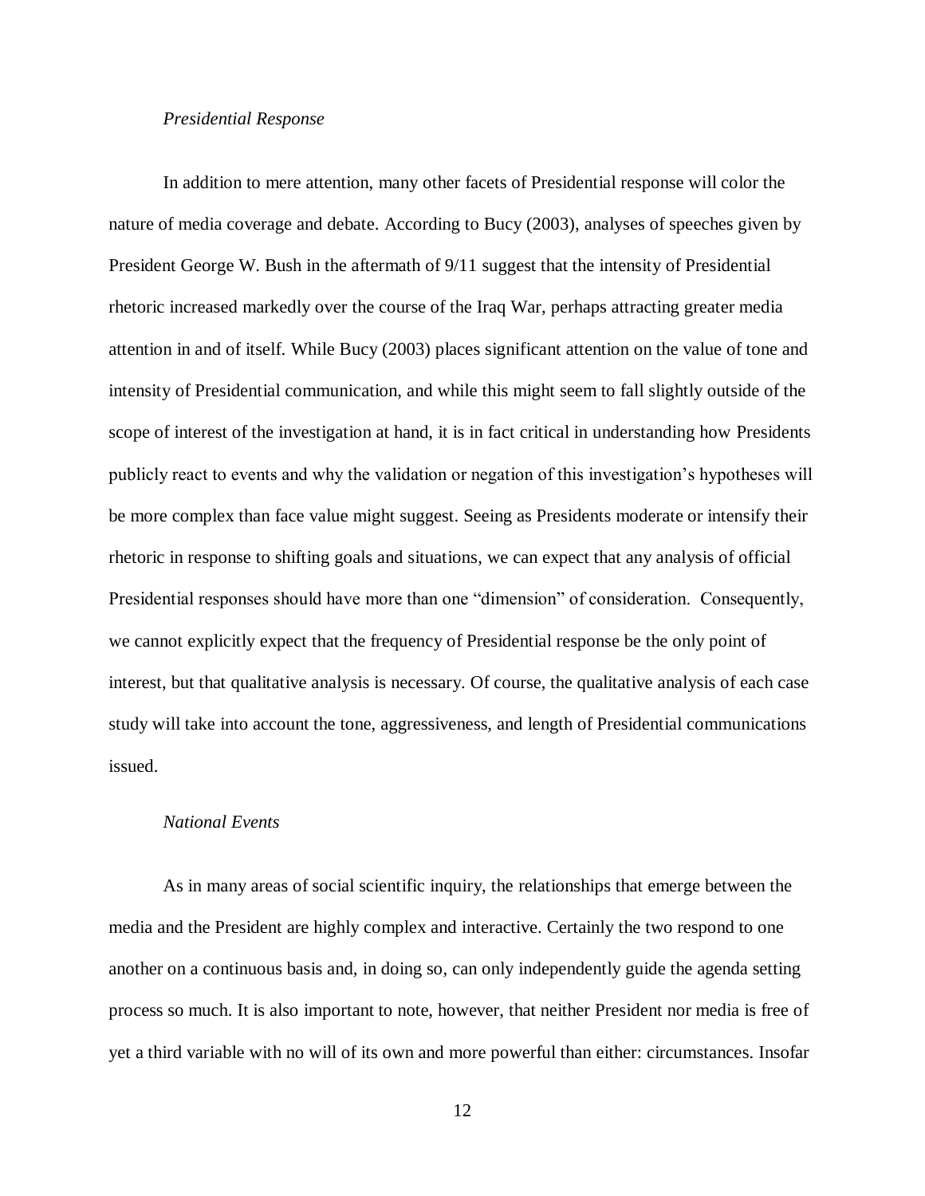*Presidential Response*

In addition to mere attention, many other facets of Presidential response will color the nature of media coverage and debate. According to Bucy (2003), analyses of speeches given by President George W. Bush in the aftermath of 9/11 suggest that the intensity of Presidential rhetoric increased markedly over the course of the Iraq War, perhaps attracting greater media attention in and of itself. While Bucy (2003) places significant attention on the value of tone and intensity of Presidential communication, and while this might seem to fall slightly outside of the scope of interest of the investigation at hand, it is in fact critical in understanding how Presidents publicly react to events and why the validation or negation of this investigation's hypotheses will be more complex than face value might suggest. Seeing as Presidents moderate or intensify their rhetoric in response to shifting goals and situations, we can expect that any analysis of official Presidential responses should have more than one "dimension" of consideration. Consequently, we cannot explicitly expect that the frequency of Presidential response be the only point of interest, but that qualitative analysis is necessary. Of course, the qualitative analysis of each case study will take into account the tone, aggressiveness, and length of Presidential communications issued.

*National Events*

As in many areas of social scientific inquiry, the relationships that emerge between the media and the President are highly complex and interactive. Certainly the two respond to one another on a continuous basis and, in doing so, can only independently guide the agenda setting process so much. It is also important to note, however, that neither President nor media is free of yet a third variable with no will of its own and more powerful than either: circumstances. Insofar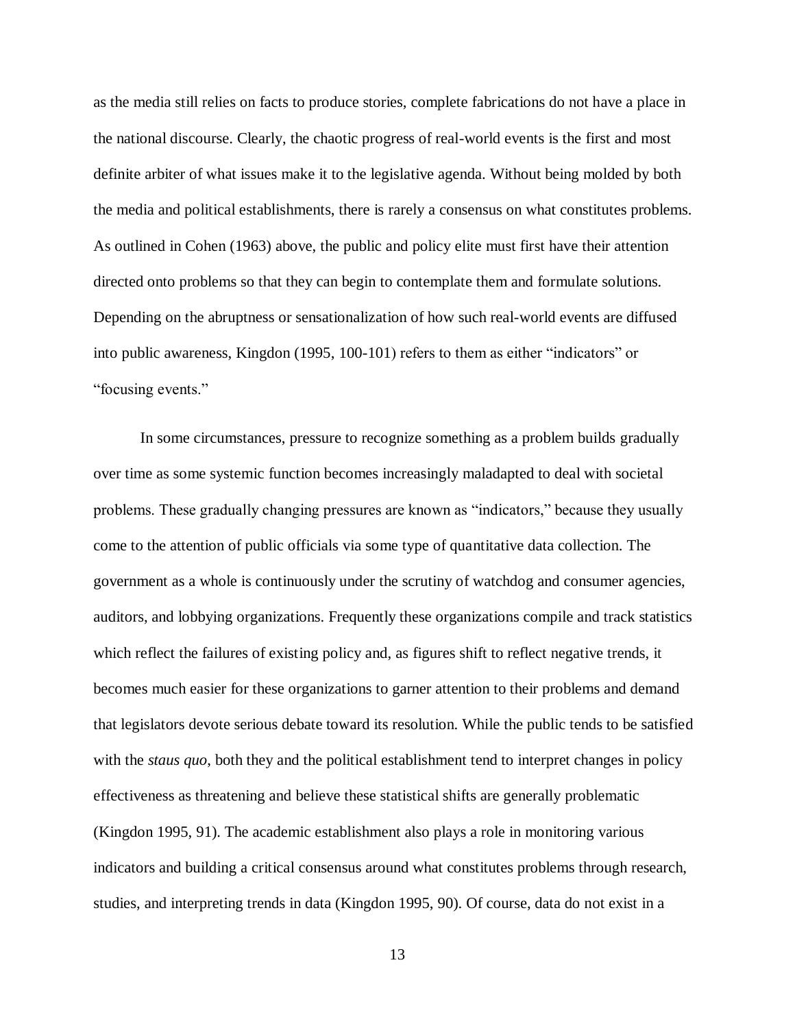as the media still relies on facts to produce stories, complete fabrications do not have a place in the national discourse. Clearly, the chaotic progress of real-world events is the first and most definite arbiter of what issues make it to the legislative agenda. Without being molded by both the media and political establishments, there is rarely a consensus on what constitutes problems. As outlined in Cohen (1963) above, the public and policy elite must first have their attention directed onto problems so that they can begin to contemplate them and formulate solutions. Depending on the abruptness or sensationalization of how such real-world events are diffused into public awareness, Kingdon (1995, 100-101) refers to them as either "indicators" or "focusing events."

In some circumstances, pressure to recognize something as a problem builds gradually over time as some systemic function becomes increasingly maladapted to deal with societal problems. These gradually changing pressures are known as "indicators," because they usually come to the attention of public officials via some type of quantitative data collection. The government as a whole is continuously under the scrutiny of watchdog and consumer agencies, auditors, and lobbying organizations. Frequently these organizations compile and track statistics which reflect the failures of existing policy and, as figures shift to reflect negative trends, it becomes much easier for these organizations to garner attention to their problems and demand that legislators devote serious debate toward its resolution. While the public tends to be satisfied with the *staus quo*, both they and the political establishment tend to interpret changes in policy effectiveness as threatening and believe these statistical shifts are generally problematic (Kingdon 1995, 91). The academic establishment also plays a role in monitoring various indicators and building a critical consensus around what constitutes problems through research, studies, and interpreting trends in data (Kingdon 1995, 90). Of course, data do not exist in a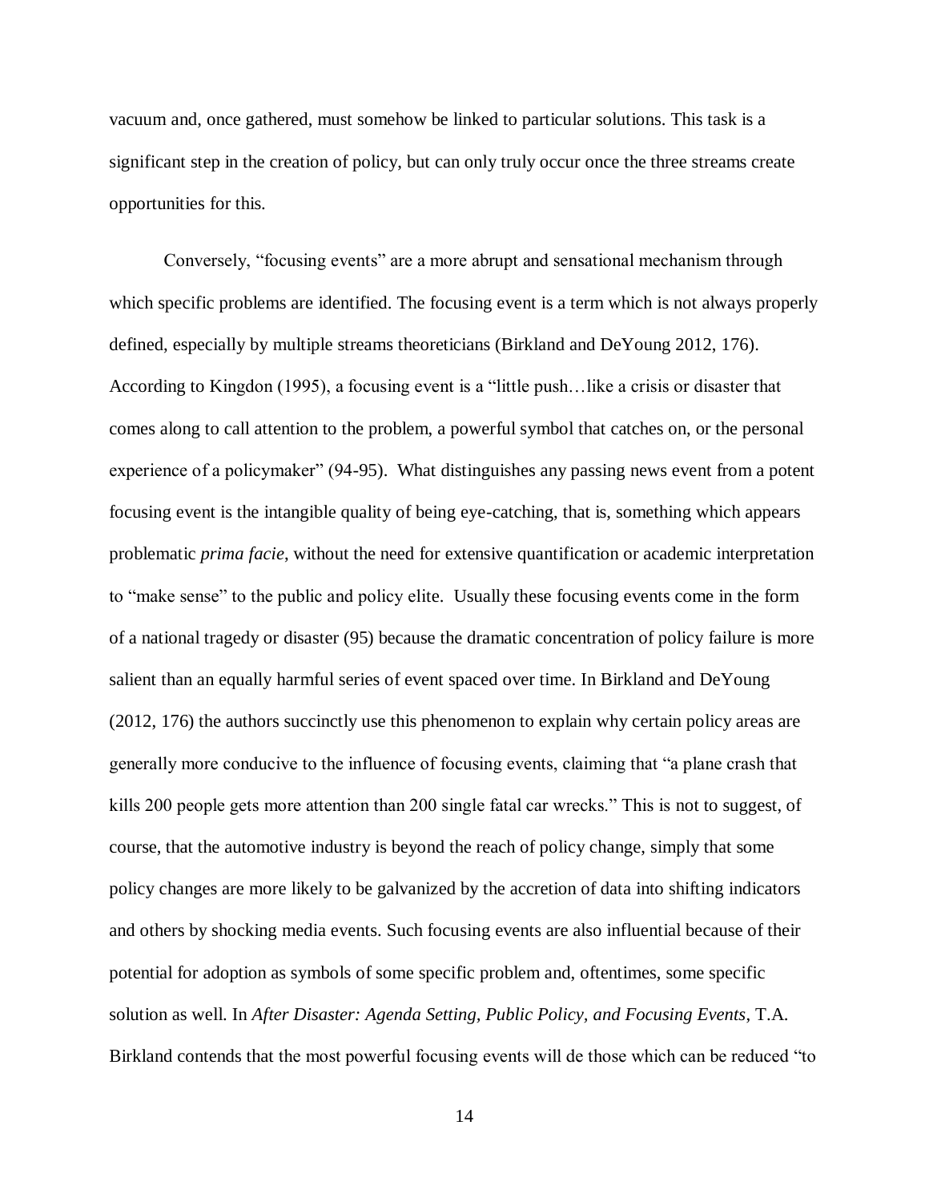vacuum and, once gathered, must somehow be linked to particular solutions. This task is a significant step in the creation of policy, but can only truly occur once the three streams create opportunities for this.

Conversely, "focusing events" are a more abrupt and sensational mechanism through which specific problems are identified. The focusing event is a term which is not always properly defined, especially by multiple streams theoreticians (Birkland and DeYoung 2012, 176). According to Kingdon (1995), a focusing event is a "little push…like a crisis or disaster that comes along to call attention to the problem, a powerful symbol that catches on, or the personal experience of a policymaker" (94-95). What distinguishes any passing news event from a potent focusing event is the intangible quality of being eye-catching, that is, something which appears problematic *prima facie*, without the need for extensive quantification or academic interpretation to "make sense" to the public and policy elite. Usually these focusing events come in the form of a national tragedy or disaster (95) because the dramatic concentration of policy failure is more salient than an equally harmful series of event spaced over time. In Birkland and DeYoung (2012, 176) the authors succinctly use this phenomenon to explain why certain policy areas are generally more conducive to the influence of focusing events, claiming that "a plane crash that kills 200 people gets more attention than 200 single fatal car wrecks." This is not to suggest, of course, that the automotive industry is beyond the reach of policy change, simply that some policy changes are more likely to be galvanized by the accretion of data into shifting indicators and others by shocking media events. Such focusing events are also influential because of their potential for adoption as symbols of some specific problem and, oftentimes, some specific solution as well. In *After Disaster: Agenda Setting, Public Policy, and Focusing Events*, T.A. Birkland contends that the most powerful focusing events will de those which can be reduced "to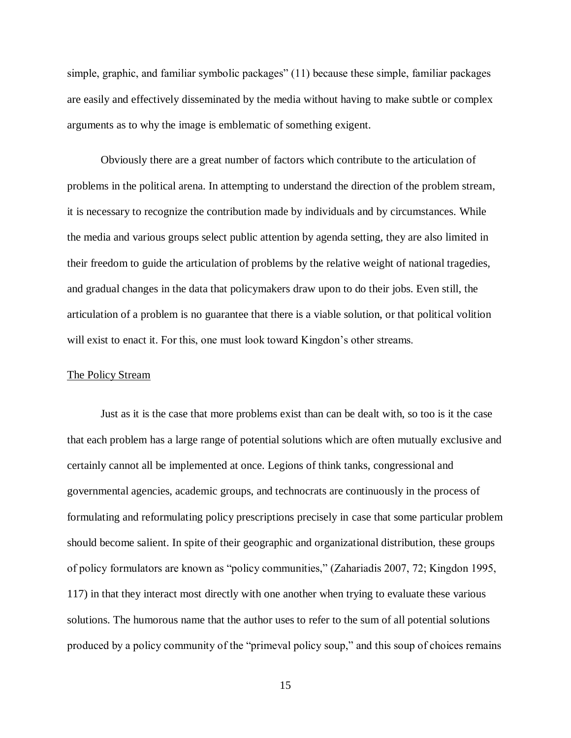simple, graphic, and familiar symbolic packages" (11) because these simple, familiar packages are easily and effectively disseminated by the media without having to make subtle or complex arguments as to why the image is emblematic of something exigent.

Obviously there are a great number of factors which contribute to the articulation of problems in the political arena. In attempting to understand the direction of the problem stream, it is necessary to recognize the contribution made by individuals and by circumstances. While the media and various groups select public attention by agenda setting, they are also limited in their freedom to guide the articulation of problems by the relative weight of national tragedies, and gradual changes in the data that policymakers draw upon to do their jobs. Even still, the articulation of a problem is no guarantee that there is a viable solution, or that political volition will exist to enact it. For this, one must look toward Kingdon's other streams.

<u>The Policy Stream</u>

Just as it is the case that more problems exist than can be dealt with, so too is it the case that each problem has a large range of potential solutions which are often mutually exclusive and certainly cannot all be implemented at once. Legions of think tanks, congressional and governmental agencies, academic groups, and technocrats are continuously in the process of formulating and reformulating policy prescriptions precisely in case that some particular problem should become salient. In spite of their geographic and organizational distribution, these groups of policy formulators are known as "policy communities," (Zahariadis 2007, 72; Kingdon 1995, 117) in that they interact most directly with one another when trying to evaluate these various solutions. The humorous name that the author uses to refer to the sum of all potential solutions produced by a policy community of the "primeval policy soup," and this soup of choices remains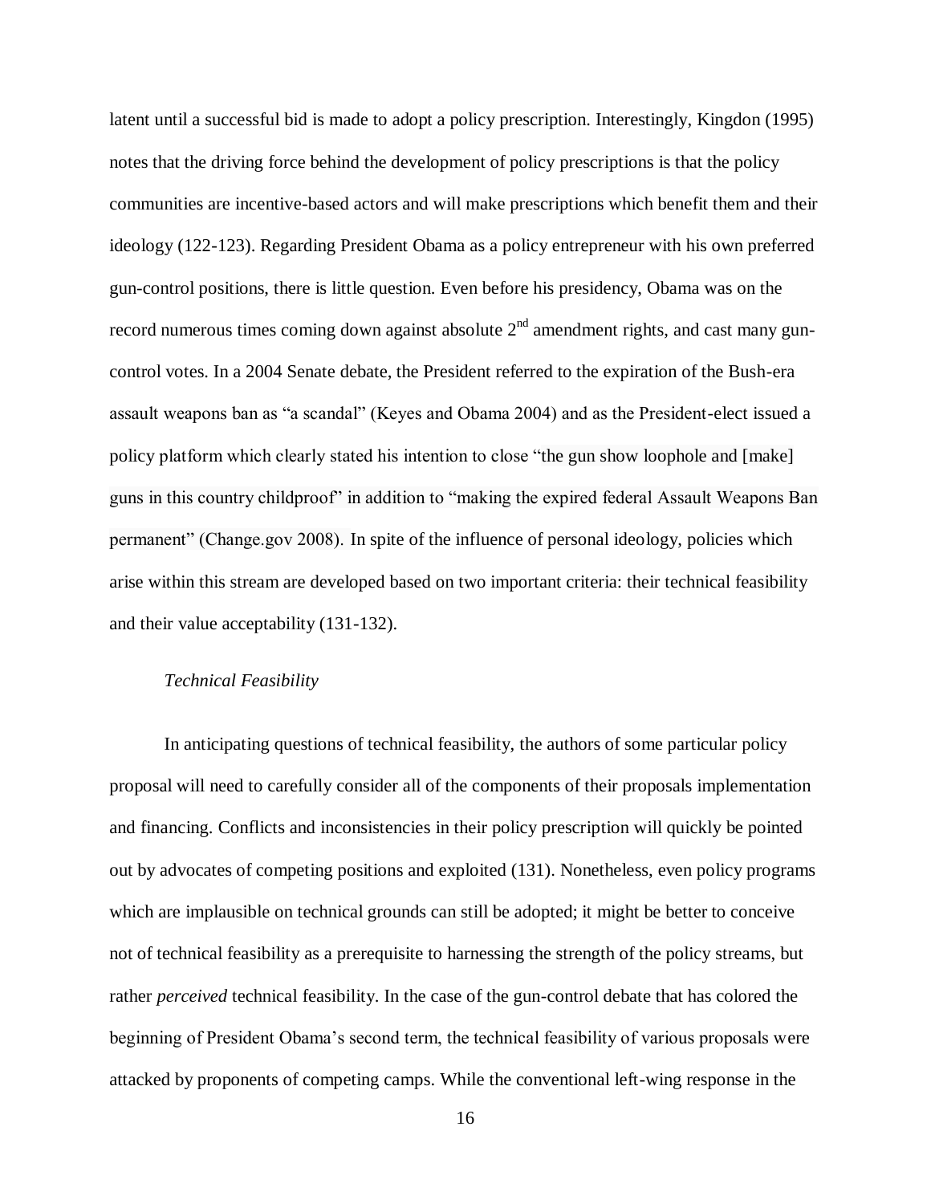latent until a successful bid is made to adopt a policy prescription. Interestingly, Kingdon (1995) notes that the driving force behind the development of policy prescriptions is that the policy communities are incentive-based actors and will make prescriptions which benefit them and their ideology (122-123). Regarding President Obama as a policy entrepreneur with his own preferred gun-control positions, there is little question. Even before his presidency, Obama was on the record numerous times coming down against absolute 2nd amendment rights, and cast many gun-control votes. In a 2004 Senate debate, the President referred to the expiration of the Bush-era assault weapons ban as "a scandal" (Keyes and Obama 2004) and as the President-elect issued a policy platform which clearly stated his intention to close "the gun show loophole and [make] guns in this country childproof" in addition to "making the expired federal Assault Weapons Ban permanent" (Change.gov 2008). In spite of the influence of personal ideology, policies which arise within this stream are developed based on two important criteria: their technical feasibility and their value acceptability (131-132).

*Technical Feasibility*

In anticipating questions of technical feasibility, the authors of some particular policy proposal will need to carefully consider all of the components of their proposals implementation and financing. Conflicts and inconsistencies in their policy prescription will quickly be pointed out by advocates of competing positions and exploited (131). Nonetheless, even policy programs which are implausible on technical grounds can still be adopted; it might be better to conceive not of technical feasibility as a prerequisite to harnessing the strength of the policy streams, but rather *perceived* technical feasibility. In the case of the gun-control debate that has colored the beginning of President Obama's second term, the technical feasibility of various proposals were attacked by proponents of competing camps. While the conventional left-wing response in the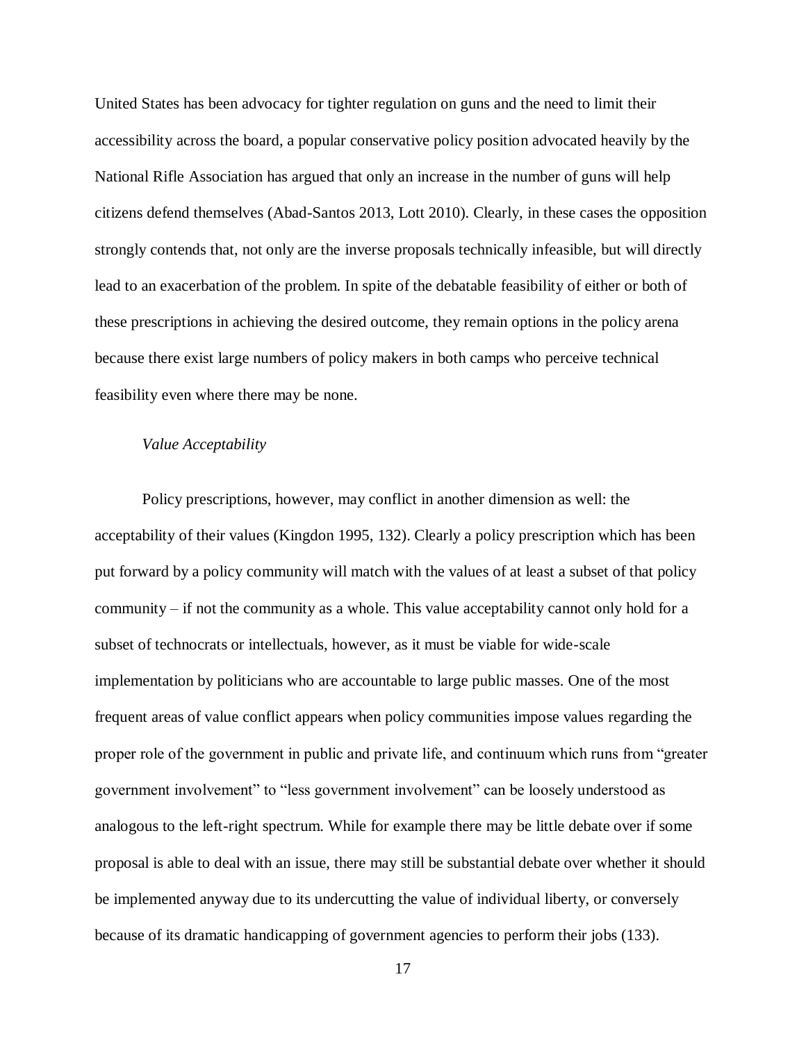United States has been advocacy for tighter regulation on guns and the need to limit their accessibility across the board, a popular conservative policy position advocated heavily by the National Rifle Association has argued that only an increase in the number of guns will help citizens defend themselves (Abad-Santos 2013, Lott 2010). Clearly, in these cases the opposition strongly contends that, not only are the inverse proposals technically infeasible, but will directly lead to an exacerbation of the problem. In spite of the debatable feasibility of either or both of these prescriptions in achieving the desired outcome, they remain options in the policy arena because there exist large numbers of policy makers in both camps who perceive technical feasibility even where there may be none.

*Value Acceptability*

Policy prescriptions, however, may conflict in another dimension as well: the acceptability of their values (Kingdon 1995, 132). Clearly a policy prescription which has been put forward by a policy community will match with the values of at least a subset of that policy community – if not the community as a whole. This value acceptability cannot only hold for a subset of technocrats or intellectuals, however, as it must be viable for wide-scale implementation by politicians who are accountable to large public masses. One of the most frequent areas of value conflict appears when policy communities impose values regarding the proper role of the government in public and private life, and continuum which runs from "greater government involvement" to "less government involvement" can be loosely understood as analogous to the left-right spectrum. While for example there may be little debate over if some proposal is able to deal with an issue, there may still be substantial debate over whether it should be implemented anyway due to its undercutting the value of individual liberty, or conversely because of its dramatic handicapping of government agencies to perform their jobs (133).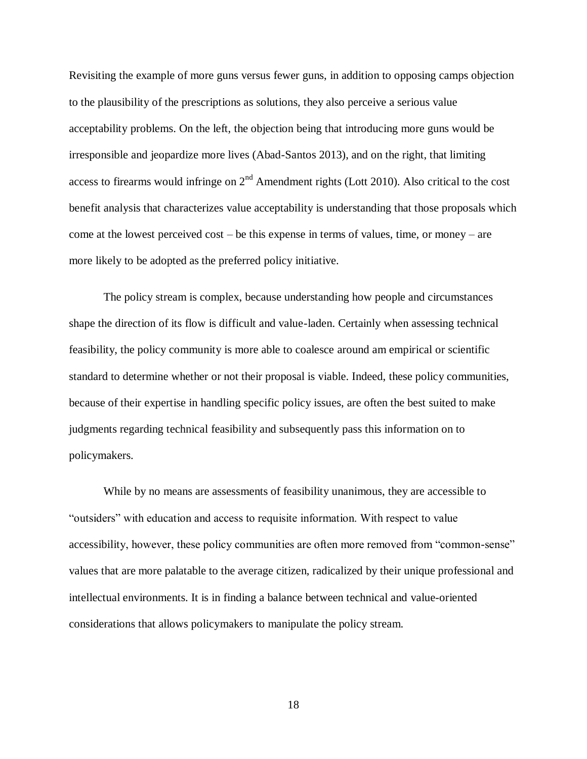Revisiting the example of more guns versus fewer guns, in addition to opposing camps objection to the plausibility of the prescriptions as solutions, they also perceive a serious value acceptability problems. On the left, the objection being that introducing more guns would be irresponsible and jeopardize more lives (Abad-Santos 2013), and on the right, that limiting access to firearms would infringe on 2nd Amendment rights (Lott 2010). Also critical to the cost benefit analysis that characterizes value acceptability is understanding that those proposals which come at the lowest perceived cost – be this expense in terms of values, time, or money – are more likely to be adopted as the preferred policy initiative.

The policy stream is complex, because understanding how people and circumstances shape the direction of its flow is difficult and value-laden. Certainly when assessing technical feasibility, the policy community is more able to coalesce around am empirical or scientific standard to determine whether or not their proposal is viable. Indeed, these policy communities, because of their expertise in handling specific policy issues, are often the best suited to make judgments regarding technical feasibility and subsequently pass this information on to policymakers.

While by no means are assessments of feasibility unanimous, they are accessible to “outsiders” with education and access to requisite information. With respect to value accessibility, however, these policy communities are often more removed from “common-sense” values that are more palatable to the average citizen, radicalized by their unique professional and intellectual environments. It is in finding a balance between technical and value-oriented considerations that allows policymakers to manipulate the policy stream.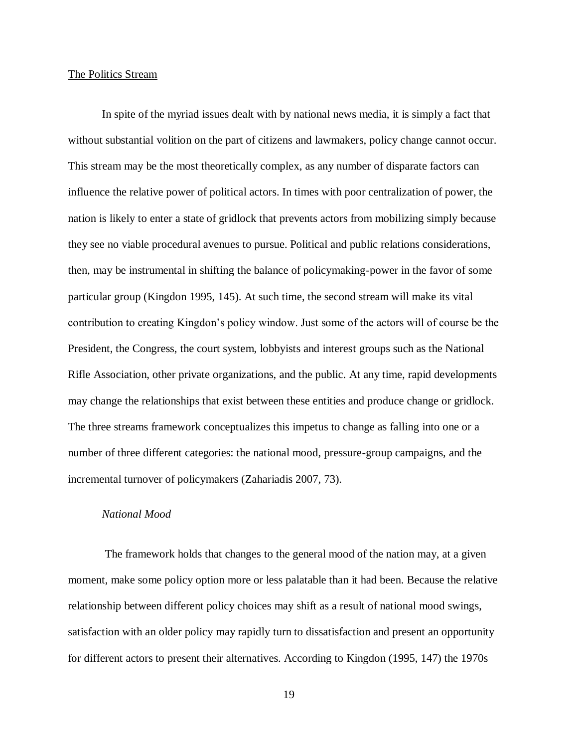The Politics Stream

In spite of the myriad issues dealt with by national news media, it is simply a fact that without substantial volition on the part of citizens and lawmakers, policy change cannot occur. This stream may be the most theoretically complex, as any number of disparate factors can influence the relative power of political actors. In times with poor centralization of power, the nation is likely to enter a state of gridlock that prevents actors from mobilizing simply because they see no viable procedural avenues to pursue. Political and public relations considerations, then, may be instrumental in shifting the balance of policymaking-power in the favor of some particular group (Kingdon 1995, 145). At such time, the second stream will make its vital contribution to creating Kingdon's policy window. Just some of the actors will of course be the President, the Congress, the court system, lobbyists and interest groups such as the National Rifle Association, other private organizations, and the public. At any time, rapid developments may change the relationships that exist between these entities and produce change or gridlock. The three streams framework conceptualizes this impetus to change as falling into one or a number of three different categories: the national mood, pressure-group campaigns, and the incremental turnover of policymakers (Zahariadis 2007, 73).

*National Mood*

The framework holds that changes to the general mood of the nation may, at a given moment, make some policy option more or less palatable than it had been. Because the relative relationship between different policy choices may shift as a result of national mood swings, satisfaction with an older policy may rapidly turn to dissatisfaction and present an opportunity for different actors to present their alternatives. According to Kingdon (1995, 147) the 1970s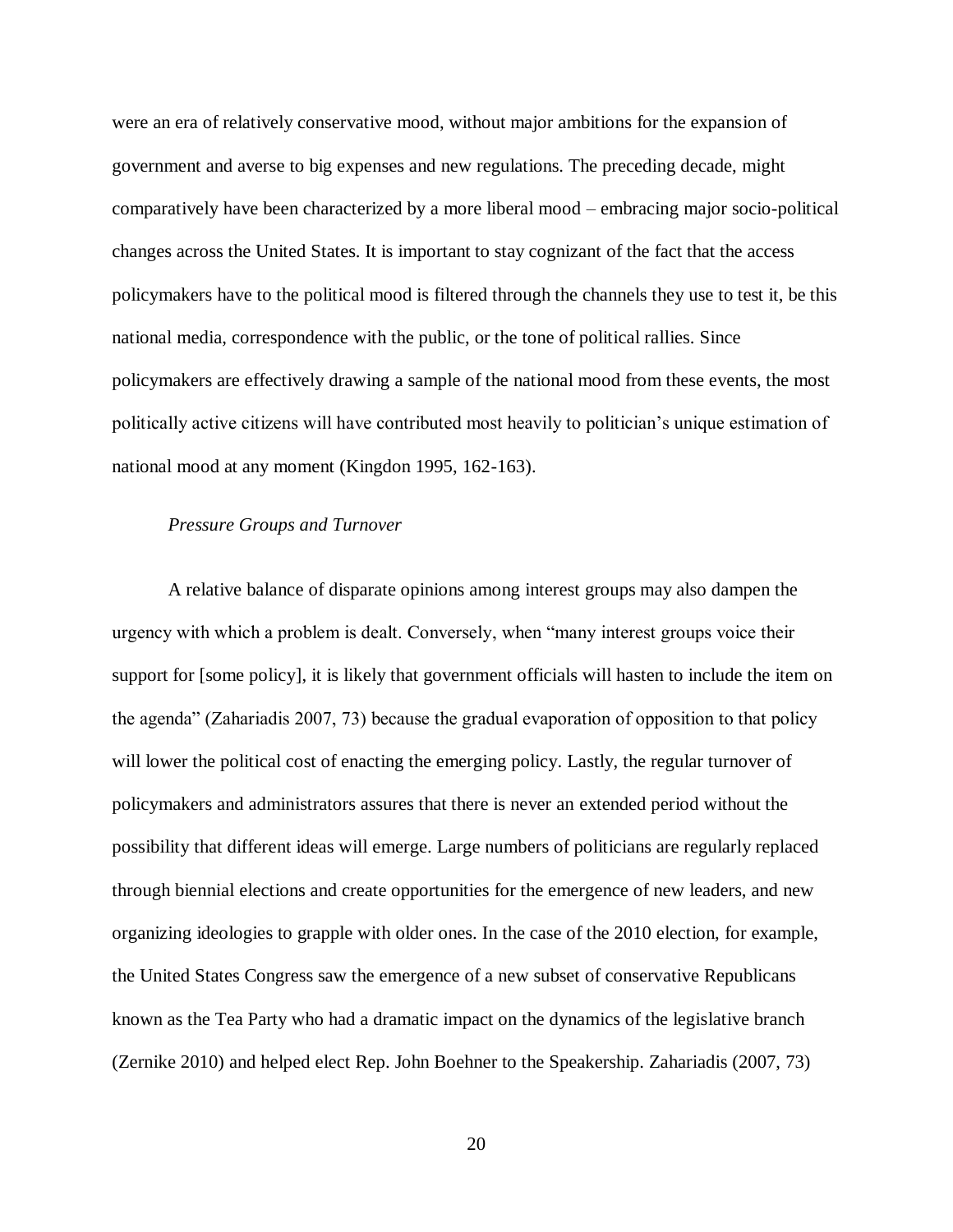were an era of relatively conservative mood, without major ambitions for the expansion of government and averse to big expenses and new regulations. The preceding decade, might comparatively have been characterized by a more liberal mood – embracing major socio-political changes across the United States. It is important to stay cognizant of the fact that the access policymakers have to the political mood is filtered through the channels they use to test it, be this national media, correspondence with the public, or the tone of political rallies. Since policymakers are effectively drawing a sample of the national mood from these events, the most politically active citizens will have contributed most heavily to politician's unique estimation of national mood at any moment (Kingdon 1995, 162-163).

*Pressure Groups and Turnover*

A relative balance of disparate opinions among interest groups may also dampen the urgency with which a problem is dealt. Conversely, when "many interest groups voice their support for [some policy], it is likely that government officials will hasten to include the item on the agenda" (Zahariadis 2007, 73) because the gradual evaporation of opposition to that policy will lower the political cost of enacting the emerging policy. Lastly, the regular turnover of policymakers and administrators assures that there is never an extended period without the possibility that different ideas will emerge. Large numbers of politicians are regularly replaced through biennial elections and create opportunities for the emergence of new leaders, and new organizing ideologies to grapple with older ones. In the case of the 2010 election, for example, the United States Congress saw the emergence of a new subset of conservative Republicans known as the Tea Party who had a dramatic impact on the dynamics of the legislative branch (Zernike 2010) and helped elect Rep. John Boehner to the Speakership. Zahariadis (2007, 73)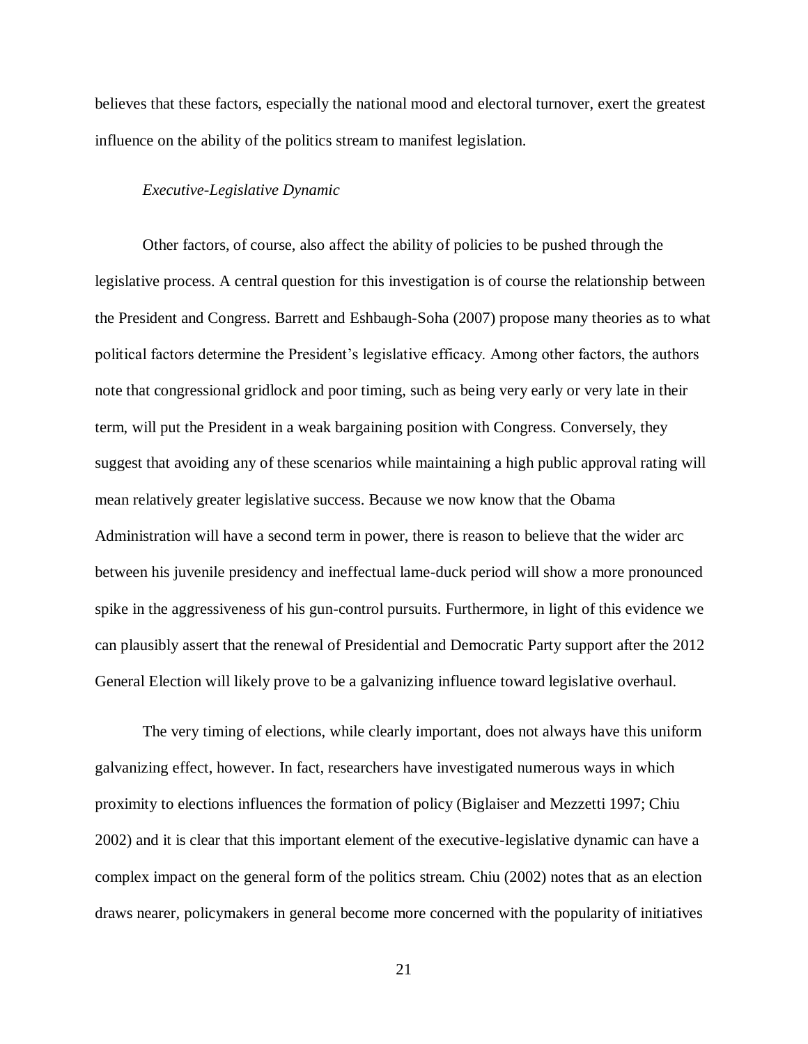believes that these factors, especially the national mood and electoral turnover, exert the greatest influence on the ability of the politics stream to manifest legislation.

*Executive-Legislative Dynamic*

Other factors, of course, also affect the ability of policies to be pushed through the legislative process. A central question for this investigation is of course the relationship between the President and Congress. Barrett and Eshbaugh-Soha (2007) propose many theories as to what political factors determine the President's legislative efficacy. Among other factors, the authors note that congressional gridlock and poor timing, such as being very early or very late in their term, will put the President in a weak bargaining position with Congress. Conversely, they suggest that avoiding any of these scenarios while maintaining a high public approval rating will mean relatively greater legislative success. Because we now know that the Obama Administration will have a second term in power, there is reason to believe that the wider arc between his juvenile presidency and ineffectual lame-duck period will show a more pronounced spike in the aggressiveness of his gun-control pursuits. Furthermore, in light of this evidence we can plausibly assert that the renewal of Presidential and Democratic Party support after the 2012 General Election will likely prove to be a galvanizing influence toward legislative overhaul.

The very timing of elections, while clearly important, does not always have this uniform galvanizing effect, however. In fact, researchers have investigated numerous ways in which proximity to elections influences the formation of policy (Biglaiser and Mezzetti 1997; Chiu 2002) and it is clear that this important element of the executive-legislative dynamic can have a complex impact on the general form of the politics stream. Chiu (2002) notes that as an election draws nearer, policymakers in general become more concerned with the popularity of initiatives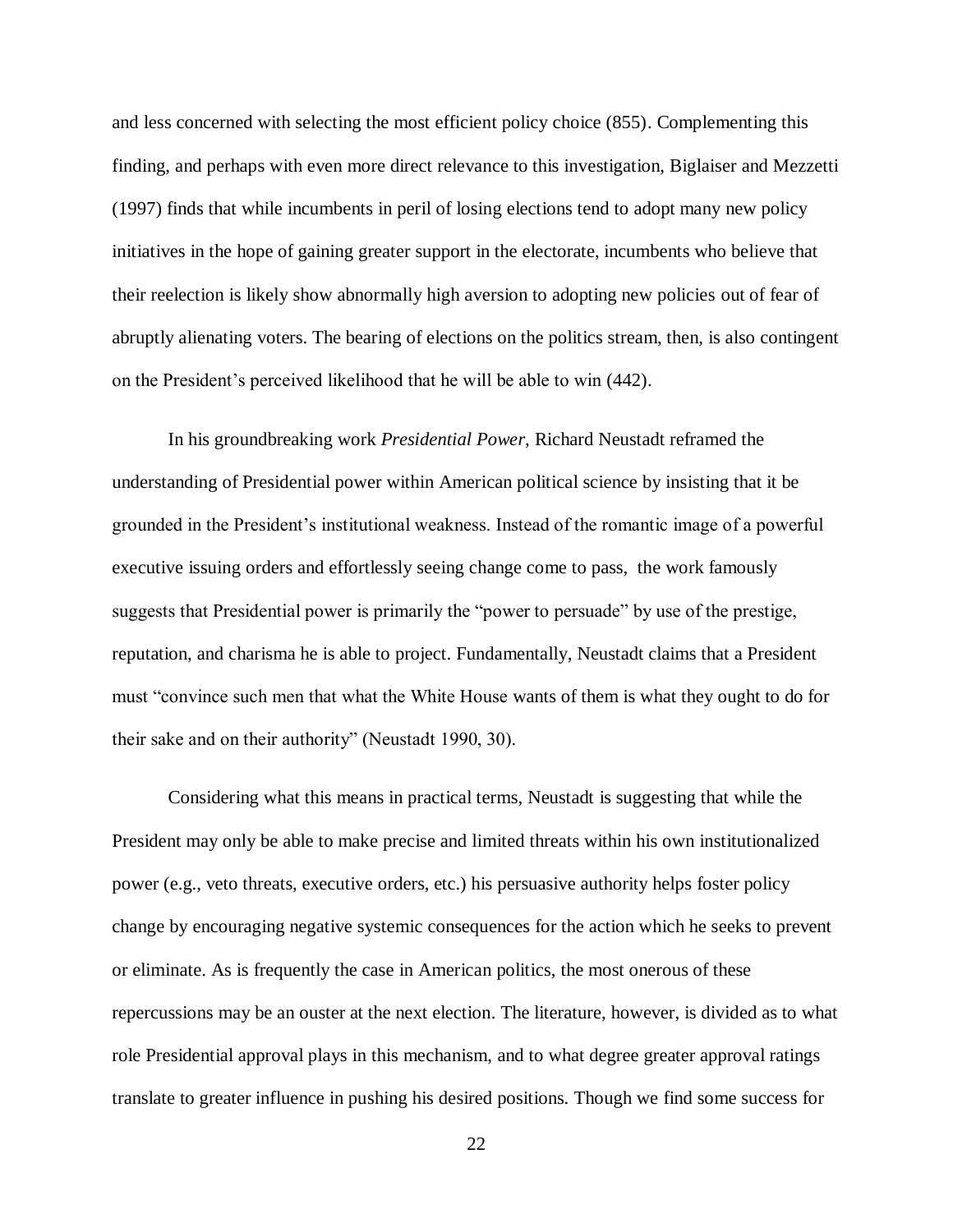and less concerned with selecting the most efficient policy choice (855). Complementing this finding, and perhaps with even more direct relevance to this investigation, Biglaiser and Mezzetti (1997) finds that while incumbents in peril of losing elections tend to adopt many new policy initiatives in the hope of gaining greater support in the electorate, incumbents who believe that their reelection is likely show abnormally high aversion to adopting new policies out of fear of abruptly alienating voters. The bearing of elections on the politics stream, then, is also contingent on the President's perceived likelihood that he will be able to win (442).

In his groundbreaking work *Presidential Power,* Richard Neustadt reframed the understanding of Presidential power within American political science by insisting that it be grounded in the President's institutional weakness. Instead of the romantic image of a powerful executive issuing orders and effortlessly seeing change come to pass, the work famously suggests that Presidential power is primarily the "power to persuade" by use of the prestige, reputation, and charisma he is able to project. Fundamentally, Neustadt claims that a President must "convince such men that what the White House wants of them is what they ought to do for their sake and on their authority" (Neustadt 1990, 30).

Considering what this means in practical terms, Neustadt is suggesting that while the President may only be able to make precise and limited threats within his own institutionalized power (e.g., veto threats, executive orders, etc.) his persuasive authority helps foster policy change by encouraging negative systemic consequences for the action which he seeks to prevent or eliminate. As is frequently the case in American politics, the most onerous of these repercussions may be an ouster at the next election. The literature, however, is divided as to what role Presidential approval plays in this mechanism, and to what degree greater approval ratings translate to greater influence in pushing his desired positions. Though we find some success for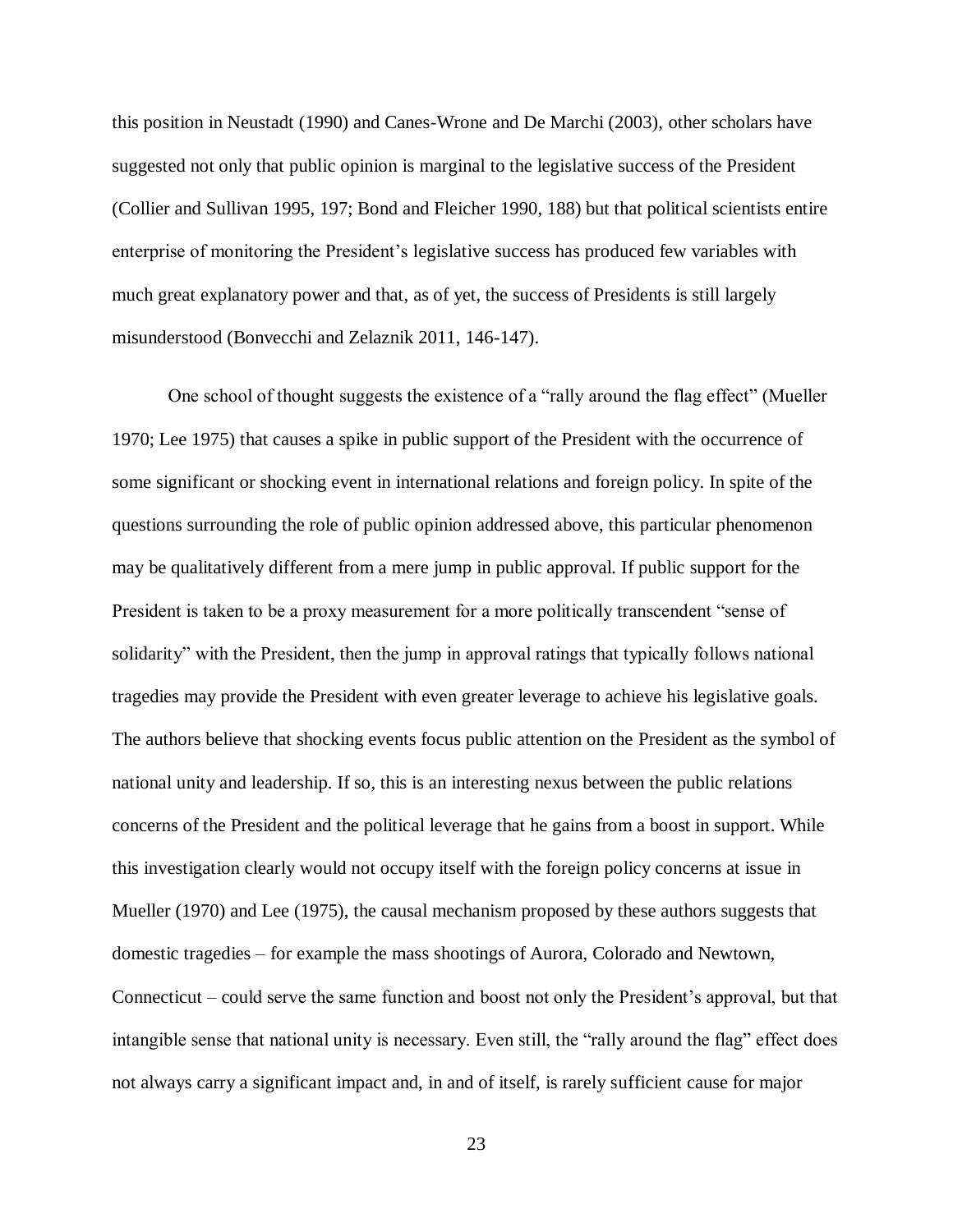this position in Neustadt (1990) and Canes-Wrone and De Marchi (2003), other scholars have suggested not only that public opinion is marginal to the legislative success of the President (Collier and Sullivan 1995, 197; Bond and Fleicher 1990, 188) but that political scientists entire enterprise of monitoring the President's legislative success has produced few variables with much great explanatory power and that, as of yet, the success of Presidents is still largely misunderstood (Bonvecchi and Zelaznik 2011, 146-147).

One school of thought suggests the existence of a "rally around the flag effect" (Mueller 1970; Lee 1975) that causes a spike in public support of the President with the occurrence of some significant or shocking event in international relations and foreign policy. In spite of the questions surrounding the role of public opinion addressed above, this particular phenomenon may be qualitatively different from a mere jump in public approval. If public support for the President is taken to be a proxy measurement for a more politically transcendent "sense of solidarity" with the President, then the jump in approval ratings that typically follows national tragedies may provide the President with even greater leverage to achieve his legislative goals. The authors believe that shocking events focus public attention on the President as the symbol of national unity and leadership. If so, this is an interesting nexus between the public relations concerns of the President and the political leverage that he gains from a boost in support. While this investigation clearly would not occupy itself with the foreign policy concerns at issue in Mueller (1970) and Lee (1975), the causal mechanism proposed by these authors suggests that domestic tragedies – for example the mass shootings of Aurora, Colorado and Newtown, Connecticut – could serve the same function and boost not only the President's approval, but that intangible sense that national unity is necessary. Even still, the "rally around the flag" effect does not always carry a significant impact and, in and of itself, is rarely sufficient cause for major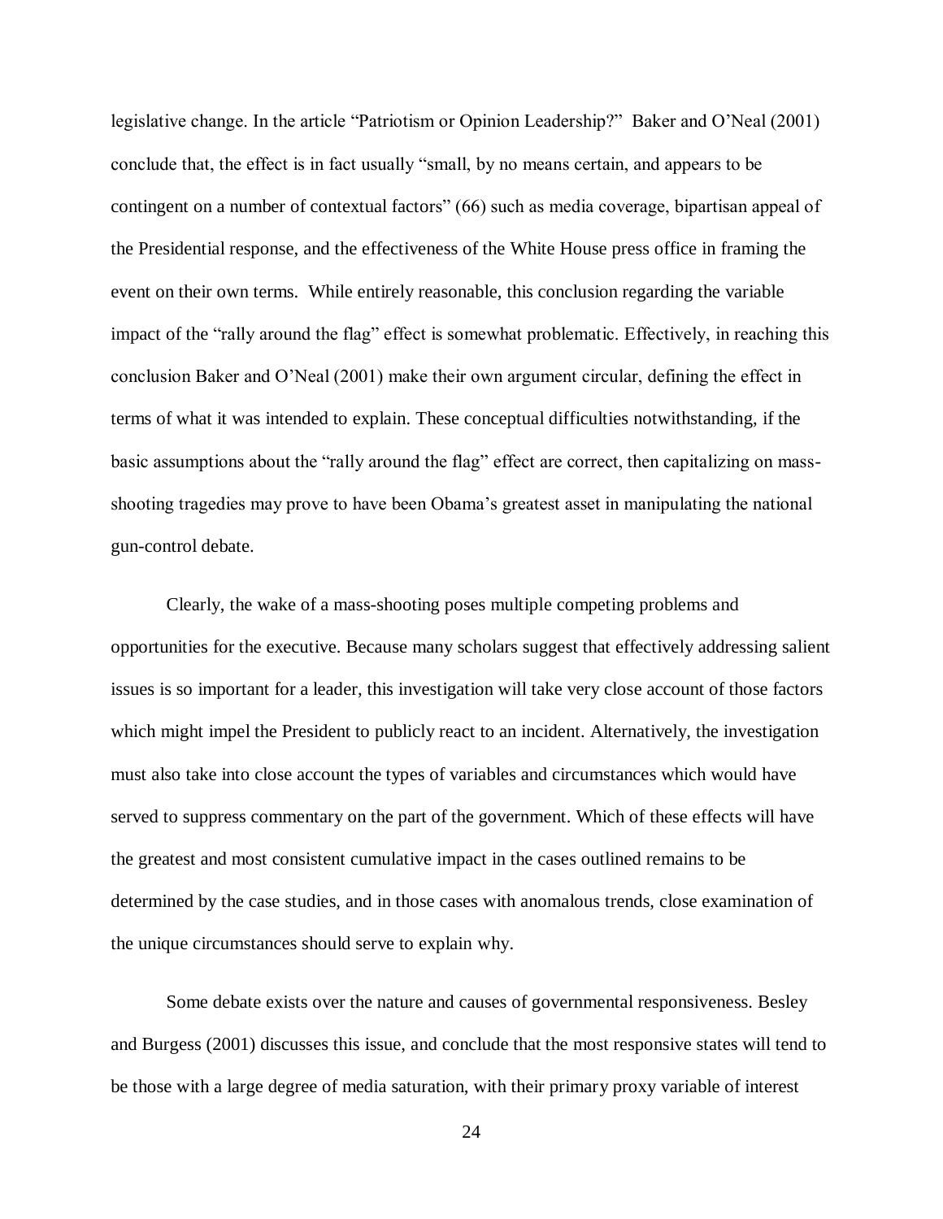legislative change. In the article "Patriotism or Opinion Leadership?" Baker and O'Neal (2001) conclude that, the effect is in fact usually "small, by no means certain, and appears to be contingent on a number of contextual factors" (66) such as media coverage, bipartisan appeal of the Presidential response, and the effectiveness of the White House press office in framing the event on their own terms. While entirely reasonable, this conclusion regarding the variable impact of the "rally around the flag" effect is somewhat problematic. Effectively, in reaching this conclusion Baker and O'Neal (2001) make their own argument circular, defining the effect in terms of what it was intended to explain. These conceptual difficulties notwithstanding, if the basic assumptions about the "rally around the flag" effect are correct, then capitalizing on mass-shooting tragedies may prove to have been Obama's greatest asset in manipulating the national gun-control debate.

Clearly, the wake of a mass-shooting poses multiple competing problems and opportunities for the executive. Because many scholars suggest that effectively addressing salient issues is so important for a leader, this investigation will take very close account of those factors which might impel the President to publicly react to an incident. Alternatively, the investigation must also take into close account the types of variables and circumstances which would have served to suppress commentary on the part of the government. Which of these effects will have the greatest and most consistent cumulative impact in the cases outlined remains to be determined by the case studies, and in those cases with anomalous trends, close examination of the unique circumstances should serve to explain why.

Some debate exists over the nature and causes of governmental responsiveness. Besley and Burgess (2001) discusses this issue, and conclude that the most responsive states will tend to be those with a large degree of media saturation, with their primary proxy variable of interest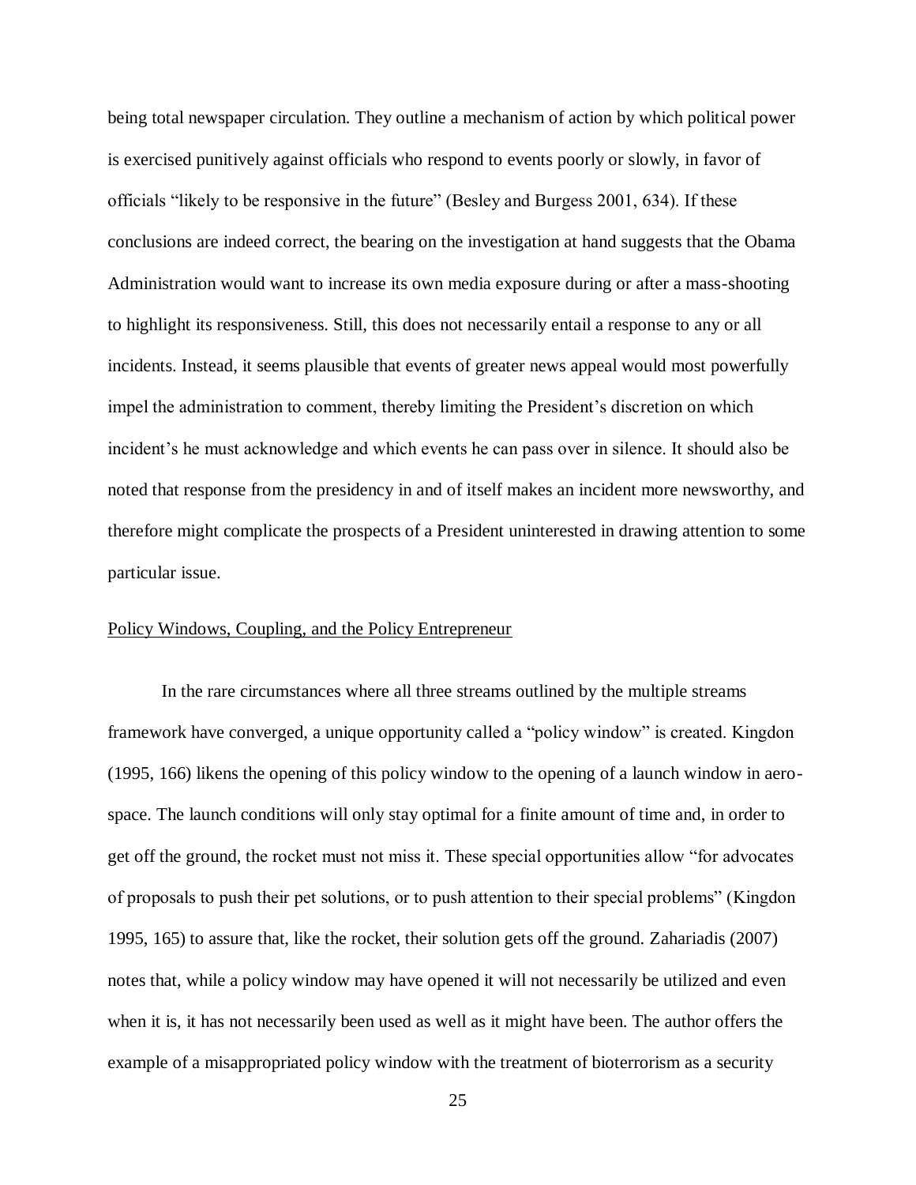being total newspaper circulation. They outline a mechanism of action by which political power is exercised punitively against officials who respond to events poorly or slowly, in favor of officials "likely to be responsive in the future" (Besley and Burgess 2001, 634). If these conclusions are indeed correct, the bearing on the investigation at hand suggests that the Obama Administration would want to increase its own media exposure during or after a mass-shooting to highlight its responsiveness. Still, this does not necessarily entail a response to any or all incidents. Instead, it seems plausible that events of greater news appeal would most powerfully impel the administration to comment, thereby limiting the President's discretion on which incident's he must acknowledge and which events he can pass over in silence. It should also be noted that response from the presidency in and of itself makes an incident more newsworthy, and therefore might complicate the prospects of a President uninterested in drawing attention to some particular issue.

<u>Policy Windows, Coupling, and the Policy Entrepreneur</u>

In the rare circumstances where all three streams outlined by the multiple streams framework have converged, a unique opportunity called a "policy window" is created. Kingdon (1995, 166) likens the opening of this policy window to the opening of a launch window in aero-space. The launch conditions will only stay optimal for a finite amount of time and, in order to get off the ground, the rocket must not miss it. These special opportunities allow "for advocates of proposals to push their pet solutions, or to push attention to their special problems" (Kingdon 1995, 165) to assure that, like the rocket, their solution gets off the ground. Zahariadis (2007) notes that, while a policy window may have opened it will not necessarily be utilized and even when it is, it has not necessarily been used as well as it might have been. The author offers the example of a misappropriated policy window with the treatment of bioterrorism as a security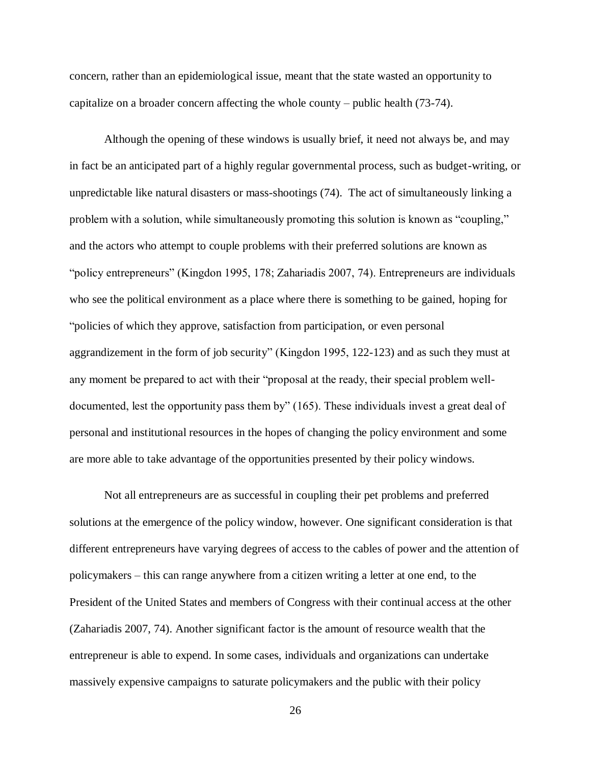concern, rather than an epidemiological issue, meant that the state wasted an opportunity to capitalize on a broader concern affecting the whole county – public health (73-74).

Although the opening of these windows is usually brief, it need not always be, and may in fact be an anticipated part of a highly regular governmental process, such as budget-writing, or unpredictable like natural disasters or mass-shootings (74). The act of simultaneously linking a problem with a solution, while simultaneously promoting this solution is known as "coupling," and the actors who attempt to couple problems with their preferred solutions are known as "policy entrepreneurs" (Kingdon 1995, 178; Zahariadis 2007, 74). Entrepreneurs are individuals who see the political environment as a place where there is something to be gained, hoping for "policies of which they approve, satisfaction from participation, or even personal aggrandizement in the form of job security" (Kingdon 1995, 122-123) and as such they must at any moment be prepared to act with their "proposal at the ready, their special problem well-documented, lest the opportunity pass them by" (165). These individuals invest a great deal of personal and institutional resources in the hopes of changing the policy environment and some are more able to take advantage of the opportunities presented by their policy windows.

Not all entrepreneurs are as successful in coupling their pet problems and preferred solutions at the emergence of the policy window, however. One significant consideration is that different entrepreneurs have varying degrees of access to the cables of power and the attention of policymakers – this can range anywhere from a citizen writing a letter at one end, to the President of the United States and members of Congress with their continual access at the other (Zahariadis 2007, 74). Another significant factor is the amount of resource wealth that the entrepreneur is able to expend. In some cases, individuals and organizations can undertake massively expensive campaigns to saturate policymakers and the public with their policy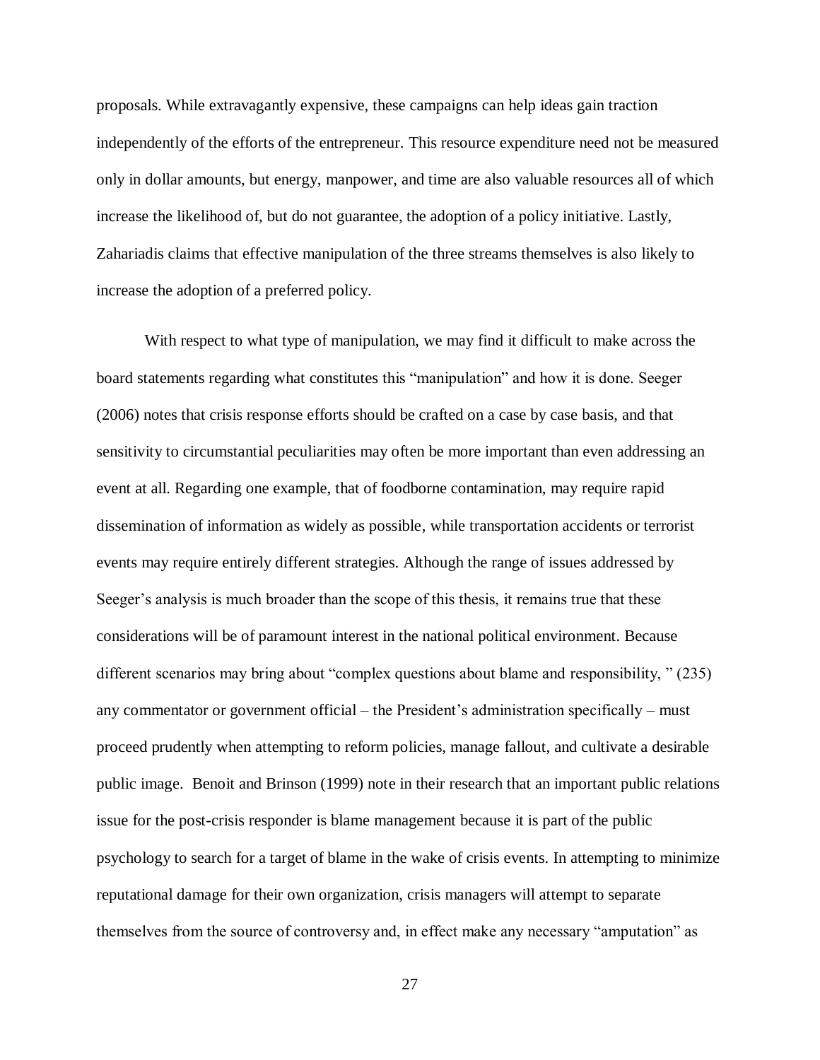proposals. While extravagantly expensive, these campaigns can help ideas gain traction independently of the efforts of the entrepreneur. This resource expenditure need not be measured only in dollar amounts, but energy, manpower, and time are also valuable resources all of which increase the likelihood of, but do not guarantee, the adoption of a policy initiative. Lastly, Zahariadis claims that effective manipulation of the three streams themselves is also likely to increase the adoption of a preferred policy.

With respect to what type of manipulation, we may find it difficult to make across the board statements regarding what constitutes this "manipulation" and how it is done. Seeger (2006) notes that crisis response efforts should be crafted on a case by case basis, and that sensitivity to circumstantial peculiarities may often be more important than even addressing an event at all. Regarding one example, that of foodborne contamination, may require rapid dissemination of information as widely as possible, while transportation accidents or terrorist events may require entirely different strategies. Although the range of issues addressed by Seeger's analysis is much broader than the scope of this thesis, it remains true that these considerations will be of paramount interest in the national political environment. Because different scenarios may bring about "complex questions about blame and responsibility, " (235) any commentator or government official – the President's administration specifically – must proceed prudently when attempting to reform policies, manage fallout, and cultivate a desirable public image. Benoit and Brinson (1999) note in their research that an important public relations issue for the post-crisis responder is blame management because it is part of the public psychology to search for a target of blame in the wake of crisis events. In attempting to minimize reputational damage for their own organization, crisis managers will attempt to separate themselves from the source of controversy and, in effect make any necessary "amputation" as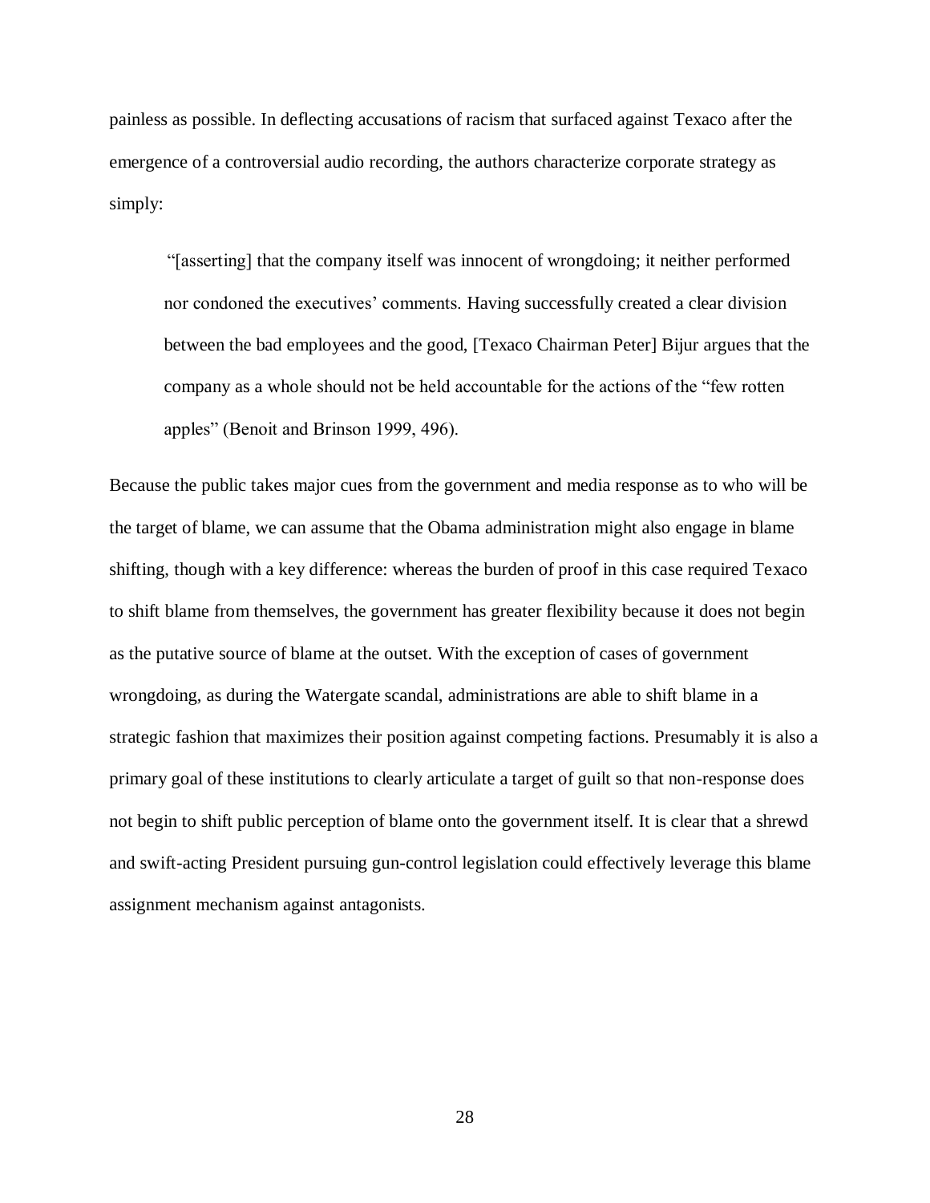painless as possible. In deflecting accusations of racism that surfaced against Texaco after the emergence of a controversial audio recording, the authors characterize corporate strategy as simply:

> "[asserting] that the company itself was innocent of wrongdoing; it neither performed nor condoned the executives' comments. Having successfully created a clear division between the bad employees and the good, [Texaco Chairman Peter] Bijur argues that the company as a whole should not be held accountable for the actions of the "few rotten apples" (Benoit and Brinson 1999, 496).

Because the public takes major cues from the government and media response as to who will be the target of blame, we can assume that the Obama administration might also engage in blame shifting, though with a key difference: whereas the burden of proof in this case required Texaco to shift blame from themselves, the government has greater flexibility because it does not begin as the putative source of blame at the outset. With the exception of cases of government wrongdoing, as during the Watergate scandal, administrations are able to shift blame in a strategic fashion that maximizes their position against competing factions. Presumably it is also a primary goal of these institutions to clearly articulate a target of guilt so that non-response does not begin to shift public perception of blame onto the government itself. It is clear that a shrewd and swift-acting President pursuing gun-control legislation could effectively leverage this blame assignment mechanism against antagonists.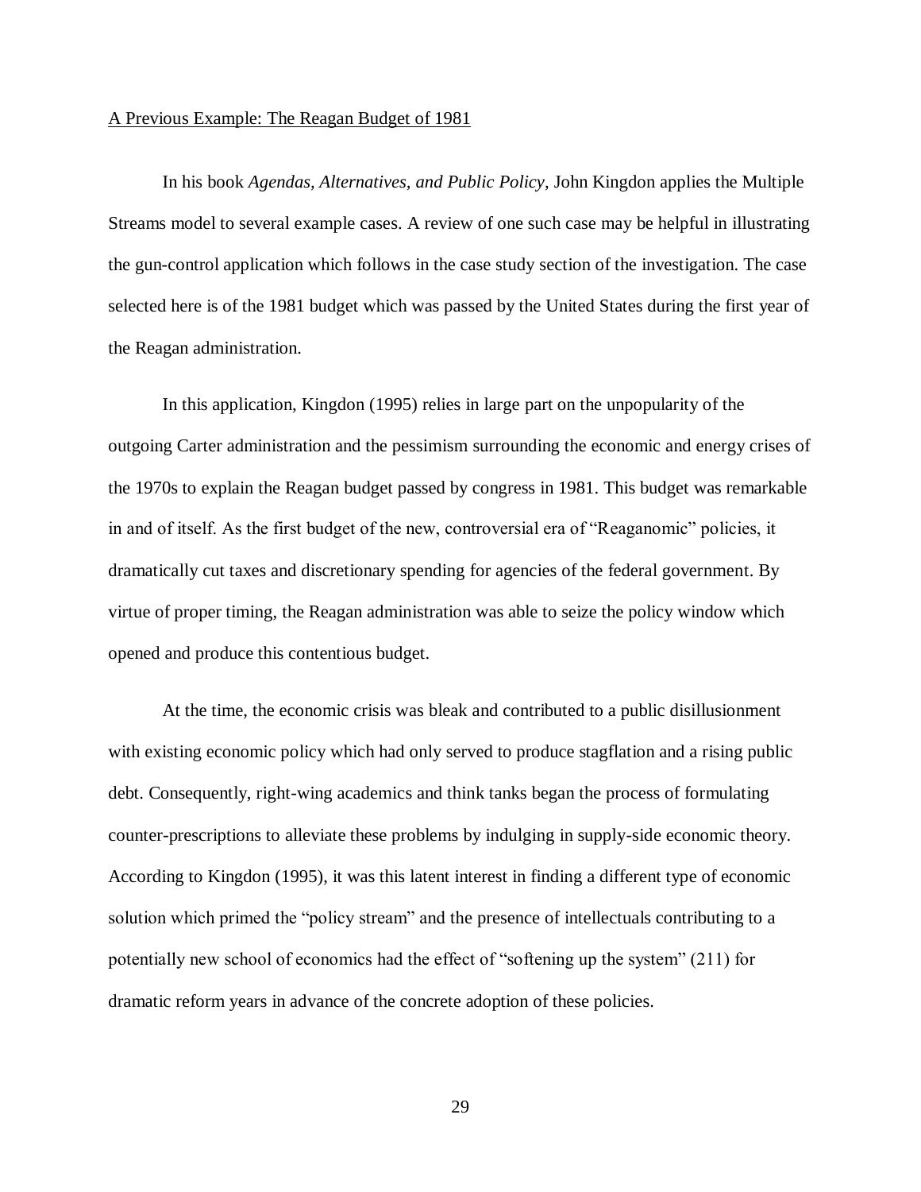<u>A Previous Example: The Reagan Budget of 1981</u>

In his book *Agendas, Alternatives, and Public Policy*, John Kingdon applies the Multiple Streams model to several example cases. A review of one such case may be helpful in illustrating the gun-control application which follows in the case study section of the investigation. The case selected here is of the 1981 budget which was passed by the United States during the first year of the Reagan administration.

In this application, Kingdon (1995) relies in large part on the unpopularity of the outgoing Carter administration and the pessimism surrounding the economic and energy crises of the 1970s to explain the Reagan budget passed by congress in 1981. This budget was remarkable in and of itself. As the first budget of the new, controversial era of "Reaganomic" policies, it dramatically cut taxes and discretionary spending for agencies of the federal government. By virtue of proper timing, the Reagan administration was able to seize the policy window which opened and produce this contentious budget.

At the time, the economic crisis was bleak and contributed to a public disillusionment with existing economic policy which had only served to produce stagflation and a rising public debt. Consequently, right-wing academics and think tanks began the process of formulating counter-prescriptions to alleviate these problems by indulging in supply-side economic theory. According to Kingdon (1995), it was this latent interest in finding a different type of economic solution which primed the "policy stream" and the presence of intellectuals contributing to a potentially new school of economics had the effect of "softening up the system" (211) for dramatic reform years in advance of the concrete adoption of these policies.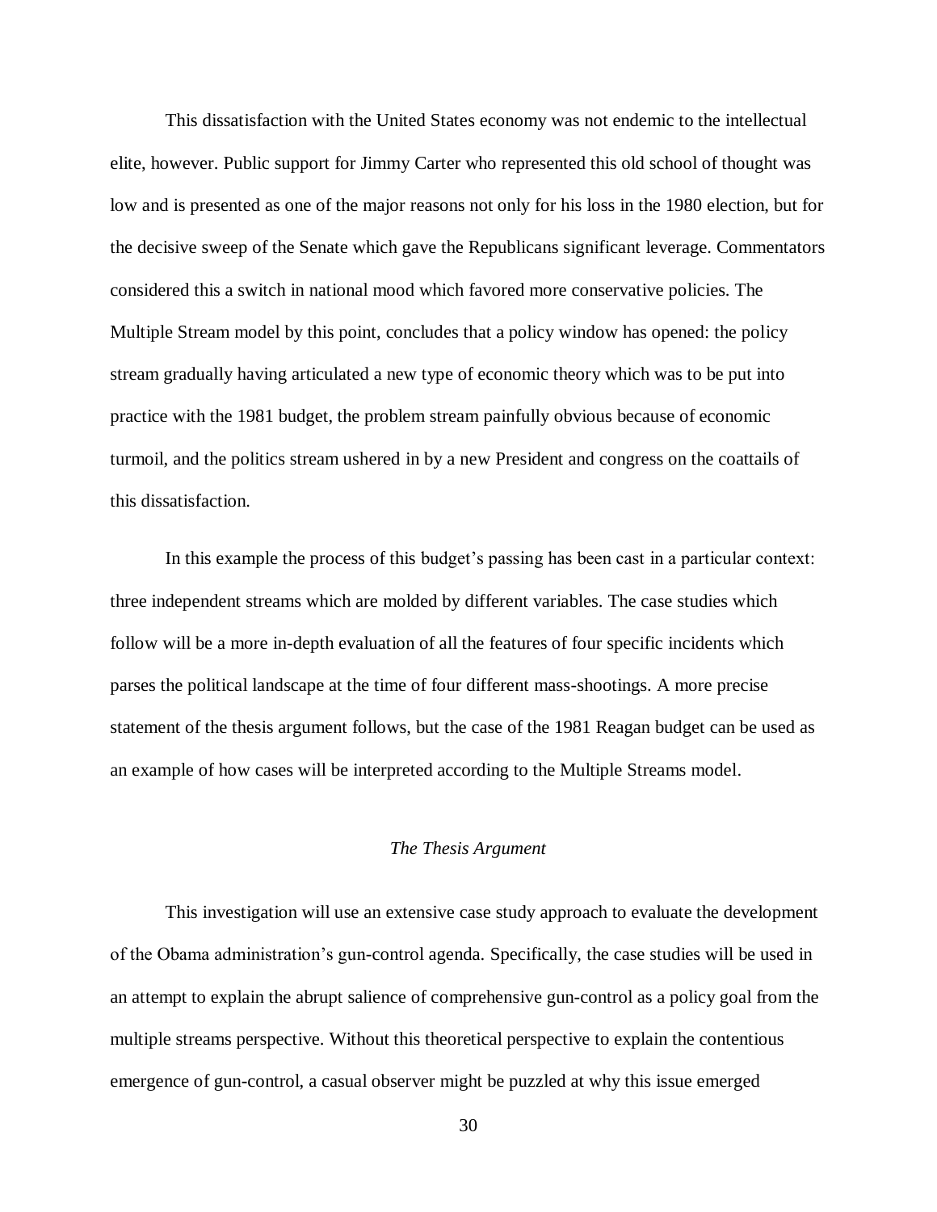This dissatisfaction with the United States economy was not endemic to the intellectual elite, however. Public support for Jimmy Carter who represented this old school of thought was low and is presented as one of the major reasons not only for his loss in the 1980 election, but for the decisive sweep of the Senate which gave the Republicans significant leverage. Commentators considered this a switch in national mood which favored more conservative policies. The Multiple Stream model by this point, concludes that a policy window has opened: the policy stream gradually having articulated a new type of economic theory which was to be put into practice with the 1981 budget, the problem stream painfully obvious because of economic turmoil, and the politics stream ushered in by a new President and congress on the coattails of this dissatisfaction.

In this example the process of this budget's passing has been cast in a particular context: three independent streams which are molded by different variables. The case studies which follow will be a more in-depth evaluation of all the features of four specific incidents which parses the political landscape at the time of four different mass-shootings. A more precise statement of the thesis argument follows, but the case of the 1981 Reagan budget can be used as an example of how cases will be interpreted according to the Multiple Streams model.

### *The Thesis Argument*

This investigation will use an extensive case study approach to evaluate the development of the Obama administration's gun-control agenda. Specifically, the case studies will be used in an attempt to explain the abrupt salience of comprehensive gun-control as a policy goal from the multiple streams perspective. Without this theoretical perspective to explain the contentious emergence of gun-control, a casual observer might be puzzled at why this issue emerged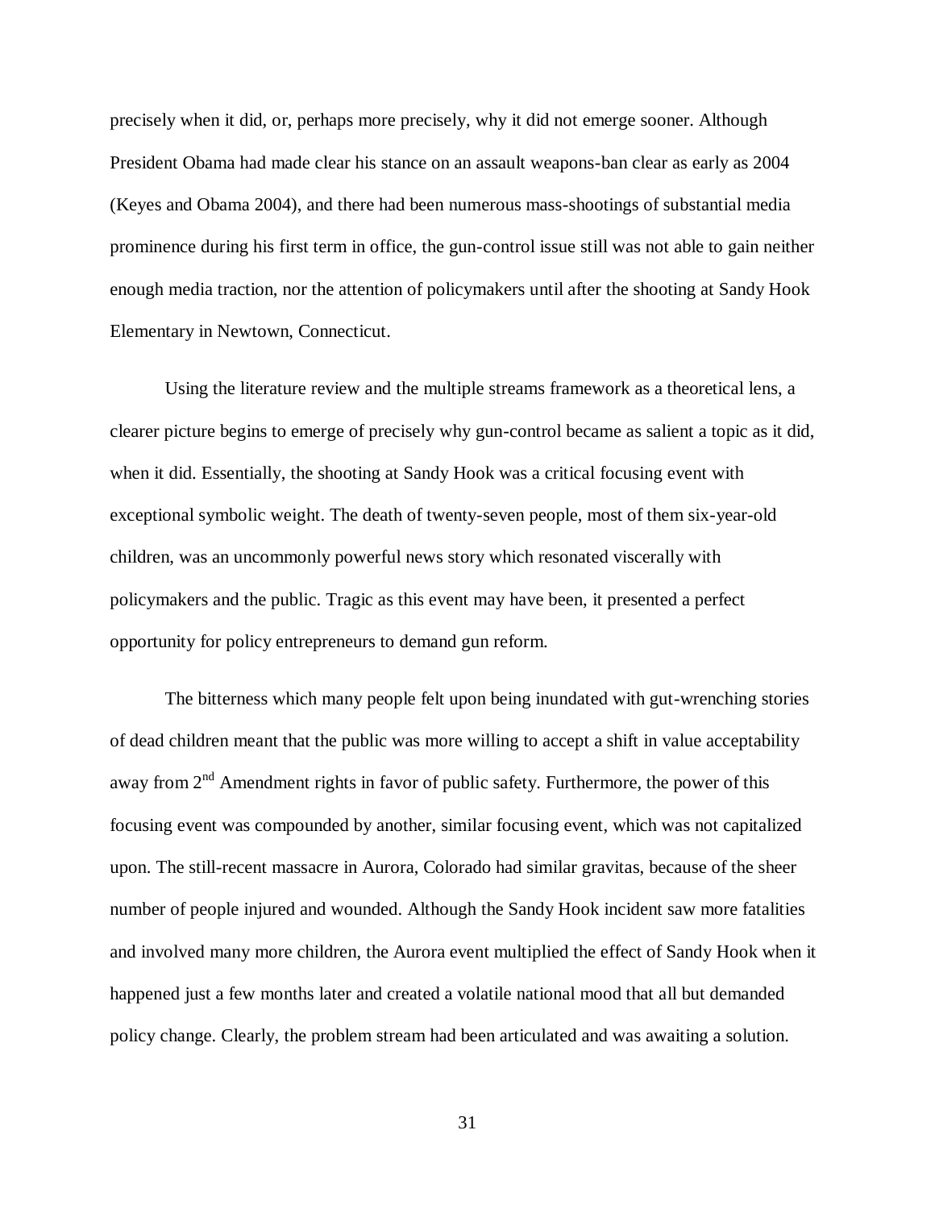precisely when it did, or, perhaps more precisely, why it did not emerge sooner. Although President Obama had made clear his stance on an assault weapons-ban clear as early as 2004 (Keyes and Obama 2004), and there had been numerous mass-shootings of substantial media prominence during his first term in office, the gun-control issue still was not able to gain neither enough media traction, nor the attention of policymakers until after the shooting at Sandy Hook Elementary in Newtown, Connecticut.

Using the literature review and the multiple streams framework as a theoretical lens, a clearer picture begins to emerge of precisely why gun-control became as salient a topic as it did, when it did. Essentially, the shooting at Sandy Hook was a critical focusing event with exceptional symbolic weight. The death of twenty-seven people, most of them six-year-old children, was an uncommonly powerful news story which resonated viscerally with policymakers and the public. Tragic as this event may have been, it presented a perfect opportunity for policy entrepreneurs to demand gun reform.

The bitterness which many people felt upon being inundated with gut-wrenching stories of dead children meant that the public was more willing to accept a shift in value acceptability away from 2nd Amendment rights in favor of public safety. Furthermore, the power of this focusing event was compounded by another, similar focusing event, which was not capitalized upon. The still-recent massacre in Aurora, Colorado had similar gravitas, because of the sheer number of people injured and wounded. Although the Sandy Hook incident saw more fatalities and involved many more children, the Aurora event multiplied the effect of Sandy Hook when it happened just a few months later and created a volatile national mood that all but demanded policy change. Clearly, the problem stream had been articulated and was awaiting a solution.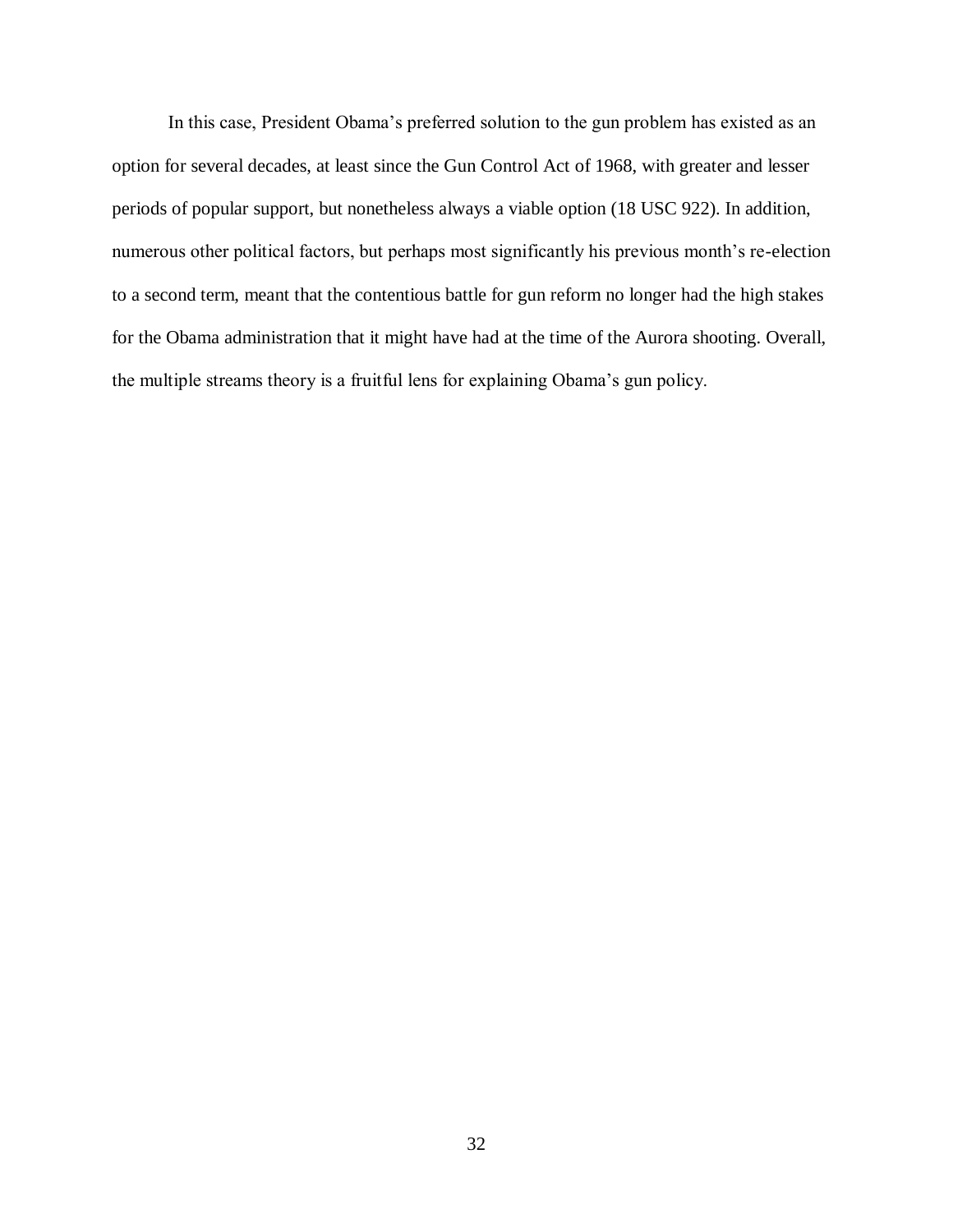In this case, President Obama's preferred solution to the gun problem has existed as an option for several decades, at least since the Gun Control Act of 1968, with greater and lesser periods of popular support, but nonetheless always a viable option (18 USC 922). In addition, numerous other political factors, but perhaps most significantly his previous month's re-election to a second term, meant that the contentious battle for gun reform no longer had the high stakes for the Obama administration that it might have had at the time of the Aurora shooting. Overall, the multiple streams theory is a fruitful lens for explaining Obama's gun policy.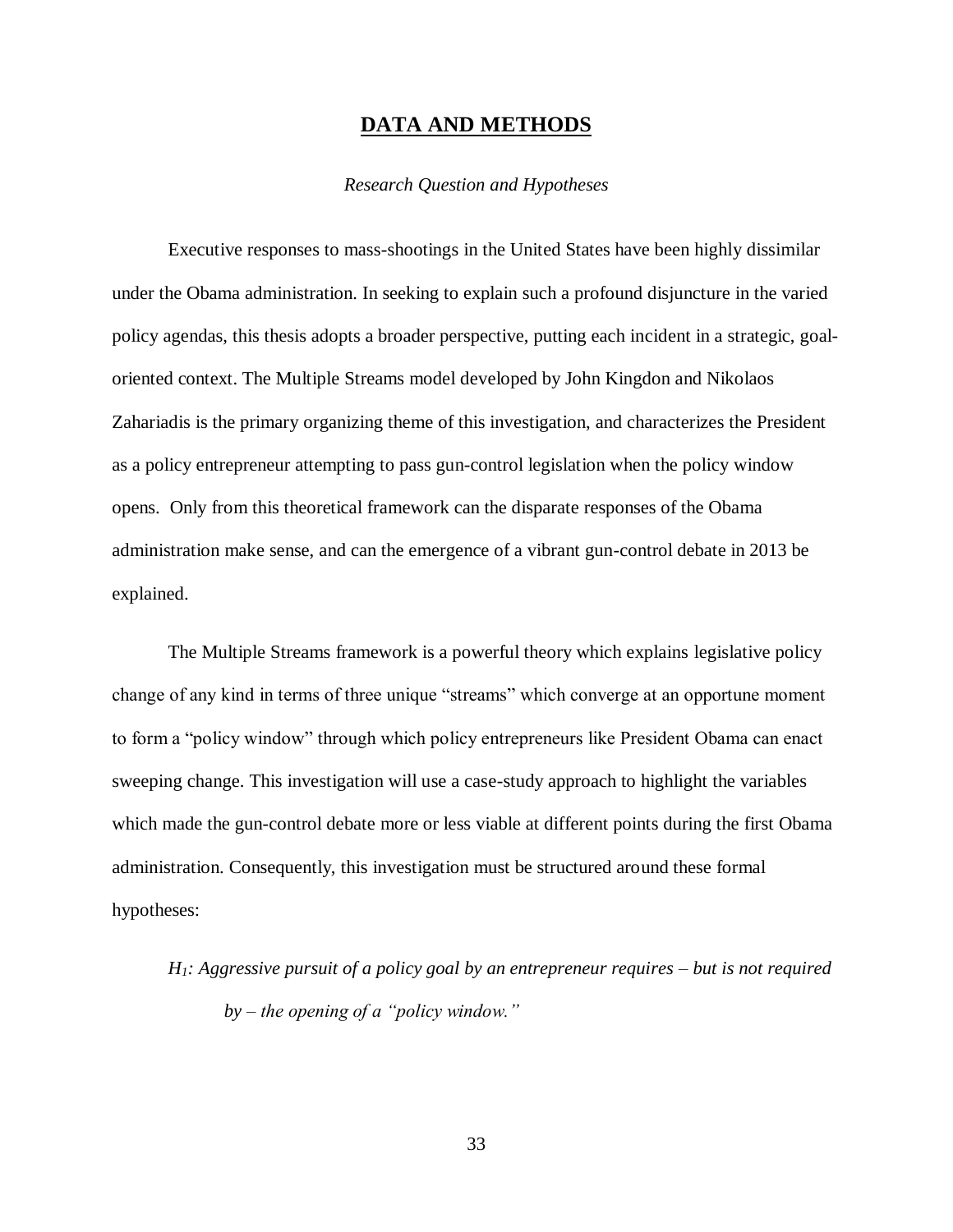# DATA AND METHODS

*Research Question and Hypotheses*

Executive responses to mass-shootings in the United States have been highly dissimilar under the Obama administration. In seeking to explain such a profound disjuncture in the varied policy agendas, this thesis adopts a broader perspective, putting each incident in a strategic, goal-oriented context. The Multiple Streams model developed by John Kingdon and Nikolaos Zahariadis is the primary organizing theme of this investigation, and characterizes the President as a policy entrepreneur attempting to pass gun-control legislation when the policy window opens. Only from this theoretical framework can the disparate responses of the Obama administration make sense, and can the emergence of a vibrant gun-control debate in 2013 be explained.

The Multiple Streams framework is a powerful theory which explains legislative policy change of any kind in terms of three unique "streams" which converge at an opportune moment to form a "policy window" through which policy entrepreneurs like President Obama can enact sweeping change. This investigation will use a case-study approach to highlight the variables which made the gun-control debate more or less viable at different points during the first Obama administration. Consequently, this investigation must be structured around these formal hypotheses:

> *$H_1$: Aggressive pursuit of a policy goal by an entrepreneur requires – but is not required by – the opening of a "policy window."*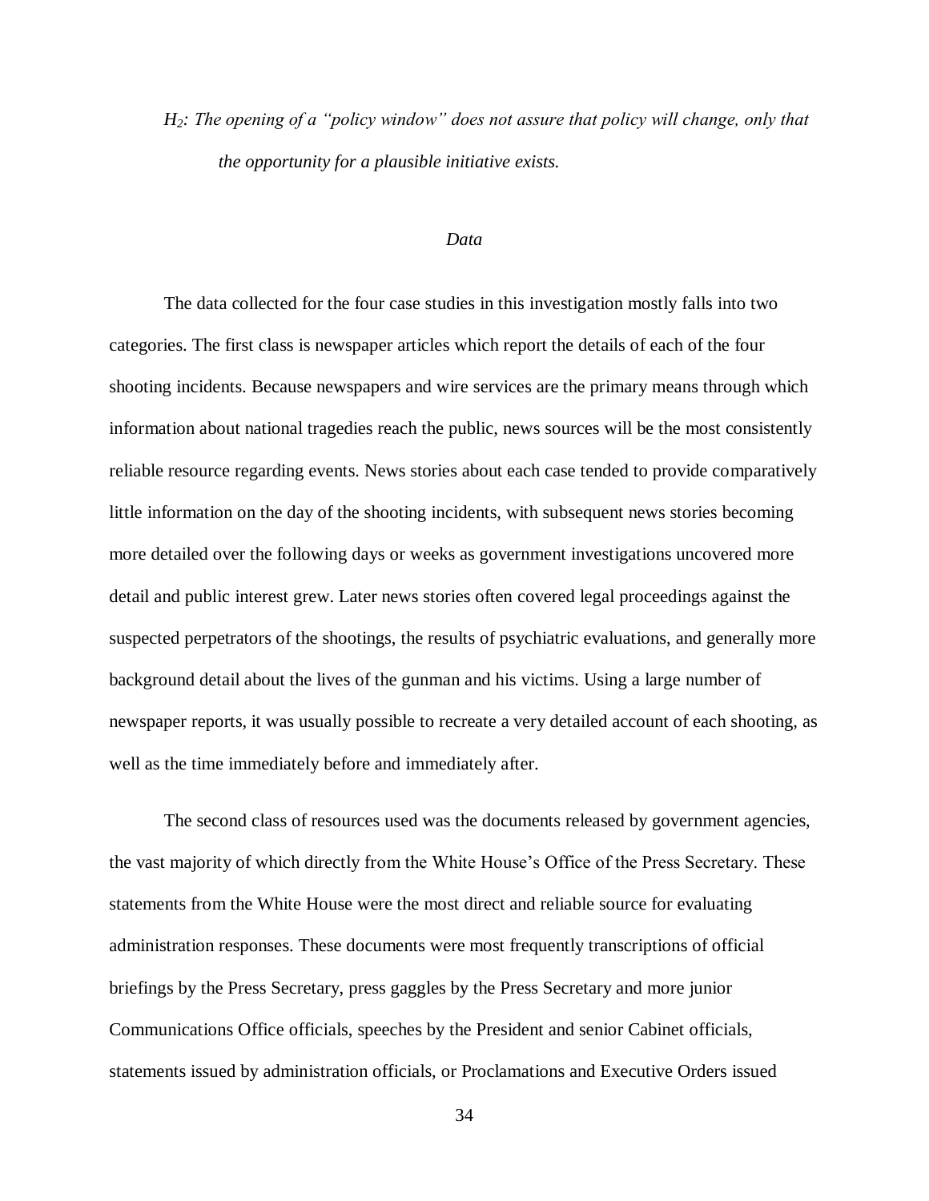*$H_2$: The opening of a "policy window" does not assure that policy will change, only that the opportunity for a plausible initiative exists.*

## *Data*

The data collected for the four case studies in this investigation mostly falls into two categories. The first class is newspaper articles which report the details of each of the four shooting incidents. Because newspapers and wire services are the primary means through which information about national tragedies reach the public, news sources will be the most consistently reliable resource regarding events. News stories about each case tended to provide comparatively little information on the day of the shooting incidents, with subsequent news stories becoming more detailed over the following days or weeks as government investigations uncovered more detail and public interest grew. Later news stories often covered legal proceedings against the suspected perpetrators of the shootings, the results of psychiatric evaluations, and generally more background detail about the lives of the gunman and his victims. Using a large number of newspaper reports, it was usually possible to recreate a very detailed account of each shooting, as well as the time immediately before and immediately after.

The second class of resources used was the documents released by government agencies, the vast majority of which directly from the White House's Office of the Press Secretary. These statements from the White House were the most direct and reliable source for evaluating administration responses. These documents were most frequently transcriptions of official briefings by the Press Secretary, press gaggles by the Press Secretary and more junior Communications Office officials, speeches by the President and senior Cabinet officials, statements issued by administration officials, or Proclamations and Executive Orders issued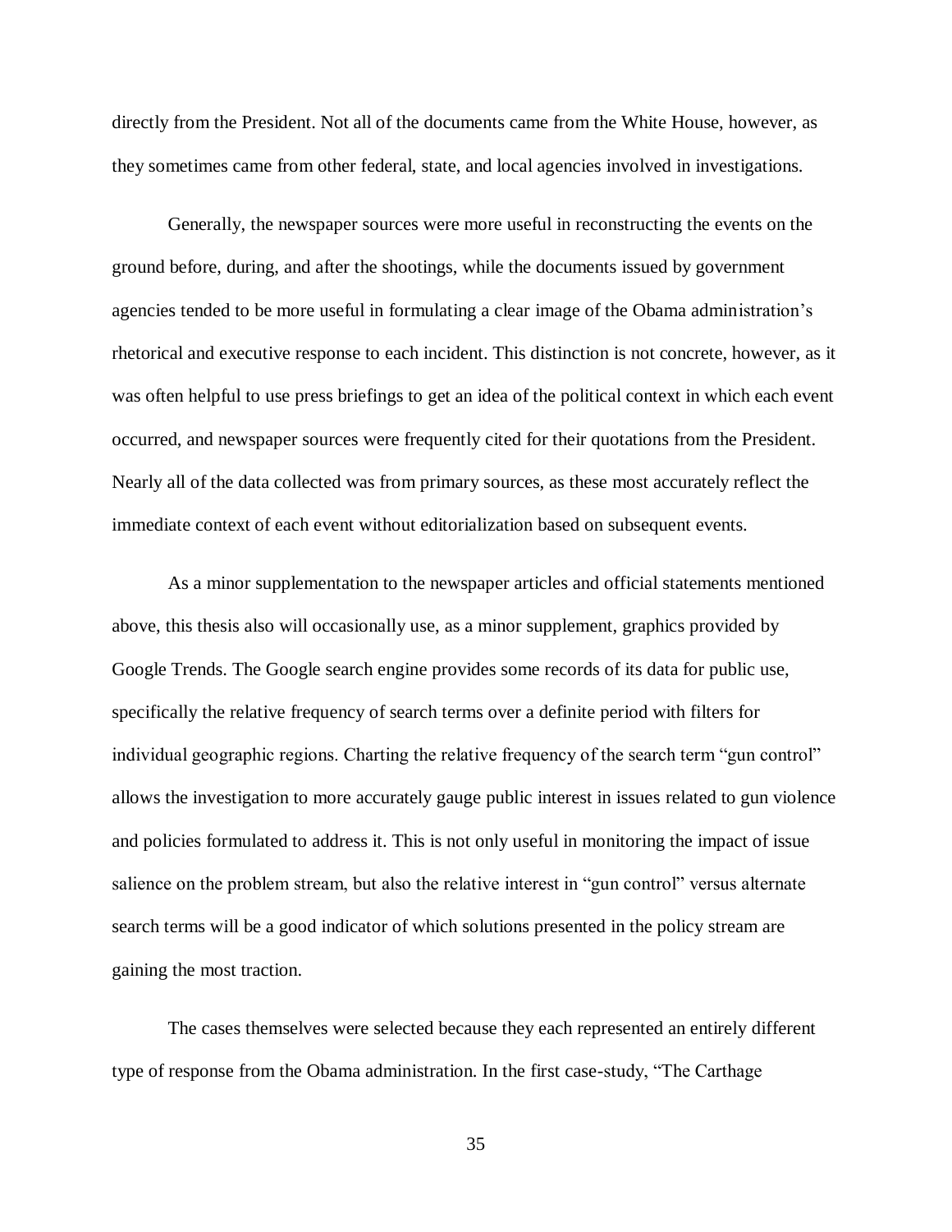directly from the President. Not all of the documents came from the White House, however, as they sometimes came from other federal, state, and local agencies involved in investigations.

Generally, the newspaper sources were more useful in reconstructing the events on the ground before, during, and after the shootings, while the documents issued by government agencies tended to be more useful in formulating a clear image of the Obama administration's rhetorical and executive response to each incident. This distinction is not concrete, however, as it was often helpful to use press briefings to get an idea of the political context in which each event occurred, and newspaper sources were frequently cited for their quotations from the President. Nearly all of the data collected was from primary sources, as these most accurately reflect the immediate context of each event without editorialization based on subsequent events.

As a minor supplementation to the newspaper articles and official statements mentioned above, this thesis also will occasionally use, as a minor supplement, graphics provided by Google Trends. The Google search engine provides some records of its data for public use, specifically the relative frequency of search terms over a definite period with filters for individual geographic regions. Charting the relative frequency of the search term "gun control" allows the investigation to more accurately gauge public interest in issues related to gun violence and policies formulated to address it. This is not only useful in monitoring the impact of issue salience on the problem stream, but also the relative interest in "gun control" versus alternate search terms will be a good indicator of which solutions presented in the policy stream are gaining the most traction.

The cases themselves were selected because they each represented an entirely different type of response from the Obama administration. In the first case-study, "The Carthage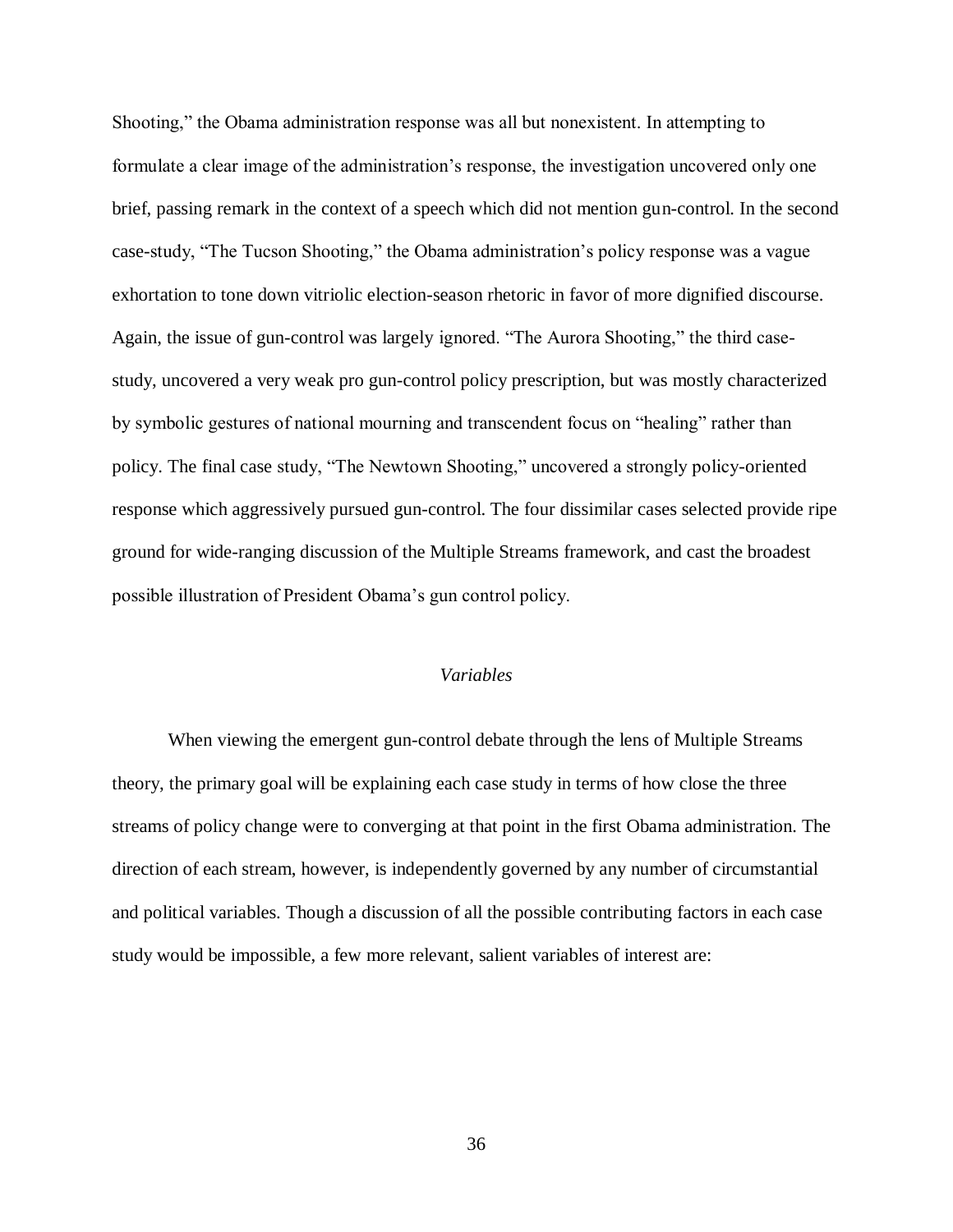Shooting," the Obama administration response was all but nonexistent. In attempting to formulate a clear image of the administration's response, the investigation uncovered only one brief, passing remark in the context of a speech which did not mention gun-control. In the second case-study, "The Tucson Shooting," the Obama administration's policy response was a vague exhortation to tone down vitriolic election-season rhetoric in favor of more dignified discourse. Again, the issue of gun-control was largely ignored. "The Aurora Shooting," the third case-study, uncovered a very weak pro gun-control policy prescription, but was mostly characterized by symbolic gestures of national mourning and transcendent focus on "healing" rather than policy. The final case study, "The Newtown Shooting," uncovered a strongly policy-oriented response which aggressively pursued gun-control. The four dissimilar cases selected provide ripe ground for wide-ranging discussion of the Multiple Streams framework, and cast the broadest possible illustration of President Obama's gun control policy.

### *Variables*

When viewing the emergent gun-control debate through the lens of Multiple Streams theory, the primary goal will be explaining each case study in terms of how close the three streams of policy change were to converging at that point in the first Obama administration. The direction of each stream, however, is independently governed by any number of circumstantial and political variables. Though a discussion of all the possible contributing factors in each case study would be impossible, a few more relevant, salient variables of interest are: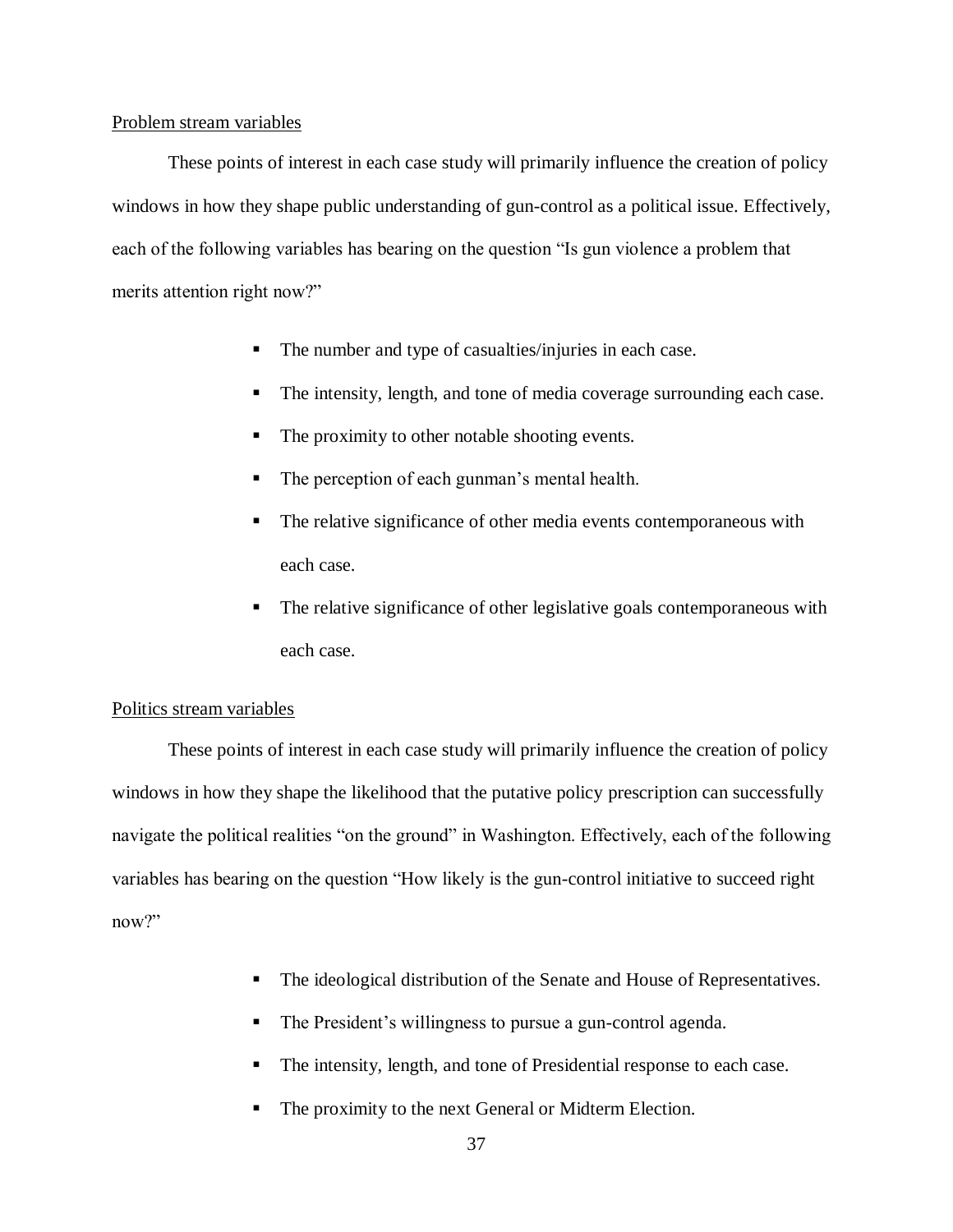<u>Problem stream variables</u>

These points of interest in each case study will primarily influence the creation of policy windows in how they shape public understanding of gun-control as a political issue. Effectively, each of the following variables has bearing on the question "Is gun violence a problem that merits attention right now?"

- The number and type of casualties/injuries in each case.
- The intensity, length, and tone of media coverage surrounding each case.
- The proximity to other notable shooting events.
- The perception of each gunman's mental health.
- The relative significance of other media events contemporaneous with each case.
- The relative significance of other legislative goals contemporaneous with each case.

<u>Politics stream variables</u>

These points of interest in each case study will primarily influence the creation of policy windows in how they shape the likelihood that the putative policy prescription can successfully navigate the political realities "on the ground" in Washington. Effectively, each of the following variables has bearing on the question "How likely is the gun-control initiative to succeed right now?"

- The ideological distribution of the Senate and House of Representatives.
- The President's willingness to pursue a gun-control agenda.
- The intensity, length, and tone of Presidential response to each case.
- The proximity to the next General or Midterm Election.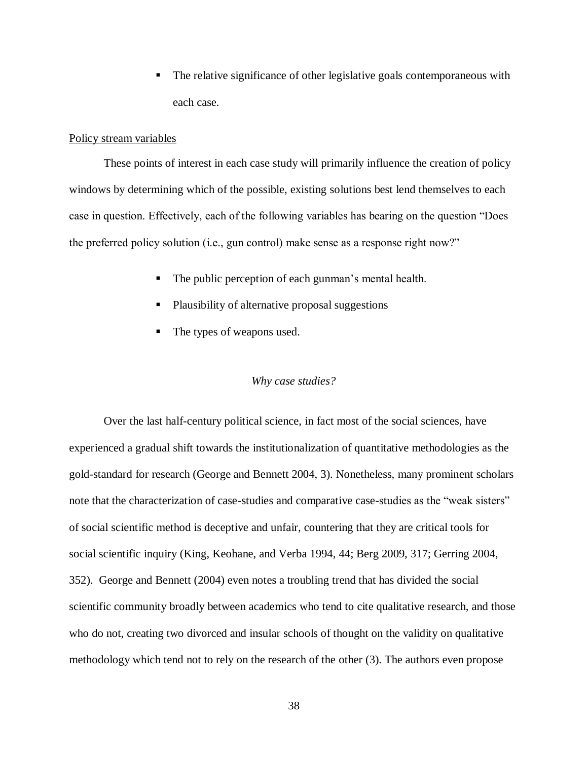- The relative significance of other legislative goals contemporaneous with each case.

Policy stream variables

These points of interest in each case study will primarily influence the creation of policy windows by determining which of the possible, existing solutions best lend themselves to each case in question. Effectively, each of the following variables has bearing on the question "Does the preferred policy solution (i.e., gun control) make sense as a response right now?"

- The public perception of each gunman's mental health.
- Plausibility of alternative proposal suggestions
- The types of weapons used.

### *Why case studies?*

Over the last half-century political science, in fact most of the social sciences, have experienced a gradual shift towards the institutionalization of quantitative methodologies as the gold-standard for research (George and Bennett 2004, 3). Nonetheless, many prominent scholars note that the characterization of case-studies and comparative case-studies as the "weak sisters" of social scientific method is deceptive and unfair, countering that they are critical tools for social scientific inquiry (King, Keohane, and Verba 1994, 44; Berg 2009, 317; Gerring 2004, 352). George and Bennett (2004) even notes a troubling trend that has divided the social scientific community broadly between academics who tend to cite qualitative research, and those who do not, creating two divorced and insular schools of thought on the validity on qualitative methodology which tend not to rely on the research of the other (3). The authors even propose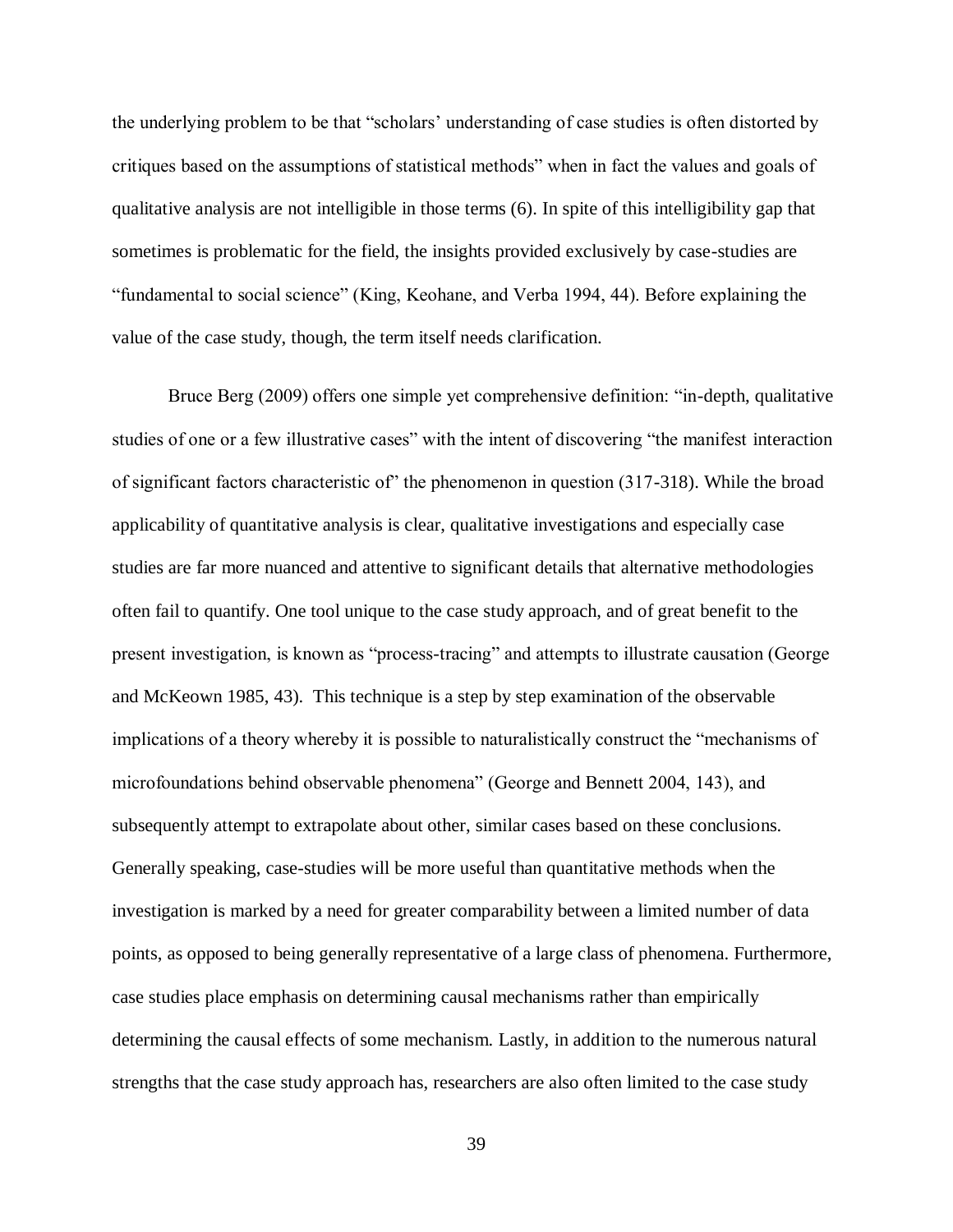the underlying problem to be that "scholars' understanding of case studies is often distorted by critiques based on the assumptions of statistical methods" when in fact the values and goals of qualitative analysis are not intelligible in those terms (6). In spite of this intelligibility gap that sometimes is problematic for the field, the insights provided exclusively by case-studies are "fundamental to social science" (King, Keohane, and Verba 1994, 44). Before explaining the value of the case study, though, the term itself needs clarification.

Bruce Berg (2009) offers one simple yet comprehensive definition: "in-depth, qualitative studies of one or a few illustrative cases" with the intent of discovering "the manifest interaction of significant factors characteristic of" the phenomenon in question (317-318). While the broad applicability of quantitative analysis is clear, qualitative investigations and especially case studies are far more nuanced and attentive to significant details that alternative methodologies often fail to quantify. One tool unique to the case study approach, and of great benefit to the present investigation, is known as "process-tracing" and attempts to illustrate causation (George and McKeown 1985, 43). This technique is a step by step examination of the observable implications of a theory whereby it is possible to naturalistically construct the "mechanisms of microfoundations behind observable phenomena" (George and Bennett 2004, 143), and subsequently attempt to extrapolate about other, similar cases based on these conclusions. Generally speaking, case-studies will be more useful than quantitative methods when the investigation is marked by a need for greater comparability between a limited number of data points, as opposed to being generally representative of a large class of phenomena. Furthermore, case studies place emphasis on determining causal mechanisms rather than empirically determining the causal effects of some mechanism. Lastly, in addition to the numerous natural strengths that the case study approach has, researchers are also often limited to the case study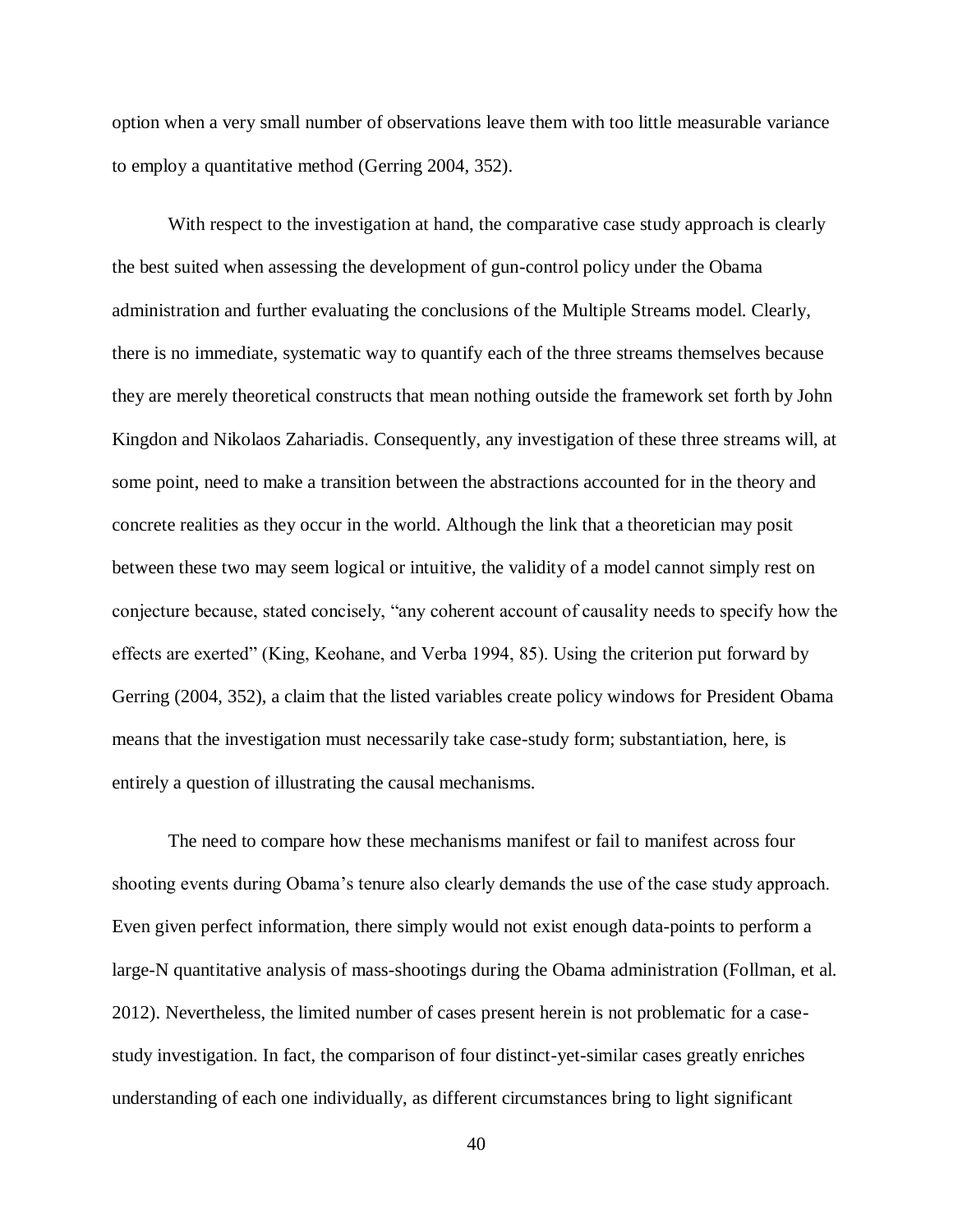option when a very small number of observations leave them with too little measurable variance to employ a quantitative method (Gerring 2004, 352).

With respect to the investigation at hand, the comparative case study approach is clearly the best suited when assessing the development of gun-control policy under the Obama administration and further evaluating the conclusions of the Multiple Streams model. Clearly, there is no immediate, systematic way to quantify each of the three streams themselves because they are merely theoretical constructs that mean nothing outside the framework set forth by John Kingdon and Nikolaos Zahariadis. Consequently, any investigation of these three streams will, at some point, need to make a transition between the abstractions accounted for in the theory and concrete realities as they occur in the world. Although the link that a theoretician may posit between these two may seem logical or intuitive, the validity of a model cannot simply rest on conjecture because, stated concisely, "any coherent account of causality needs to specify how the effects are exerted" (King, Keohane, and Verba 1994, 85). Using the criterion put forward by Gerring (2004, 352), a claim that the listed variables create policy windows for President Obama means that the investigation must necessarily take case-study form; substantiation, here, is entirely a question of illustrating the causal mechanisms.

The need to compare how these mechanisms manifest or fail to manifest across four shooting events during Obama's tenure also clearly demands the use of the case study approach. Even given perfect information, there simply would not exist enough data-points to perform a large-N quantitative analysis of mass-shootings during the Obama administration (Follman, et al. 2012). Nevertheless, the limited number of cases present herein is not problematic for a case-study investigation. In fact, the comparison of four distinct-yet-similar cases greatly enriches understanding of each one individually, as different circumstances bring to light significant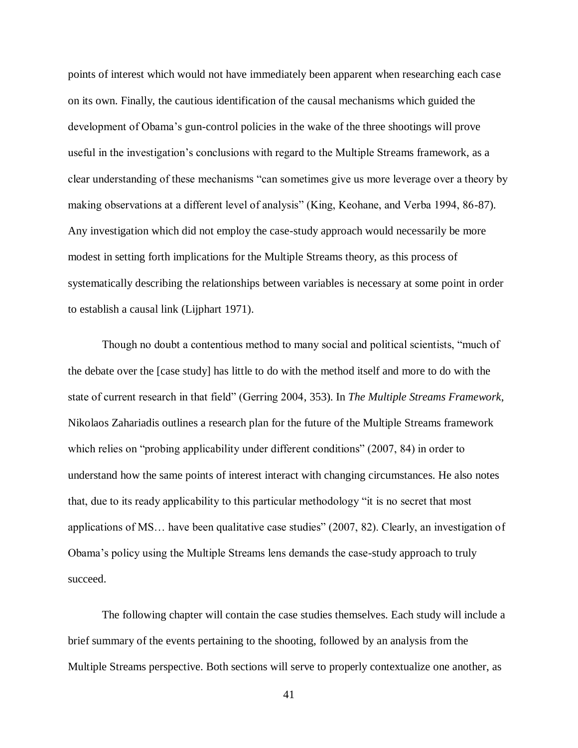points of interest which would not have immediately been apparent when researching each case on its own. Finally, the cautious identification of the causal mechanisms which guided the development of Obama's gun-control policies in the wake of the three shootings will prove useful in the investigation's conclusions with regard to the Multiple Streams framework, as a clear understanding of these mechanisms "can sometimes give us more leverage over a theory by making observations at a different level of analysis" (King, Keohane, and Verba 1994, 86-87). Any investigation which did not employ the case-study approach would necessarily be more modest in setting forth implications for the Multiple Streams theory, as this process of systematically describing the relationships between variables is necessary at some point in order to establish a causal link (Lijphart 1971).

Though no doubt a contentious method to many social and political scientists, "much of the debate over the [case study] has little to do with the method itself and more to do with the state of current research in that field" (Gerring 2004, 353). In *The Multiple Streams Framework*, Nikolaos Zahariadis outlines a research plan for the future of the Multiple Streams framework which relies on "probing applicability under different conditions" (2007, 84) in order to understand how the same points of interest interact with changing circumstances. He also notes that, due to its ready applicability to this particular methodology "it is no secret that most applications of MS… have been qualitative case studies" (2007, 82). Clearly, an investigation of Obama's policy using the Multiple Streams lens demands the case-study approach to truly succeed.

The following chapter will contain the case studies themselves. Each study will include a brief summary of the events pertaining to the shooting, followed by an analysis from the Multiple Streams perspective. Both sections will serve to properly contextualize one another, as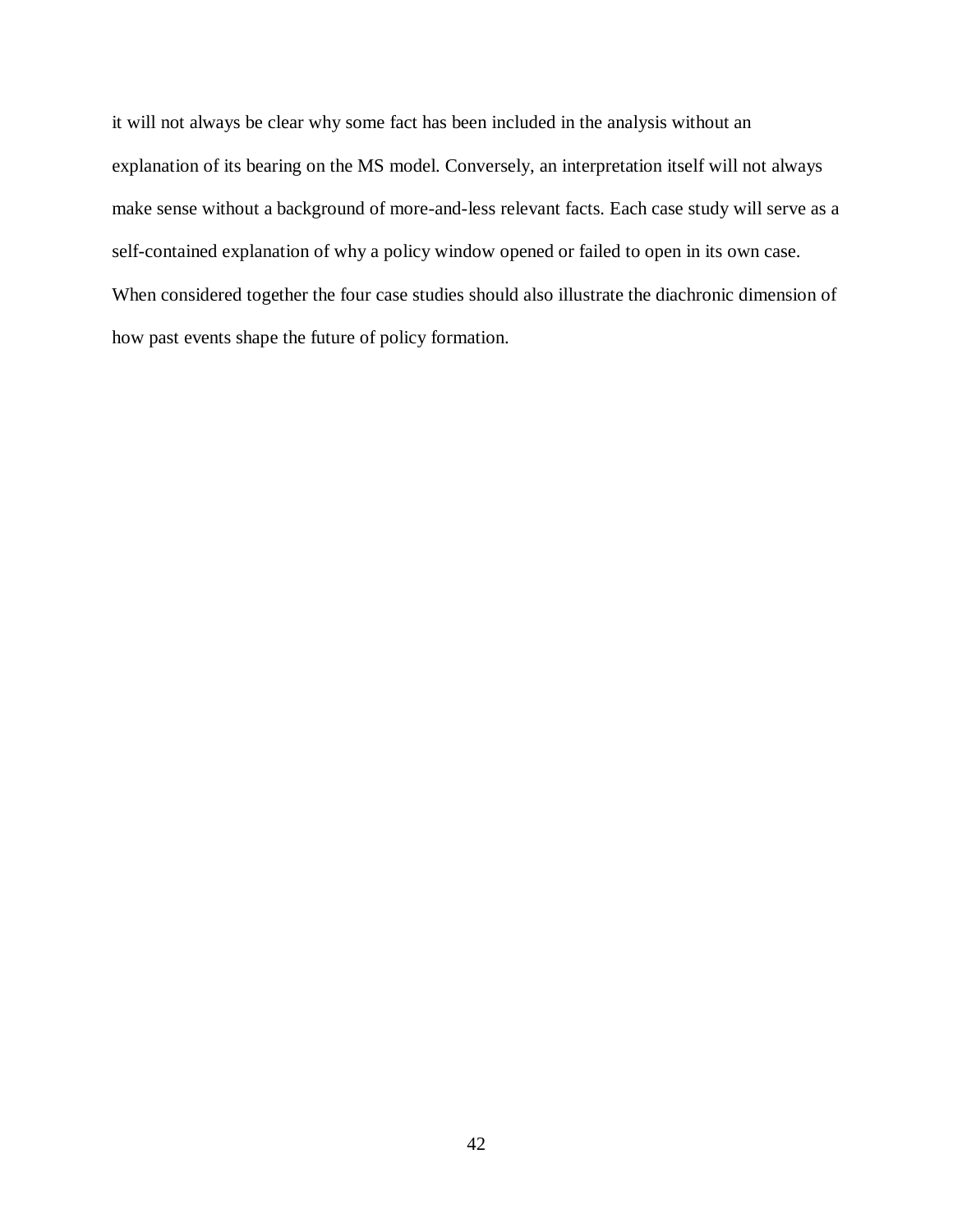it will not always be clear why some fact has been included in the analysis without an explanation of its bearing on the MS model. Conversely, an interpretation itself will not always make sense without a background of more-and-less relevant facts. Each case study will serve as a self-contained explanation of why a policy window opened or failed to open in its own case. When considered together the four case studies should also illustrate the diachronic dimension of how past events shape the future of policy formation.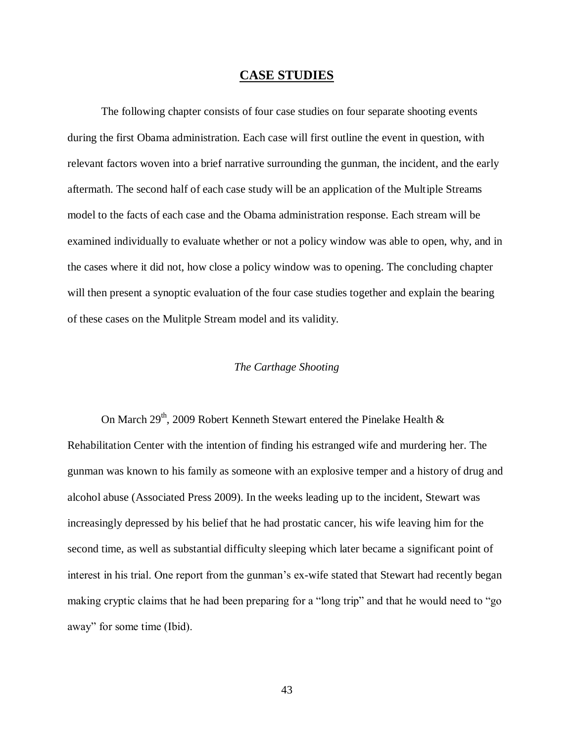# CASE STUDIES

The following chapter consists of four case studies on four separate shooting events during the first Obama administration. Each case will first outline the event in question, with relevant factors woven into a brief narrative surrounding the gunman, the incident, and the early aftermath. The second half of each case study will be an application of the Multiple Streams model to the facts of each case and the Obama administration response. Each stream will be examined individually to evaluate whether or not a policy window was able to open, why, and in the cases where it did not, how close a policy window was to opening. The concluding chapter will then present a synoptic evaluation of the four case studies together and explain the bearing of these cases on the Mulitple Stream model and its validity.

## *The Carthage Shooting*

On March 29th, 2009 Robert Kenneth Stewart entered the Pinelake Health & Rehabilitation Center with the intention of finding his estranged wife and murdering her. The gunman was known to his family as someone with an explosive temper and a history of drug and alcohol abuse (Associated Press 2009). In the weeks leading up to the incident, Stewart was increasingly depressed by his belief that he had prostatic cancer, his wife leaving him for the second time, as well as substantial difficulty sleeping which later became a significant point of interest in his trial. One report from the gunman's ex-wife stated that Stewart had recently began making cryptic claims that he had been preparing for a "long trip" and that he would need to "go away" for some time (Ibid).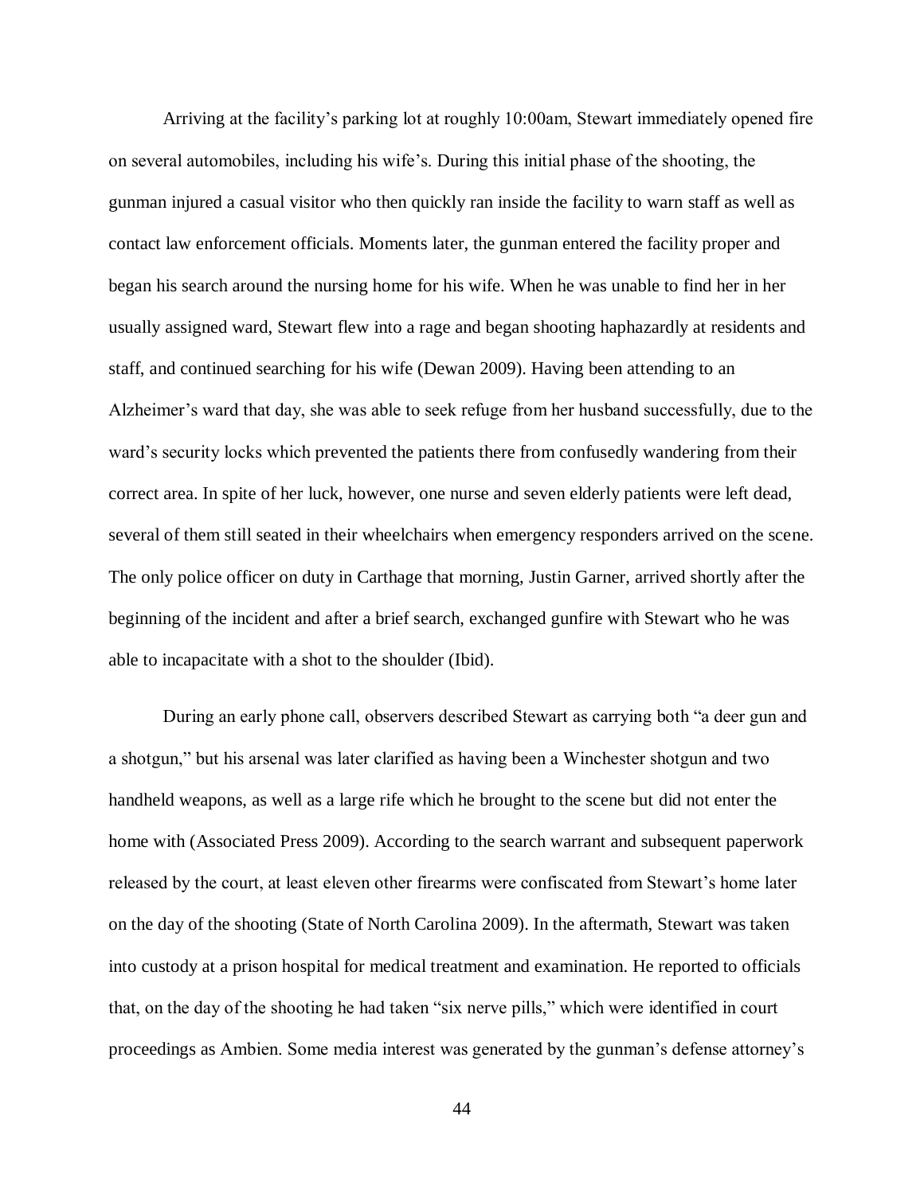Arriving at the facility's parking lot at roughly 10:00am, Stewart immediately opened fire on several automobiles, including his wife's. During this initial phase of the shooting, the gunman injured a casual visitor who then quickly ran inside the facility to warn staff as well as contact law enforcement officials. Moments later, the gunman entered the facility proper and began his search around the nursing home for his wife. When he was unable to find her in her usually assigned ward, Stewart flew into a rage and began shooting haphazardly at residents and staff, and continued searching for his wife (Dewan 2009). Having been attending to an Alzheimer's ward that day, she was able to seek refuge from her husband successfully, due to the ward's security locks which prevented the patients there from confusedly wandering from their correct area. In spite of her luck, however, one nurse and seven elderly patients were left dead, several of them still seated in their wheelchairs when emergency responders arrived on the scene. The only police officer on duty in Carthage that morning, Justin Garner, arrived shortly after the beginning of the incident and after a brief search, exchanged gunfire with Stewart who he was able to incapacitate with a shot to the shoulder (Ibid).

During an early phone call, observers described Stewart as carrying both "a deer gun and a shotgun," but his arsenal was later clarified as having been a Winchester shotgun and two handheld weapons, as well as a large rife which he brought to the scene but did not enter the home with (Associated Press 2009). According to the search warrant and subsequent paperwork released by the court, at least eleven other firearms were confiscated from Stewart's home later on the day of the shooting (State of North Carolina 2009). In the aftermath, Stewart was taken into custody at a prison hospital for medical treatment and examination. He reported to officials that, on the day of the shooting he had taken "six nerve pills," which were identified in court proceedings as Ambien. Some media interest was generated by the gunman's defense attorney's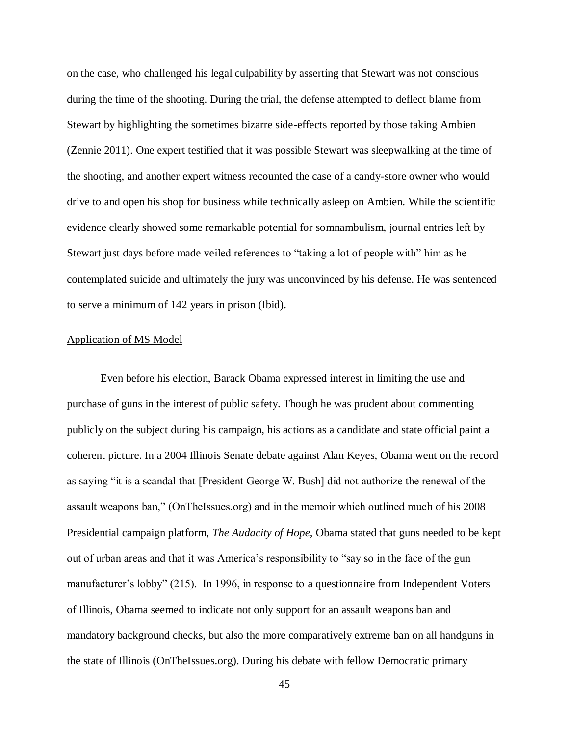on the case, who challenged his legal culpability by asserting that Stewart was not conscious during the time of the shooting. During the trial, the defense attempted to deflect blame from Stewart by highlighting the sometimes bizarre side-effects reported by those taking Ambien (Zennie 2011). One expert testified that it was possible Stewart was sleepwalking at the time of the shooting, and another expert witness recounted the case of a candy-store owner who would drive to and open his shop for business while technically asleep on Ambien. While the scientific evidence clearly showed some remarkable potential for somnambulism, journal entries left by Stewart just days before made veiled references to "taking a lot of people with" him as he contemplated suicide and ultimately the jury was unconvinced by his defense. He was sentenced to serve a minimum of 142 years in prison (Ibid).

Application of MS Model

Even before his election, Barack Obama expressed interest in limiting the use and purchase of guns in the interest of public safety. Though he was prudent about commenting publicly on the subject during his campaign, his actions as a candidate and state official paint a coherent picture. In a 2004 Illinois Senate debate against Alan Keyes, Obama went on the record as saying "it is a scandal that [President George W. Bush] did not authorize the renewal of the assault weapons ban," (OnTheIssues.org) and in the memoir which outlined much of his 2008 Presidential campaign platform, *The Audacity of Hope,* Obama stated that guns needed to be kept out of urban areas and that it was America's responsibility to "say so in the face of the gun manufacturer's lobby" (215). In 1996, in response to a questionnaire from Independent Voters of Illinois, Obama seemed to indicate not only support for an assault weapons ban and mandatory background checks, but also the more comparatively extreme ban on all handguns in the state of Illinois (OnTheIssues.org). During his debate with fellow Democratic primary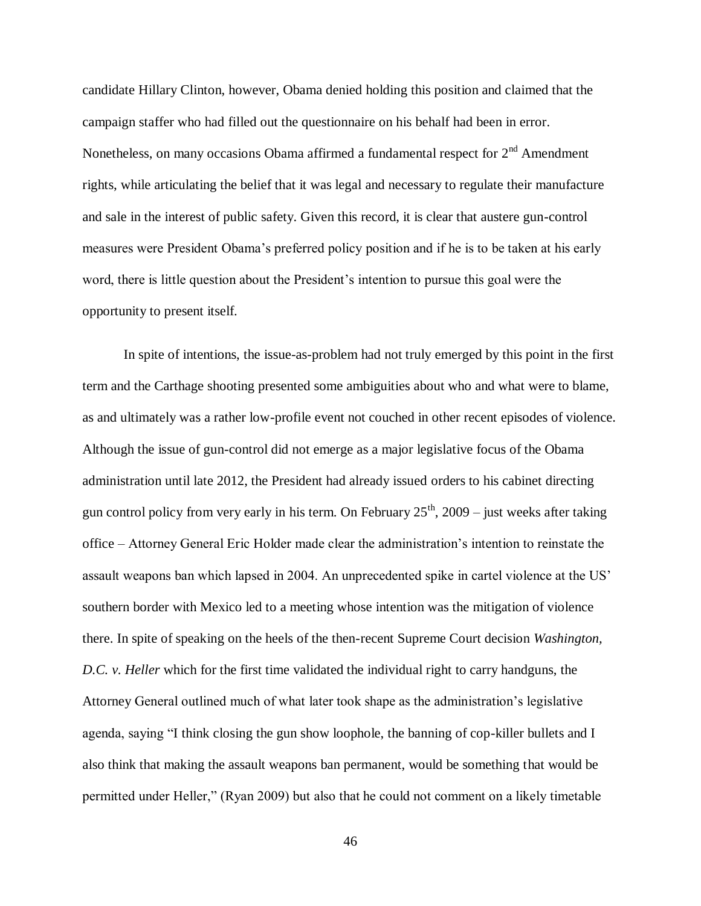candidate Hillary Clinton, however, Obama denied holding this position and claimed that the campaign staffer who had filled out the questionnaire on his behalf had been in error. Nonetheless, on many occasions Obama affirmed a fundamental respect for 2nd Amendment rights, while articulating the belief that it was legal and necessary to regulate their manufacture and sale in the interest of public safety. Given this record, it is clear that austere gun-control measures were President Obama's preferred policy position and if he is to be taken at his early word, there is little question about the President's intention to pursue this goal were the opportunity to present itself.

In spite of intentions, the issue-as-problem had not truly emerged by this point in the first term and the Carthage shooting presented some ambiguities about who and what were to blame, as and ultimately was a rather low-profile event not couched in other recent episodes of violence. Although the issue of gun-control did not emerge as a major legislative focus of the Obama administration until late 2012, the President had already issued orders to his cabinet directing gun control policy from very early in his term. On February 25th, 2009 – just weeks after taking office – Attorney General Eric Holder made clear the administration's intention to reinstate the assault weapons ban which lapsed in 2004. An unprecedented spike in cartel violence at the US' southern border with Mexico led to a meeting whose intention was the mitigation of violence there. In spite of speaking on the heels of the then-recent Supreme Court decision *Washington, D.C. v. Heller* which for the first time validated the individual right to carry handguns, the Attorney General outlined much of what later took shape as the administration's legislative agenda, saying "I think closing the gun show loophole, the banning of cop-killer bullets and I also think that making the assault weapons ban permanent, would be something that would be permitted under Heller," (Ryan 2009) but also that he could not comment on a likely timetable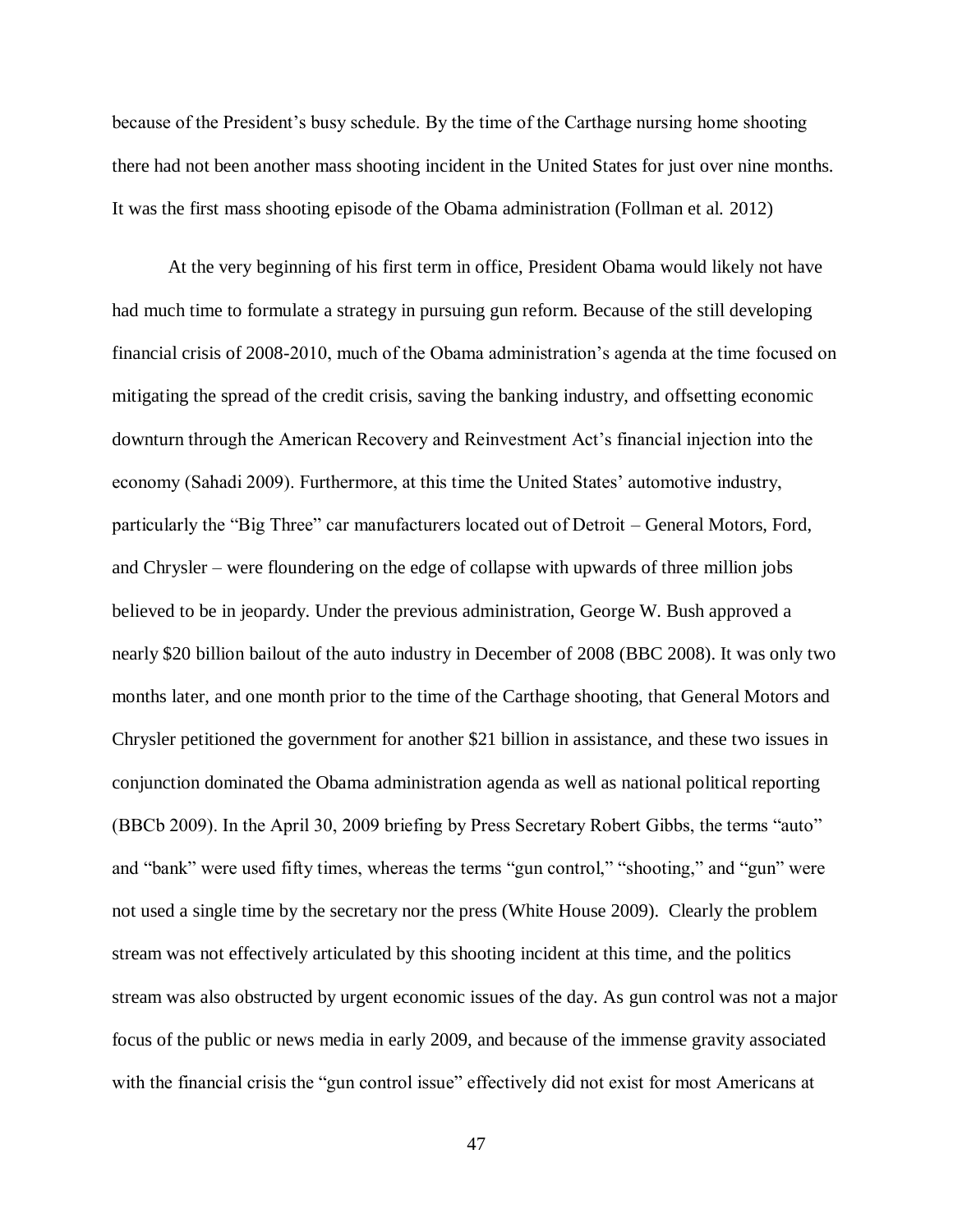because of the President's busy schedule. By the time of the Carthage nursing home shooting there had not been another mass shooting incident in the United States for just over nine months. It was the first mass shooting episode of the Obama administration (Follman et al. 2012)

At the very beginning of his first term in office, President Obama would likely not have had much time to formulate a strategy in pursuing gun reform. Because of the still developing financial crisis of 2008-2010, much of the Obama administration's agenda at the time focused on mitigating the spread of the credit crisis, saving the banking industry, and offsetting economic downturn through the American Recovery and Reinvestment Act's financial injection into the economy (Sahadi 2009). Furthermore, at this time the United States' automotive industry, particularly the "Big Three" car manufacturers located out of Detroit – General Motors, Ford, and Chrysler – were floundering on the edge of collapse with upwards of three million jobs believed to be in jeopardy. Under the previous administration, George W. Bush approved a nearly $20 billion bailout of the auto industry in December of 2008 (BBC 2008). It was only two months later, and one month prior to the time of the Carthage shooting, that General Motors and Chrysler petitioned the government for another $21 billion in assistance, and these two issues in conjunction dominated the Obama administration agenda as well as national political reporting (BBCb 2009). In the April 30, 2009 briefing by Press Secretary Robert Gibbs, the terms "auto" and "bank" were used fifty times, whereas the terms "gun control," "shooting," and "gun" were not used a single time by the secretary nor the press (White House 2009). Clearly the problem stream was not effectively articulated by this shooting incident at this time, and the politics stream was also obstructed by urgent economic issues of the day. As gun control was not a major focus of the public or news media in early 2009, and because of the immense gravity associated with the financial crisis the "gun control issue" effectively did not exist for most Americans at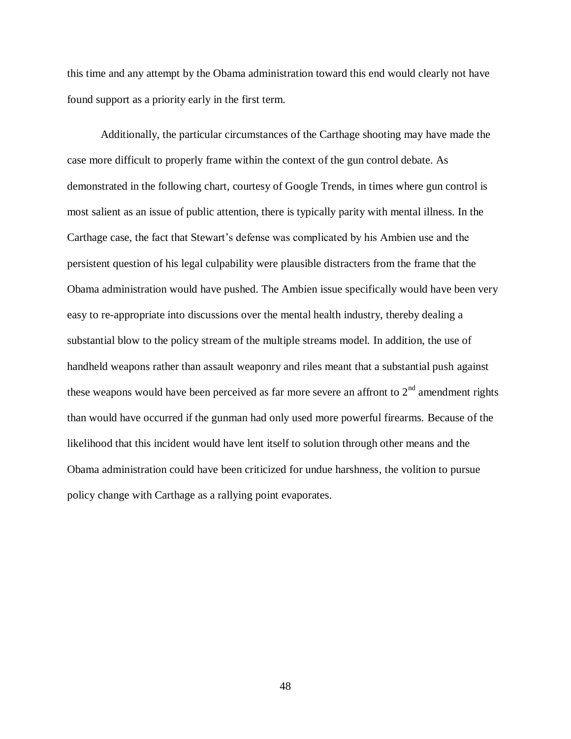this time and any attempt by the Obama administration toward this end would clearly not have found support as a priority early in the first term.

Additionally, the particular circumstances of the Carthage shooting may have made the case more difficult to properly frame within the context of the gun control debate. As demonstrated in the following chart, courtesy of Google Trends, in times where gun control is most salient as an issue of public attention, there is typically parity with mental illness. In the Carthage case, the fact that Stewart's defense was complicated by his Ambien use and the persistent question of his legal culpability were plausible distracters from the frame that the Obama administration would have pushed. The Ambien issue specifically would have been very easy to re-appropriate into discussions over the mental health industry, thereby dealing a substantial blow to the policy stream of the multiple streams model. In addition, the use of handheld weapons rather than assault weaponry and riles meant that a substantial push against these weapons would have been perceived as far more severe an affront to 2nd amendment rights than would have occurred if the gunman had only used more powerful firearms. Because of the likelihood that this incident would have lent itself to solution through other means and the Obama administration could have been criticized for undue harshness, the volition to pursue policy change with Carthage as a rallying point evaporates.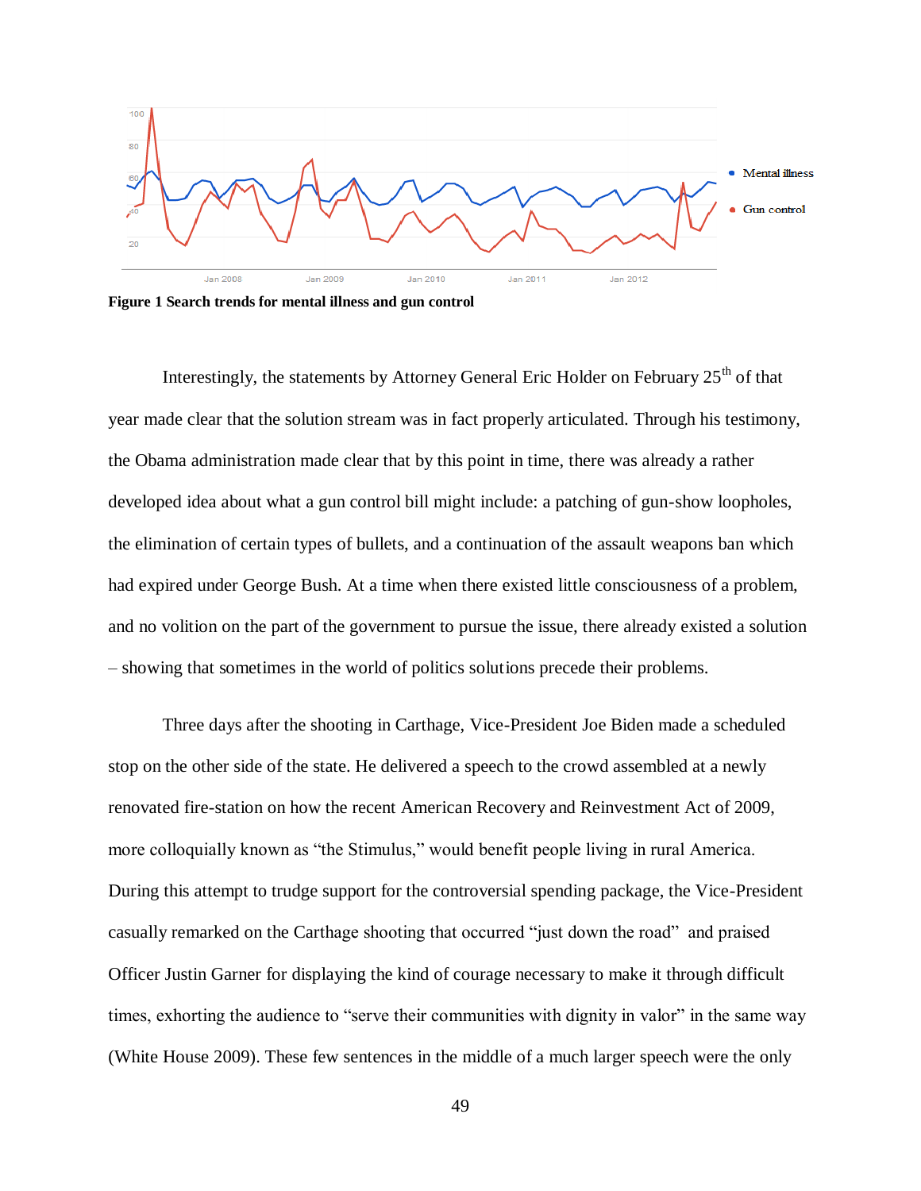**Figure 1 Search trends for mental illness and gun control**

Interestingly, the statements by Attorney General Eric Holder on February 25th of that year made clear that the solution stream was in fact properly articulated. Through his testimony, the Obama administration made clear that by this point in time, there was already a rather developed idea about what a gun control bill might include: a patching of gun-show loopholes, the elimination of certain types of bullets, and a continuation of the assault weapons ban which had expired under George Bush. At a time when there existed little consciousness of a problem, and no volition on the part of the government to pursue the issue, there already existed a solution – showing that sometimes in the world of politics solutions precede their problems.

Three days after the shooting in Carthage, Vice-President Joe Biden made a scheduled stop on the other side of the state. He delivered a speech to the crowd assembled at a newly renovated fire-station on how the recent American Recovery and Reinvestment Act of 2009, more colloquially known as "the Stimulus," would benefit people living in rural America. During this attempt to trudge support for the controversial spending package, the Vice-President casually remarked on the Carthage shooting that occurred "just down the road" and praised Officer Justin Garner for displaying the kind of courage necessary to make it through difficult times, exhorting the audience to "serve their communities with dignity in valor" in the same way (White House 2009). These few sentences in the middle of a much larger speech were the only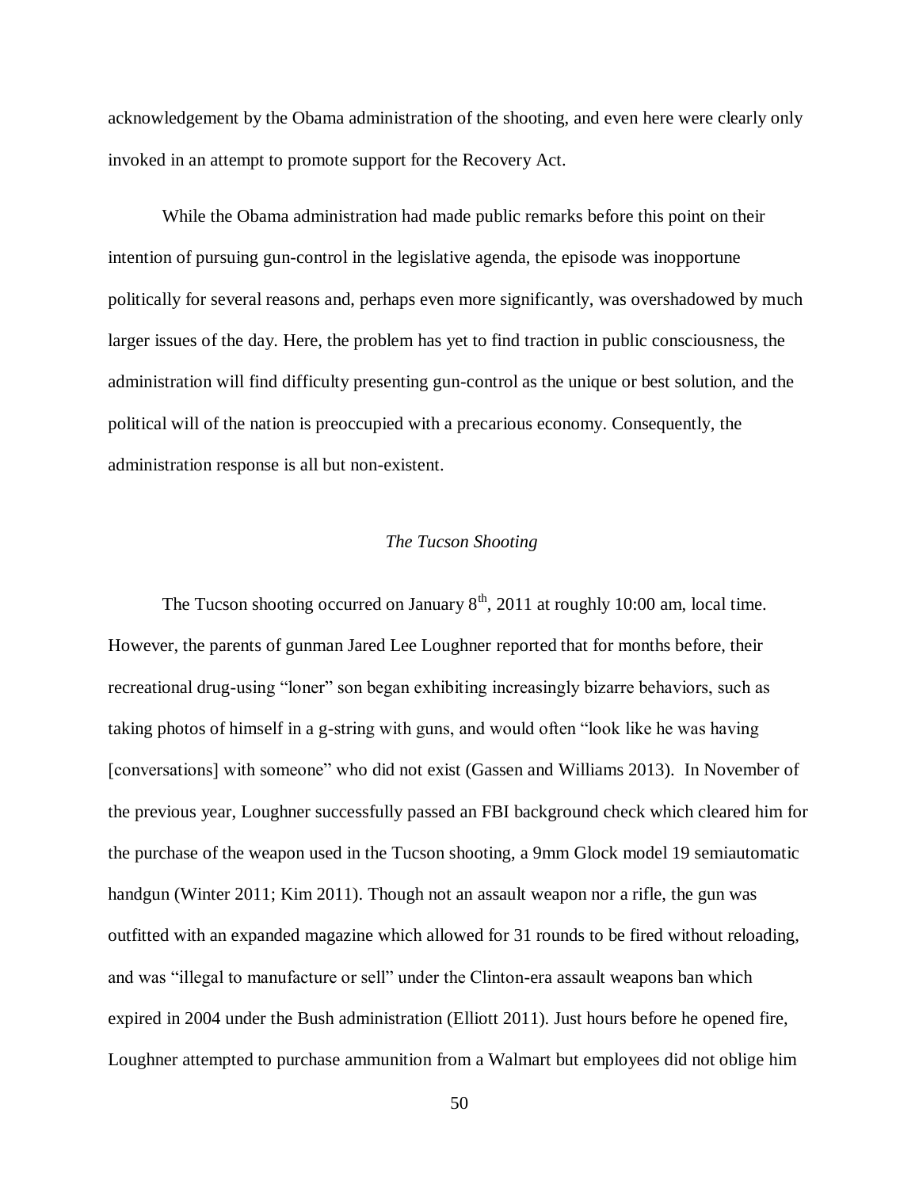acknowledgement by the Obama administration of the shooting, and even here were clearly only invoked in an attempt to promote support for the Recovery Act.

While the Obama administration had made public remarks before this point on their intention of pursuing gun-control in the legislative agenda, the episode was inopportune politically for several reasons and, perhaps even more significantly, was overshadowed by much larger issues of the day. Here, the problem has yet to find traction in public consciousness, the administration will find difficulty presenting gun-control as the unique or best solution, and the political will of the nation is preoccupied with a precarious economy. Consequently, the administration response is all but non-existent.

### *The Tucson Shooting*

The Tucson shooting occurred on January 8th, 2011 at roughly 10:00 am, local time. However, the parents of gunman Jared Lee Loughner reported that for months before, their recreational drug-using "loner" son began exhibiting increasingly bizarre behaviors, such as taking photos of himself in a g-string with guns, and would often "look like he was having [conversations] with someone" who did not exist (Gassen and Williams 2013). In November of the previous year, Loughner successfully passed an FBI background check which cleared him for the purchase of the weapon used in the Tucson shooting, a 9mm Glock model 19 semiautomatic handgun (Winter 2011; Kim 2011). Though not an assault weapon nor a rifle, the gun was outfitted with an expanded magazine which allowed for 31 rounds to be fired without reloading, and was "illegal to manufacture or sell" under the Clinton-era assault weapons ban which expired in 2004 under the Bush administration (Elliott 2011). Just hours before he opened fire, Loughner attempted to purchase ammunition from a Walmart but employees did not oblige him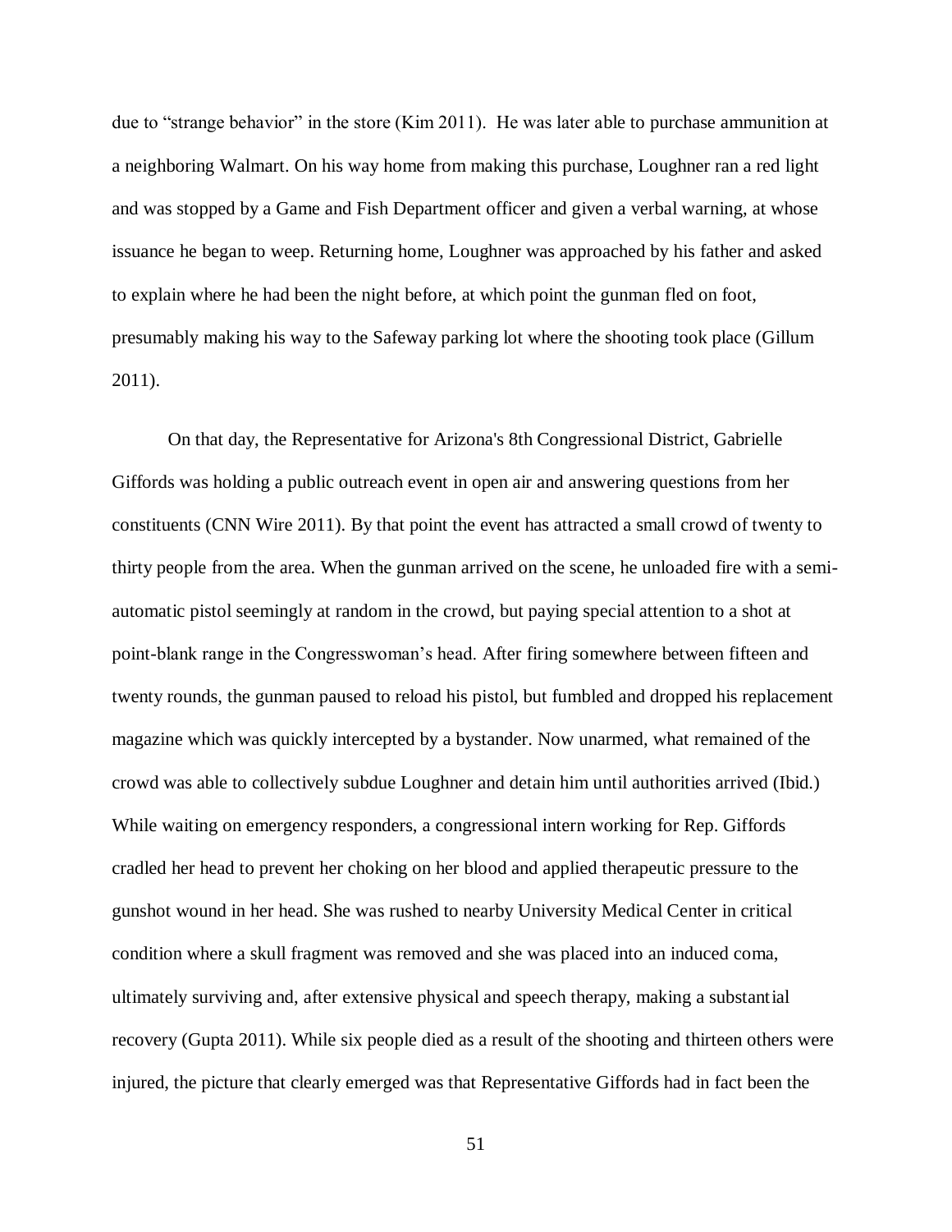due to "strange behavior" in the store (Kim 2011). He was later able to purchase ammunition at a neighboring Walmart. On his way home from making this purchase, Loughner ran a red light and was stopped by a Game and Fish Department officer and given a verbal warning, at whose issuance he began to weep. Returning home, Loughner was approached by his father and asked to explain where he had been the night before, at which point the gunman fled on foot, presumably making his way to the Safeway parking lot where the shooting took place (Gillum 2011).

On that day, the Representative for Arizona's 8th Congressional District, Gabrielle Giffords was holding a public outreach event in open air and answering questions from her constituents (CNN Wire 2011). By that point the event has attracted a small crowd of twenty to thirty people from the area. When the gunman arrived on the scene, he unloaded fire with a semi-automatic pistol seemingly at random in the crowd, but paying special attention to a shot at point-blank range in the Congresswoman's head. After firing somewhere between fifteen and twenty rounds, the gunman paused to reload his pistol, but fumbled and dropped his replacement magazine which was quickly intercepted by a bystander. Now unarmed, what remained of the crowd was able to collectively subdue Loughner and detain him until authorities arrived (Ibid.) While waiting on emergency responders, a congressional intern working for Rep. Giffords cradled her head to prevent her choking on her blood and applied therapeutic pressure to the gunshot wound in her head. She was rushed to nearby University Medical Center in critical condition where a skull fragment was removed and she was placed into an induced coma, ultimately surviving and, after extensive physical and speech therapy, making a substantial recovery (Gupta 2011). While six people died as a result of the shooting and thirteen others were injured, the picture that clearly emerged was that Representative Giffords had in fact been the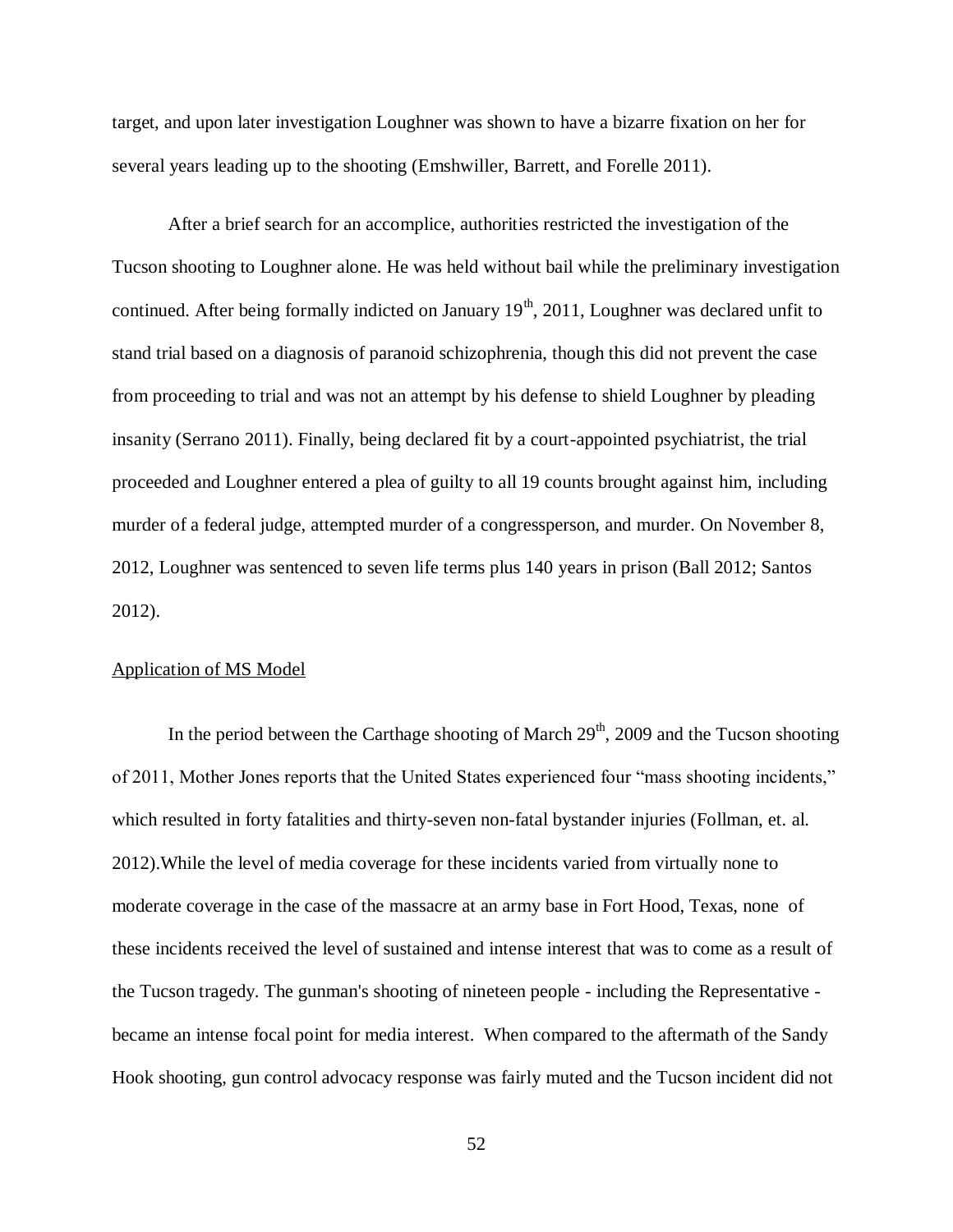target, and upon later investigation Loughner was shown to have a bizarre fixation on her for several years leading up to the shooting (Emshwiller, Barrett, and Forelle 2011).

After a brief search for an accomplice, authorities restricted the investigation of the Tucson shooting to Loughner alone. He was held without bail while the preliminary investigation continued. After being formally indicted on January 19th, 2011, Loughner was declared unfit to stand trial based on a diagnosis of paranoid schizophrenia, though this did not prevent the case from proceeding to trial and was not an attempt by his defense to shield Loughner by pleading insanity (Serrano 2011). Finally, being declared fit by a court-appointed psychiatrist, the trial proceeded and Loughner entered a plea of guilty to all 19 counts brought against him, including murder of a federal judge, attempted murder of a congressperson, and murder. On November 8, 2012, Loughner was sentenced to seven life terms plus 140 years in prison (Ball 2012; Santos 2012).

<u>Application of MS Model</u>

In the period between the Carthage shooting of March 29th, 2009 and the Tucson shooting of 2011, Mother Jones reports that the United States experienced four "mass shooting incidents," which resulted in forty fatalities and thirty-seven non-fatal bystander injuries (Follman, et. al. 2012).While the level of media coverage for these incidents varied from virtually none to moderate coverage in the case of the massacre at an army base in Fort Hood, Texas, none of these incidents received the level of sustained and intense interest that was to come as a result of the Tucson tragedy. The gunman's shooting of nineteen people - including the Representative - became an intense focal point for media interest. When compared to the aftermath of the Sandy Hook shooting, gun control advocacy response was fairly muted and the Tucson incident did not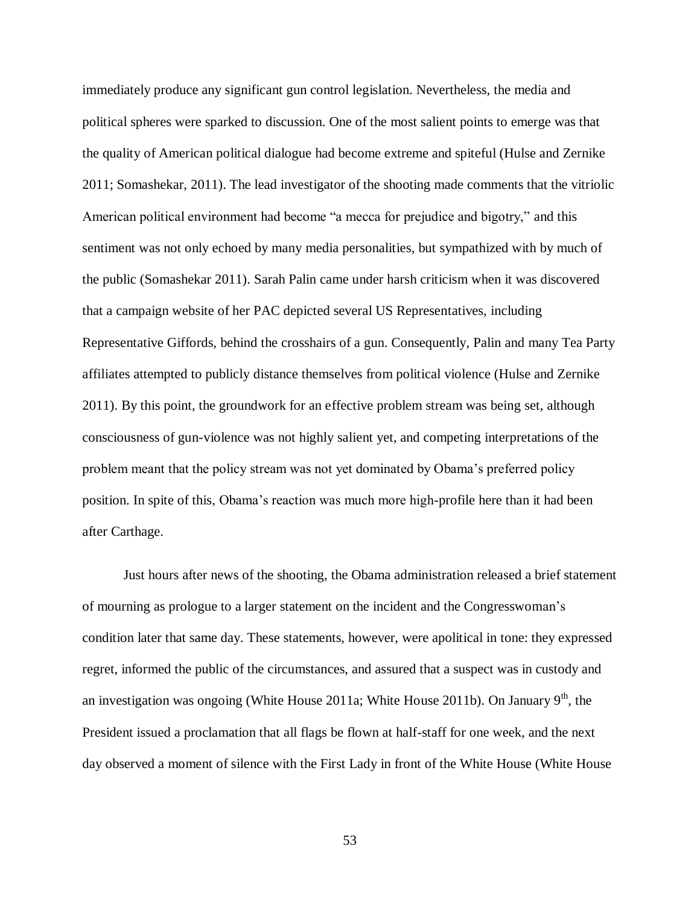immediately produce any significant gun control legislation. Nevertheless, the media and political spheres were sparked to discussion. One of the most salient points to emerge was that the quality of American political dialogue had become extreme and spiteful (Hulse and Zernike 2011; Somashekar, 2011). The lead investigator of the shooting made comments that the vitriolic American political environment had become "a mecca for prejudice and bigotry," and this sentiment was not only echoed by many media personalities, but sympathized with by much of the public (Somashekar 2011). Sarah Palin came under harsh criticism when it was discovered that a campaign website of her PAC depicted several US Representatives, including Representative Giffords, behind the crosshairs of a gun. Consequently, Palin and many Tea Party affiliates attempted to publicly distance themselves from political violence (Hulse and Zernike 2011). By this point, the groundwork for an effective problem stream was being set, although consciousness of gun-violence was not highly salient yet, and competing interpretations of the problem meant that the policy stream was not yet dominated by Obama's preferred policy position. In spite of this, Obama's reaction was much more high-profile here than it had been after Carthage.

Just hours after news of the shooting, the Obama administration released a brief statement of mourning as prologue to a larger statement on the incident and the Congresswoman's condition later that same day. These statements, however, were apolitical in tone: they expressed regret, informed the public of the circumstances, and assured that a suspect was in custody and an investigation was ongoing (White House 2011a; White House 2011b). On January 9th, the President issued a proclamation that all flags be flown at half-staff for one week, and the next day observed a moment of silence with the First Lady in front of the White House (White House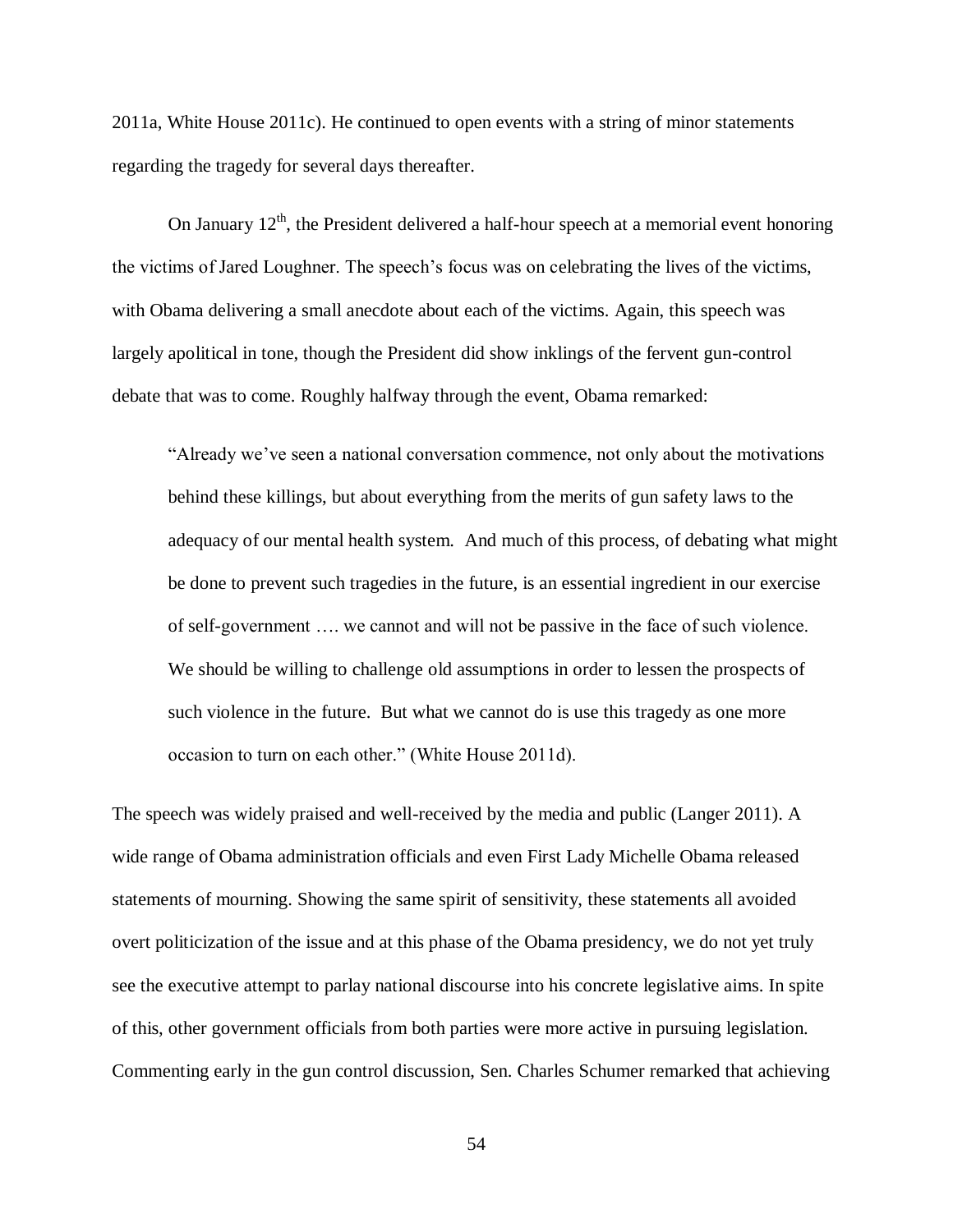2011a, White House 2011c). He continued to open events with a string of minor statements regarding the tragedy for several days thereafter.

On January 12th, the President delivered a half-hour speech at a memorial event honoring the victims of Jared Loughner. The speech's focus was on celebrating the lives of the victims, with Obama delivering a small anecdote about each of the victims. Again, this speech was largely apolitical in tone, though the President did show inklings of the fervent gun-control debate that was to come. Roughly halfway through the event, Obama remarked:

> "Already we've seen a national conversation commence, not only about the motivations behind these killings, but about everything from the merits of gun safety laws to the adequacy of our mental health system. And much of this process, of debating what might be done to prevent such tragedies in the future, is an essential ingredient in our exercise of self-government …. we cannot and will not be passive in the face of such violence. We should be willing to challenge old assumptions in order to lessen the prospects of such violence in the future. But what we cannot do is use this tragedy as one more occasion to turn on each other." (White House 2011d).

The speech was widely praised and well-received by the media and public (Langer 2011). A wide range of Obama administration officials and even First Lady Michelle Obama released statements of mourning. Showing the same spirit of sensitivity, these statements all avoided overt politicization of the issue and at this phase of the Obama presidency, we do not yet truly see the executive attempt to parlay national discourse into his concrete legislative aims. In spite of this, other government officials from both parties were more active in pursuing legislation. Commenting early in the gun control discussion, Sen. Charles Schumer remarked that achieving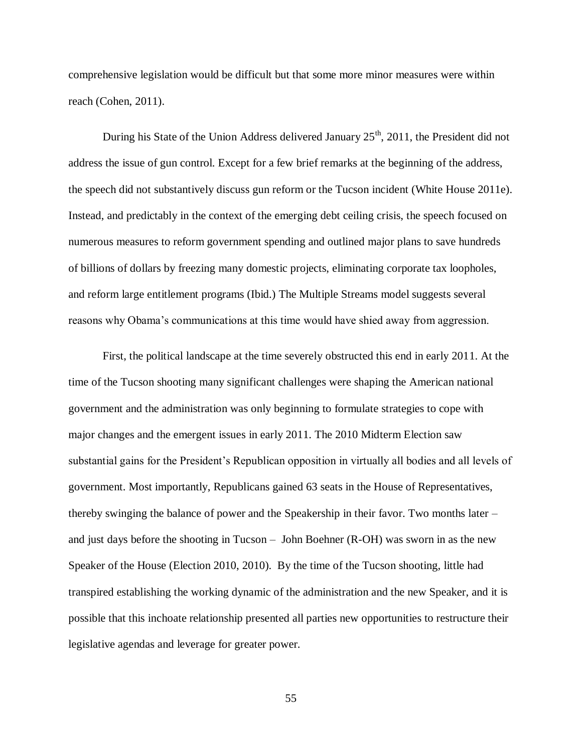comprehensive legislation would be difficult but that some more minor measures were within reach (Cohen, 2011).

During his State of the Union Address delivered January 25th, 2011, the President did not address the issue of gun control. Except for a few brief remarks at the beginning of the address, the speech did not substantively discuss gun reform or the Tucson incident (White House 2011e). Instead, and predictably in the context of the emerging debt ceiling crisis, the speech focused on numerous measures to reform government spending and outlined major plans to save hundreds of billions of dollars by freezing many domestic projects, eliminating corporate tax loopholes, and reform large entitlement programs (Ibid.) The Multiple Streams model suggests several reasons why Obama's communications at this time would have shied away from aggression.

First, the political landscape at the time severely obstructed this end in early 2011. At the time of the Tucson shooting many significant challenges were shaping the American national government and the administration was only beginning to formulate strategies to cope with major changes and the emergent issues in early 2011. The 2010 Midterm Election saw substantial gains for the President's Republican opposition in virtually all bodies and all levels of government. Most importantly, Republicans gained 63 seats in the House of Representatives, thereby swinging the balance of power and the Speakership in their favor. Two months later – and just days before the shooting in Tucson – John Boehner (R-OH) was sworn in as the new Speaker of the House (Election 2010, 2010). By the time of the Tucson shooting, little had transpired establishing the working dynamic of the administration and the new Speaker, and it is possible that this inchoate relationship presented all parties new opportunities to restructure their legislative agendas and leverage for greater power.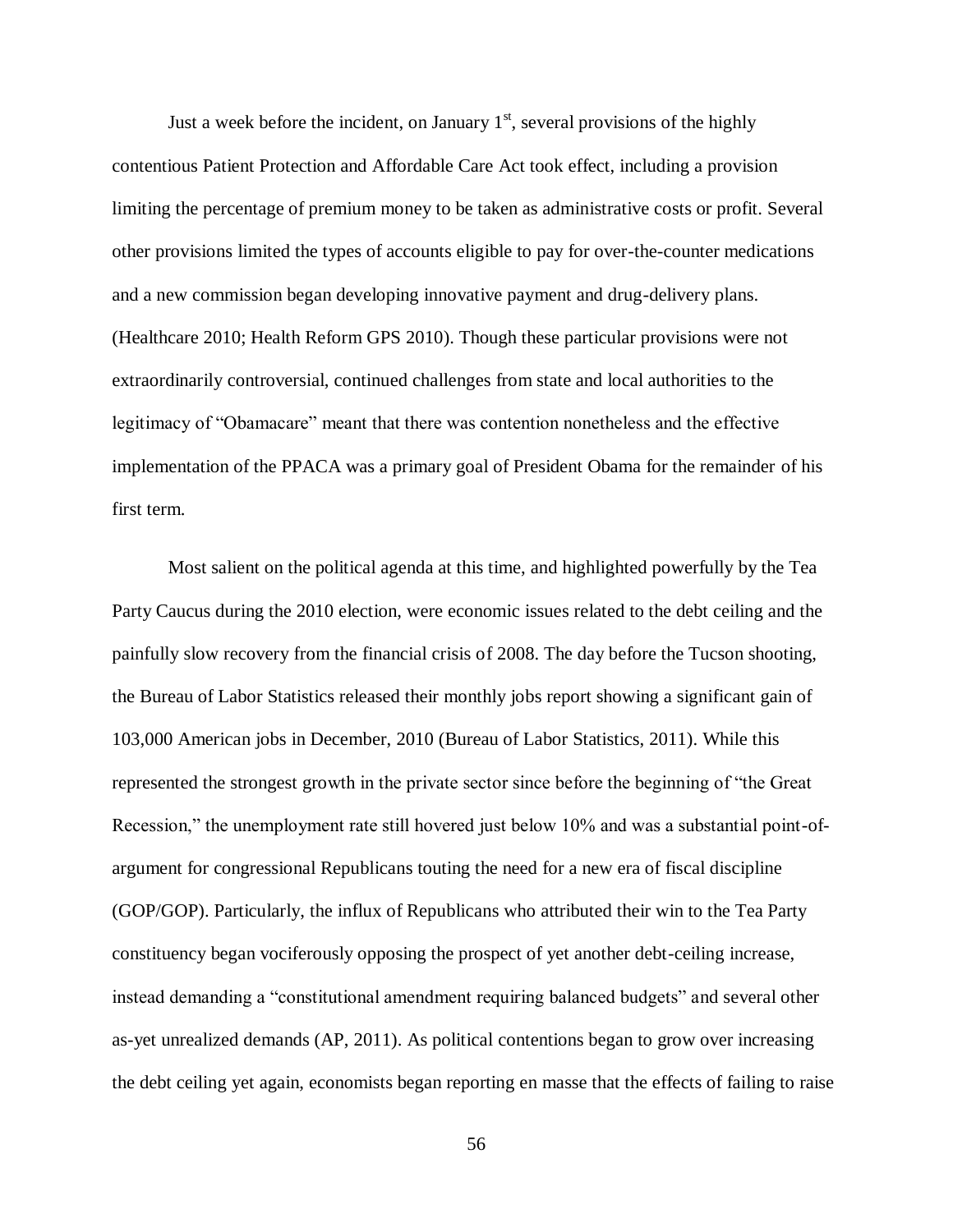Just a week before the incident, on January 1st, several provisions of the highly contentious Patient Protection and Affordable Care Act took effect, including a provision limiting the percentage of premium money to be taken as administrative costs or profit. Several other provisions limited the types of accounts eligible to pay for over-the-counter medications and a new commission began developing innovative payment and drug-delivery plans. (Healthcare 2010; Health Reform GPS 2010). Though these particular provisions were not extraordinarily controversial, continued challenges from state and local authorities to the legitimacy of "Obamacare" meant that there was contention nonetheless and the effective implementation of the PPACA was a primary goal of President Obama for the remainder of his first term.

Most salient on the political agenda at this time, and highlighted powerfully by the Tea Party Caucus during the 2010 election, were economic issues related to the debt ceiling and the painfully slow recovery from the financial crisis of 2008. The day before the Tucson shooting, the Bureau of Labor Statistics released their monthly jobs report showing a significant gain of 103,000 American jobs in December, 2010 (Bureau of Labor Statistics, 2011). While this represented the strongest growth in the private sector since before the beginning of "the Great Recession," the unemployment rate still hovered just below 10% and was a substantial point-of-argument for congressional Republicans touting the need for a new era of fiscal discipline (GOP/GOP). Particularly, the influx of Republicans who attributed their win to the Tea Party constituency began vociferously opposing the prospect of yet another debt-ceiling increase, instead demanding a "constitutional amendment requiring balanced budgets" and several other as-yet unrealized demands (AP, 2011). As political contentions began to grow over increasing the debt ceiling yet again, economists began reporting en masse that the effects of failing to raise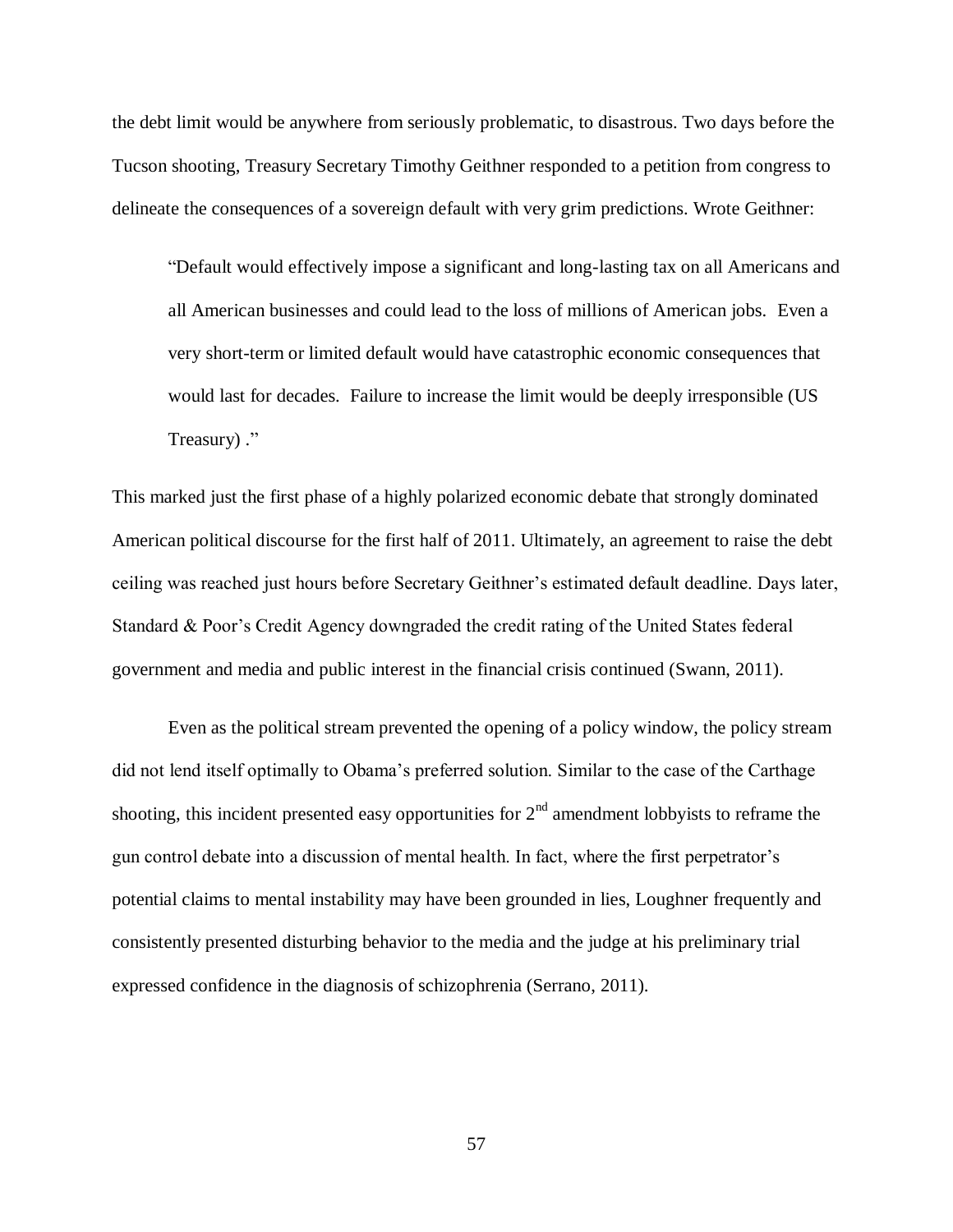the debt limit would be anywhere from seriously problematic, to disastrous. Two days before the Tucson shooting, Treasury Secretary Timothy Geithner responded to a petition from congress to delineate the consequences of a sovereign default with very grim predictions. Wrote Geithner:

> "Default would effectively impose a significant and long-lasting tax on all Americans and all American businesses and could lead to the loss of millions of American jobs. Even a very short-term or limited default would have catastrophic economic consequences that would last for decades. Failure to increase the limit would be deeply irresponsible (US Treasury) ."

This marked just the first phase of a highly polarized economic debate that strongly dominated American political discourse for the first half of 2011. Ultimately, an agreement to raise the debt ceiling was reached just hours before Secretary Geithner's estimated default deadline. Days later, Standard & Poor's Credit Agency downgraded the credit rating of the United States federal government and media and public interest in the financial crisis continued (Swann, 2011).

Even as the political stream prevented the opening of a policy window, the policy stream did not lend itself optimally to Obama's preferred solution. Similar to the case of the Carthage shooting, this incident presented easy opportunities for 2nd amendment lobbyists to reframe the gun control debate into a discussion of mental health. In fact, where the first perpetrator's potential claims to mental instability may have been grounded in lies, Loughner frequently and consistently presented disturbing behavior to the media and the judge at his preliminary trial expressed confidence in the diagnosis of schizophrenia (Serrano, 2011).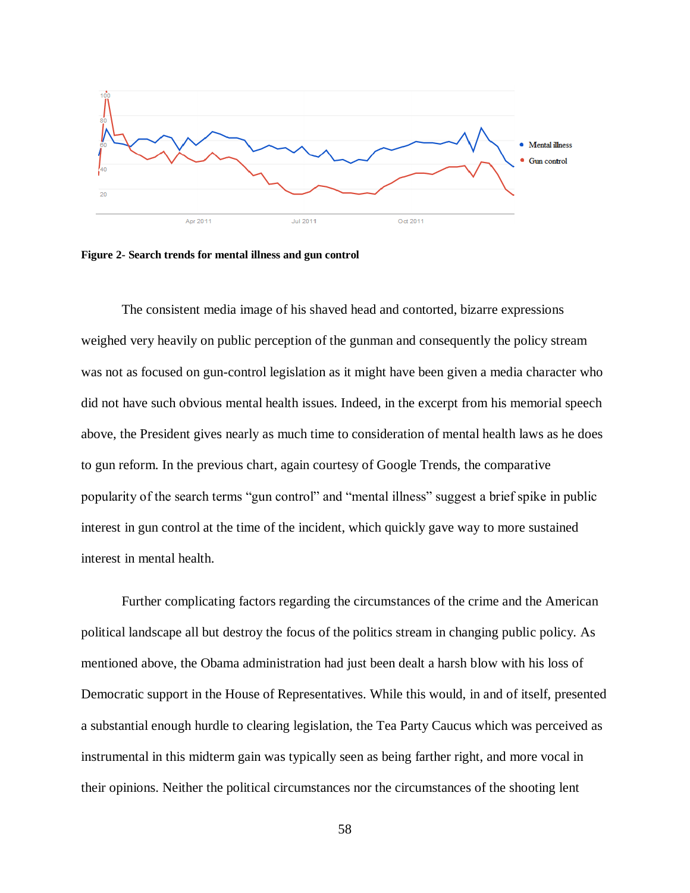**Figure 2- Search trends for mental illness and gun control**

The consistent media image of his shaved head and contorted, bizarre expressions weighed very heavily on public perception of the gunman and consequently the policy stream was not as focused on gun-control legislation as it might have been given a media character who did not have such obvious mental health issues. Indeed, in the excerpt from his memorial speech above, the President gives nearly as much time to consideration of mental health laws as he does to gun reform. In the previous chart, again courtesy of Google Trends, the comparative popularity of the search terms "gun control" and "mental illness" suggest a brief spike in public interest in gun control at the time of the incident, which quickly gave way to more sustained interest in mental health.

Further complicating factors regarding the circumstances of the crime and the American political landscape all but destroy the focus of the politics stream in changing public policy. As mentioned above, the Obama administration had just been dealt a harsh blow with his loss of Democratic support in the House of Representatives. While this would, in and of itself, presented a substantial enough hurdle to clearing legislation, the Tea Party Caucus which was perceived as instrumental in this midterm gain was typically seen as being farther right, and more vocal in their opinions. Neither the political circumstances nor the circumstances of the shooting lent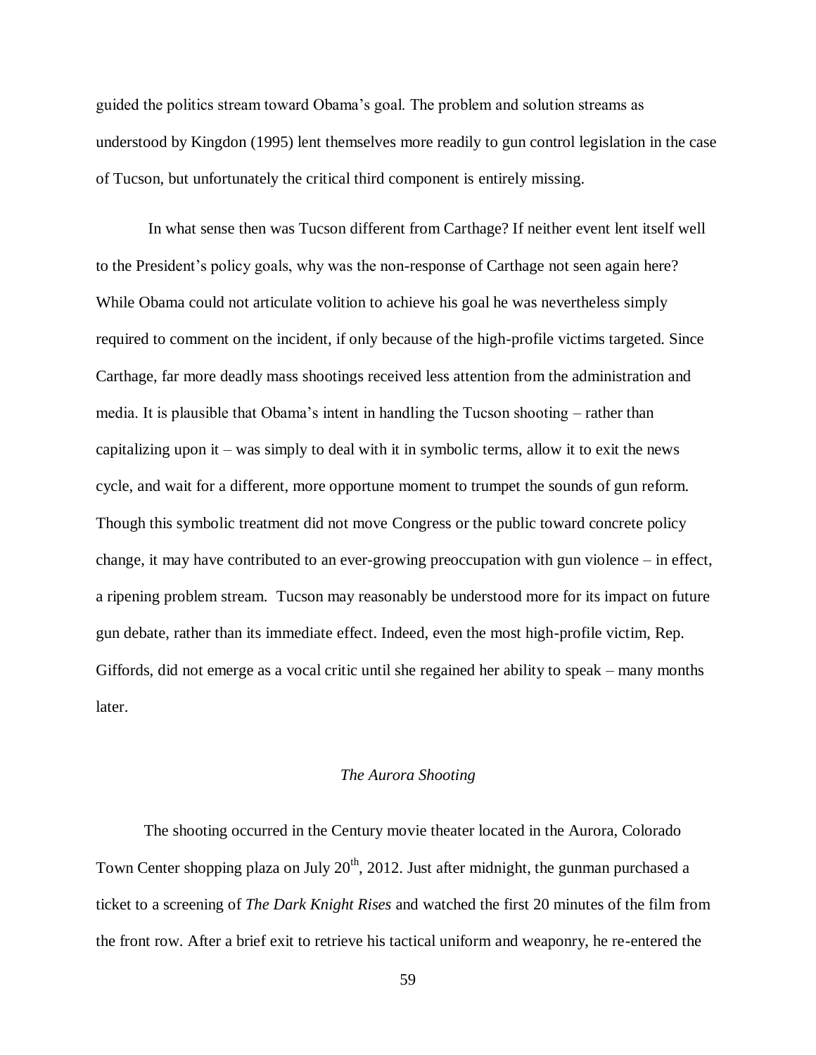guided the politics stream toward Obama's goal. The problem and solution streams as understood by Kingdon (1995) lent themselves more readily to gun control legislation in the case of Tucson, but unfortunately the critical third component is entirely missing.

In what sense then was Tucson different from Carthage? If neither event lent itself well to the President's policy goals, why was the non-response of Carthage not seen again here? While Obama could not articulate volition to achieve his goal he was nevertheless simply required to comment on the incident, if only because of the high-profile victims targeted. Since Carthage, far more deadly mass shootings received less attention from the administration and media. It is plausible that Obama's intent in handling the Tucson shooting – rather than capitalizing upon it – was simply to deal with it in symbolic terms, allow it to exit the news cycle, and wait for a different, more opportune moment to trumpet the sounds of gun reform. Though this symbolic treatment did not move Congress or the public toward concrete policy change, it may have contributed to an ever-growing preoccupation with gun violence – in effect, a ripening problem stream. Tucson may reasonably be understood more for its impact on future gun debate, rather than its immediate effect. Indeed, even the most high-profile victim, Rep. Giffords, did not emerge as a vocal critic until she regained her ability to speak – many months later.

*The Aurora Shooting*

The shooting occurred in the Century movie theater located in the Aurora, Colorado Town Center shopping plaza on July 20th, 2012. Just after midnight, the gunman purchased a ticket to a screening of *The Dark Knight Rises* and watched the first 20 minutes of the film from the front row. After a brief exit to retrieve his tactical uniform and weaponry, he re-entered the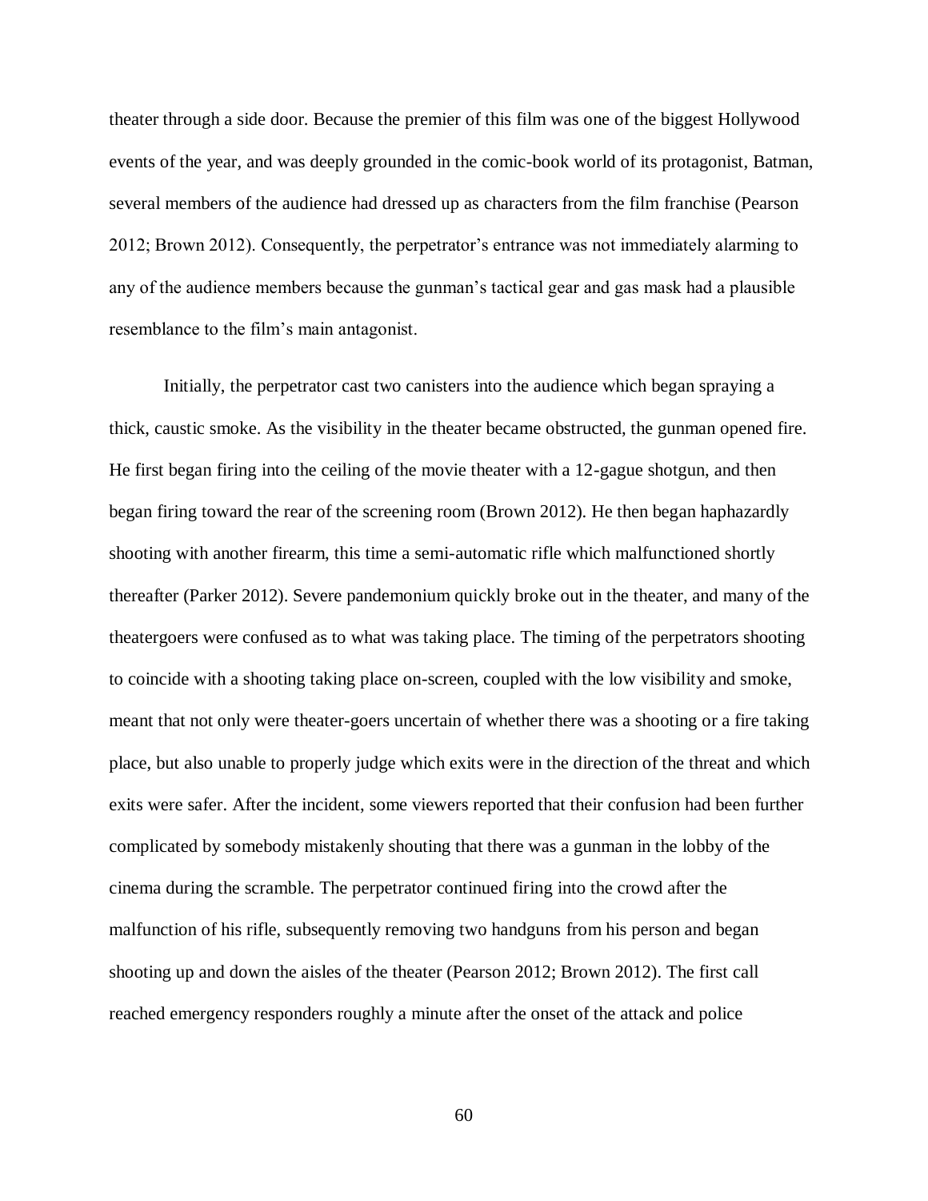theater through a side door. Because the premier of this film was one of the biggest Hollywood events of the year, and was deeply grounded in the comic-book world of its protagonist, Batman, several members of the audience had dressed up as characters from the film franchise (Pearson 2012; Brown 2012). Consequently, the perpetrator's entrance was not immediately alarming to any of the audience members because the gunman's tactical gear and gas mask had a plausible resemblance to the film's main antagonist.

Initially, the perpetrator cast two canisters into the audience which began spraying a thick, caustic smoke. As the visibility in the theater became obstructed, the gunman opened fire. He first began firing into the ceiling of the movie theater with a 12-gague shotgun, and then began firing toward the rear of the screening room (Brown 2012). He then began haphazardly shooting with another firearm, this time a semi-automatic rifle which malfunctioned shortly thereafter (Parker 2012). Severe pandemonium quickly broke out in the theater, and many of the theatergoers were confused as to what was taking place. The timing of the perpetrators shooting to coincide with a shooting taking place on-screen, coupled with the low visibility and smoke, meant that not only were theater-goers uncertain of whether there was a shooting or a fire taking place, but also unable to properly judge which exits were in the direction of the threat and which exits were safer. After the incident, some viewers reported that their confusion had been further complicated by somebody mistakenly shouting that there was a gunman in the lobby of the cinema during the scramble. The perpetrator continued firing into the crowd after the malfunction of his rifle, subsequently removing two handguns from his person and began shooting up and down the aisles of the theater (Pearson 2012; Brown 2012). The first call reached emergency responders roughly a minute after the onset of the attack and police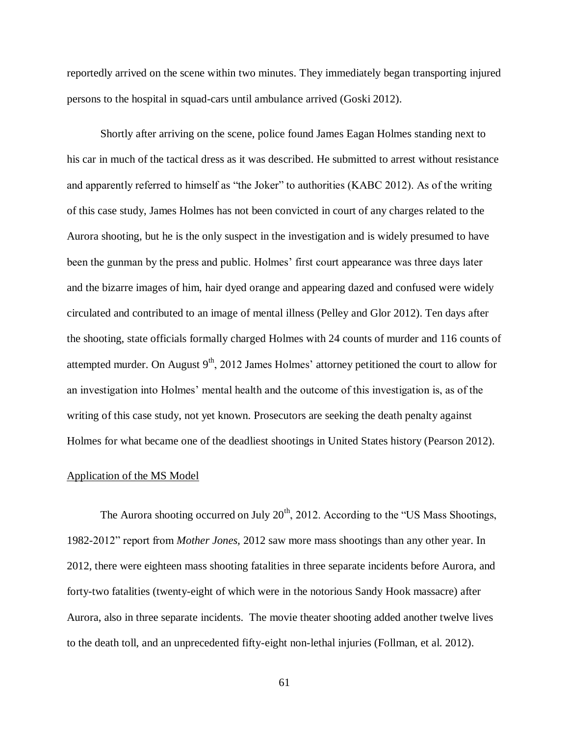reportedly arrived on the scene within two minutes. They immediately began transporting injured persons to the hospital in squad-cars until ambulance arrived (Goski 2012).

Shortly after arriving on the scene, police found James Eagan Holmes standing next to his car in much of the tactical dress as it was described. He submitted to arrest without resistance and apparently referred to himself as "the Joker" to authorities (KABC 2012). As of the writing of this case study, James Holmes has not been convicted in court of any charges related to the Aurora shooting, but he is the only suspect in the investigation and is widely presumed to have been the gunman by the press and public. Holmes' first court appearance was three days later and the bizarre images of him, hair dyed orange and appearing dazed and confused were widely circulated and contributed to an image of mental illness (Pelley and Glor 2012). Ten days after the shooting, state officials formally charged Holmes with 24 counts of murder and 116 counts of attempted murder. On August 9th, 2012 James Holmes' attorney petitioned the court to allow for an investigation into Holmes' mental health and the outcome of this investigation is, as of the writing of this case study, not yet known. Prosecutors are seeking the death penalty against Holmes for what became one of the deadliest shootings in United States history (Pearson 2012).

<u>Application of the MS Model</u>

The Aurora shooting occurred on July 20th, 2012. According to the "US Mass Shootings, 1982-2012" report from *Mother Jones,* 2012 saw more mass shootings than any other year. In 2012, there were eighteen mass shooting fatalities in three separate incidents before Aurora, and forty-two fatalities (twenty-eight of which were in the notorious Sandy Hook massacre) after Aurora, also in three separate incidents. The movie theater shooting added another twelve lives to the death toll, and an unprecedented fifty-eight non-lethal injuries (Follman, et al. 2012).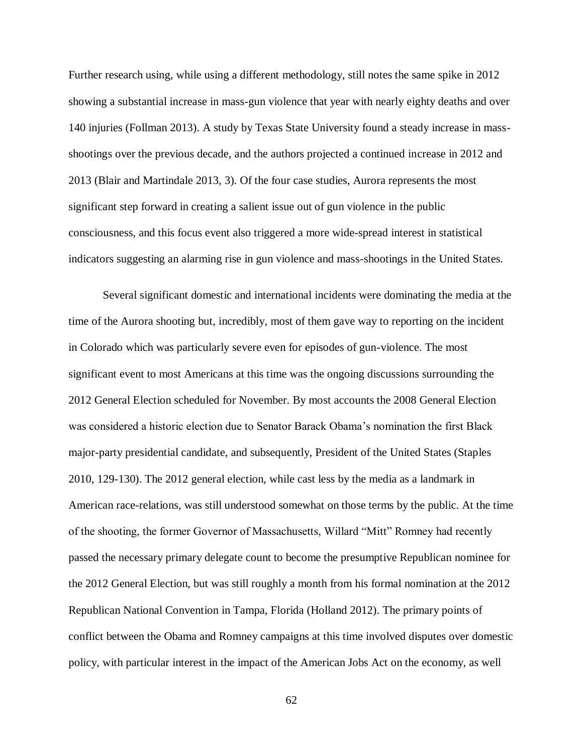Further research using, while using a different methodology, still notes the same spike in 2012 showing a substantial increase in mass-gun violence that year with nearly eighty deaths and over 140 injuries (Follman 2013). A study by Texas State University found a steady increase in mass-shootings over the previous decade, and the authors projected a continued increase in 2012 and 2013 (Blair and Martindale 2013, 3). Of the four case studies, Aurora represents the most significant step forward in creating a salient issue out of gun violence in the public consciousness, and this focus event also triggered a more wide-spread interest in statistical indicators suggesting an alarming rise in gun violence and mass-shootings in the United States.

Several significant domestic and international incidents were dominating the media at the time of the Aurora shooting but, incredibly, most of them gave way to reporting on the incident in Colorado which was particularly severe even for episodes of gun-violence. The most significant event to most Americans at this time was the ongoing discussions surrounding the 2012 General Election scheduled for November. By most accounts the 2008 General Election was considered a historic election due to Senator Barack Obama's nomination the first Black major-party presidential candidate, and subsequently, President of the United States (Staples 2010, 129-130). The 2012 general election, while cast less by the media as a landmark in American race-relations, was still understood somewhat on those terms by the public. At the time of the shooting, the former Governor of Massachusetts, Willard "Mitt" Romney had recently passed the necessary primary delegate count to become the presumptive Republican nominee for the 2012 General Election, but was still roughly a month from his formal nomination at the 2012 Republican National Convention in Tampa, Florida (Holland 2012). The primary points of conflict between the Obama and Romney campaigns at this time involved disputes over domestic policy, with particular interest in the impact of the American Jobs Act on the economy, as well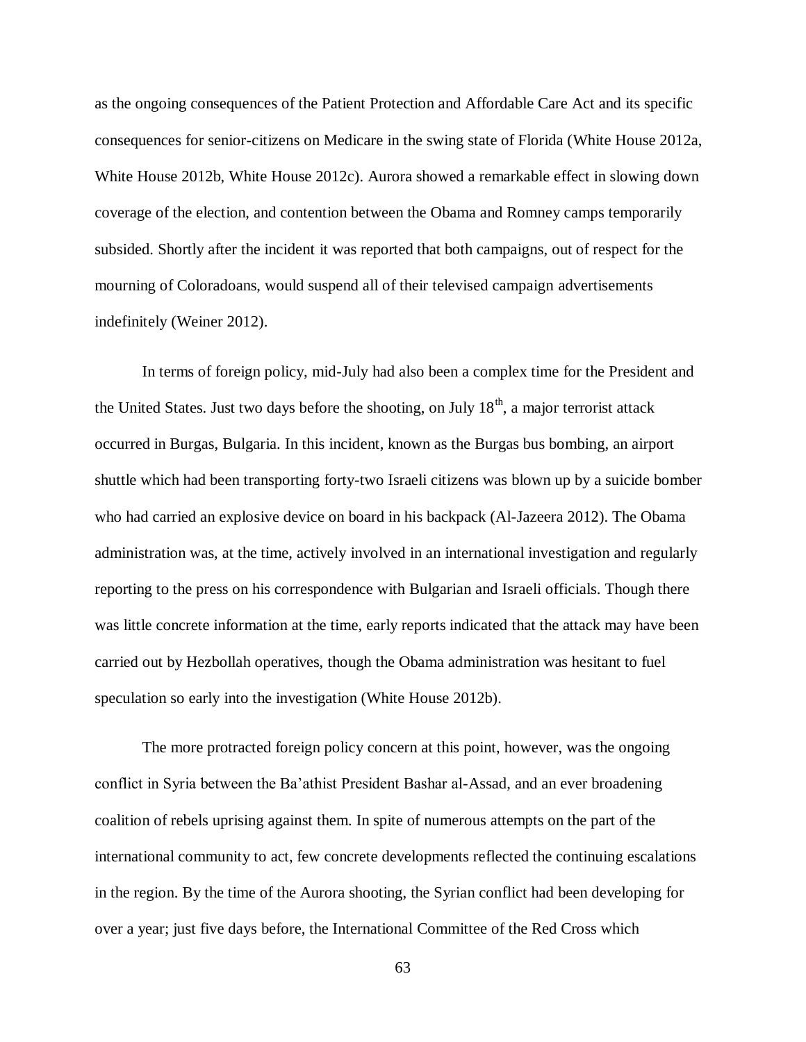as the ongoing consequences of the Patient Protection and Affordable Care Act and its specific consequences for senior-citizens on Medicare in the swing state of Florida (White House 2012a, White House 2012b, White House 2012c). Aurora showed a remarkable effect in slowing down coverage of the election, and contention between the Obama and Romney camps temporarily subsided. Shortly after the incident it was reported that both campaigns, out of respect for the mourning of Coloradoans, would suspend all of their televised campaign advertisements indefinitely (Weiner 2012).

In terms of foreign policy, mid-July had also been a complex time for the President and the United States. Just two days before the shooting, on July 18th, a major terrorist attack occurred in Burgas, Bulgaria. In this incident, known as the Burgas bus bombing, an airport shuttle which had been transporting forty-two Israeli citizens was blown up by a suicide bomber who had carried an explosive device on board in his backpack (Al-Jazeera 2012). The Obama administration was, at the time, actively involved in an international investigation and regularly reporting to the press on his correspondence with Bulgarian and Israeli officials. Though there was little concrete information at the time, early reports indicated that the attack may have been carried out by Hezbollah operatives, though the Obama administration was hesitant to fuel speculation so early into the investigation (White House 2012b).

The more protracted foreign policy concern at this point, however, was the ongoing conflict in Syria between the Ba'athist President Bashar al-Assad, and an ever broadening coalition of rebels uprising against them. In spite of numerous attempts on the part of the international community to act, few concrete developments reflected the continuing escalations in the region. By the time of the Aurora shooting, the Syrian conflict had been developing for over a year; just five days before, the International Committee of the Red Cross which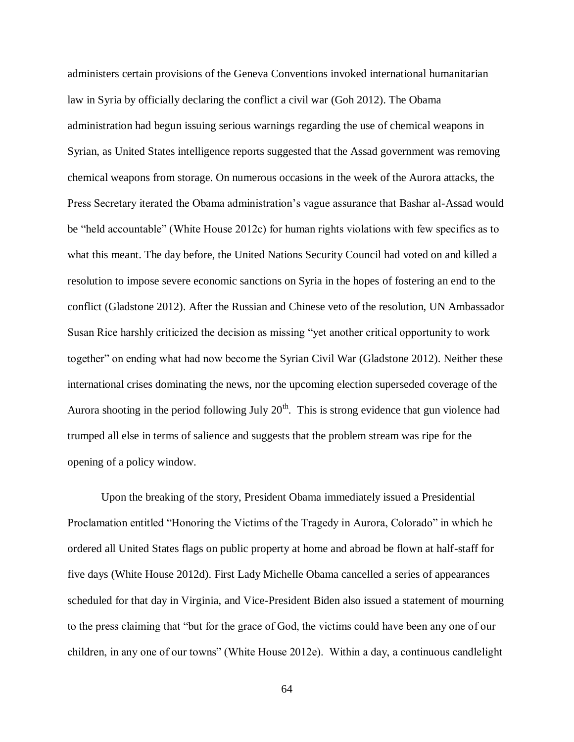administers certain provisions of the Geneva Conventions invoked international humanitarian law in Syria by officially declaring the conflict a civil war (Goh 2012). The Obama administration had begun issuing serious warnings regarding the use of chemical weapons in Syrian, as United States intelligence reports suggested that the Assad government was removing chemical weapons from storage. On numerous occasions in the week of the Aurora attacks, the Press Secretary iterated the Obama administration's vague assurance that Bashar al-Assad would be "held accountable" (White House 2012c) for human rights violations with few specifics as to what this meant. The day before, the United Nations Security Council had voted on and killed a resolution to impose severe economic sanctions on Syria in the hopes of fostering an end to the conflict (Gladstone 2012). After the Russian and Chinese veto of the resolution, UN Ambassador Susan Rice harshly criticized the decision as missing "yet another critical opportunity to work together" on ending what had now become the Syrian Civil War (Gladstone 2012). Neither these international crises dominating the news, nor the upcoming election superseded coverage of the Aurora shooting in the period following July 20th. This is strong evidence that gun violence had trumped all else in terms of salience and suggests that the problem stream was ripe for the opening of a policy window.

Upon the breaking of the story, President Obama immediately issued a Presidential Proclamation entitled "Honoring the Victims of the Tragedy in Aurora, Colorado" in which he ordered all United States flags on public property at home and abroad be flown at half-staff for five days (White House 2012d). First Lady Michelle Obama cancelled a series of appearances scheduled for that day in Virginia, and Vice-President Biden also issued a statement of mourning to the press claiming that "but for the grace of God, the victims could have been any one of our children, in any one of our towns" (White House 2012e). Within a day, a continuous candlelight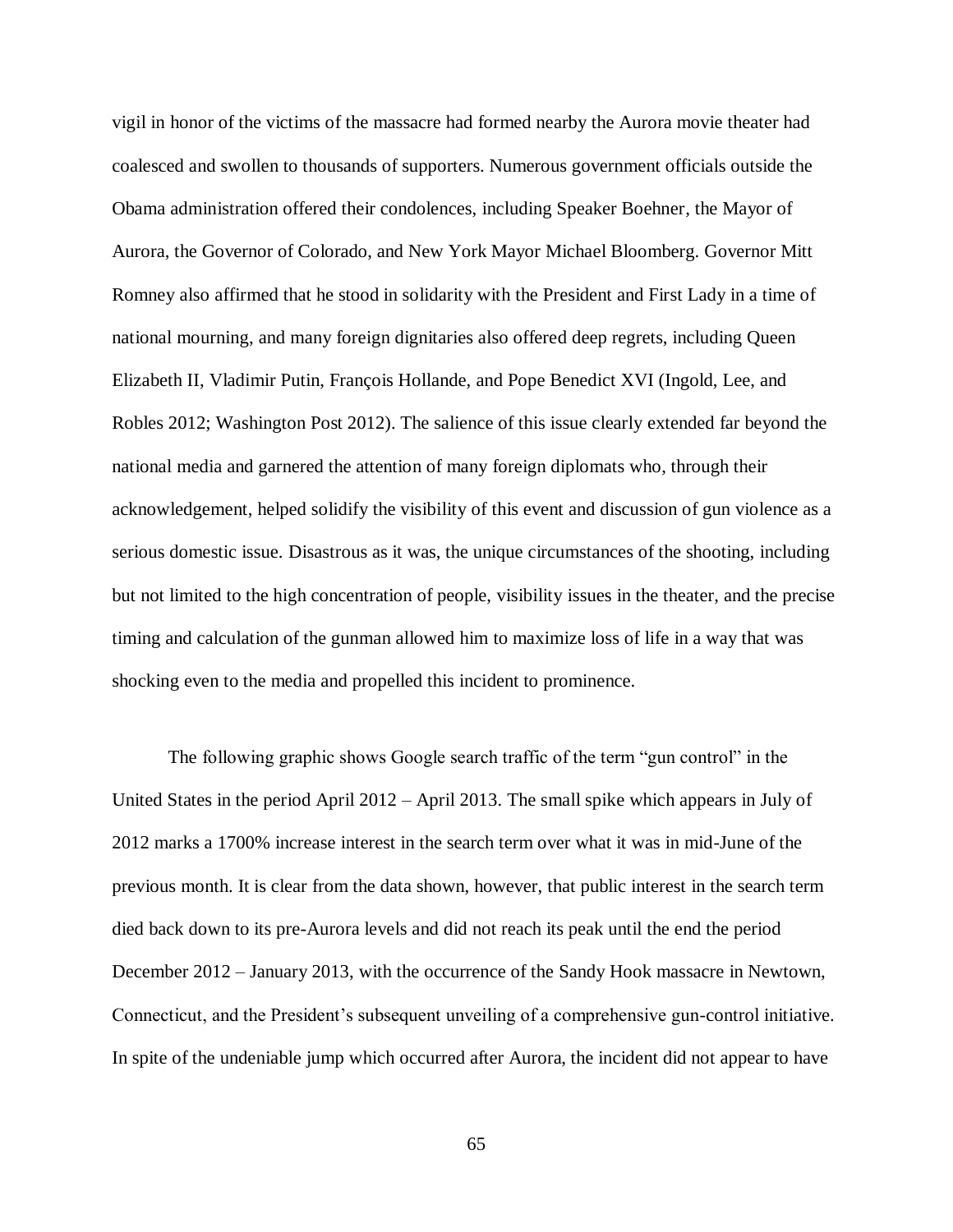vigil in honor of the victims of the massacre had formed nearby the Aurora movie theater had coalesced and swollen to thousands of supporters. Numerous government officials outside the Obama administration offered their condolences, including Speaker Boehner, the Mayor of Aurora, the Governor of Colorado, and New York Mayor Michael Bloomberg. Governor Mitt Romney also affirmed that he stood in solidarity with the President and First Lady in a time of national mourning, and many foreign dignitaries also offered deep regrets, including Queen Elizabeth II, Vladimir Putin, François Hollande, and Pope Benedict XVI (Ingold, Lee, and Robles 2012; Washington Post 2012). The salience of this issue clearly extended far beyond the national media and garnered the attention of many foreign diplomats who, through their acknowledgement, helped solidify the visibility of this event and discussion of gun violence as a serious domestic issue. Disastrous as it was, the unique circumstances of the shooting, including but not limited to the high concentration of people, visibility issues in the theater, and the precise timing and calculation of the gunman allowed him to maximize loss of life in a way that was shocking even to the media and propelled this incident to prominence.

The following graphic shows Google search traffic of the term "gun control" in the United States in the period April 2012 – April 2013. The small spike which appears in July of 2012 marks a 1700% increase interest in the search term over what it was in mid-June of the previous month. It is clear from the data shown, however, that public interest in the search term died back down to its pre-Aurora levels and did not reach its peak until the end the period December 2012 – January 2013, with the occurrence of the Sandy Hook massacre in Newtown, Connecticut, and the President's subsequent unveiling of a comprehensive gun-control initiative. In spite of the undeniable jump which occurred after Aurora, the incident did not appear to have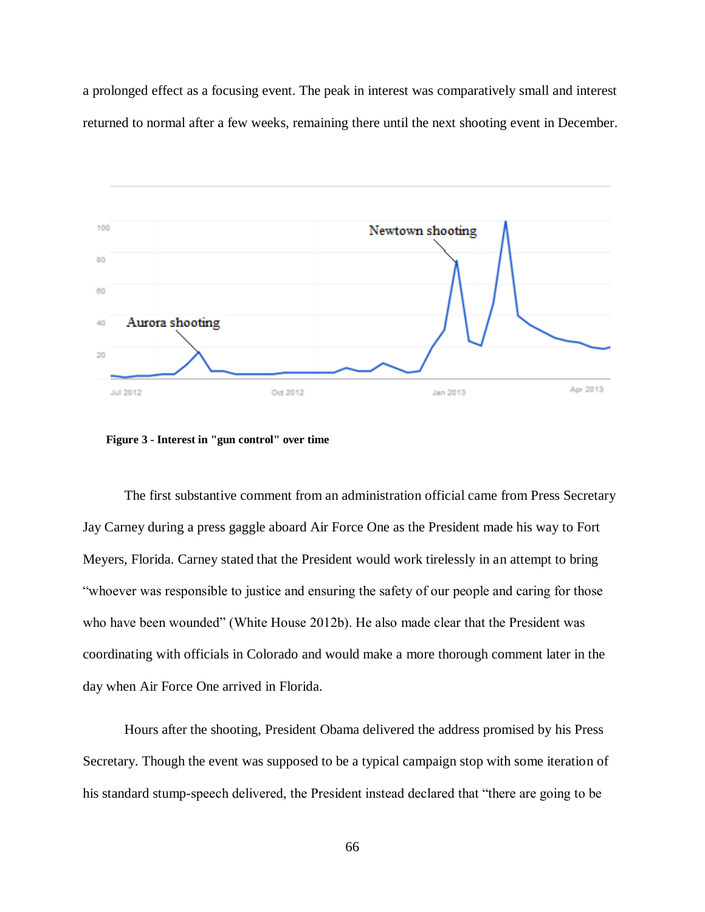a prolonged effect as a focusing event. The peak in interest was comparatively small and interest returned to normal after a few weeks, remaining there until the next shooting event in December.

**Figure 3 - Interest in "gun control" over time**

The first substantive comment from an administration official came from Press Secretary Jay Carney during a press gaggle aboard Air Force One as the President made his way to Fort Meyers, Florida. Carney stated that the President would work tirelessly in an attempt to bring "whoever was responsible to justice and ensuring the safety of our people and caring for those who have been wounded" (White House 2012b). He also made clear that the President was coordinating with officials in Colorado and would make a more thorough comment later in the day when Air Force One arrived in Florida.

Hours after the shooting, President Obama delivered the address promised by his Press Secretary. Though the event was supposed to be a typical campaign stop with some iteration of his standard stump-speech delivered, the President instead declared that "there are going to be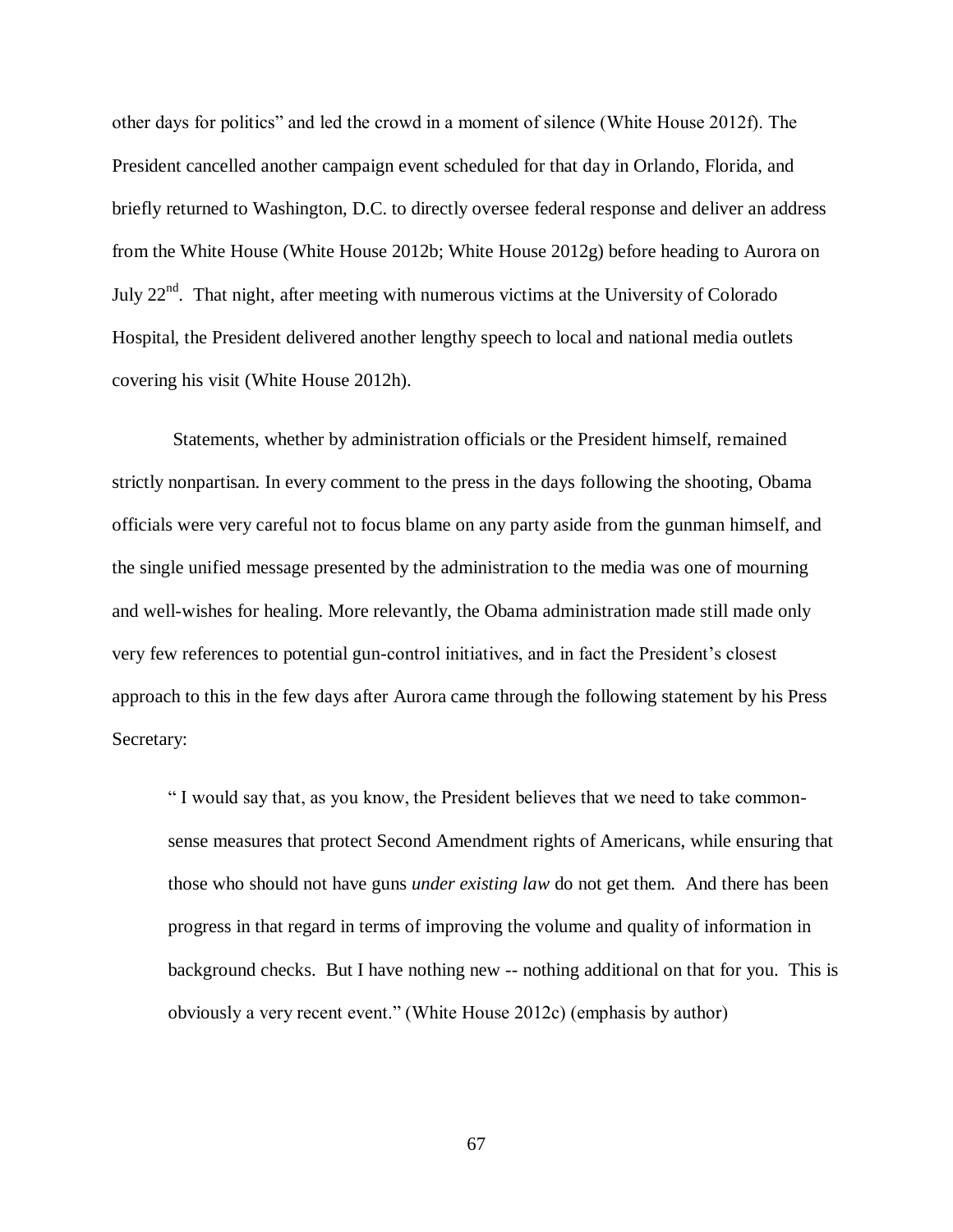other days for politics" and led the crowd in a moment of silence (White House 2012f). The President cancelled another campaign event scheduled for that day in Orlando, Florida, and briefly returned to Washington, D.C. to directly oversee federal response and deliver an address from the White House (White House 2012b; White House 2012g) before heading to Aurora on July 22nd. That night, after meeting with numerous victims at the University of Colorado Hospital, the President delivered another lengthy speech to local and national media outlets covering his visit (White House 2012h).

Statements, whether by administration officials or the President himself, remained strictly nonpartisan. In every comment to the press in the days following the shooting, Obama officials were very careful not to focus blame on any party aside from the gunman himself, and the single unified message presented by the administration to the media was one of mourning and well-wishes for healing. More relevantly, the Obama administration made still made only very few references to potential gun-control initiatives, and in fact the President's closest approach to this in the few days after Aurora came through the following statement by his Press Secretary:

> " I would say that, as you know, the President believes that we need to take common-sense measures that protect Second Amendment rights of Americans, while ensuring that those who should not have guns *under existing law* do not get them. And there has been progress in that regard in terms of improving the volume and quality of information in background checks. But I have nothing new -- nothing additional on that for you. This is obviously a very recent event." (White House 2012c) (emphasis by author)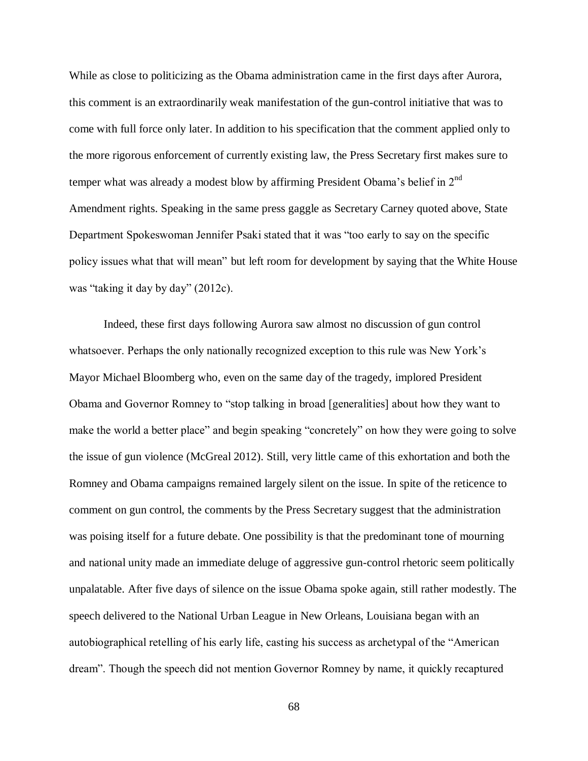While as close to politicizing as the Obama administration came in the first days after Aurora, this comment is an extraordinarily weak manifestation of the gun-control initiative that was to come with full force only later. In addition to his specification that the comment applied only to the more rigorous enforcement of currently existing law, the Press Secretary first makes sure to temper what was already a modest blow by affirming President Obama's belief in 2nd Amendment rights. Speaking in the same press gaggle as Secretary Carney quoted above, State Department Spokeswoman Jennifer Psaki stated that it was "too early to say on the specific policy issues what that will mean" but left room for development by saying that the White House was "taking it day by day" (2012c).

Indeed, these first days following Aurora saw almost no discussion of gun control whatsoever. Perhaps the only nationally recognized exception to this rule was New York's Mayor Michael Bloomberg who, even on the same day of the tragedy, implored President Obama and Governor Romney to "stop talking in broad [generalities] about how they want to make the world a better place" and begin speaking "concretely" on how they were going to solve the issue of gun violence (McGreal 2012). Still, very little came of this exhortation and both the Romney and Obama campaigns remained largely silent on the issue. In spite of the reticence to comment on gun control, the comments by the Press Secretary suggest that the administration was poising itself for a future debate. One possibility is that the predominant tone of mourning and national unity made an immediate deluge of aggressive gun-control rhetoric seem politically unpalatable. After five days of silence on the issue Obama spoke again, still rather modestly. The speech delivered to the National Urban League in New Orleans, Louisiana began with an autobiographical retelling of his early life, casting his success as archetypal of the "American dream". Though the speech did not mention Governor Romney by name, it quickly recaptured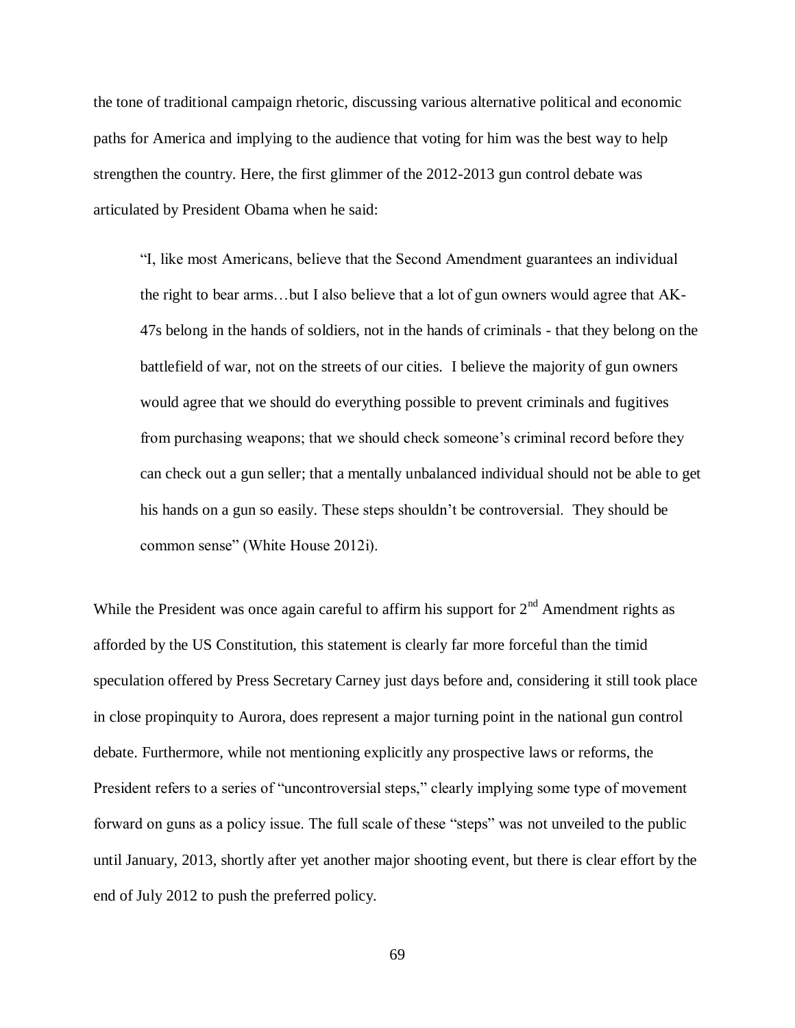the tone of traditional campaign rhetoric, discussing various alternative political and economic paths for America and implying to the audience that voting for him was the best way to help strengthen the country. Here, the first glimmer of the 2012-2013 gun control debate was articulated by President Obama when he said:

> "I, like most Americans, believe that the Second Amendment guarantees an individual the right to bear arms…but I also believe that a lot of gun owners would agree that AK-47s belong in the hands of soldiers, not in the hands of criminals - that they belong on the battlefield of war, not on the streets of our cities. I believe the majority of gun owners would agree that we should do everything possible to prevent criminals and fugitives from purchasing weapons; that we should check someone's criminal record before they can check out a gun seller; that a mentally unbalanced individual should not be able to get his hands on a gun so easily. These steps shouldn't be controversial. They should be common sense" (White House 2012i).

While the President was once again careful to affirm his support for 2nd Amendment rights as afforded by the US Constitution, this statement is clearly far more forceful than the timid speculation offered by Press Secretary Carney just days before and, considering it still took place in close propinquity to Aurora, does represent a major turning point in the national gun control debate. Furthermore, while not mentioning explicitly any prospective laws or reforms, the President refers to a series of "uncontroversial steps," clearly implying some type of movement forward on guns as a policy issue. The full scale of these "steps" was not unveiled to the public until January, 2013, shortly after yet another major shooting event, but there is clear effort by the end of July 2012 to push the preferred policy.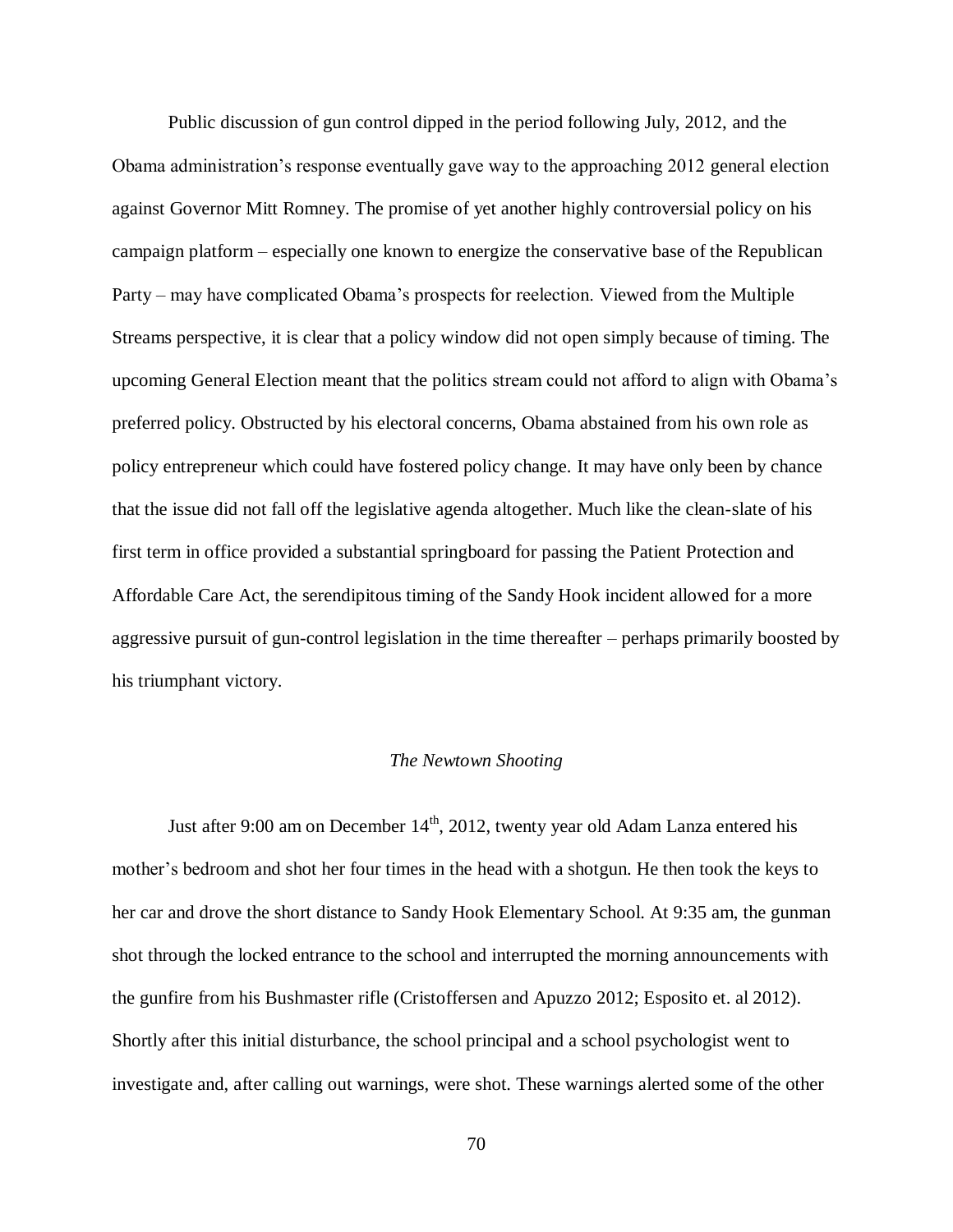Public discussion of gun control dipped in the period following July, 2012, and the Obama administration's response eventually gave way to the approaching 2012 general election against Governor Mitt Romney. The promise of yet another highly controversial policy on his campaign platform – especially one known to energize the conservative base of the Republican Party – may have complicated Obama's prospects for reelection. Viewed from the Multiple Streams perspective, it is clear that a policy window did not open simply because of timing. The upcoming General Election meant that the politics stream could not afford to align with Obama's preferred policy. Obstructed by his electoral concerns, Obama abstained from his own role as policy entrepreneur which could have fostered policy change. It may have only been by chance that the issue did not fall off the legislative agenda altogether. Much like the clean-slate of his first term in office provided a substantial springboard for passing the Patient Protection and Affordable Care Act, the serendipitous timing of the Sandy Hook incident allowed for a more aggressive pursuit of gun-control legislation in the time thereafter – perhaps primarily boosted by his triumphant victory.

### *The Newtown Shooting*

Just after 9:00 am on December 14th, 2012, twenty year old Adam Lanza entered his mother's bedroom and shot her four times in the head with a shotgun. He then took the keys to her car and drove the short distance to Sandy Hook Elementary School. At 9:35 am, the gunman shot through the locked entrance to the school and interrupted the morning announcements with the gunfire from his Bushmaster rifle (Cristoffersen and Apuzzo 2012; Esposito et. al 2012). Shortly after this initial disturbance, the school principal and a school psychologist went to investigate and, after calling out warnings, were shot. These warnings alerted some of the other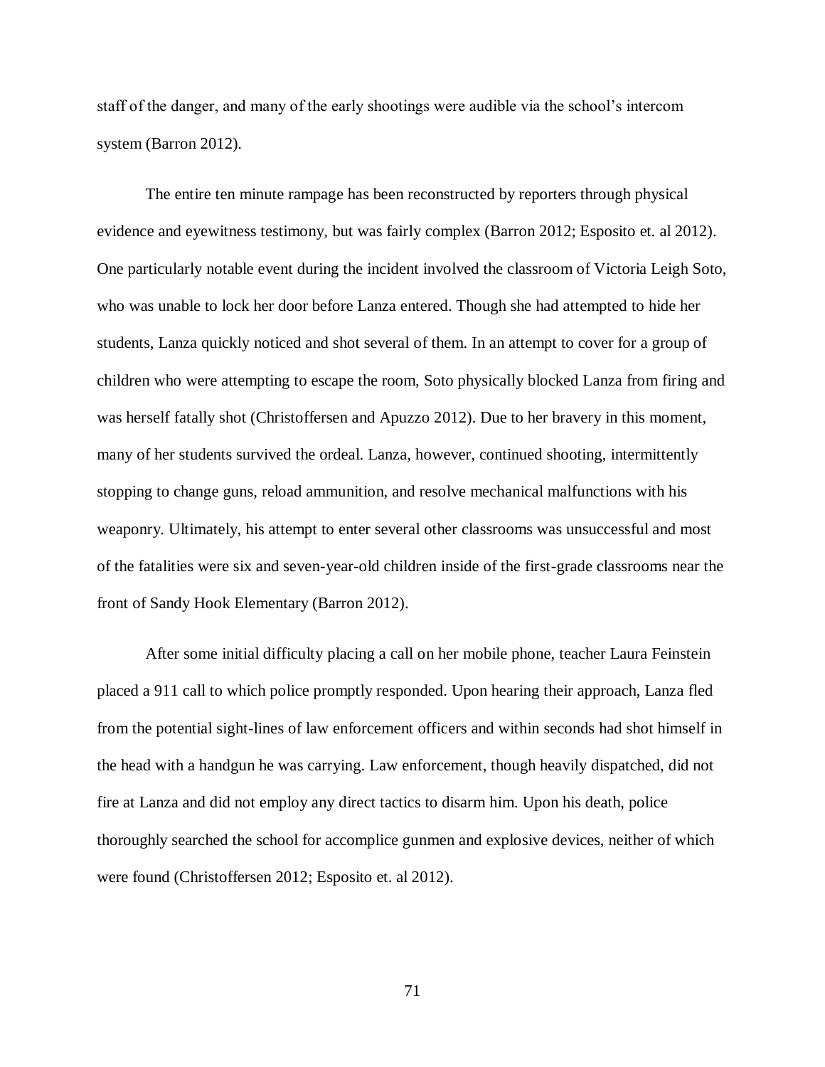staff of the danger, and many of the early shootings were audible via the school's intercom system (Barron 2012).

The entire ten minute rampage has been reconstructed by reporters through physical evidence and eyewitness testimony, but was fairly complex (Barron 2012; Esposito et. al 2012). One particularly notable event during the incident involved the classroom of Victoria Leigh Soto, who was unable to lock her door before Lanza entered. Though she had attempted to hide her students, Lanza quickly noticed and shot several of them. In an attempt to cover for a group of children who were attempting to escape the room, Soto physically blocked Lanza from firing and was herself fatally shot (Christoffersen and Apuzzo 2012). Due to her bravery in this moment, many of her students survived the ordeal. Lanza, however, continued shooting, intermittently stopping to change guns, reload ammunition, and resolve mechanical malfunctions with his weaponry. Ultimately, his attempt to enter several other classrooms was unsuccessful and most of the fatalities were six and seven-year-old children inside of the first-grade classrooms near the front of Sandy Hook Elementary (Barron 2012).

After some initial difficulty placing a call on her mobile phone, teacher Laura Feinstein placed a 911 call to which police promptly responded. Upon hearing their approach, Lanza fled from the potential sight-lines of law enforcement officers and within seconds had shot himself in the head with a handgun he was carrying. Law enforcement, though heavily dispatched, did not fire at Lanza and did not employ any direct tactics to disarm him. Upon his death, police thoroughly searched the school for accomplice gunmen and explosive devices, neither of which were found (Christoffersen 2012; Esposito et. al 2012).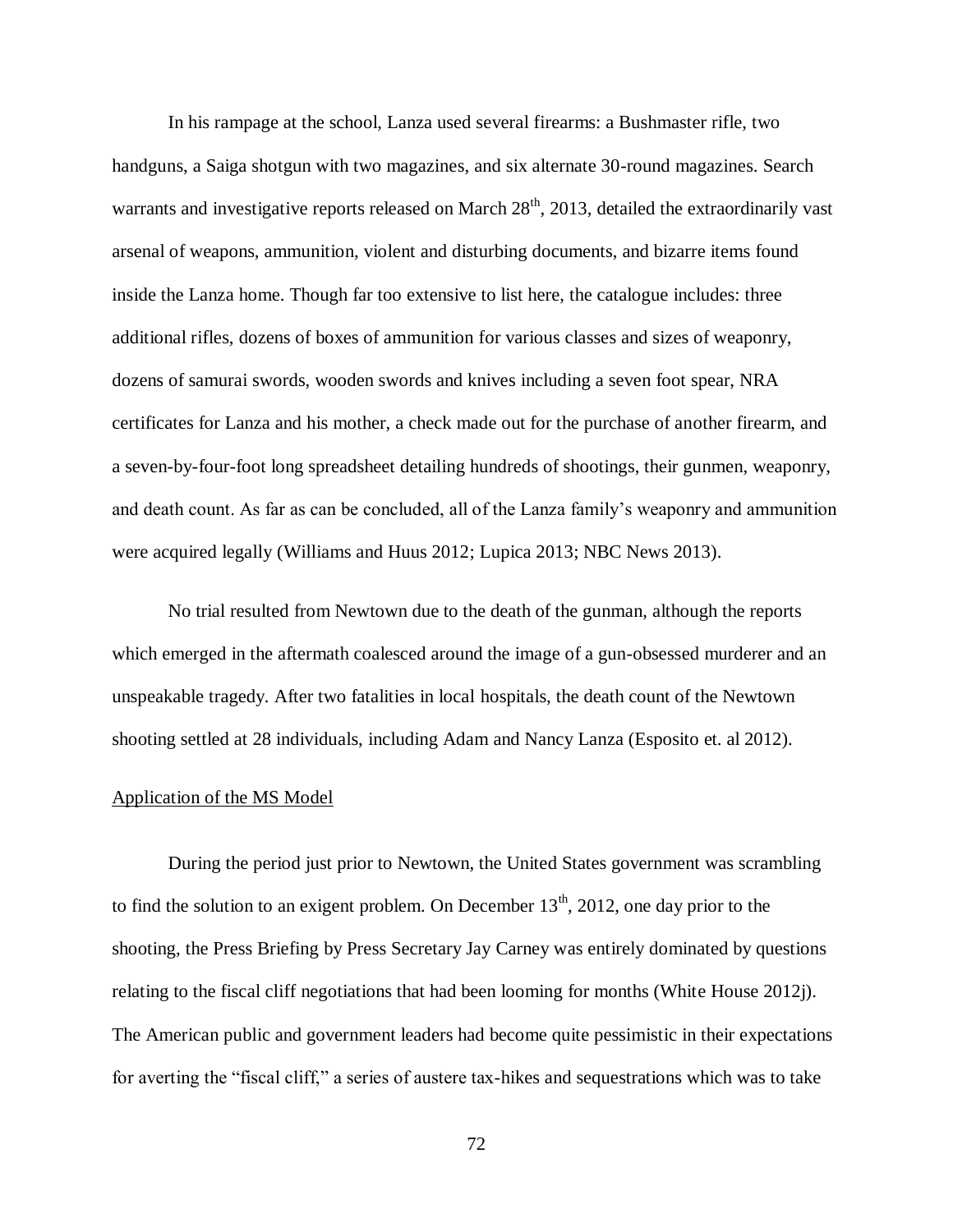In his rampage at the school, Lanza used several firearms: a Bushmaster rifle, two handguns, a Saiga shotgun with two magazines, and six alternate 30-round magazines. Search warrants and investigative reports released on March 28th, 2013, detailed the extraordinarily vast arsenal of weapons, ammunition, violent and disturbing documents, and bizarre items found inside the Lanza home. Though far too extensive to list here, the catalogue includes: three additional rifles, dozens of boxes of ammunition for various classes and sizes of weaponry, dozens of samurai swords, wooden swords and knives including a seven foot spear, NRA certificates for Lanza and his mother, a check made out for the purchase of another firearm, and a seven-by-four-foot long spreadsheet detailing hundreds of shootings, their gunmen, weaponry, and death count. As far as can be concluded, all of the Lanza family's weaponry and ammunition were acquired legally (Williams and Huus 2012; Lupica 2013; NBC News 2013).

No trial resulted from Newtown due to the death of the gunman, although the reports which emerged in the aftermath coalesced around the image of a gun-obsessed murderer and an unspeakable tragedy. After two fatalities in local hospitals, the death count of the Newtown shooting settled at 28 individuals, including Adam and Nancy Lanza (Esposito et. al 2012).

Application of the MS Model

During the period just prior to Newtown, the United States government was scrambling to find the solution to an exigent problem. On December 13th, 2012, one day prior to the shooting, the Press Briefing by Press Secretary Jay Carney was entirely dominated by questions relating to the fiscal cliff negotiations that had been looming for months (White House 2012j). The American public and government leaders had become quite pessimistic in their expectations for averting the "fiscal cliff," a series of austere tax-hikes and sequestrations which was to take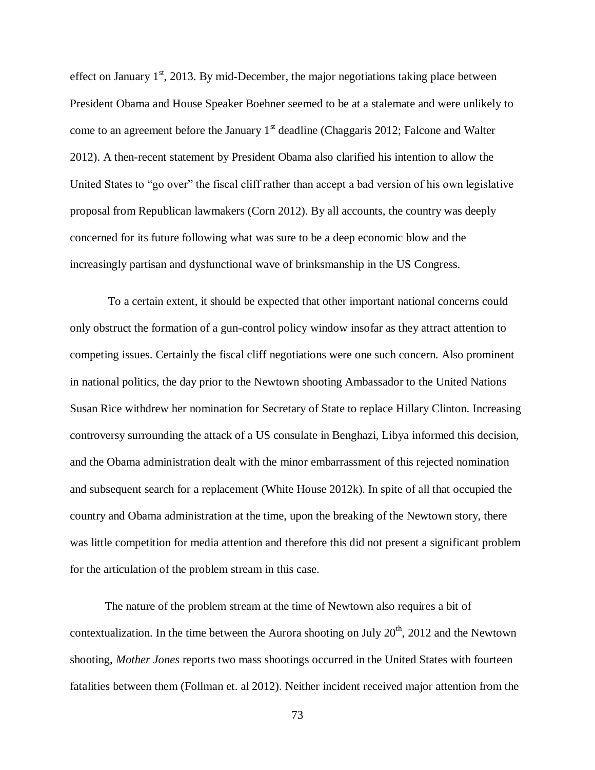effect on January 1st, 2013. By mid-December, the major negotiations taking place between President Obama and House Speaker Boehner seemed to be at a stalemate and were unlikely to come to an agreement before the January 1st deadline (Chaggaris 2012; Falcone and Walter 2012). A then-recent statement by President Obama also clarified his intention to allow the United States to "go over" the fiscal cliff rather than accept a bad version of his own legislative proposal from Republican lawmakers (Corn 2012). By all accounts, the country was deeply concerned for its future following what was sure to be a deep economic blow and the increasingly partisan and dysfunctional wave of brinksmanship in the US Congress.

To a certain extent, it should be expected that other important national concerns could only obstruct the formation of a gun-control policy window insofar as they attract attention to competing issues. Certainly the fiscal cliff negotiations were one such concern. Also prominent in national politics, the day prior to the Newtown shooting Ambassador to the United Nations Susan Rice withdrew her nomination for Secretary of State to replace Hillary Clinton. Increasing controversy surrounding the attack of a US consulate in Benghazi, Libya informed this decision, and the Obama administration dealt with the minor embarrassment of this rejected nomination and subsequent search for a replacement (White House 2012k). In spite of all that occupied the country and Obama administration at the time, upon the breaking of the Newtown story, there was little competition for media attention and therefore this did not present a significant problem for the articulation of the problem stream in this case.

The nature of the problem stream at the time of Newtown also requires a bit of contextualization. In the time between the Aurora shooting on July 20th, 2012 and the Newtown shooting, *Mother Jones* reports two mass shootings occurred in the United States with fourteen fatalities between them (Follman et. al 2012). Neither incident received major attention from the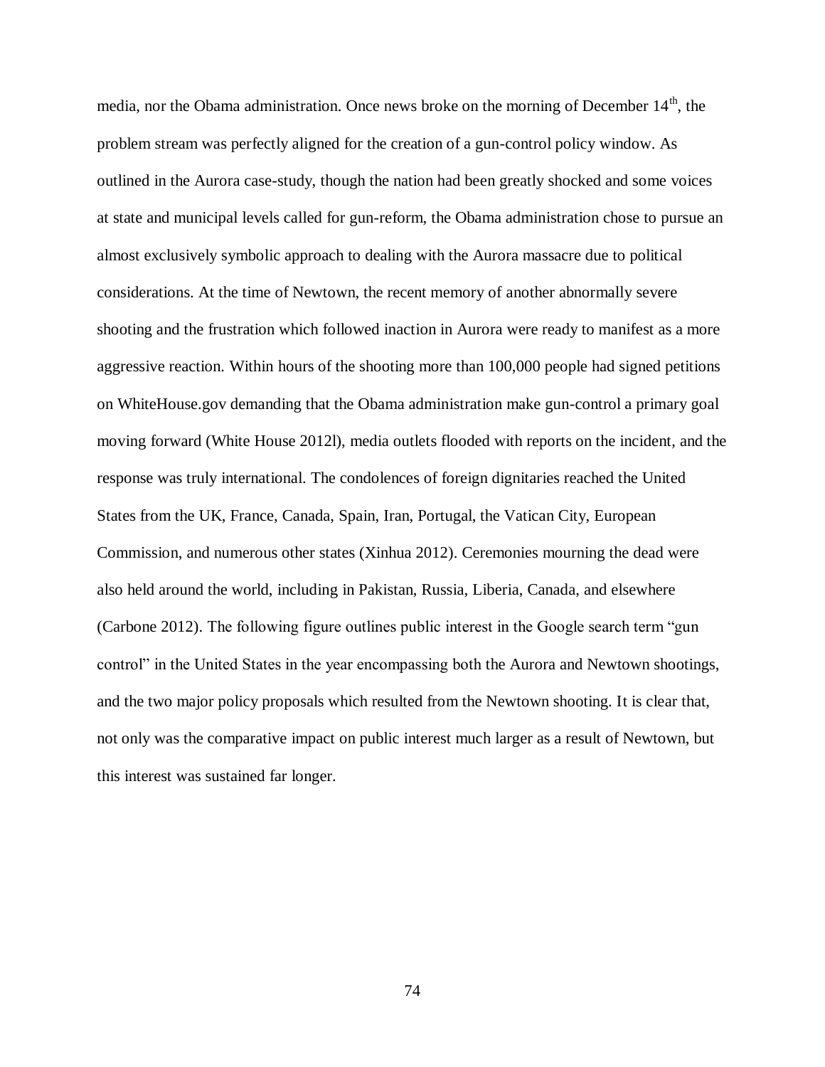media, nor the Obama administration. Once news broke on the morning of December 14th, the problem stream was perfectly aligned for the creation of a gun-control policy window. As outlined in the Aurora case-study, though the nation had been greatly shocked and some voices at state and municipal levels called for gun-reform, the Obama administration chose to pursue an almost exclusively symbolic approach to dealing with the Aurora massacre due to political considerations. At the time of Newtown, the recent memory of another abnormally severe shooting and the frustration which followed inaction in Aurora were ready to manifest as a more aggressive reaction. Within hours of the shooting more than 100,000 people had signed petitions on WhiteHouse.gov demanding that the Obama administration make gun-control a primary goal moving forward (White House 2012l), media outlets flooded with reports on the incident, and the response was truly international. The condolences of foreign dignitaries reached the United States from the UK, France, Canada, Spain, Iran, Portugal, the Vatican City, European Commission, and numerous other states (Xinhua 2012). Ceremonies mourning the dead were also held around the world, including in Pakistan, Russia, Liberia, Canada, and elsewhere (Carbone 2012). The following figure outlines public interest in the Google search term "gun control" in the United States in the year encompassing both the Aurora and Newtown shootings, and the two major policy proposals which resulted from the Newtown shooting. It is clear that, not only was the comparative impact on public interest much larger as a result of Newtown, but this interest was sustained far longer.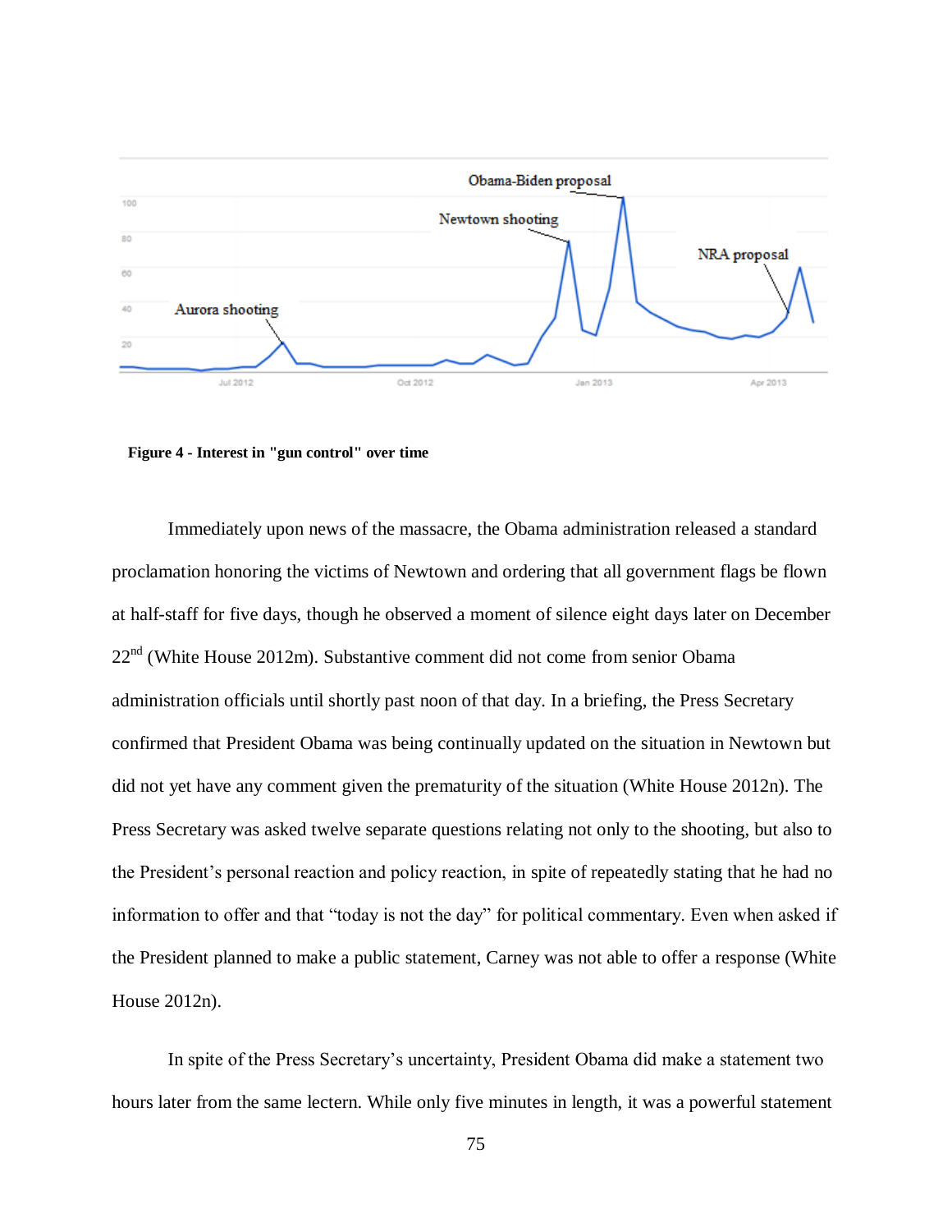Figure 4 - Interest in "gun control" over time

Immediately upon news of the massacre, the Obama administration released a standard proclamation honoring the victims of Newtown and ordering that all government flags be flown at half-staff for five days, though he observed a moment of silence eight days later on December 22nd (White House 2012m). Substantive comment did not come from senior Obama administration officials until shortly past noon of that day. In a briefing, the Press Secretary confirmed that President Obama was being continually updated on the situation in Newtown but did not yet have any comment given the prematurity of the situation (White House 2012n). The Press Secretary was asked twelve separate questions relating not only to the shooting, but also to the President's personal reaction and policy reaction, in spite of repeatedly stating that he had no information to offer and that "today is not the day" for political commentary. Even when asked if the President planned to make a public statement, Carney was not able to offer a response (White House 2012n).

In spite of the Press Secretary's uncertainty, President Obama did make a statement two hours later from the same lectern. While only five minutes in length, it was a powerful statement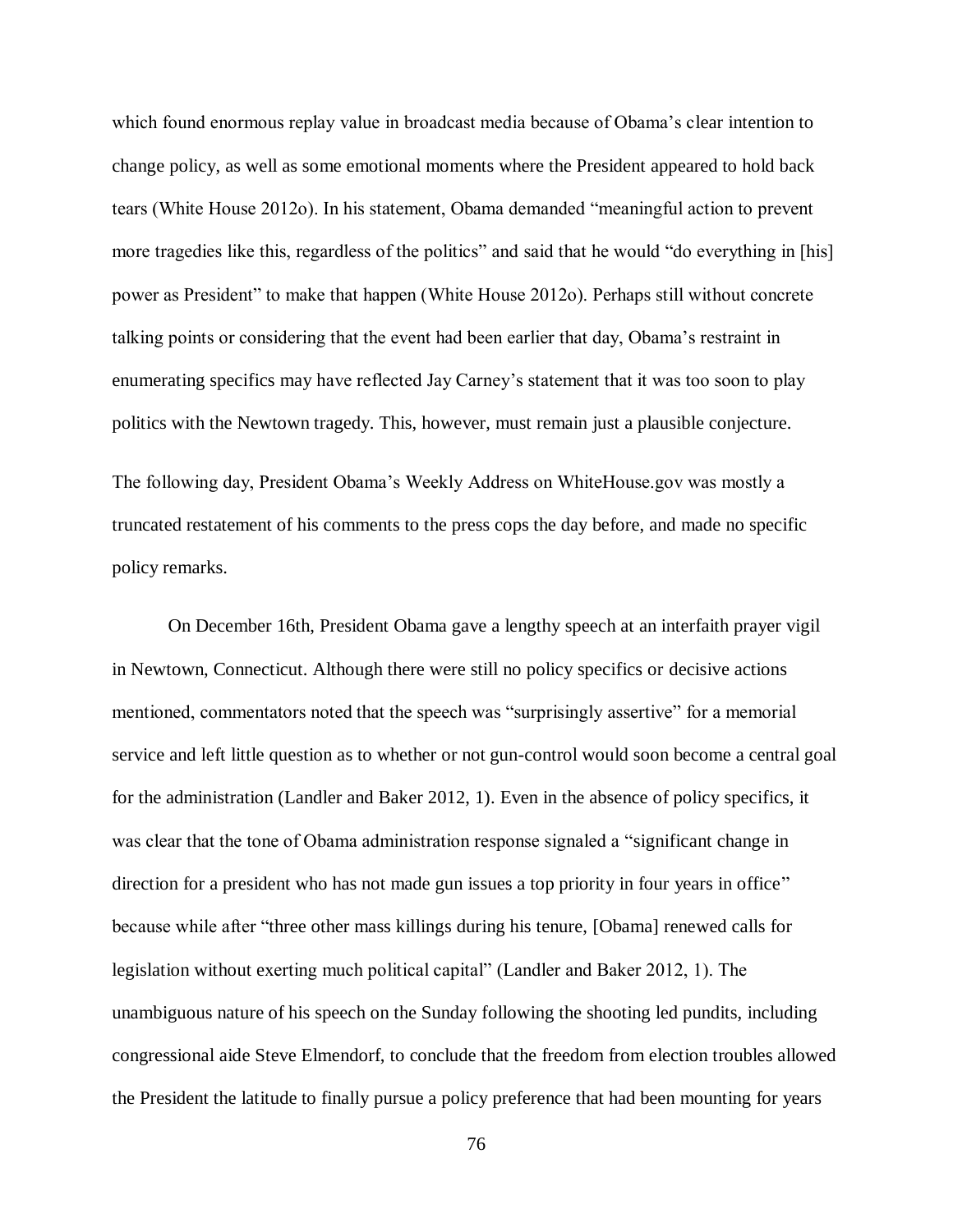which found enormous replay value in broadcast media because of Obama's clear intention to change policy, as well as some emotional moments where the President appeared to hold back tears (White House 2012o). In his statement, Obama demanded "meaningful action to prevent more tragedies like this, regardless of the politics" and said that he would "do everything in [his] power as President" to make that happen (White House 2012o). Perhaps still without concrete talking points or considering that the event had been earlier that day, Obama's restraint in enumerating specifics may have reflected Jay Carney's statement that it was too soon to play politics with the Newtown tragedy. This, however, must remain just a plausible conjecture.

The following day, President Obama's Weekly Address on WhiteHouse.gov was mostly a truncated restatement of his comments to the press cops the day before, and made no specific policy remarks.

On December 16th, President Obama gave a lengthy speech at an interfaith prayer vigil in Newtown, Connecticut. Although there were still no policy specifics or decisive actions mentioned, commentators noted that the speech was "surprisingly assertive" for a memorial service and left little question as to whether or not gun-control would soon become a central goal for the administration (Landler and Baker 2012, 1). Even in the absence of policy specifics, it was clear that the tone of Obama administration response signaled a "significant change in direction for a president who has not made gun issues a top priority in four years in office" because while after "three other mass killings during his tenure, [Obama] renewed calls for legislation without exerting much political capital" (Landler and Baker 2012, 1). The unambiguous nature of his speech on the Sunday following the shooting led pundits, including congressional aide Steve Elmendorf, to conclude that the freedom from election troubles allowed the President the latitude to finally pursue a policy preference that had been mounting for years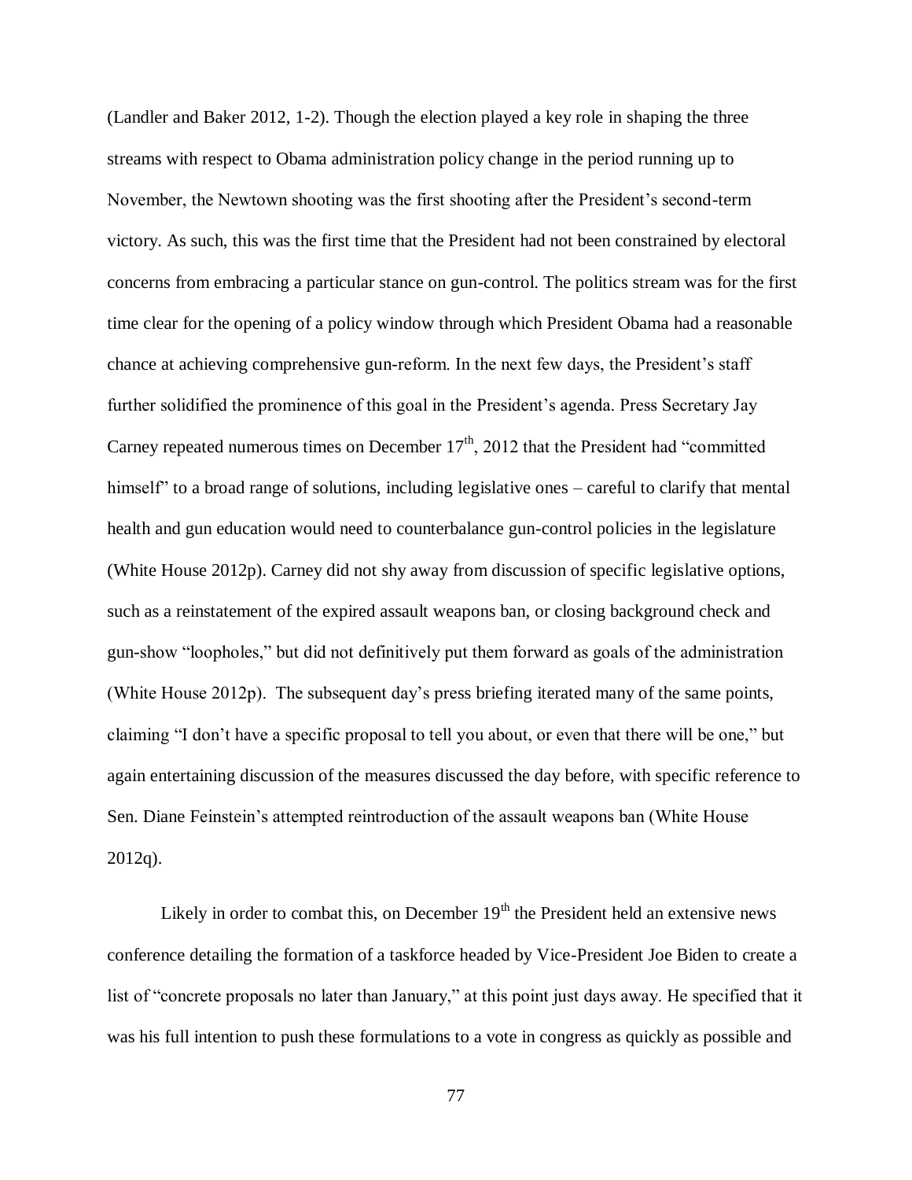(Landler and Baker 2012, 1-2). Though the election played a key role in shaping the three streams with respect to Obama administration policy change in the period running up to November, the Newtown shooting was the first shooting after the President's second-term victory. As such, this was the first time that the President had not been constrained by electoral concerns from embracing a particular stance on gun-control. The politics stream was for the first time clear for the opening of a policy window through which President Obama had a reasonable chance at achieving comprehensive gun-reform. In the next few days, the President's staff further solidified the prominence of this goal in the President's agenda. Press Secretary Jay Carney repeated numerous times on December 17th, 2012 that the President had "committed himself" to a broad range of solutions, including legislative ones – careful to clarify that mental health and gun education would need to counterbalance gun-control policies in the legislature (White House 2012p). Carney did not shy away from discussion of specific legislative options, such as a reinstatement of the expired assault weapons ban, or closing background check and gun-show "loopholes," but did not definitively put them forward as goals of the administration (White House 2012p). The subsequent day's press briefing iterated many of the same points, claiming "I don't have a specific proposal to tell you about, or even that there will be one," but again entertaining discussion of the measures discussed the day before, with specific reference to Sen. Diane Feinstein's attempted reintroduction of the assault weapons ban (White House 2012q).

Likely in order to combat this, on December 19th the President held an extensive news conference detailing the formation of a taskforce headed by Vice-President Joe Biden to create a list of "concrete proposals no later than January," at this point just days away. He specified that it was his full intention to push these formulations to a vote in congress as quickly as possible and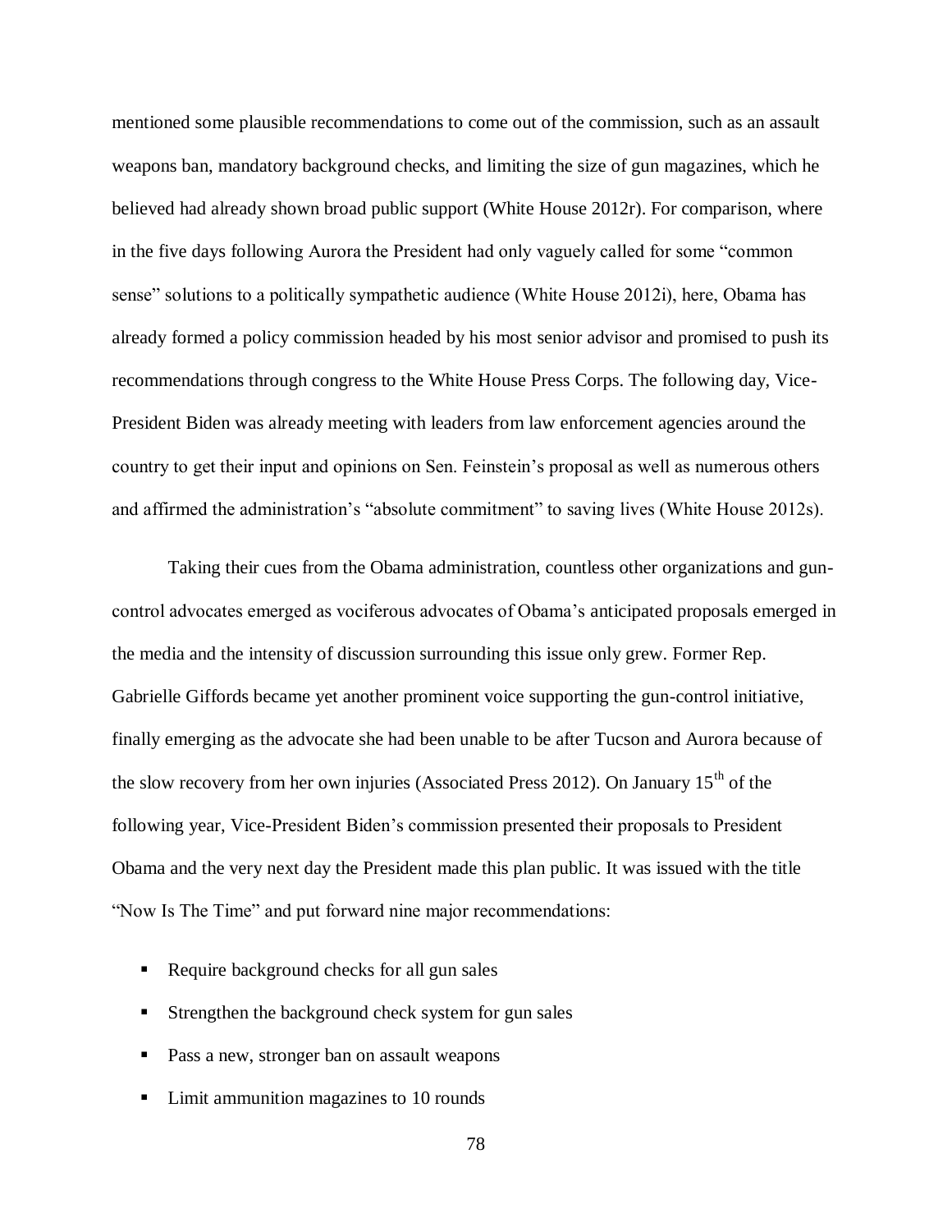mentioned some plausible recommendations to come out of the commission, such as an assault weapons ban, mandatory background checks, and limiting the size of gun magazines, which he believed had already shown broad public support (White House 2012r). For comparison, where in the five days following Aurora the President had only vaguely called for some "common sense" solutions to a politically sympathetic audience (White House 2012i), here, Obama has already formed a policy commission headed by his most senior advisor and promised to push its recommendations through congress to the White House Press Corps. The following day, Vice-President Biden was already meeting with leaders from law enforcement agencies around the country to get their input and opinions on Sen. Feinstein's proposal as well as numerous others and affirmed the administration's "absolute commitment" to saving lives (White House 2012s).

Taking their cues from the Obama administration, countless other organizations and gun-control advocates emerged as vociferous advocates of Obama's anticipated proposals emerged in the media and the intensity of discussion surrounding this issue only grew. Former Rep. Gabrielle Giffords became yet another prominent voice supporting the gun-control initiative, finally emerging as the advocate she had been unable to be after Tucson and Aurora because of the slow recovery from her own injuries (Associated Press 2012). On January 15th of the following year, Vice-President Biden's commission presented their proposals to President Obama and the very next day the President made this plan public. It was issued with the title "Now Is The Time" and put forward nine major recommendations:

- Require background checks for all gun sales
- Strengthen the background check system for gun sales
- Pass a new, stronger ban on assault weapons
- Limit ammunition magazines to 10 rounds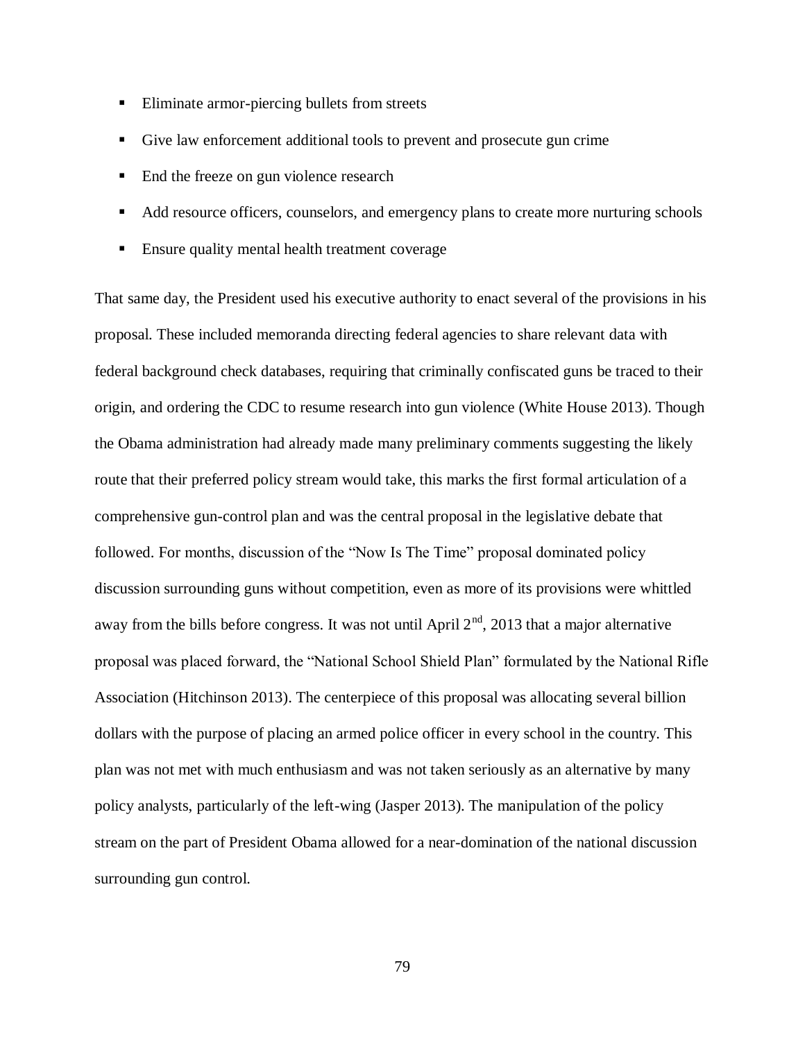- Eliminate armor-piercing bullets from streets
- Give law enforcement additional tools to prevent and prosecute gun crime
- End the freeze on gun violence research
- Add resource officers, counselors, and emergency plans to create more nurturing schools
- Ensure quality mental health treatment coverage

That same day, the President used his executive authority to enact several of the provisions in his proposal. These included memoranda directing federal agencies to share relevant data with federal background check databases, requiring that criminally confiscated guns be traced to their origin, and ordering the CDC to resume research into gun violence (White House 2013). Though the Obama administration had already made many preliminary comments suggesting the likely route that their preferred policy stream would take, this marks the first formal articulation of a comprehensive gun-control plan and was the central proposal in the legislative debate that followed. For months, discussion of the "Now Is The Time" proposal dominated policy discussion surrounding guns without competition, even as more of its provisions were whittled away from the bills before congress. It was not until April 2nd, 2013 that a major alternative proposal was placed forward, the "National School Shield Plan" formulated by the National Rifle Association (Hitchinson 2013). The centerpiece of this proposal was allocating several billion dollars with the purpose of placing an armed police officer in every school in the country. This plan was not met with much enthusiasm and was not taken seriously as an alternative by many policy analysts, particularly of the left-wing (Jasper 2013). The manipulation of the policy stream on the part of President Obama allowed for a near-domination of the national discussion surrounding gun control.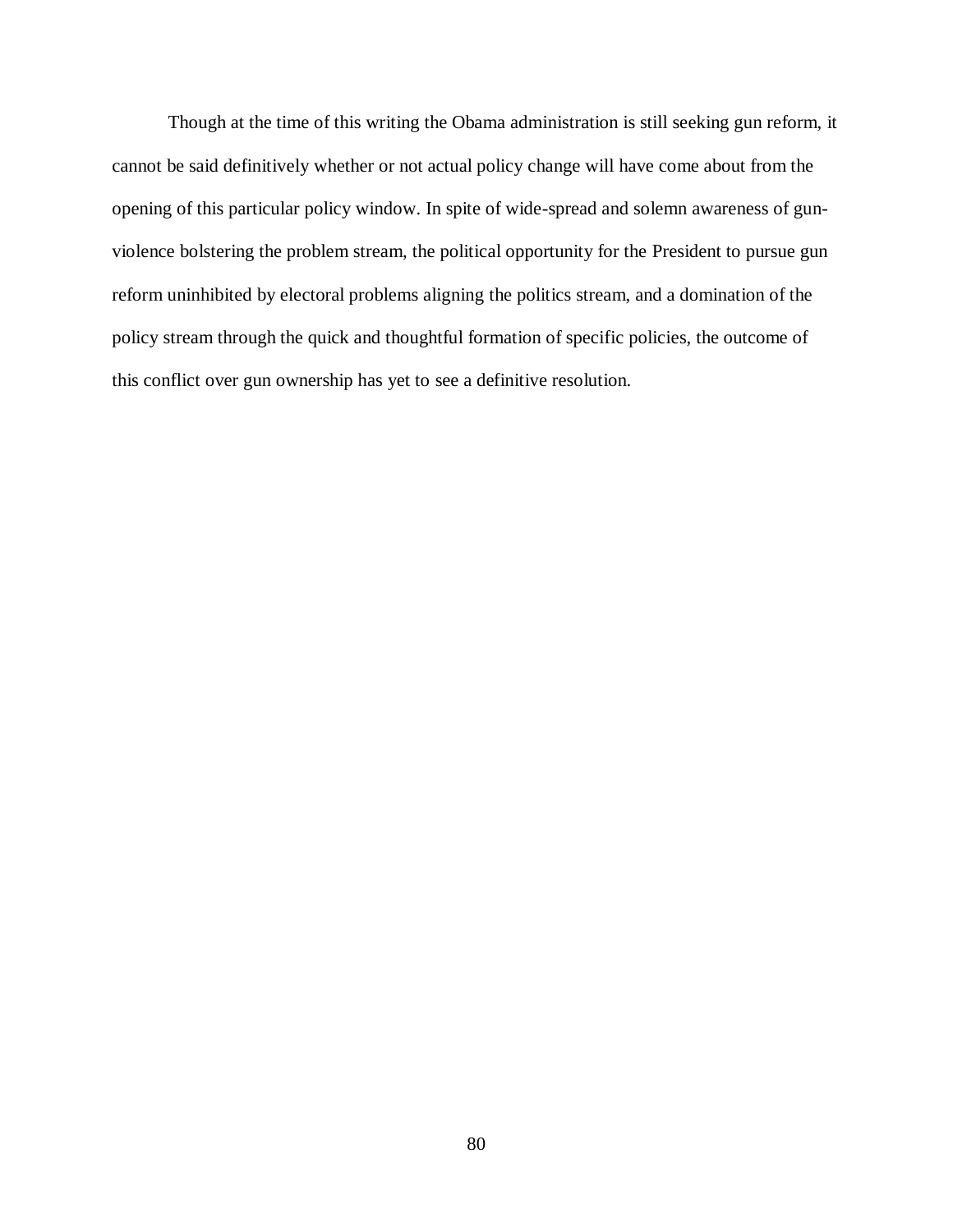Though at the time of this writing the Obama administration is still seeking gun reform, it cannot be said definitively whether or not actual policy change will have come about from the opening of this particular policy window. In spite of wide-spread and solemn awareness of gun-violence bolstering the problem stream, the political opportunity for the President to pursue gun reform uninhibited by electoral problems aligning the politics stream, and a domination of the policy stream through the quick and thoughtful formation of specific policies, the outcome of this conflict over gun ownership has yet to see a definitive resolution.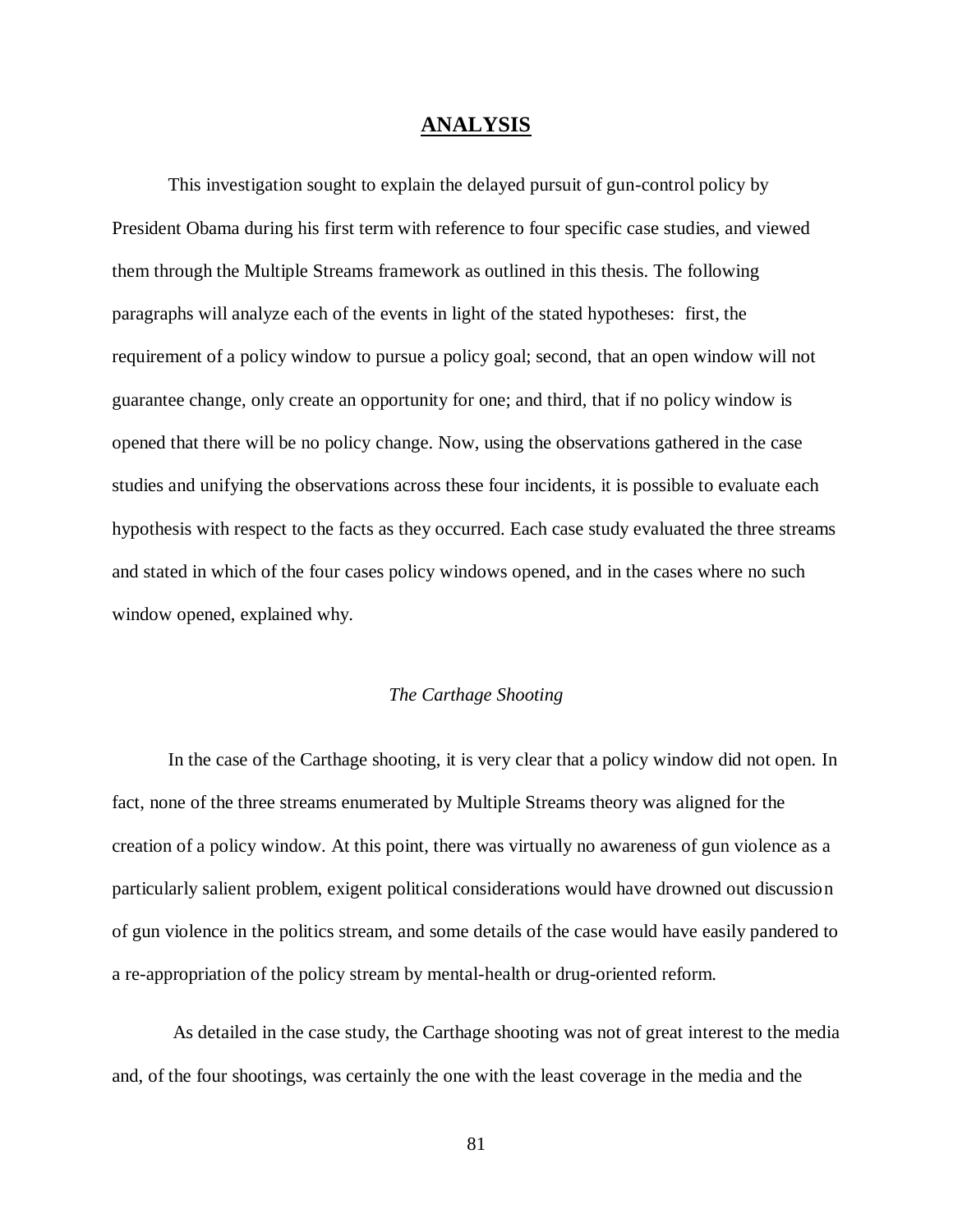## ANALYSIS

This investigation sought to explain the delayed pursuit of gun-control policy by President Obama during his first term with reference to four specific case studies, and viewed them through the Multiple Streams framework as outlined in this thesis. The following paragraphs will analyze each of the events in light of the stated hypotheses: first, the requirement of a policy window to pursue a policy goal; second, that an open window will not guarantee change, only create an opportunity for one; and third, that if no policy window is opened that there will be no policy change. Now, using the observations gathered in the case studies and unifying the observations across these four incidents, it is possible to evaluate each hypothesis with respect to the facts as they occurred. Each case study evaluated the three streams and stated in which of the four cases policy windows opened, and in the cases where no such window opened, explained why.

### *The Carthage Shooting*

In the case of the Carthage shooting, it is very clear that a policy window did not open. In fact, none of the three streams enumerated by Multiple Streams theory was aligned for the creation of a policy window. At this point, there was virtually no awareness of gun violence as a particularly salient problem, exigent political considerations would have drowned out discussion of gun violence in the politics stream, and some details of the case would have easily pandered to a re-appropriation of the policy stream by mental-health or drug-oriented reform.

As detailed in the case study, the Carthage shooting was not of great interest to the media and, of the four shootings, was certainly the one with the least coverage in the media and the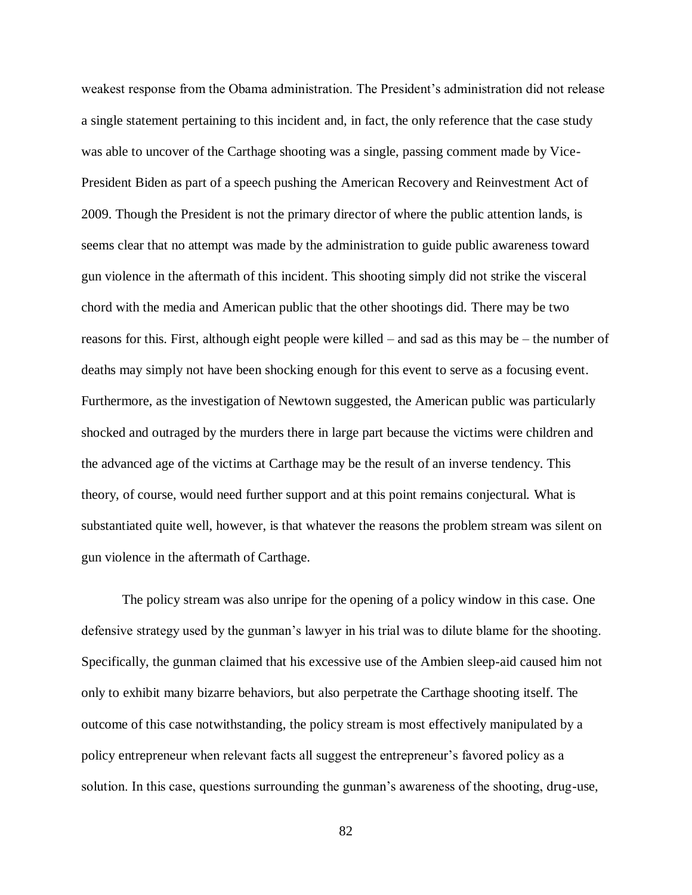weakest response from the Obama administration. The President's administration did not release a single statement pertaining to this incident and, in fact, the only reference that the case study was able to uncover of the Carthage shooting was a single, passing comment made by Vice-President Biden as part of a speech pushing the American Recovery and Reinvestment Act of 2009. Though the President is not the primary director of where the public attention lands, is seems clear that no attempt was made by the administration to guide public awareness toward gun violence in the aftermath of this incident. This shooting simply did not strike the visceral chord with the media and American public that the other shootings did. There may be two reasons for this. First, although eight people were killed – and sad as this may be – the number of deaths may simply not have been shocking enough for this event to serve as a focusing event. Furthermore, as the investigation of Newtown suggested, the American public was particularly shocked and outraged by the murders there in large part because the victims were children and the advanced age of the victims at Carthage may be the result of an inverse tendency. This theory, of course, would need further support and at this point remains conjectural. What is substantiated quite well, however, is that whatever the reasons the problem stream was silent on gun violence in the aftermath of Carthage.

The policy stream was also unripe for the opening of a policy window in this case. One defensive strategy used by the gunman's lawyer in his trial was to dilute blame for the shooting. Specifically, the gunman claimed that his excessive use of the Ambien sleep-aid caused him not only to exhibit many bizarre behaviors, but also perpetrate the Carthage shooting itself. The outcome of this case notwithstanding, the policy stream is most effectively manipulated by a policy entrepreneur when relevant facts all suggest the entrepreneur's favored policy as a solution. In this case, questions surrounding the gunman's awareness of the shooting, drug-use,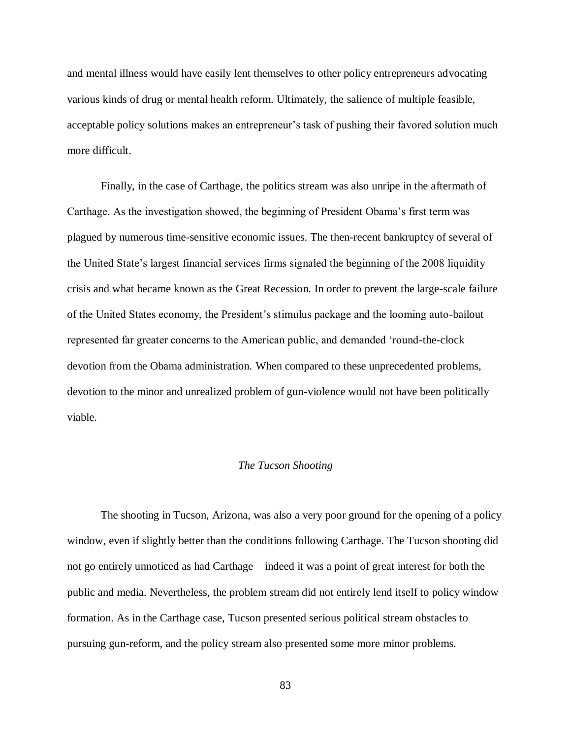and mental illness would have easily lent themselves to other policy entrepreneurs advocating various kinds of drug or mental health reform. Ultimately, the salience of multiple feasible, acceptable policy solutions makes an entrepreneur's task of pushing their favored solution much more difficult.

Finally, in the case of Carthage, the politics stream was also unripe in the aftermath of Carthage. As the investigation showed, the beginning of President Obama's first term was plagued by numerous time-sensitive economic issues. The then-recent bankruptcy of several of the United State's largest financial services firms signaled the beginning of the 2008 liquidity crisis and what became known as the Great Recession. In order to prevent the large-scale failure of the United States economy, the President's stimulus package and the looming auto-bailout represented far greater concerns to the American public, and demanded 'round-the-clock devotion from the Obama administration. When compared to these unprecedented problems, devotion to the minor and unrealized problem of gun-violence would not have been politically viable.

### *The Tucson Shooting*

The shooting in Tucson, Arizona, was also a very poor ground for the opening of a policy window, even if slightly better than the conditions following Carthage. The Tucson shooting did not go entirely unnoticed as had Carthage – indeed it was a point of great interest for both the public and media. Nevertheless, the problem stream did not entirely lend itself to policy window formation. As in the Carthage case, Tucson presented serious political stream obstacles to pursuing gun-reform, and the policy stream also presented some more minor problems.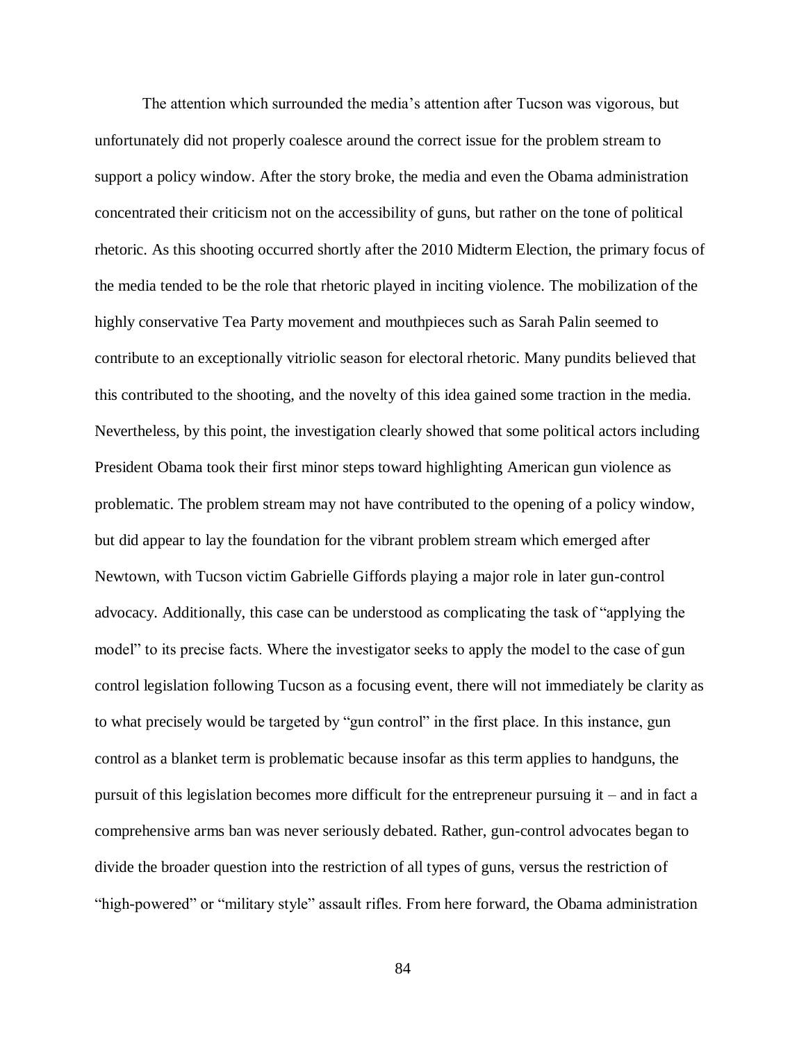The attention which surrounded the media's attention after Tucson was vigorous, but unfortunately did not properly coalesce around the correct issue for the problem stream to support a policy window. After the story broke, the media and even the Obama administration concentrated their criticism not on the accessibility of guns, but rather on the tone of political rhetoric. As this shooting occurred shortly after the 2010 Midterm Election, the primary focus of the media tended to be the role that rhetoric played in inciting violence. The mobilization of the highly conservative Tea Party movement and mouthpieces such as Sarah Palin seemed to contribute to an exceptionally vitriolic season for electoral rhetoric. Many pundits believed that this contributed to the shooting, and the novelty of this idea gained some traction in the media. Nevertheless, by this point, the investigation clearly showed that some political actors including President Obama took their first minor steps toward highlighting American gun violence as problematic. The problem stream may not have contributed to the opening of a policy window, but did appear to lay the foundation for the vibrant problem stream which emerged after Newtown, with Tucson victim Gabrielle Giffords playing a major role in later gun-control advocacy. Additionally, this case can be understood as complicating the task of "applying the model" to its precise facts. Where the investigator seeks to apply the model to the case of gun control legislation following Tucson as a focusing event, there will not immediately be clarity as to what precisely would be targeted by "gun control" in the first place. In this instance, gun control as a blanket term is problematic because insofar as this term applies to handguns, the pursuit of this legislation becomes more difficult for the entrepreneur pursuing it – and in fact a comprehensive arms ban was never seriously debated. Rather, gun-control advocates began to divide the broader question into the restriction of all types of guns, versus the restriction of "high-powered" or "military style" assault rifles. From here forward, the Obama administration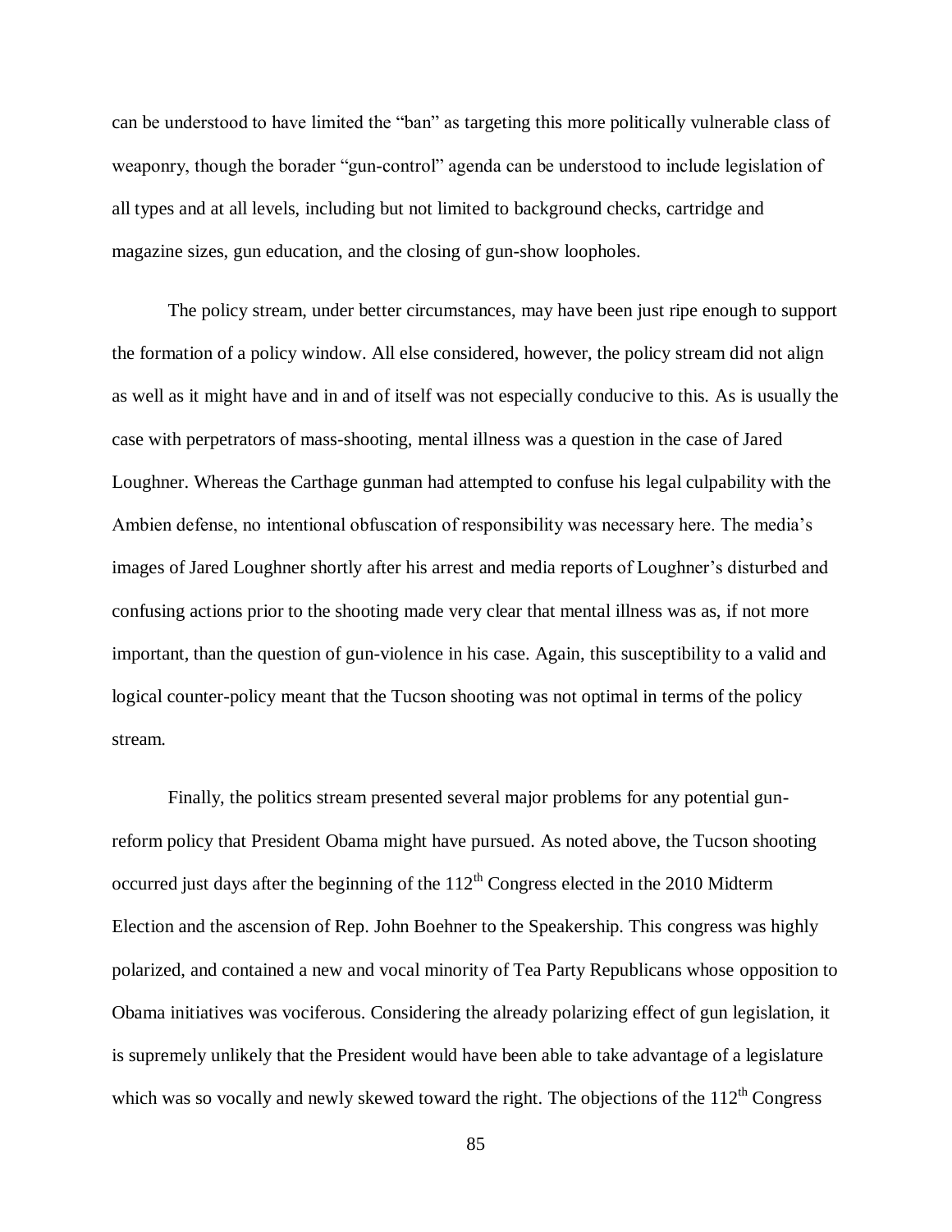can be understood to have limited the "ban" as targeting this more politically vulnerable class of weaponry, though the borader "gun-control" agenda can be understood to include legislation of all types and at all levels, including but not limited to background checks, cartridge and magazine sizes, gun education, and the closing of gun-show loopholes.

The policy stream, under better circumstances, may have been just ripe enough to support the formation of a policy window. All else considered, however, the policy stream did not align as well as it might have and in and of itself was not especially conducive to this. As is usually the case with perpetrators of mass-shooting, mental illness was a question in the case of Jared Loughner. Whereas the Carthage gunman had attempted to confuse his legal culpability with the Ambien defense, no intentional obfuscation of responsibility was necessary here. The media's images of Jared Loughner shortly after his arrest and media reports of Loughner's disturbed and confusing actions prior to the shooting made very clear that mental illness was as, if not more important, than the question of gun-violence in his case. Again, this susceptibility to a valid and logical counter-policy meant that the Tucson shooting was not optimal in terms of the policy stream.

Finally, the politics stream presented several major problems for any potential gun-reform policy that President Obama might have pursued. As noted above, the Tucson shooting occurred just days after the beginning of the 112th Congress elected in the 2010 Midterm Election and the ascension of Rep. John Boehner to the Speakership. This congress was highly polarized, and contained a new and vocal minority of Tea Party Republicans whose opposition to Obama initiatives was vociferous. Considering the already polarizing effect of gun legislation, it is supremely unlikely that the President would have been able to take advantage of a legislature which was so vocally and newly skewed toward the right. The objections of the 112th Congress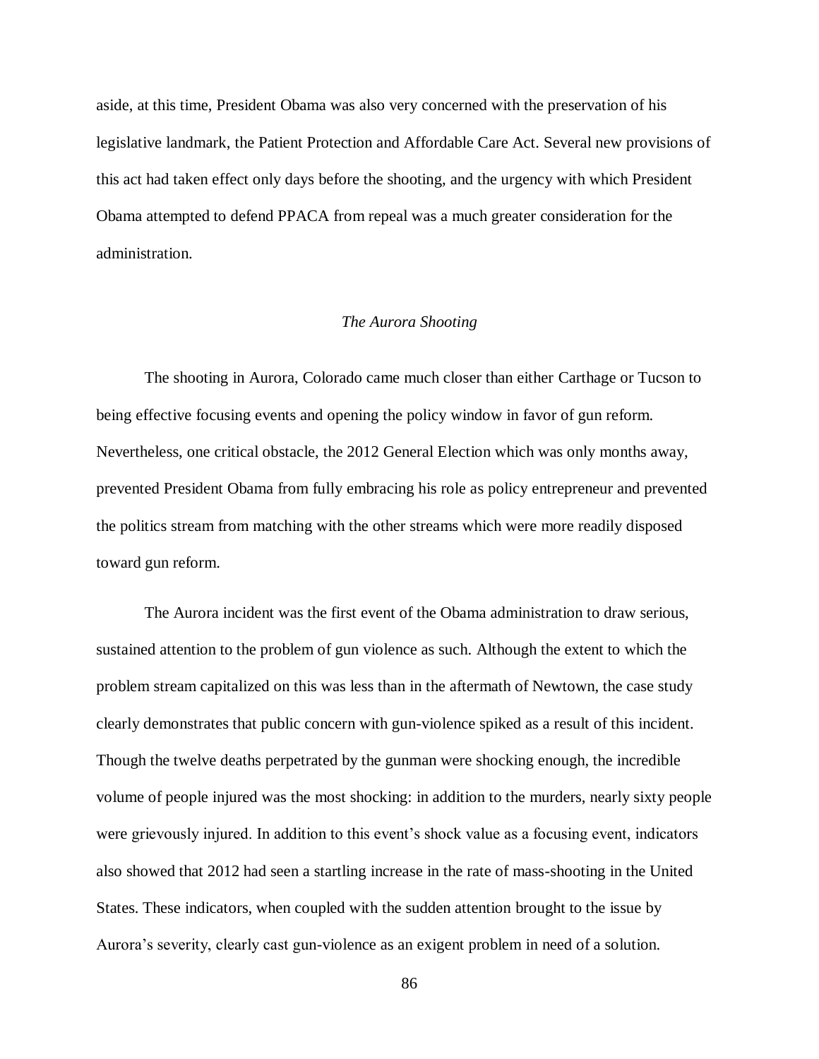aside, at this time, President Obama was also very concerned with the preservation of his legislative landmark, the Patient Protection and Affordable Care Act. Several new provisions of this act had taken effect only days before the shooting, and the urgency with which President Obama attempted to defend PPACA from repeal was a much greater consideration for the administration.

### *The Aurora Shooting*

The shooting in Aurora, Colorado came much closer than either Carthage or Tucson to being effective focusing events and opening the policy window in favor of gun reform. Nevertheless, one critical obstacle, the 2012 General Election which was only months away, prevented President Obama from fully embracing his role as policy entrepreneur and prevented the politics stream from matching with the other streams which were more readily disposed toward gun reform.

The Aurora incident was the first event of the Obama administration to draw serious, sustained attention to the problem of gun violence as such. Although the extent to which the problem stream capitalized on this was less than in the aftermath of Newtown, the case study clearly demonstrates that public concern with gun-violence spiked as a result of this incident. Though the twelve deaths perpetrated by the gunman were shocking enough, the incredible volume of people injured was the most shocking: in addition to the murders, nearly sixty people were grievously injured. In addition to this event's shock value as a focusing event, indicators also showed that 2012 had seen a startling increase in the rate of mass-shooting in the United States. These indicators, when coupled with the sudden attention brought to the issue by Aurora's severity, clearly cast gun-violence as an exigent problem in need of a solution.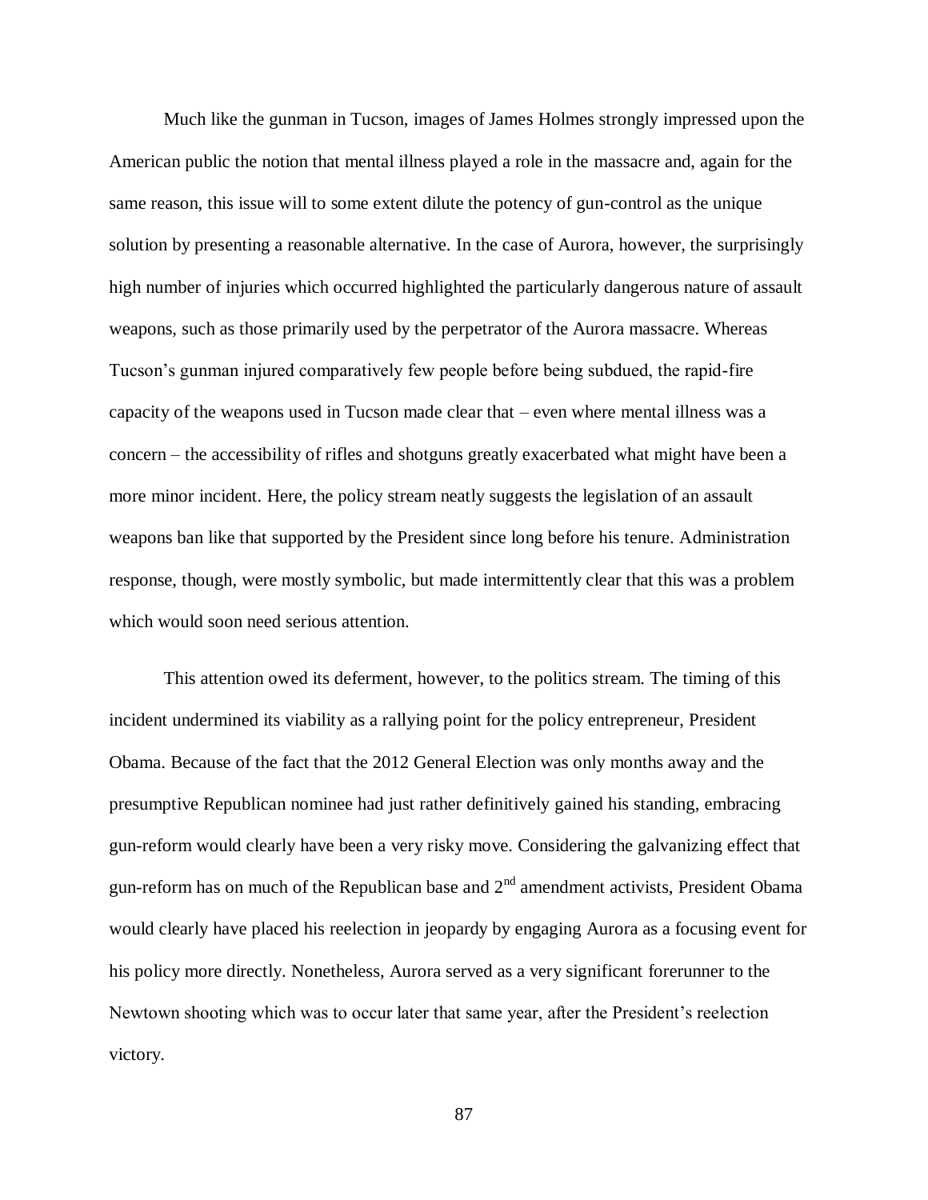Much like the gunman in Tucson, images of James Holmes strongly impressed upon the American public the notion that mental illness played a role in the massacre and, again for the same reason, this issue will to some extent dilute the potency of gun-control as the unique solution by presenting a reasonable alternative. In the case of Aurora, however, the surprisingly high number of injuries which occurred highlighted the particularly dangerous nature of assault weapons, such as those primarily used by the perpetrator of the Aurora massacre. Whereas Tucson's gunman injured comparatively few people before being subdued, the rapid-fire capacity of the weapons used in Tucson made clear that – even where mental illness was a concern – the accessibility of rifles and shotguns greatly exacerbated what might have been a more minor incident. Here, the policy stream neatly suggests the legislation of an assault weapons ban like that supported by the President since long before his tenure. Administration response, though, were mostly symbolic, but made intermittently clear that this was a problem which would soon need serious attention.

This attention owed its deferment, however, to the politics stream. The timing of this incident undermined its viability as a rallying point for the policy entrepreneur, President Obama. Because of the fact that the 2012 General Election was only months away and the presumptive Republican nominee had just rather definitively gained his standing, embracing gun-reform would clearly have been a very risky move. Considering the galvanizing effect that gun-reform has on much of the Republican base and 2nd amendment activists, President Obama would clearly have placed his reelection in jeopardy by engaging Aurora as a focusing event for his policy more directly. Nonetheless, Aurora served as a very significant forerunner to the Newtown shooting which was to occur later that same year, after the President's reelection victory.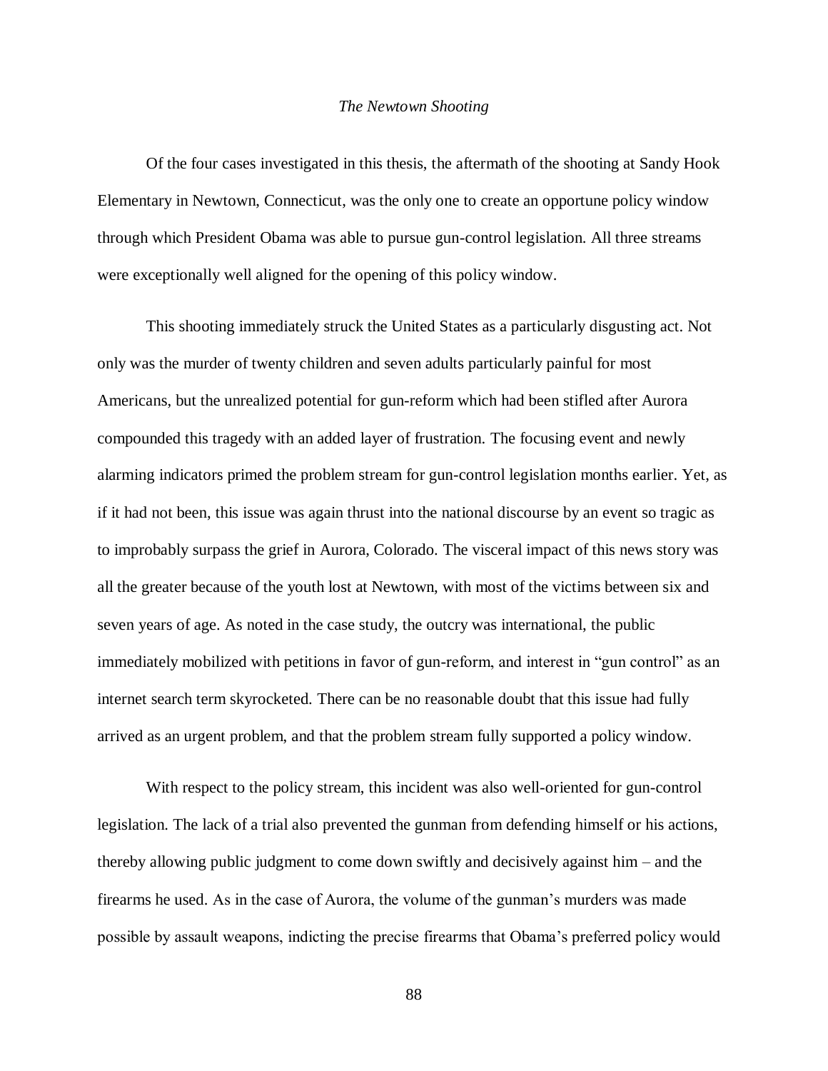*The Newtown Shooting*

Of the four cases investigated in this thesis, the aftermath of the shooting at Sandy Hook Elementary in Newtown, Connecticut, was the only one to create an opportune policy window through which President Obama was able to pursue gun-control legislation. All three streams were exceptionally well aligned for the opening of this policy window.

This shooting immediately struck the United States as a particularly disgusting act. Not only was the murder of twenty children and seven adults particularly painful for most Americans, but the unrealized potential for gun-reform which had been stifled after Aurora compounded this tragedy with an added layer of frustration. The focusing event and newly alarming indicators primed the problem stream for gun-control legislation months earlier. Yet, as if it had not been, this issue was again thrust into the national discourse by an event so tragic as to improbably surpass the grief in Aurora, Colorado. The visceral impact of this news story was all the greater because of the youth lost at Newtown, with most of the victims between six and seven years of age. As noted in the case study, the outcry was international, the public immediately mobilized with petitions in favor of gun-reform, and interest in "gun control" as an internet search term skyrocketed. There can be no reasonable doubt that this issue had fully arrived as an urgent problem, and that the problem stream fully supported a policy window.

With respect to the policy stream, this incident was also well-oriented for gun-control legislation. The lack of a trial also prevented the gunman from defending himself or his actions, thereby allowing public judgment to come down swiftly and decisively against him – and the firearms he used. As in the case of Aurora, the volume of the gunman's murders was made possible by assault weapons, indicting the precise firearms that Obama's preferred policy would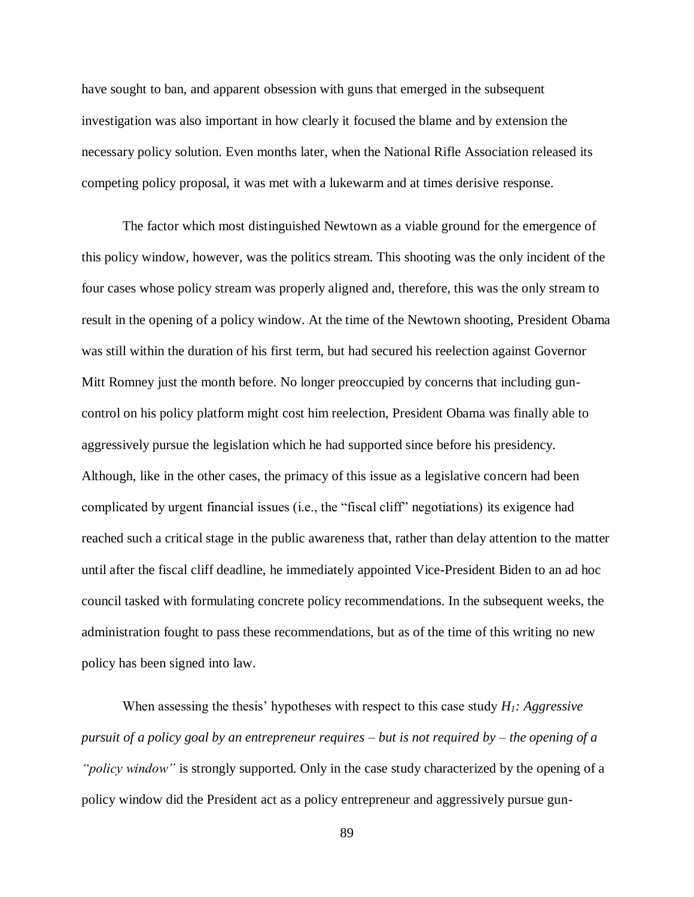have sought to ban, and apparent obsession with guns that emerged in the subsequent investigation was also important in how clearly it focused the blame and by extension the necessary policy solution. Even months later, when the National Rifle Association released its competing policy proposal, it was met with a lukewarm and at times derisive response.

The factor which most distinguished Newtown as a viable ground for the emergence of this policy window, however, was the politics stream. This shooting was the only incident of the four cases whose policy stream was properly aligned and, therefore, this was the only stream to result in the opening of a policy window. At the time of the Newtown shooting, President Obama was still within the duration of his first term, but had secured his reelection against Governor Mitt Romney just the month before. No longer preoccupied by concerns that including gun-control on his policy platform might cost him reelection, President Obama was finally able to aggressively pursue the legislation which he had supported since before his presidency. Although, like in the other cases, the primacy of this issue as a legislative concern had been complicated by urgent financial issues (i.e., the "fiscal cliff" negotiations) its exigence had reached such a critical stage in the public awareness that, rather than delay attention to the matter until after the fiscal cliff deadline, he immediately appointed Vice-President Biden to an ad hoc council tasked with formulating concrete policy recommendations. In the subsequent weeks, the administration fought to pass these recommendations, but as of the time of this writing no new policy has been signed into law.

When assessing the thesis' hypotheses with respect to this case study *$H_1$: Aggressive pursuit of a policy goal by an entrepreneur requires – but is not required by – the opening of a "policy window"* is strongly supported. Only in the case study characterized by the opening of a policy window did the President act as a policy entrepreneur and aggressively pursue gun-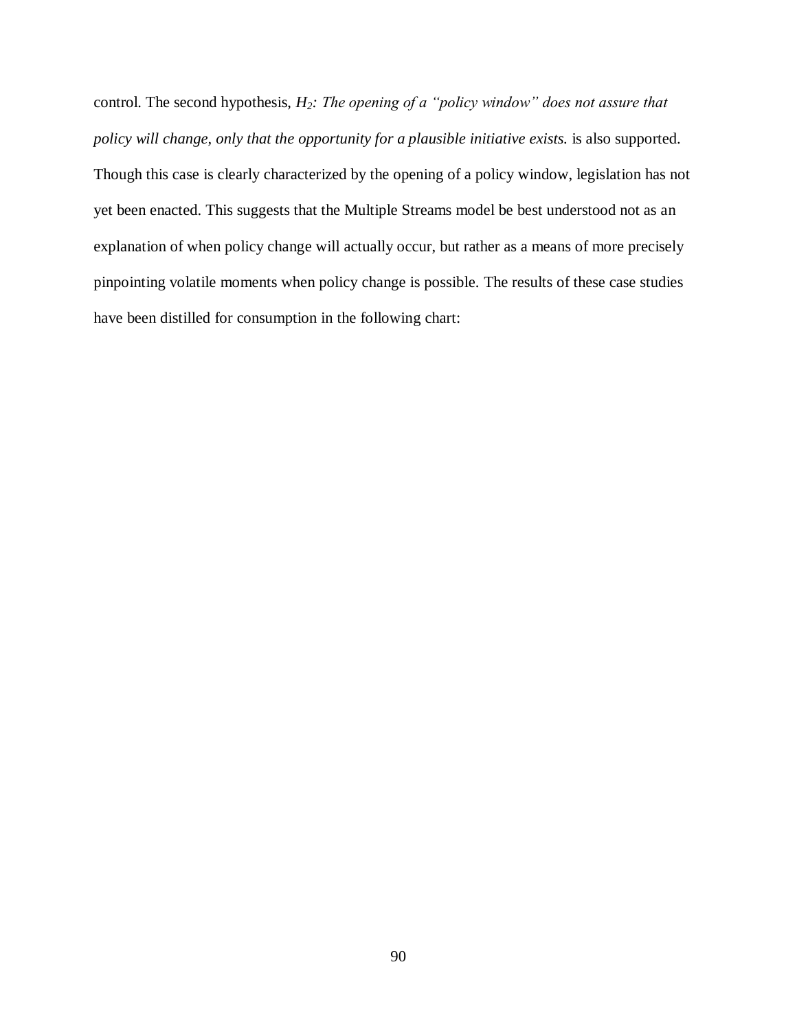control. The second hypothesis, *$H_2$: The opening of a "policy window" does not assure that policy will change, only that the opportunity for a plausible initiative exists.* is also supported. Though this case is clearly characterized by the opening of a policy window, legislation has not yet been enacted. This suggests that the Multiple Streams model be best understood not as an explanation of when policy change will actually occur, but rather as a means of more precisely pinpointing volatile moments when policy change is possible. The results of these case studies have been distilled for consumption in the following chart: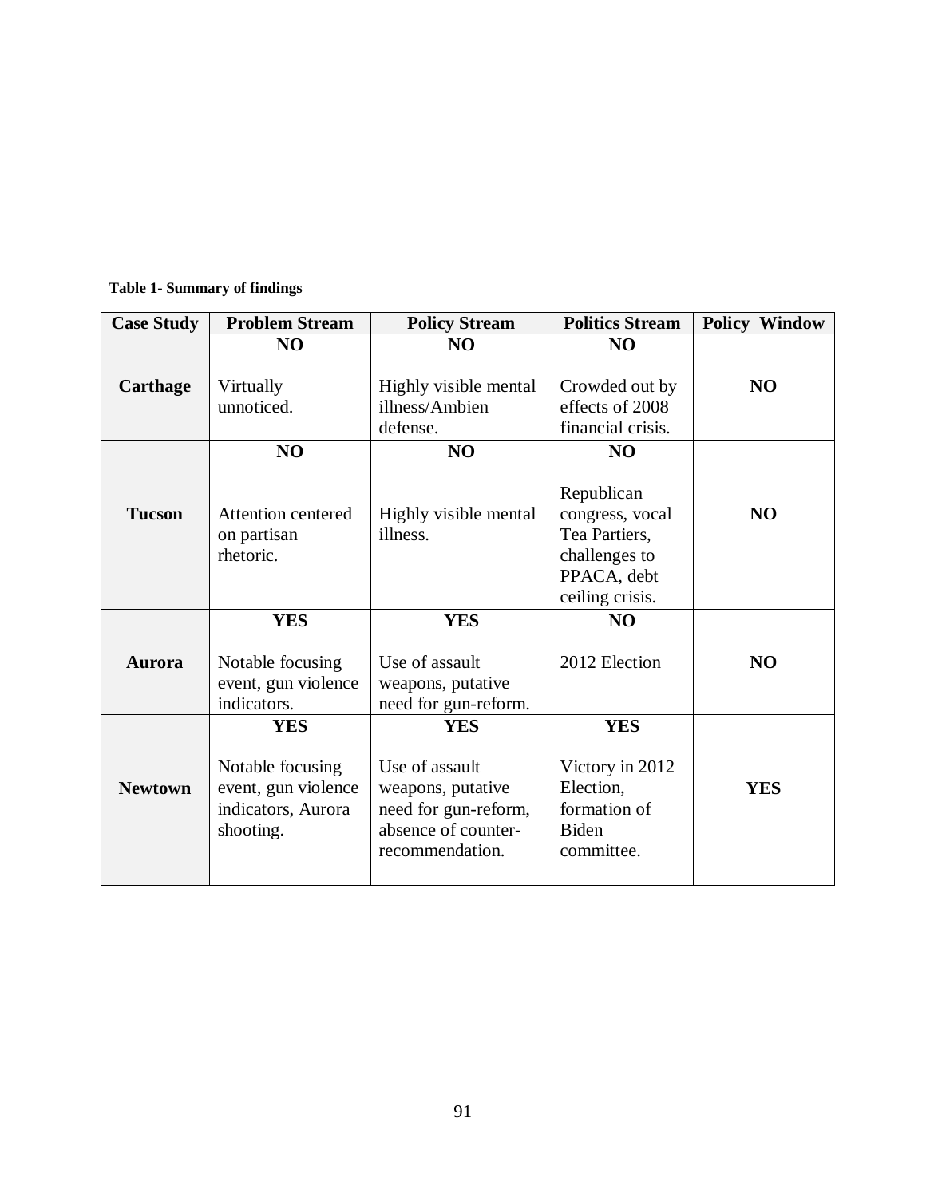**Table 1- Summary of findings**

| Case Study | Problem Stream | Policy Stream | Politics Stream | Policy Window |
|---|---|---|---|---|
| **Carthage** | **NO** Virtually unnoticed. | **NO** Highly visible mental illness/Ambien defense. | **NO** Crowded out by effects of 2008 financial crisis. | **NO** |
| **Tucson** | **NO** Attention centered on partisan rhetoric. | **NO** Highly visible mental illness. | **NO** Republican congress, vocal Tea Partiers, challenges to PPACA, debt ceiling crisis. | **NO** |
| **Aurora** | **YES** Notable focusing event, gun violence indicators. | **YES** Use of assault weapons, putative need for gun-reform. | **NO** 2012 Election | **NO** |
| **Newtown** | **YES** Notable focusing event, gun violence indicators, Aurora shooting. | **YES** Use of assault weapons, putative need for gun-reform, absence of counter-recommendation. | **YES** Victory in 2012 Election, formation of Biden committee. | **YES** |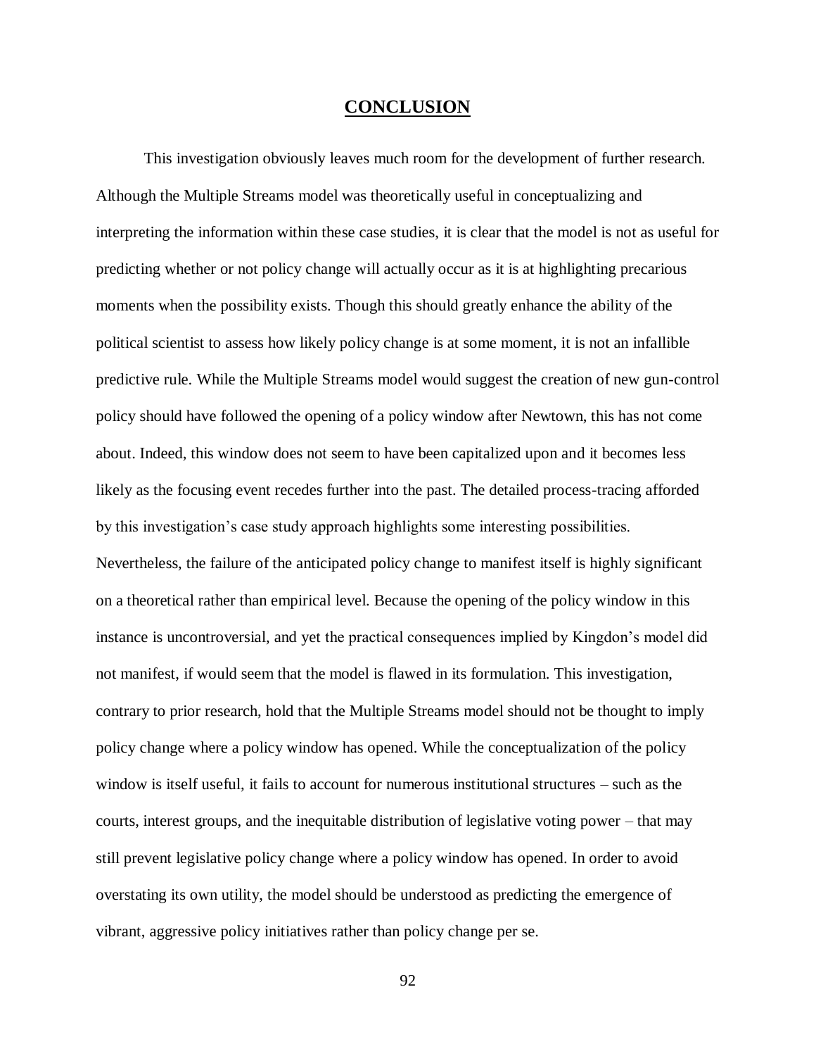# CONCLUSION

This investigation obviously leaves much room for the development of further research. Although the Multiple Streams model was theoretically useful in conceptualizing and interpreting the information within these case studies, it is clear that the model is not as useful for predicting whether or not policy change will actually occur as it is at highlighting precarious moments when the possibility exists. Though this should greatly enhance the ability of the political scientist to assess how likely policy change is at some moment, it is not an infallible predictive rule. While the Multiple Streams model would suggest the creation of new gun-control policy should have followed the opening of a policy window after Newtown, this has not come about. Indeed, this window does not seem to have been capitalized upon and it becomes less likely as the focusing event recedes further into the past. The detailed process-tracing afforded by this investigation's case study approach highlights some interesting possibilities. Nevertheless, the failure of the anticipated policy change to manifest itself is highly significant on a theoretical rather than empirical level. Because the opening of the policy window in this instance is uncontroversial, and yet the practical consequences implied by Kingdon's model did not manifest, if would seem that the model is flawed in its formulation. This investigation, contrary to prior research, hold that the Multiple Streams model should not be thought to imply policy change where a policy window has opened. While the conceptualization of the policy window is itself useful, it fails to account for numerous institutional structures – such as the courts, interest groups, and the inequitable distribution of legislative voting power – that may still prevent legislative policy change where a policy window has opened. In order to avoid overstating its own utility, the model should be understood as predicting the emergence of vibrant, aggressive policy initiatives rather than policy change per se.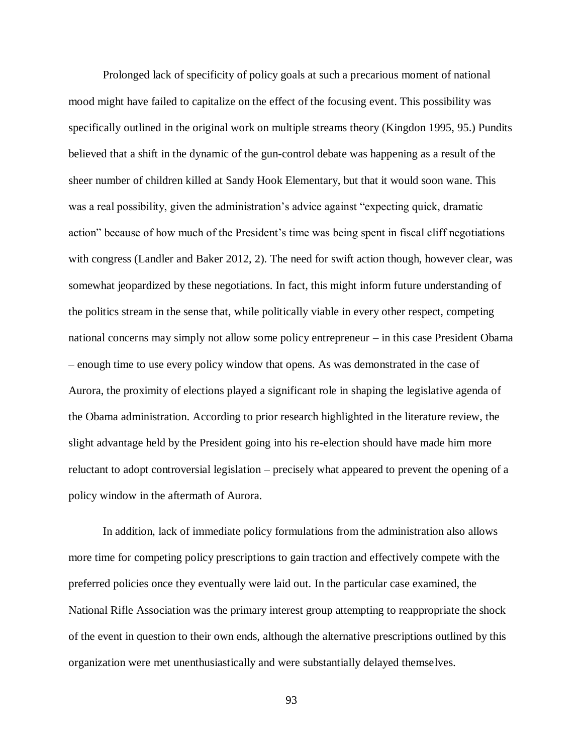Prolonged lack of specificity of policy goals at such a precarious moment of national mood might have failed to capitalize on the effect of the focusing event. This possibility was specifically outlined in the original work on multiple streams theory (Kingdon 1995, 95.) Pundits believed that a shift in the dynamic of the gun-control debate was happening as a result of the sheer number of children killed at Sandy Hook Elementary, but that it would soon wane. This was a real possibility, given the administration's advice against "expecting quick, dramatic action" because of how much of the President's time was being spent in fiscal cliff negotiations with congress (Landler and Baker 2012, 2). The need for swift action though, however clear, was somewhat jeopardized by these negotiations. In fact, this might inform future understanding of the politics stream in the sense that, while politically viable in every other respect, competing national concerns may simply not allow some policy entrepreneur – in this case President Obama – enough time to use every policy window that opens. As was demonstrated in the case of Aurora, the proximity of elections played a significant role in shaping the legislative agenda of the Obama administration. According to prior research highlighted in the literature review, the slight advantage held by the President going into his re-election should have made him more reluctant to adopt controversial legislation – precisely what appeared to prevent the opening of a policy window in the aftermath of Aurora.

In addition, lack of immediate policy formulations from the administration also allows more time for competing policy prescriptions to gain traction and effectively compete with the preferred policies once they eventually were laid out. In the particular case examined, the National Rifle Association was the primary interest group attempting to reappropriate the shock of the event in question to their own ends, although the alternative prescriptions outlined by this organization were met unenthusiastically and were substantially delayed themselves.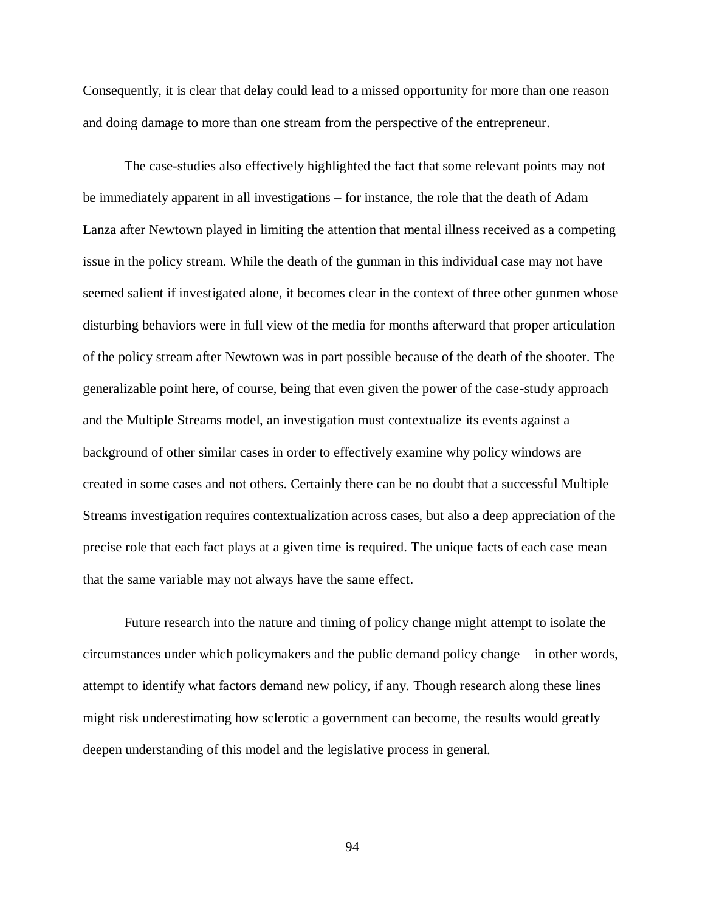Consequently, it is clear that delay could lead to a missed opportunity for more than one reason and doing damage to more than one stream from the perspective of the entrepreneur.

The case-studies also effectively highlighted the fact that some relevant points may not be immediately apparent in all investigations – for instance, the role that the death of Adam Lanza after Newtown played in limiting the attention that mental illness received as a competing issue in the policy stream. While the death of the gunman in this individual case may not have seemed salient if investigated alone, it becomes clear in the context of three other gunmen whose disturbing behaviors were in full view of the media for months afterward that proper articulation of the policy stream after Newtown was in part possible because of the death of the shooter. The generalizable point here, of course, being that even given the power of the case-study approach and the Multiple Streams model, an investigation must contextualize its events against a background of other similar cases in order to effectively examine why policy windows are created in some cases and not others. Certainly there can be no doubt that a successful Multiple Streams investigation requires contextualization across cases, but also a deep appreciation of the precise role that each fact plays at a given time is required. The unique facts of each case mean that the same variable may not always have the same effect.

Future research into the nature and timing of policy change might attempt to isolate the circumstances under which policymakers and the public demand policy change – in other words, attempt to identify what factors demand new policy, if any. Though research along these lines might risk underestimating how sclerotic a government can become, the results would greatly deepen understanding of this model and the legislative process in general.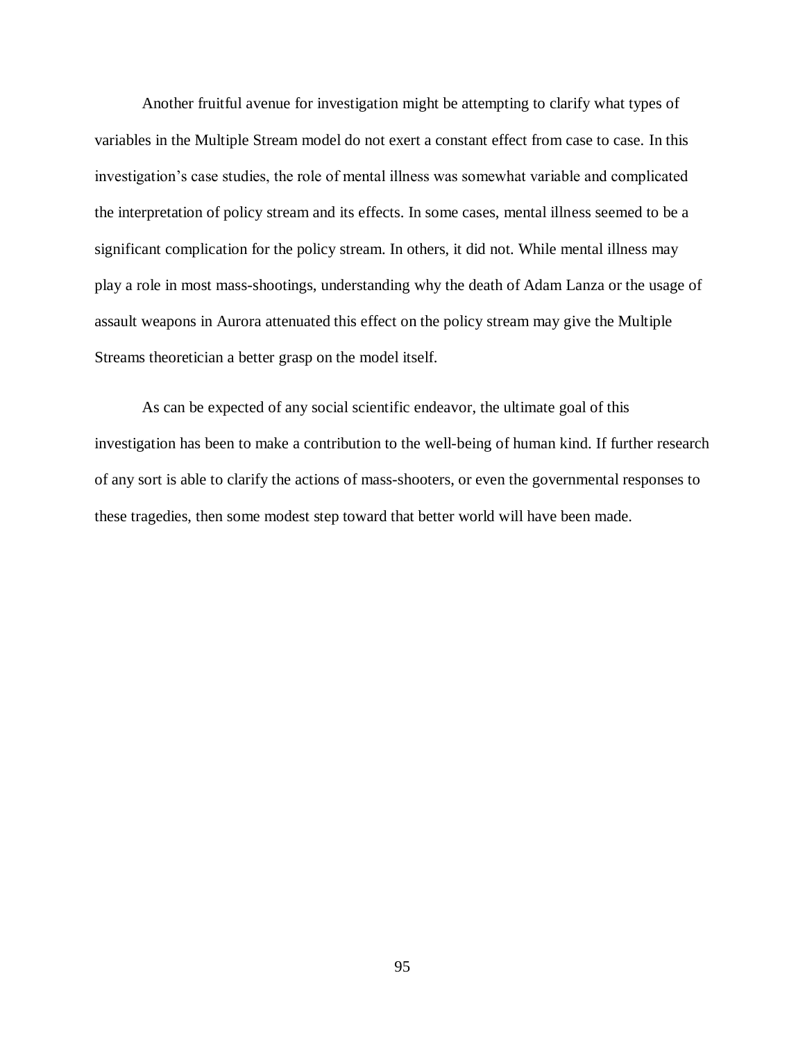Another fruitful avenue for investigation might be attempting to clarify what types of variables in the Multiple Stream model do not exert a constant effect from case to case. In this investigation's case studies, the role of mental illness was somewhat variable and complicated the interpretation of policy stream and its effects. In some cases, mental illness seemed to be a significant complication for the policy stream. In others, it did not. While mental illness may play a role in most mass-shootings, understanding why the death of Adam Lanza or the usage of assault weapons in Aurora attenuated this effect on the policy stream may give the Multiple Streams theoretician a better grasp on the model itself.

As can be expected of any social scientific endeavor, the ultimate goal of this investigation has been to make a contribution to the well-being of human kind. If further research of any sort is able to clarify the actions of mass-shooters, or even the governmental responses to these tragedies, then some modest step toward that better world will have been made.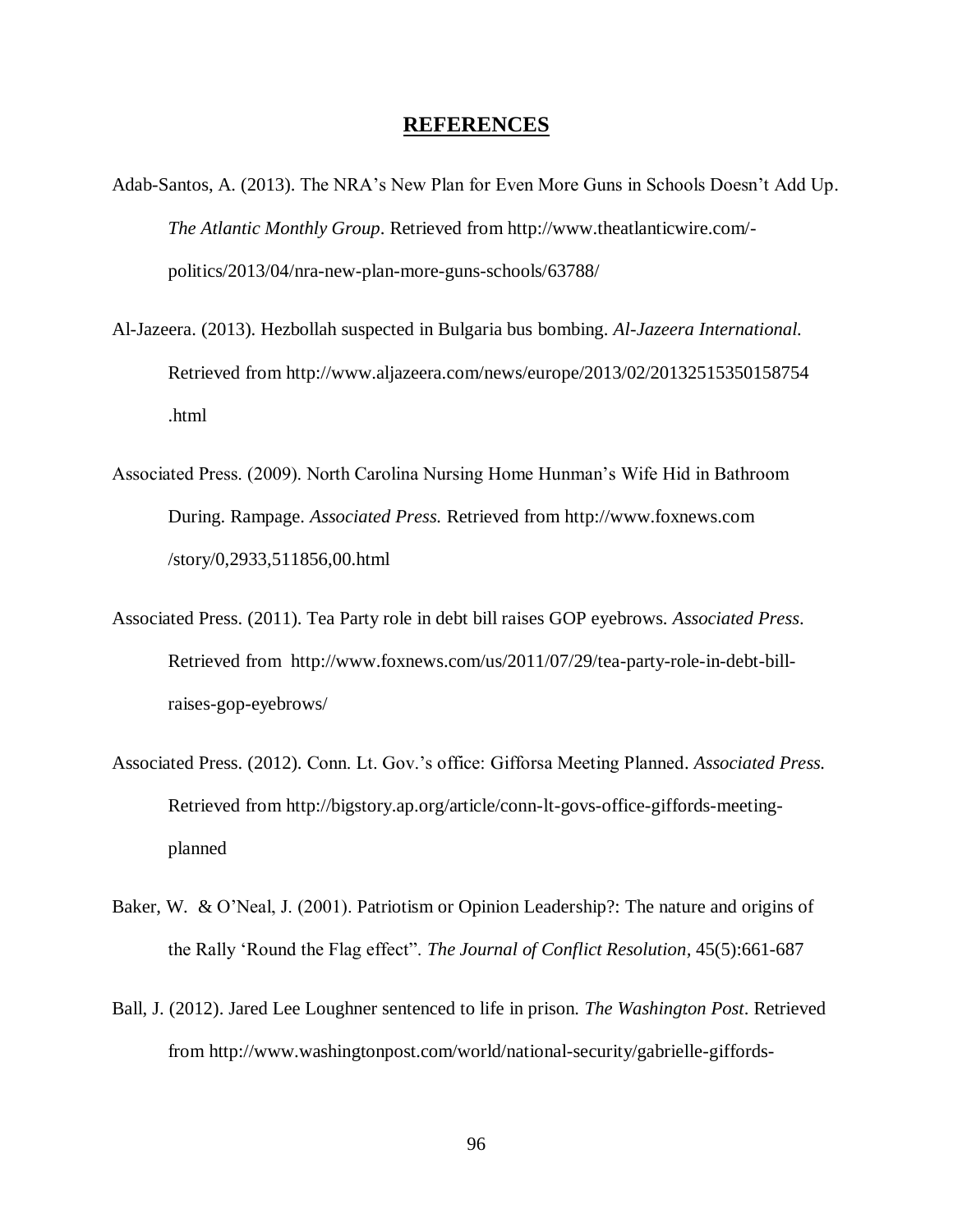# **REFERENCES**

Adab-Santos, A. (2013). The NRA's New Plan for Even More Guns in Schools Doesn't Add Up. *The Atlantic Monthly Group*. Retrieved from http://www.theatlanticwire.com/-politics/2013/04/nra-new-plan-more-guns-schools/63788/

Al-Jazeera. (2013). Hezbollah suspected in Bulgaria bus bombing. *Al-Jazeera International.* Retrieved from http://www.aljazeera.com/news/europe/2013/02/20132515350158754 .html

Associated Press. (2009). North Carolina Nursing Home Hunman's Wife Hid in Bathroom During. Rampage. *Associated Press.* Retrieved from http://www.foxnews.com /story/0,2933,511856,00.html

Associated Press. (2011). Tea Party role in debt bill raises GOP eyebrows. *Associated Press*. Retrieved from http://www.foxnews.com/us/2011/07/29/tea-party-role-in-debt-bill-raises-gop-eyebrows/

Associated Press. (2012). Conn. Lt. Gov.'s office: Gifforsa Meeting Planned. *Associated Press.* Retrieved from http://bigstory.ap.org/article/conn-lt-govs-office-giffords-meeting-planned

Baker, W. & O'Neal, J. (2001). Patriotism or Opinion Leadership?: The nature and origins of the Rally 'Round the Flag effect". *The Journal of Conflict Resolution*, 45(5):661-687

Ball, J. (2012). Jared Lee Loughner sentenced to life in prison. *The Washington Post*. Retrieved from http://www.washingtonpost.com/world/national-security/gabrielle-giffords-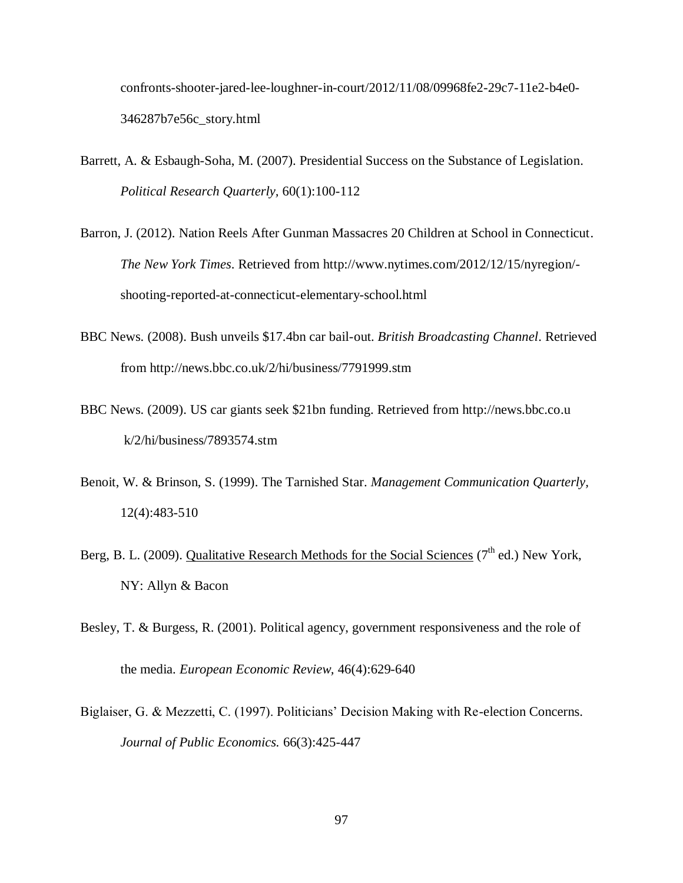confronts-shooter-jared-lee-loughner-in-court/2012/11/08/09968fe2-29c7-11e2-b4e0-346287b7e56c_story.html

Barrett, A. & Esbaugh-Soha, M. (2007). Presidential Success on the Substance of Legislation. *Political Research Quarterly,* 60(1):100-112

Barron, J. (2012). Nation Reels After Gunman Massacres 20 Children at School in Connecticut. *The New York Times*. Retrieved from http://www.nytimes.com/2012/12/15/nyregion/-shooting-reported-at-connecticut-elementary-school.html

BBC News. (2008). Bush unveils $17.4bn car bail-out. *British Broadcasting Channel*. Retrieved from http://news.bbc.co.uk/2/hi/business/7791999.stm

BBC News. (2009). US car giants seek $21bn funding. Retrieved from http://news.bbc.co.u k/2/hi/business/7893574.stm

Benoit, W. & Brinson, S. (1999). The Tarnished Star. *Management Communication Quarterly,* 12(4):483-510

Berg, B. L. (2009). <u>Qualitative Research Methods for the Social Sciences</u> (7th ed.) New York, NY: Allyn & Bacon

Besley, T. & Burgess, R. (2001). Political agency, government responsiveness and the role of the media. *European Economic Review,* 46(4):629-640

Biglaiser, G. & Mezzetti, C. (1997). Politicians' Decision Making with Re-election Concerns. *Journal of Public Economics.* 66(3):425-447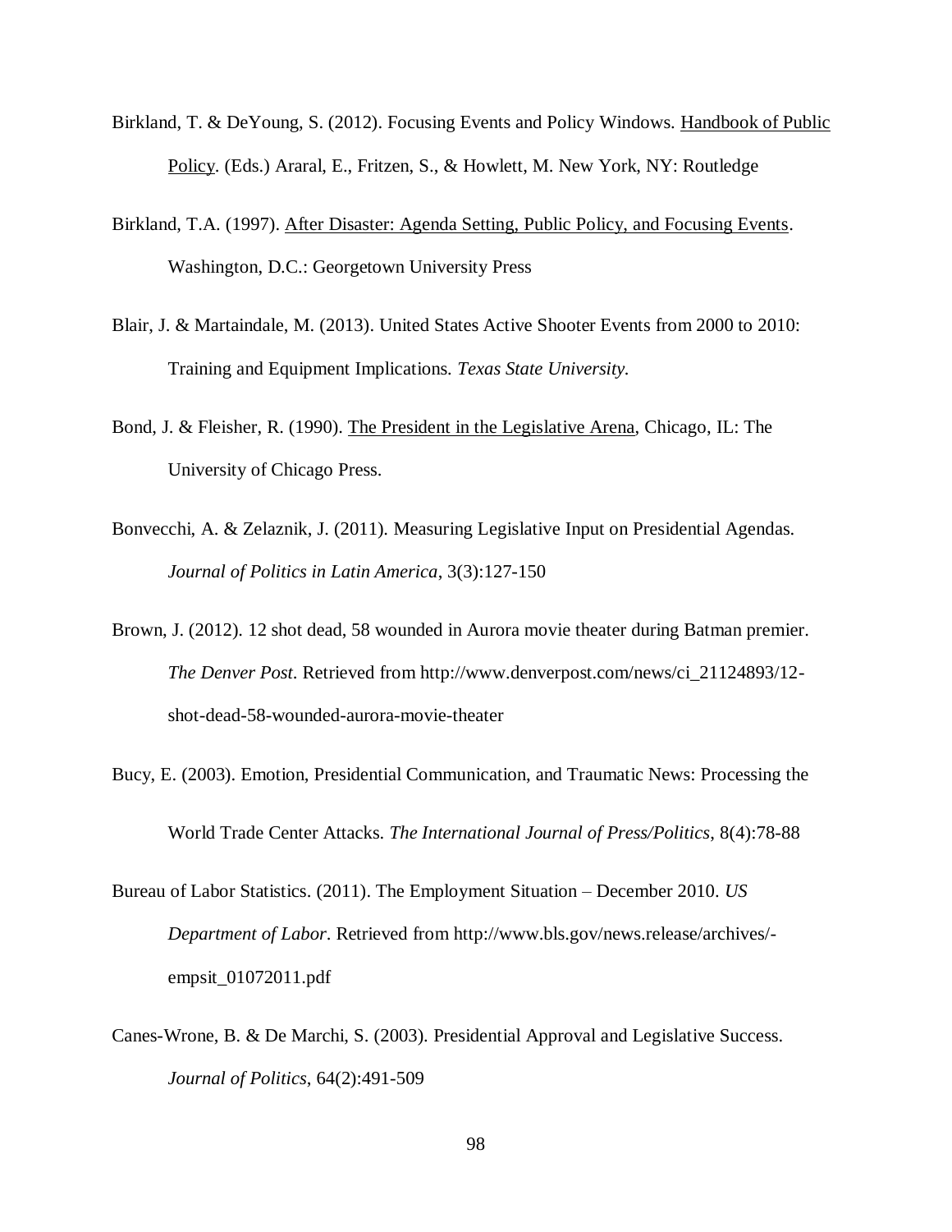Birkland, T. & DeYoung, S. (2012). Focusing Events and Policy Windows. Handbook of Public Policy. (Eds.) Araral, E., Fritzen, S., & Howlett, M. New York, NY: Routledge

Birkland, T.A. (1997). After Disaster: Agenda Setting, Public Policy, and Focusing Events. Washington, D.C.: Georgetown University Press

Blair, J. & Martaindale, M. (2013). United States Active Shooter Events from 2000 to 2010: Training and Equipment Implications. *Texas State University.*

Bond, J. & Fleisher, R. (1990). The President in the Legislative Arena, Chicago, IL: The University of Chicago Press.

Bonvecchi, A. & Zelaznik, J. (2011). Measuring Legislative Input on Presidential Agendas. *Journal of Politics in Latin America*, 3(3):127-150

Brown, J. (2012). 12 shot dead, 58 wounded in Aurora movie theater during Batman premier. *The Denver Post*. Retrieved from http://www.denverpost.com/news/ci_21124893/12-shot-dead-58-wounded-aurora-movie-theater

Bucy, E. (2003). Emotion, Presidential Communication, and Traumatic News: Processing the World Trade Center Attacks. *The International Journal of Press/Politics*, 8(4):78-88

Bureau of Labor Statistics. (2011). The Employment Situation – December 2010. *US Department of Labor*. Retrieved from http://www.bls.gov/news.release/archives/-empsit_01072011.pdf

Canes-Wrone, B. & De Marchi, S. (2003). Presidential Approval and Legislative Success. *Journal of Politics*, 64(2):491-509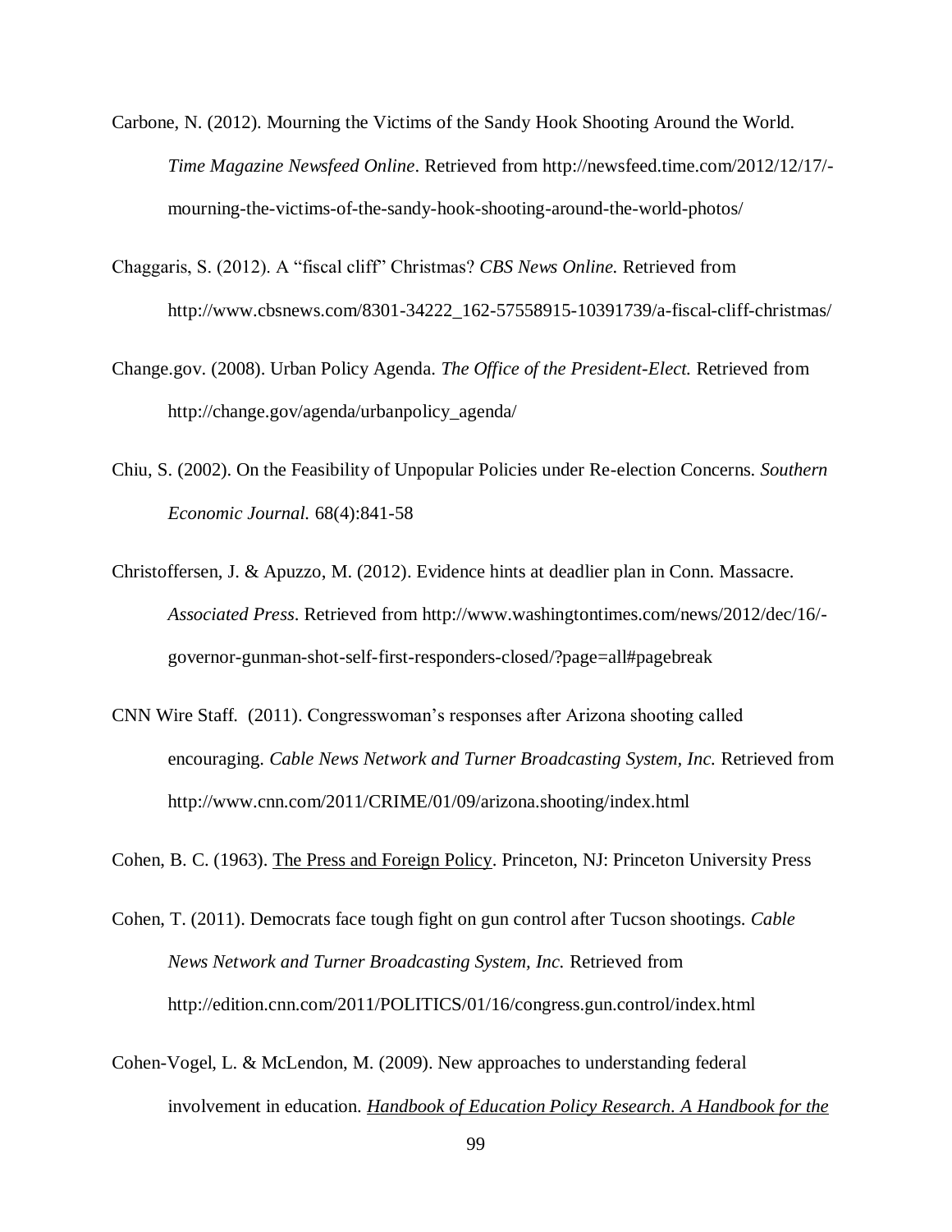Carbone, N. (2012). Mourning the Victims of the Sandy Hook Shooting Around the World. *Time Magazine Newsfeed Online*. Retrieved from http://newsfeed.time.com/2012/12/17/-mourning-the-victims-of-the-sandy-hook-shooting-around-the-world-photos/

Chaggaris, S. (2012). A "fiscal cliff" Christmas? *CBS News Online.* Retrieved from http://www.cbsnews.com/8301-34222_162-57558915-10391739/a-fiscal-cliff-christmas/

Change.gov. (2008). Urban Policy Agenda. *The Office of the President-Elect.* Retrieved from http://change.gov/agenda/urbanpolicy_agenda/

Chiu, S. (2002). On the Feasibility of Unpopular Policies under Re-election Concerns. *Southern Economic Journal.* 68(4):841-58

Christoffersen, J. & Apuzzo, M. (2012). Evidence hints at deadlier plan in Conn. Massacre. *Associated Press*. Retrieved from http://www.washingtontimes.com/news/2012/dec/16/-governor-gunman-shot-self-first-responders-closed/?page=all#pagebreak

CNN Wire Staff. (2011). Congresswoman's responses after Arizona shooting called encouraging. *Cable News Network and Turner Broadcasting System, Inc.* Retrieved from http://www.cnn.com/2011/CRIME/01/09/arizona.shooting/index.html

Cohen, B. C. (1963). <u>The Press and Foreign Policy</u>. Princeton, NJ: Princeton University Press

Cohen, T. (2011). Democrats face tough fight on gun control after Tucson shootings. *Cable News Network and Turner Broadcasting System, Inc.* Retrieved from http://edition.cnn.com/2011/POLITICS/01/16/congress.gun.control/index.html

Cohen-Vogel, L. & McLendon, M. (2009). New approaches to understanding federal involvement in education. *<u>Handbook of Education Policy Research. A Handbook for the</u>*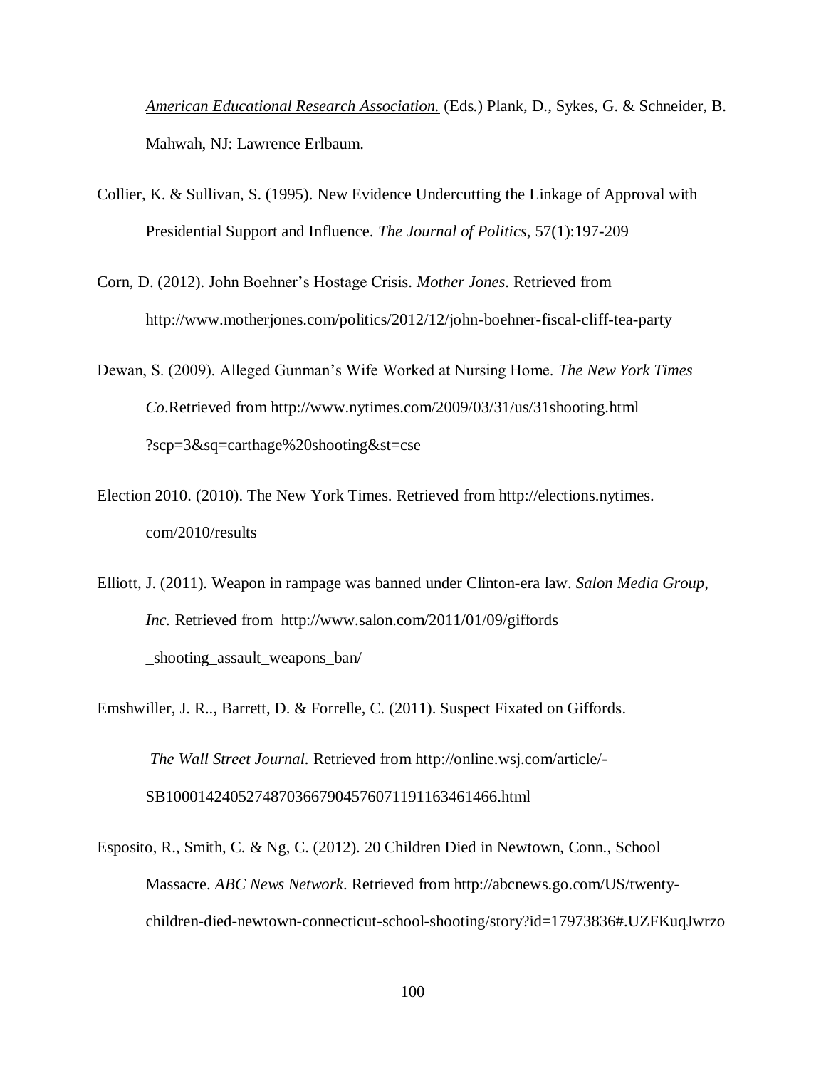American Educational Research Association. (Eds.) Plank, D., Sykes, G. & Schneider, B. Mahwah, NJ: Lawrence Erlbaum.

Collier, K. & Sullivan, S. (1995). New Evidence Undercutting the Linkage of Approval with Presidential Support and Influence. *The Journal of Politics*, 57(1):197-209

Corn, D. (2012). John Boehner's Hostage Crisis. *Mother Jones*. Retrieved from http://www.motherjones.com/politics/2012/12/john-boehner-fiscal-cliff-tea-party

Dewan, S. (2009). Alleged Gunman's Wife Worked at Nursing Home. *The New York Times Co*.Retrieved from http://www.nytimes.com/2009/03/31/us/31shooting.html ?scp=3&sq=carthage%20shooting&st=cse

Election 2010. (2010). The New York Times. Retrieved from http://elections.nytimes. com/2010/results

Elliott, J. (2011). Weapon in rampage was banned under Clinton-era law. *Salon Media Group, Inc.* Retrieved from http://www.salon.com/2011/01/09/giffords _shooting_assault_weapons_ban/

Emshwiller, J. R.., Barrett, D. & Forrelle, C. (2011). Suspect Fixated on Giffords.

*The Wall Street Journal.* Retrieved from http://online.wsj.com/article/-SB10001424052748703667904576071191163461466.html

Esposito, R., Smith, C. & Ng, C. (2012). 20 Children Died in Newtown, Conn., School Massacre. *ABC News Network*. Retrieved from http://abcnews.go.com/US/twenty-children-died-newtown-connecticut-school-shooting/story?id=17973836#.UZFKuqJwrzo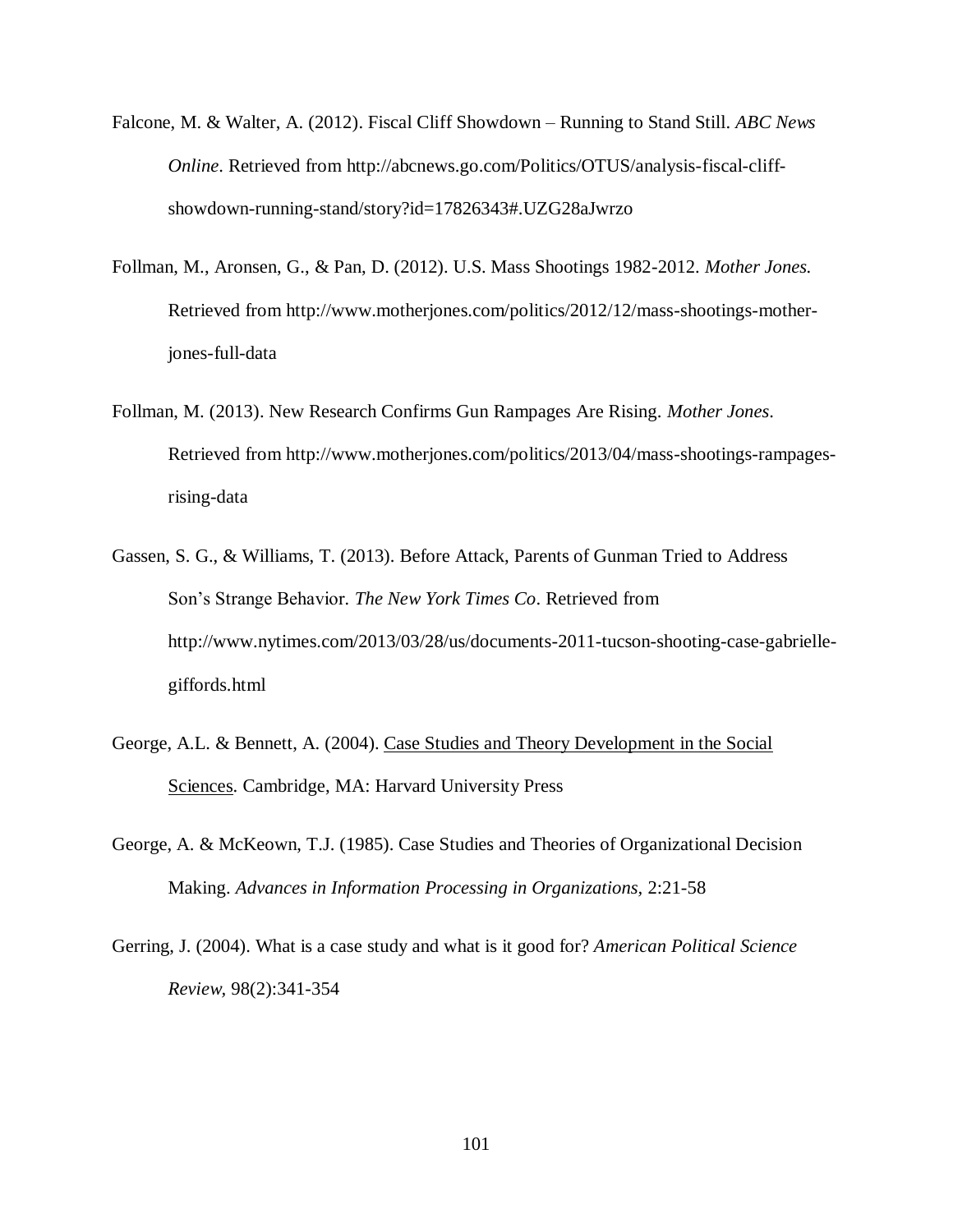Falcone, M. & Walter, A. (2012). Fiscal Cliff Showdown – Running to Stand Still. *ABC News Online*. Retrieved from http://abcnews.go.com/Politics/OTUS/analysis-fiscal-cliff-showdown-running-stand/story?id=17826343#.UZG28aJwrzo

Follman, M., Aronsen, G., & Pan, D. (2012). U.S. Mass Shootings 1982-2012. *Mother Jones*. Retrieved from http://www.motherjones.com/politics/2012/12/mass-shootings-mother-jones-full-data

Follman, M. (2013). New Research Confirms Gun Rampages Are Rising. *Mother Jones*. Retrieved from http://www.motherjones.com/politics/2013/04/mass-shootings-rampages-rising-data

Gassen, S. G., & Williams, T. (2013). Before Attack, Parents of Gunman Tried to Address Son's Strange Behavior. *The New York Times Co*. Retrieved from http://www.nytimes.com/2013/03/28/us/documents-2011-tucson-shooting-case-gabrielle-giffords.html

George, A.L. & Bennett, A. (2004). Case Studies and Theory Development in the Social Sciences. Cambridge, MA: Harvard University Press

George, A. & McKeown, T.J. (1985). Case Studies and Theories of Organizational Decision Making. *Advances in Information Processing in Organizations*, 2:21-58

Gerring, J. (2004). What is a case study and what is it good for? *American Political Science Review*, 98(2):341-354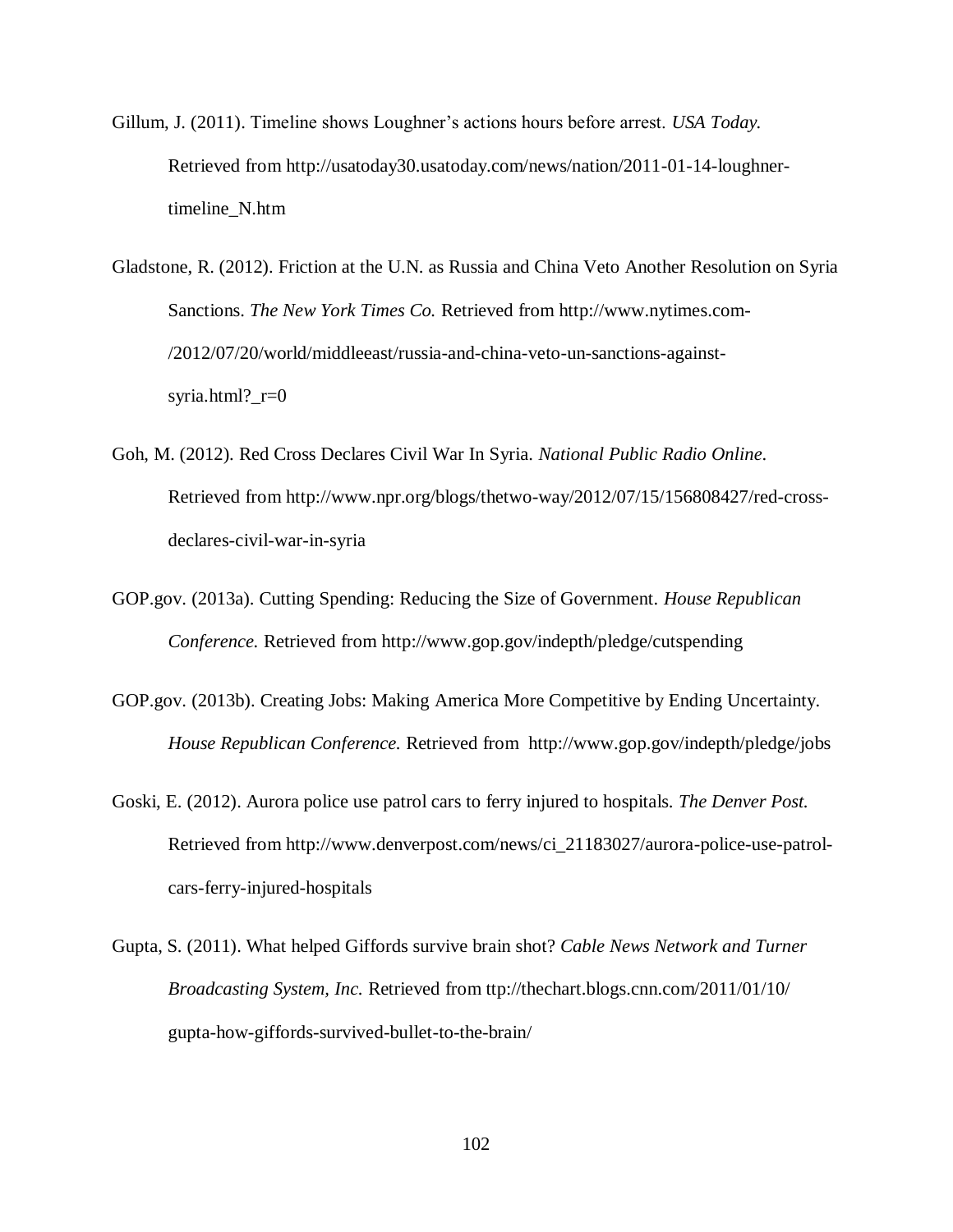Gillum, J. (2011). Timeline shows Loughner's actions hours before arrest. *USA Today.* Retrieved from http://usatoday30.usatoday.com/news/nation/2011-01-14-loughner-timeline_N.htm

Gladstone, R. (2012). Friction at the U.N. as Russia and China Veto Another Resolution on Syria Sanctions. *The New York Times Co.* Retrieved from http://www.nytimes.com-/2012/07/20/world/middleeast/russia-and-china-veto-un-sanctions-against-syria.html?_r=0

Goh, M. (2012). Red Cross Declares Civil War In Syria. *National Public Radio Online.* Retrieved from http://www.npr.org/blogs/thetwo-way/2012/07/15/156808427/red-cross-declares-civil-war-in-syria

GOP.gov. (2013a). Cutting Spending: Reducing the Size of Government. *House Republican Conference.* Retrieved from http://www.gop.gov/indepth/pledge/cutspending

GOP.gov. (2013b). Creating Jobs: Making America More Competitive by Ending Uncertainty. *House Republican Conference.* Retrieved from http://www.gop.gov/indepth/pledge/jobs

Goski, E. (2012). Aurora police use patrol cars to ferry injured to hospitals. *The Denver Post.* Retrieved from http://www.denverpost.com/news/ci_21183027/aurora-police-use-patrol-cars-ferry-injured-hospitals

Gupta, S. (2011). What helped Giffords survive brain shot? *Cable News Network and Turner Broadcasting System, Inc.* Retrieved from ttp://thechart.blogs.cnn.com/2011/01/10/gupta-how-giffords-survived-bullet-to-the-brain/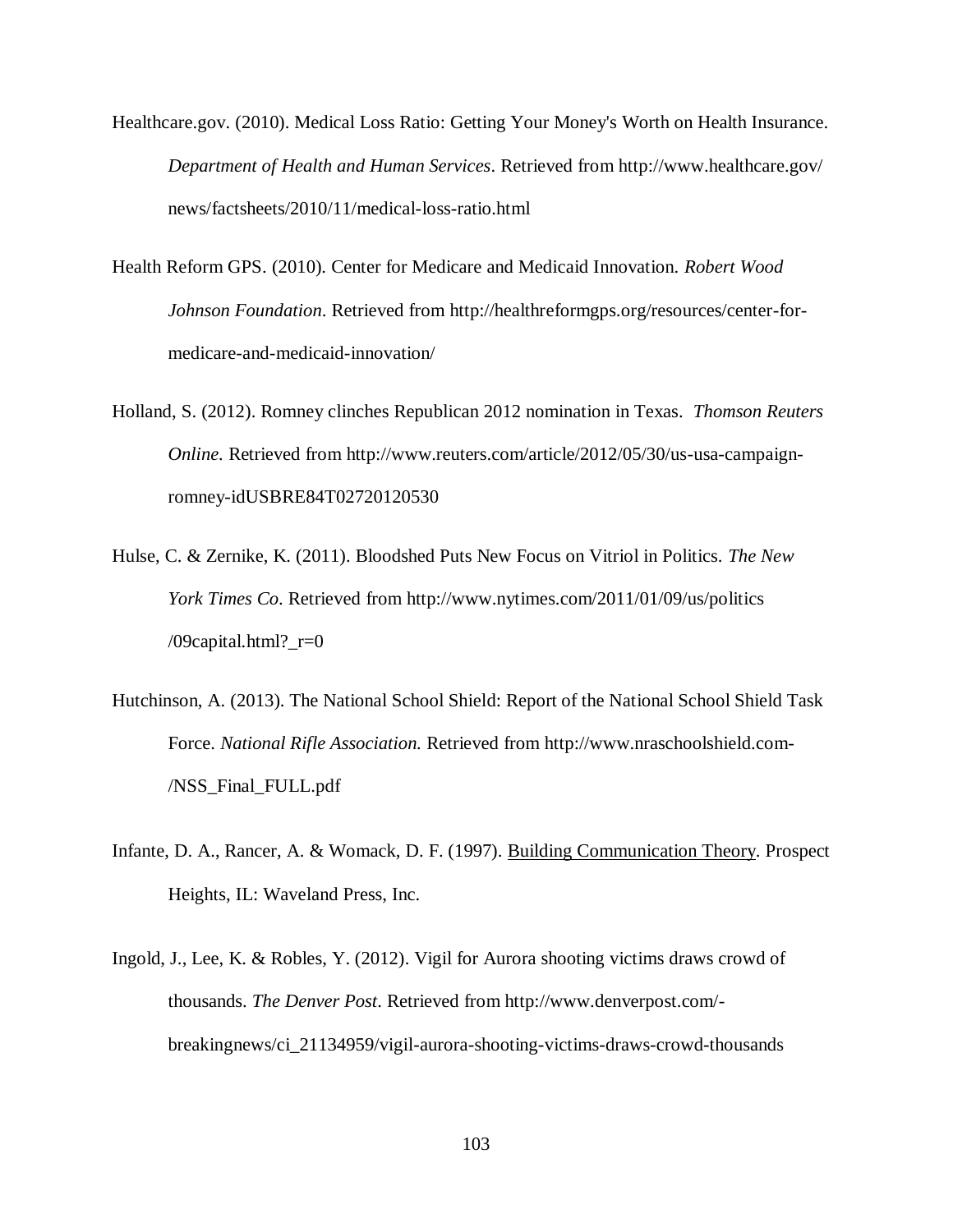Healthcare.gov. (2010). Medical Loss Ratio: Getting Your Money's Worth on Health Insurance. *Department of Health and Human Services*. Retrieved from http://www.healthcare.gov/news/factsheets/2010/11/medical-loss-ratio.html

Health Reform GPS. (2010). Center for Medicare and Medicaid Innovation. *Robert Wood Johnson Foundation*. Retrieved from http://healthreformgps.org/resources/center-for-medicare-and-medicaid-innovation/

Holland, S. (2012). Romney clinches Republican 2012 nomination in Texas. *Thomson Reuters Online.* Retrieved from http://www.reuters.com/article/2012/05/30/us-usa-campaign-romney-idUSBRE84T02720120530

Hulse, C. & Zernike, K. (2011). Bloodshed Puts New Focus on Vitriol in Politics. *The New York Times Co*. Retrieved from http://www.nytimes.com/2011/01/09/us/politics/09capital.html?_r=0

Hutchinson, A. (2013). The National School Shield: Report of the National School Shield Task Force. *National Rifle Association.* Retrieved from http://www.nraschoolshield.com-/NSS_Final_FULL.pdf

Infante, D. A., Rancer, A. & Womack, D. F. (1997). <u>Building Communication Theory</u>. Prospect Heights, IL: Waveland Press, Inc.

Ingold, J., Lee, K. & Robles, Y. (2012). Vigil for Aurora shooting victims draws crowd of thousands. *The Denver Post*. Retrieved from http://www.denverpost.com/-breakingnews/ci_21134959/vigil-aurora-shooting-victims-draws-crowd-thousands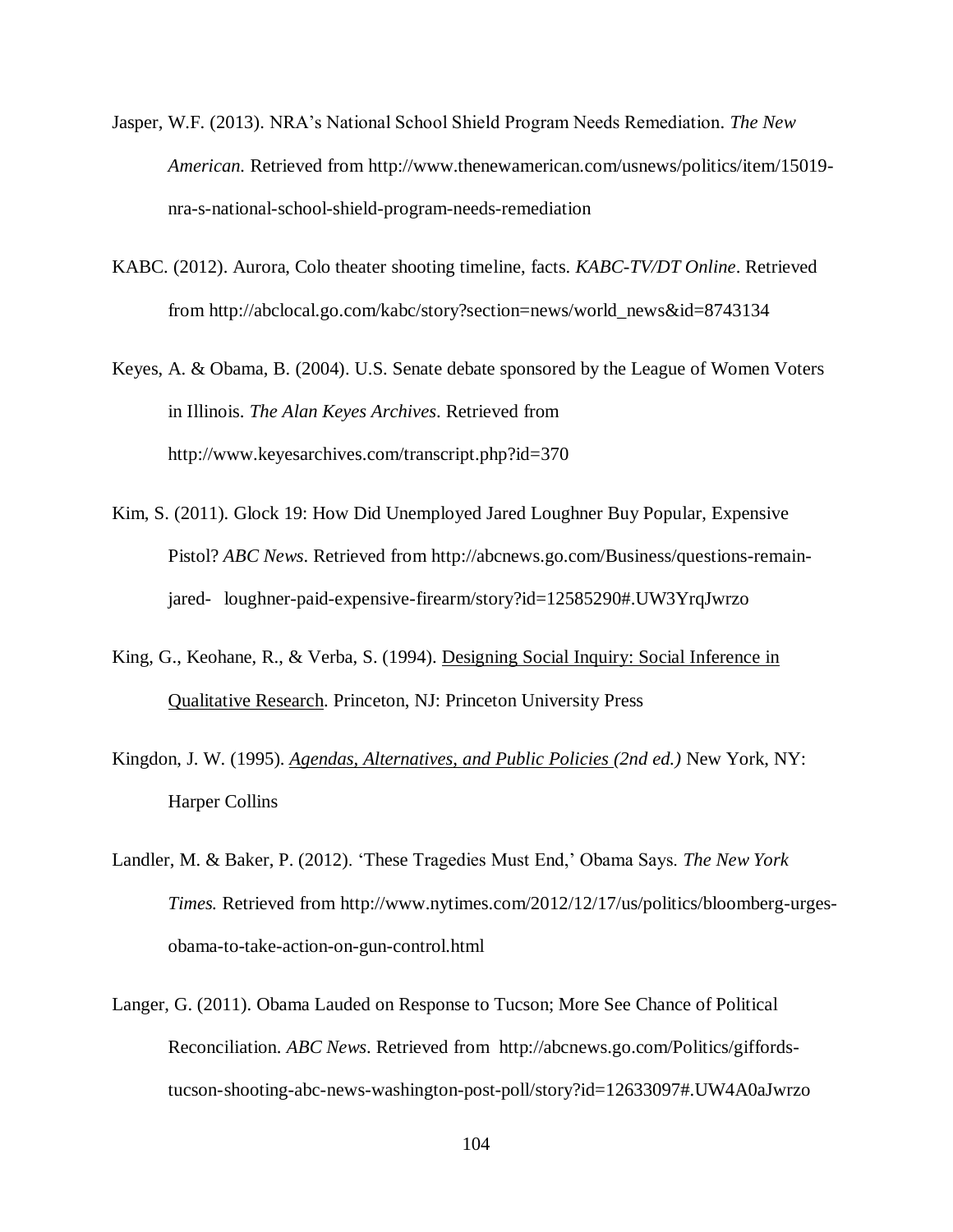Jasper, W.F. (2013). NRA's National School Shield Program Needs Remediation. *The New American.* Retrieved from http://www.thenewamerican.com/usnews/politics/item/15019-nra-s-national-school-shield-program-needs-remediation

KABC. (2012). Aurora, Colo theater shooting timeline, facts. *KABC-TV/DT Online*. Retrieved from http://abclocal.go.com/kabc/story?section=news/world_news&id=8743134

Keyes, A. & Obama, B. (2004). U.S. Senate debate sponsored by the League of Women Voters in Illinois. *The Alan Keyes Archives*. Retrieved from http://www.keyesarchives.com/transcript.php?id=370

Kim, S. (2011). Glock 19: How Did Unemployed Jared Loughner Buy Popular, Expensive Pistol? *ABC News*. Retrieved from http://abcnews.go.com/Business/questions-remain-jared- loughner-paid-expensive-firearm/story?id=12585290#.UW3YrqJwrzo

King, G., Keohane, R., & Verba, S. (1994). Designing Social Inquiry: Social Inference in Qualitative Research. Princeton, NJ: Princeton University Press

Kingdon, J. W. (1995). *Agendas, Alternatives, and Public Policies (2nd ed.)* New York, NY: Harper Collins

Landler, M. & Baker, P. (2012). 'These Tragedies Must End,' Obama Says. *The New York Times.* Retrieved from http://www.nytimes.com/2012/12/17/us/politics/bloomberg-urges-obama-to-take-action-on-gun-control.html

Langer, G. (2011). Obama Lauded on Response to Tucson; More See Chance of Political Reconciliation. *ABC News*. Retrieved from http://abcnews.go.com/Politics/giffords-tucson-shooting-abc-news-washington-post-poll/story?id=12633097#.UW4A0aJwrzo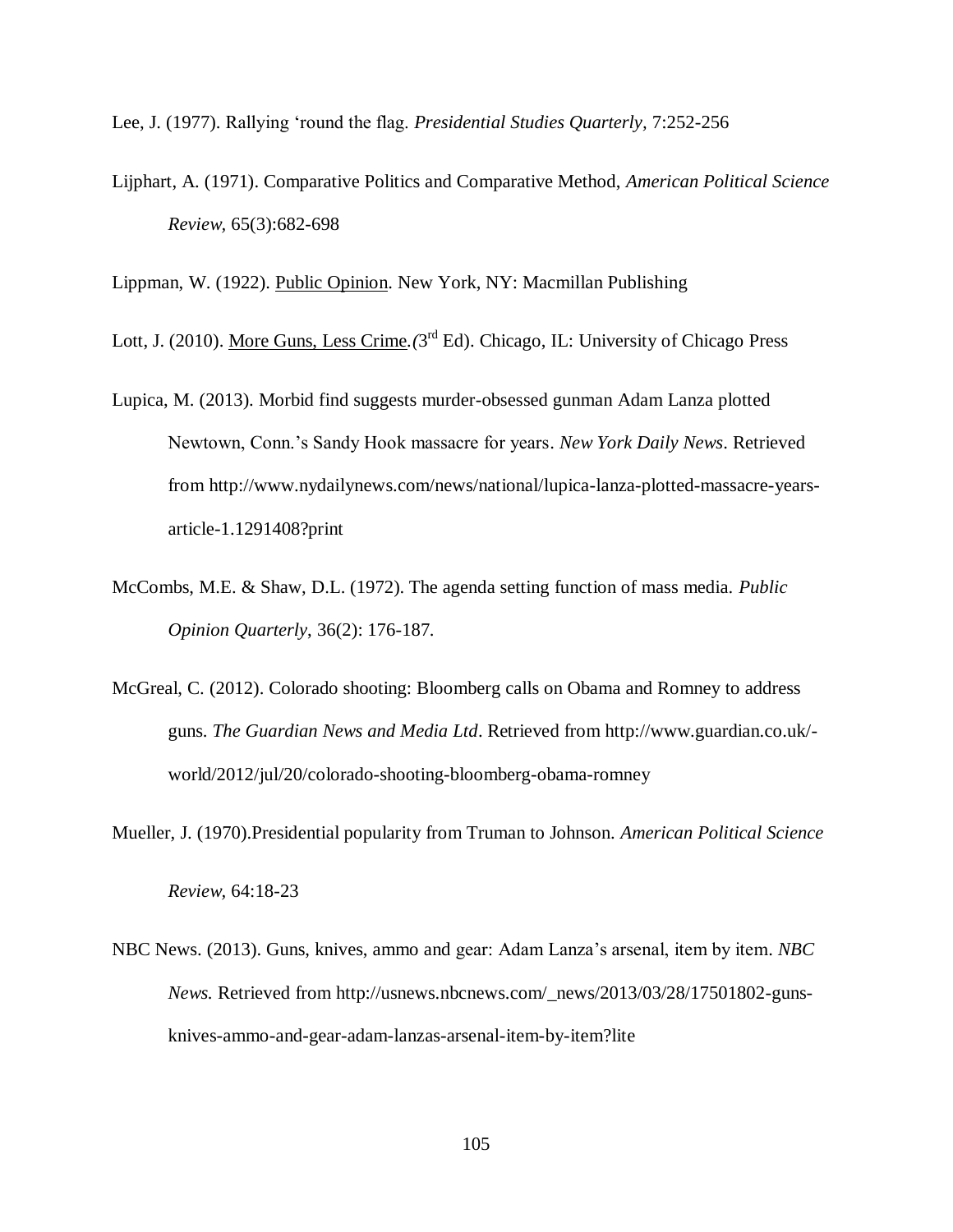Lee, J. (1977). Rallying 'round the flag. *Presidential Studies Quarterly*, 7:252-256

Lijphart, A. (1971). Comparative Politics and Comparative Method, *American Political Science Review,* 65(3):682-698

Lippman, W. (1922). Public Opinion. New York, NY: Macmillan Publishing

Lott, J. (2010). More Guns, Less Crime.*(*3rd Ed). Chicago, IL: University of Chicago Press

Lupica, M. (2013). Morbid find suggests murder-obsessed gunman Adam Lanza plotted Newtown, Conn.'s Sandy Hook massacre for years. *New York Daily News*. Retrieved from http://www.nydailynews.com/news/national/lupica-lanza-plotted-massacre-years-article-1.1291408?print

McCombs, M.E. & Shaw, D.L. (1972). The agenda setting function of mass media. *Public Opinion Quarterly*, 36(2): 176-187.

McGreal, C. (2012). Colorado shooting: Bloomberg calls on Obama and Romney to address guns. *The Guardian News and Media Ltd*. Retrieved from http://www.guardian.co.uk/-world/2012/jul/20/colorado-shooting-bloomberg-obama-romney

Mueller, J. (1970).Presidential popularity from Truman to Johnson. *American Political Science Review,* 64:18-23

NBC News. (2013). Guns, knives, ammo and gear: Adam Lanza's arsenal, item by item. *NBC News.* Retrieved from http://usnews.nbcnews.com/_news/2013/03/28/17501802-guns-knives-ammo-and-gear-adam-lanzas-arsenal-item-by-item?lite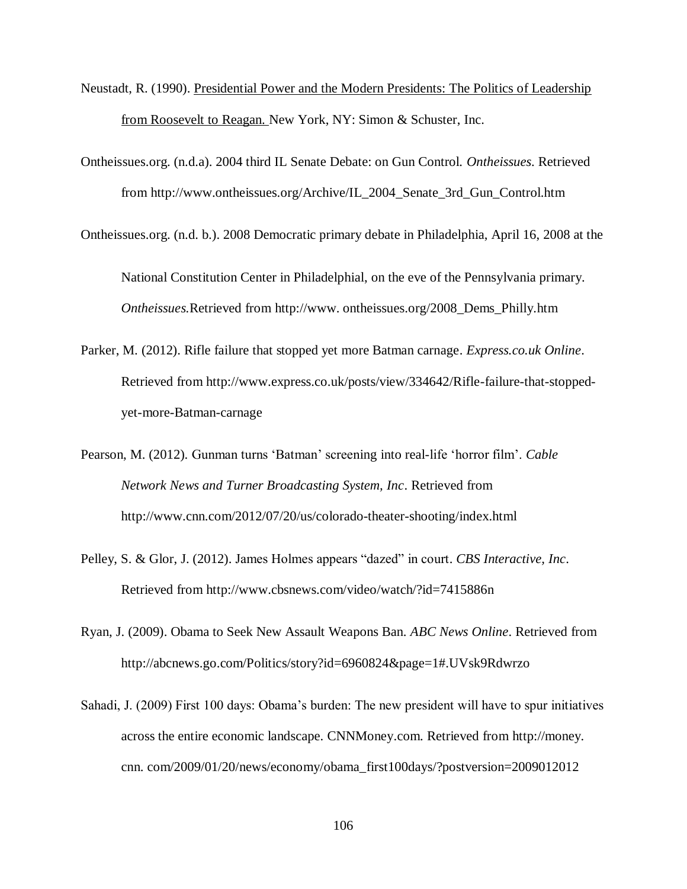Neustadt, R. (1990). Presidential Power and the Modern Presidents: The Politics of Leadership from Roosevelt to Reagan. New York, NY: Simon & Schuster, Inc.

Ontheissues.org. (n.d.a). 2004 third IL Senate Debate: on Gun Control. *Ontheissues*. Retrieved from http://www.ontheissues.org/Archive/IL_2004_Senate_3rd_Gun_Control.htm

Ontheissues.org. (n.d. b.). 2008 Democratic primary debate in Philadelphia, April 16, 2008 at the National Constitution Center in Philadelphial, on the eve of the Pennsylvania primary. *Ontheissues.*Retrieved from http://www. ontheissues.org/2008_Dems_Philly.htm

Parker, M. (2012). Rifle failure that stopped yet more Batman carnage. *Express.co.uk Online*. Retrieved from http://www.express.co.uk/posts/view/334642/Rifle-failure-that-stopped-yet-more-Batman-carnage

Pearson, M. (2012). Gunman turns 'Batman' screening into real-life 'horror film'. *Cable Network News and Turner Broadcasting System, Inc*. Retrieved from http://www.cnn.com/2012/07/20/us/colorado-theater-shooting/index.html

Pelley, S. & Glor, J. (2012). James Holmes appears "dazed" in court. *CBS Interactive, Inc*. Retrieved from http://www.cbsnews.com/video/watch/?id=7415886n

Ryan, J. (2009). Obama to Seek New Assault Weapons Ban. *ABC News Online*. Retrieved from http://abcnews.go.com/Politics/story?id=6960824&page=1#.UVsk9Rdwrzo

Sahadi, J. (2009) First 100 days: Obama's burden: The new president will have to spur initiatives across the entire economic landscape. CNNMoney.com. Retrieved from http://money. cnn. com/2009/01/20/news/economy/obama_first100days/?postversion=2009012012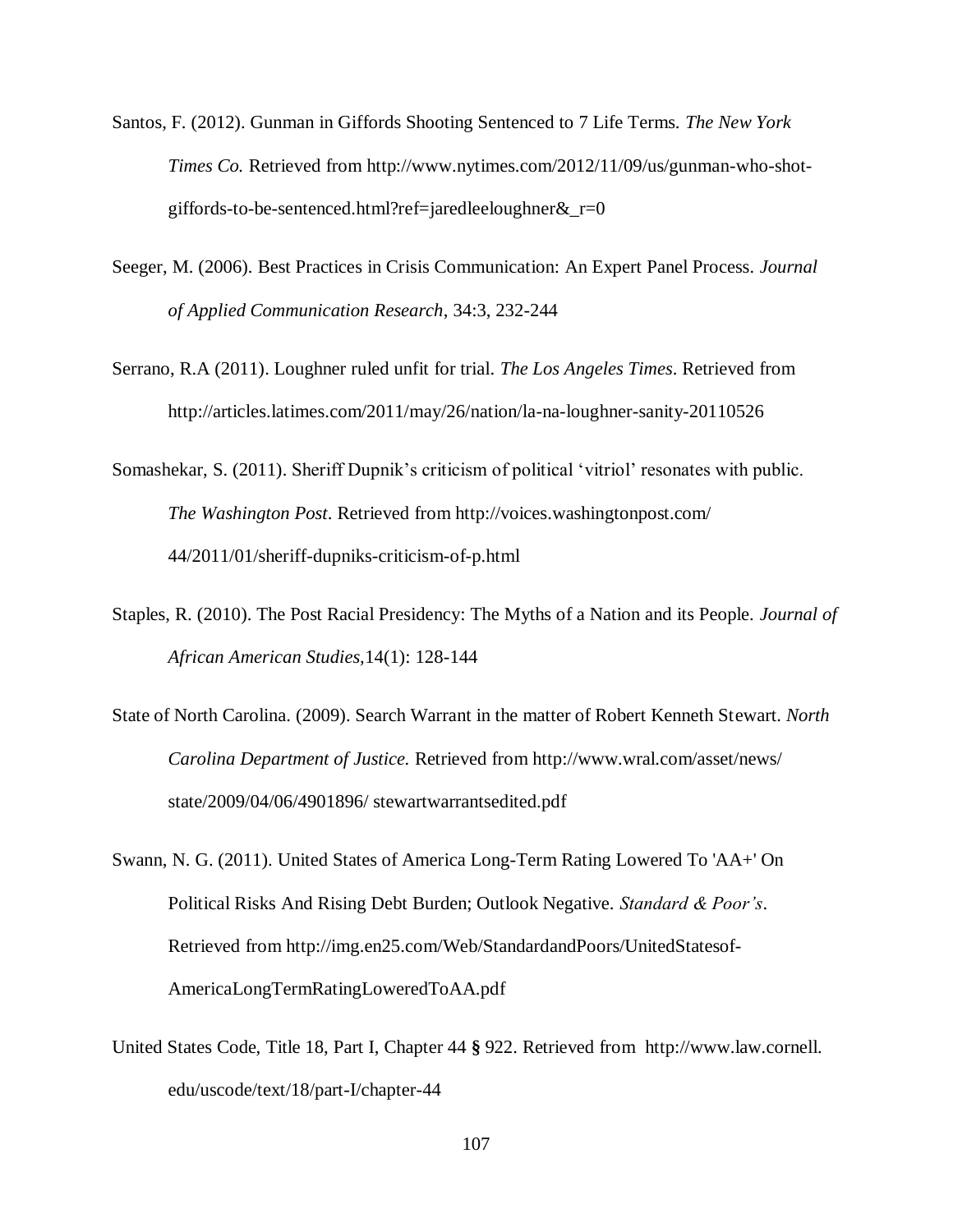Santos, F. (2012). Gunman in Giffords Shooting Sentenced to 7 Life Terms. *The New York Times Co.* Retrieved from http://www.nytimes.com/2012/11/09/us/gunman-who-shot-giffords-to-be-sentenced.html?ref=jaredleeloughner&_r=0

Seeger, M. (2006). Best Practices in Crisis Communication: An Expert Panel Process. *Journal of Applied Communication Research*, 34:3, 232-244

Serrano, R.A (2011). Loughner ruled unfit for trial. *The Los Angeles Times*. Retrieved from http://articles.latimes.com/2011/may/26/nation/la-na-loughner-sanity-20110526

Somashekar, S. (2011). Sheriff Dupnik's criticism of political 'vitriol' resonates with public. *The Washington Post*. Retrieved from http://voices.washingtonpost.com/44/2011/01/sheriff-dupniks-criticism-of-p.html

Staples, R. (2010). The Post Racial Presidency: The Myths of a Nation and its People. *Journal of African American Studies,*14(1): 128-144

State of North Carolina. (2009). Search Warrant in the matter of Robert Kenneth Stewart. *North Carolina Department of Justice.* Retrieved from http://www.wral.com/asset/news/state/2009/04/06/4901896/ stewartwarrantsedited.pdf

Swann, N. G. (2011). United States of America Long-Term Rating Lowered To 'AA+' On Political Risks And Rising Debt Burden; Outlook Negative. *Standard & Poor's*. Retrieved from http://img.en25.com/Web/StandardandPoors/UnitedStatesof-AmericaLongTermRatingLoweredToAA.pdf

United States Code, Title 18, Part I, Chapter 44 § 922. Retrieved from http://www.law.cornell.edu/uscode/text/18/part-I/chapter-44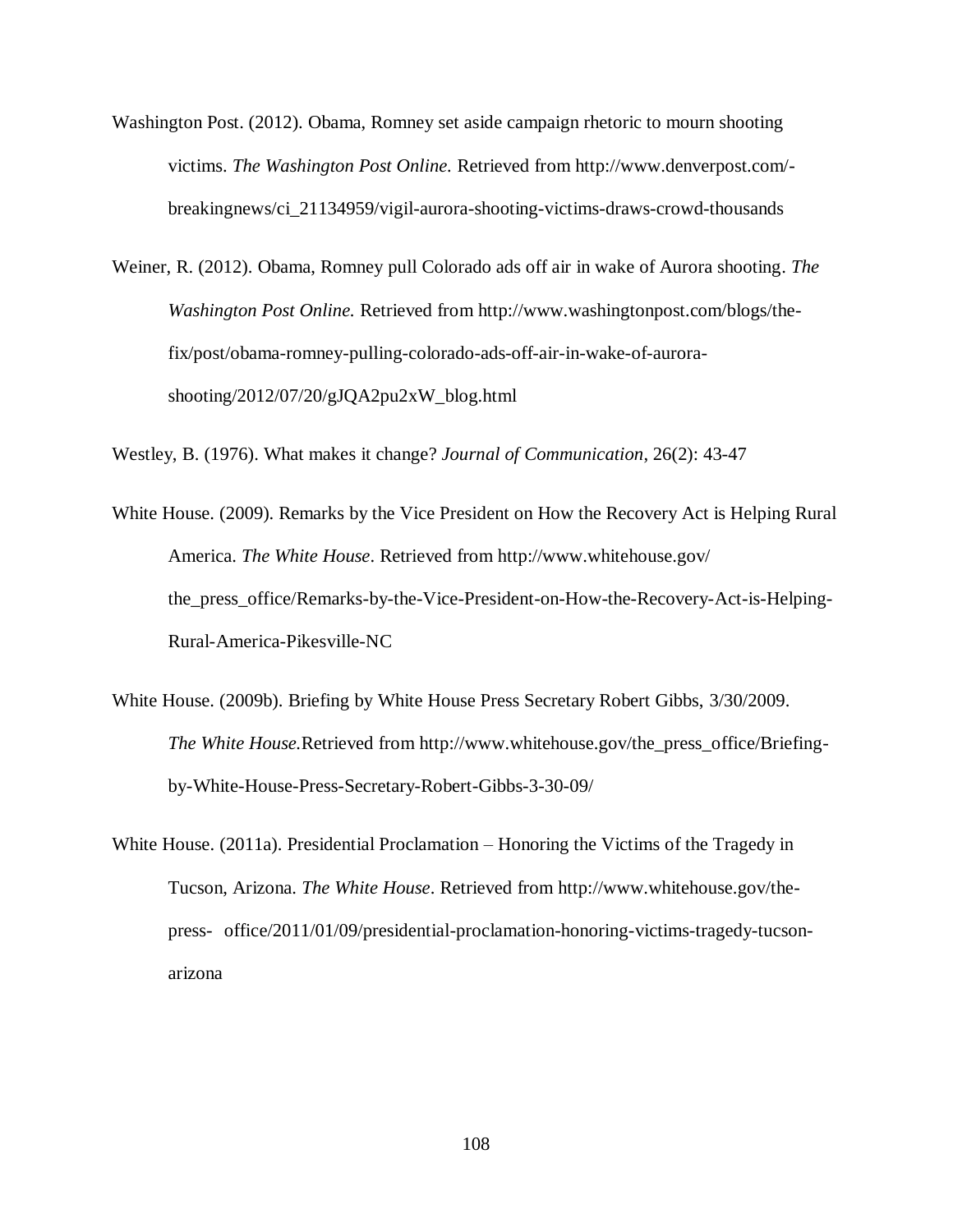Washington Post. (2012). Obama, Romney set aside campaign rhetoric to mourn shooting victims. *The Washington Post Online.* Retrieved from http://www.denverpost.com/-breakingnews/ci_21134959/vigil-aurora-shooting-victims-draws-crowd-thousands

Weiner, R. (2012). Obama, Romney pull Colorado ads off air in wake of Aurora shooting. *The Washington Post Online.* Retrieved from http://www.washingtonpost.com/blogs/the-fix/post/obama-romney-pulling-colorado-ads-off-air-in-wake-of-aurora-shooting/2012/07/20/gJQA2pu2xW_blog.html

Westley, B. (1976). What makes it change? *Journal of Communication*, 26(2): 43-47

White House. (2009). Remarks by the Vice President on How the Recovery Act is Helping Rural America. *The White House*. Retrieved from http://www.whitehouse.gov/ the_press_office/Remarks-by-the-Vice-President-on-How-the-Recovery-Act-is-Helping-Rural-America-Pikesville-NC

White House. (2009b). Briefing by White House Press Secretary Robert Gibbs, 3/30/2009. *The White House.*Retrieved from http://www.whitehouse.gov/the_press_office/Briefing-by-White-House-Press-Secretary-Robert-Gibbs-3-30-09/

White House. (2011a). Presidential Proclamation – Honoring the Victims of the Tragedy in Tucson, Arizona. *The White House*. Retrieved from http://www.whitehouse.gov/the-press- office/2011/01/09/presidential-proclamation-honoring-victims-tragedy-tucson-arizona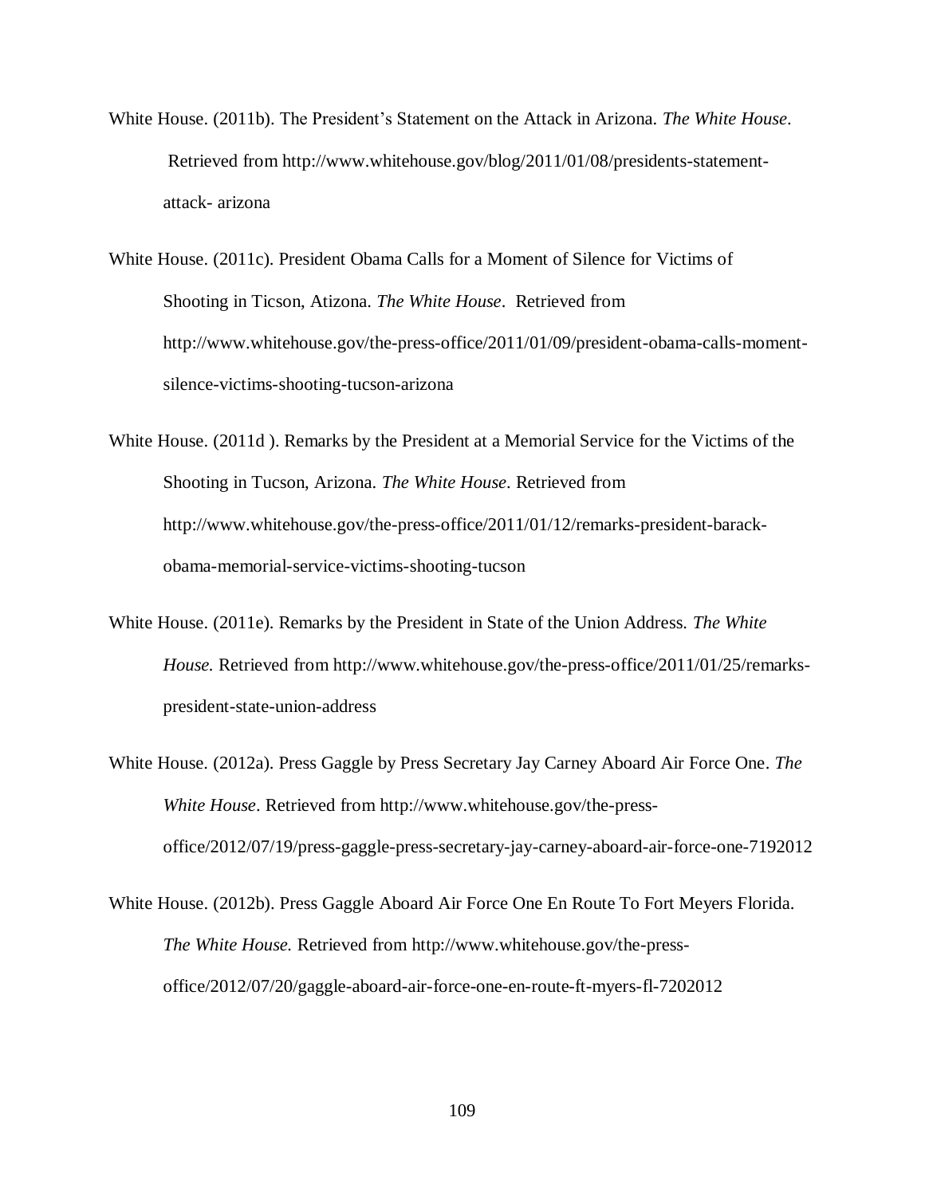White House. (2011b). The President's Statement on the Attack in Arizona. *The White House*. Retrieved from http://www.whitehouse.gov/blog/2011/01/08/presidents-statement-attack- arizona

White House. (2011c). President Obama Calls for a Moment of Silence for Victims of Shooting in Ticson, Atizona. *The White House*. Retrieved from http://www.whitehouse.gov/the-press-office/2011/01/09/president-obama-calls-moment-silence-victims-shooting-tucson-arizona

White House. (2011d ). Remarks by the President at a Memorial Service for the Victims of the Shooting in Tucson, Arizona. *The White House*. Retrieved from http://www.whitehouse.gov/the-press-office/2011/01/12/remarks-president-barack-obama-memorial-service-victims-shooting-tucson

White House. (2011e). Remarks by the President in State of the Union Address. *The White House.* Retrieved from http://www.whitehouse.gov/the-press-office/2011/01/25/remarks-president-state-union-address

White House. (2012a). Press Gaggle by Press Secretary Jay Carney Aboard Air Force One. *The White House*. Retrieved from http://www.whitehouse.gov/the-press-office/2012/07/19/press-gaggle-press-secretary-jay-carney-aboard-air-force-one-7192012

White House. (2012b). Press Gaggle Aboard Air Force One En Route To Fort Meyers Florida. *The White House.* Retrieved from http://www.whitehouse.gov/the-press-office/2012/07/20/gaggle-aboard-air-force-one-en-route-ft-myers-fl-7202012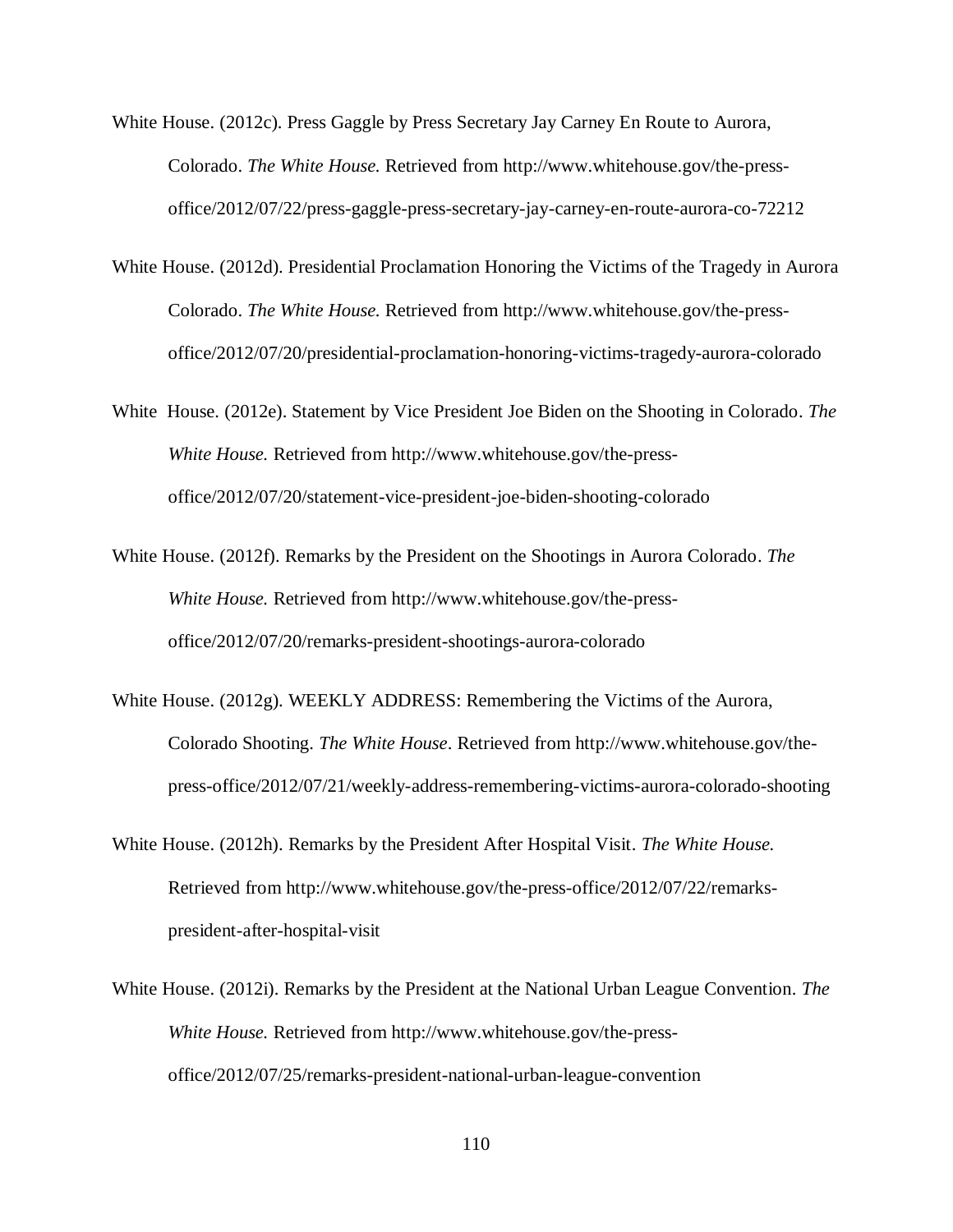White House. (2012c). Press Gaggle by Press Secretary Jay Carney En Route to Aurora, Colorado. *The White House.* Retrieved from http://www.whitehouse.gov/the-press-office/2012/07/22/press-gaggle-press-secretary-jay-carney-en-route-aurora-co-72212

White House. (2012d). Presidential Proclamation Honoring the Victims of the Tragedy in Aurora Colorado. *The White House.* Retrieved from http://www.whitehouse.gov/the-press-office/2012/07/20/presidential-proclamation-honoring-victims-tragedy-aurora-colorado

White House. (2012e). Statement by Vice President Joe Biden on the Shooting in Colorado. *The White House.* Retrieved from http://www.whitehouse.gov/the-press-office/2012/07/20/statement-vice-president-joe-biden-shooting-colorado

White House. (2012f). Remarks by the President on the Shootings in Aurora Colorado. *The White House.* Retrieved from http://www.whitehouse.gov/the-press-office/2012/07/20/remarks-president-shootings-aurora-colorado

White House. (2012g). WEEKLY ADDRESS: Remembering the Victims of the Aurora, Colorado Shooting. *The White House*. Retrieved from http://www.whitehouse.gov/the-press-office/2012/07/21/weekly-address-remembering-victims-aurora-colorado-shooting

White House. (2012h). Remarks by the President After Hospital Visit. *The White House.* Retrieved from http://www.whitehouse.gov/the-press-office/2012/07/22/remarks-president-after-hospital-visit

White House. (2012i). Remarks by the President at the National Urban League Convention. *The White House.* Retrieved from http://www.whitehouse.gov/the-press-office/2012/07/25/remarks-president-national-urban-league-convention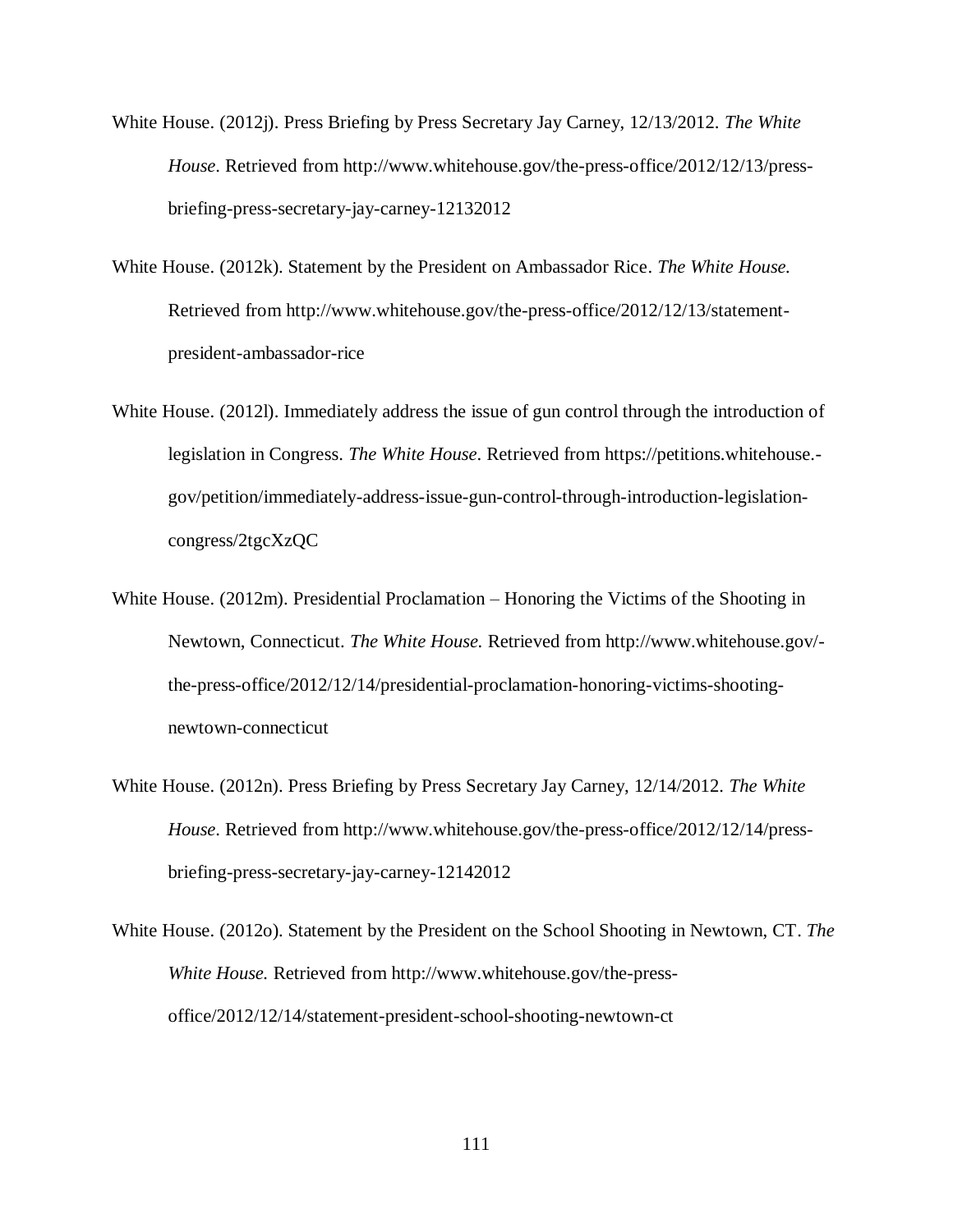White House. (2012j). Press Briefing by Press Secretary Jay Carney, 12/13/2012. *The White House*. Retrieved from http://www.whitehouse.gov/the-press-office/2012/12/13/press-briefing-press-secretary-jay-carney-12132012

White House. (2012k). Statement by the President on Ambassador Rice. *The White House.* Retrieved from http://www.whitehouse.gov/the-press-office/2012/12/13/statement-president-ambassador-rice

White House. (2012l). Immediately address the issue of gun control through the introduction of legislation in Congress. *The White House*. Retrieved from https://petitions.whitehouse.-gov/petition/immediately-address-issue-gun-control-through-introduction-legislation-congress/2tgcXzQC

White House. (2012m). Presidential Proclamation – Honoring the Victims of the Shooting in Newtown, Connecticut. *The White House.* Retrieved from http://www.whitehouse.gov/-the-press-office/2012/12/14/presidential-proclamation-honoring-victims-shooting-newtown-connecticut

White House. (2012n). Press Briefing by Press Secretary Jay Carney, 12/14/2012. *The White House*. Retrieved from http://www.whitehouse.gov/the-press-office/2012/12/14/press-briefing-press-secretary-jay-carney-12142012

White House. (2012o). Statement by the President on the School Shooting in Newtown, CT. *The White House.* Retrieved from http://www.whitehouse.gov/the-press-office/2012/12/14/statement-president-school-shooting-newtown-ct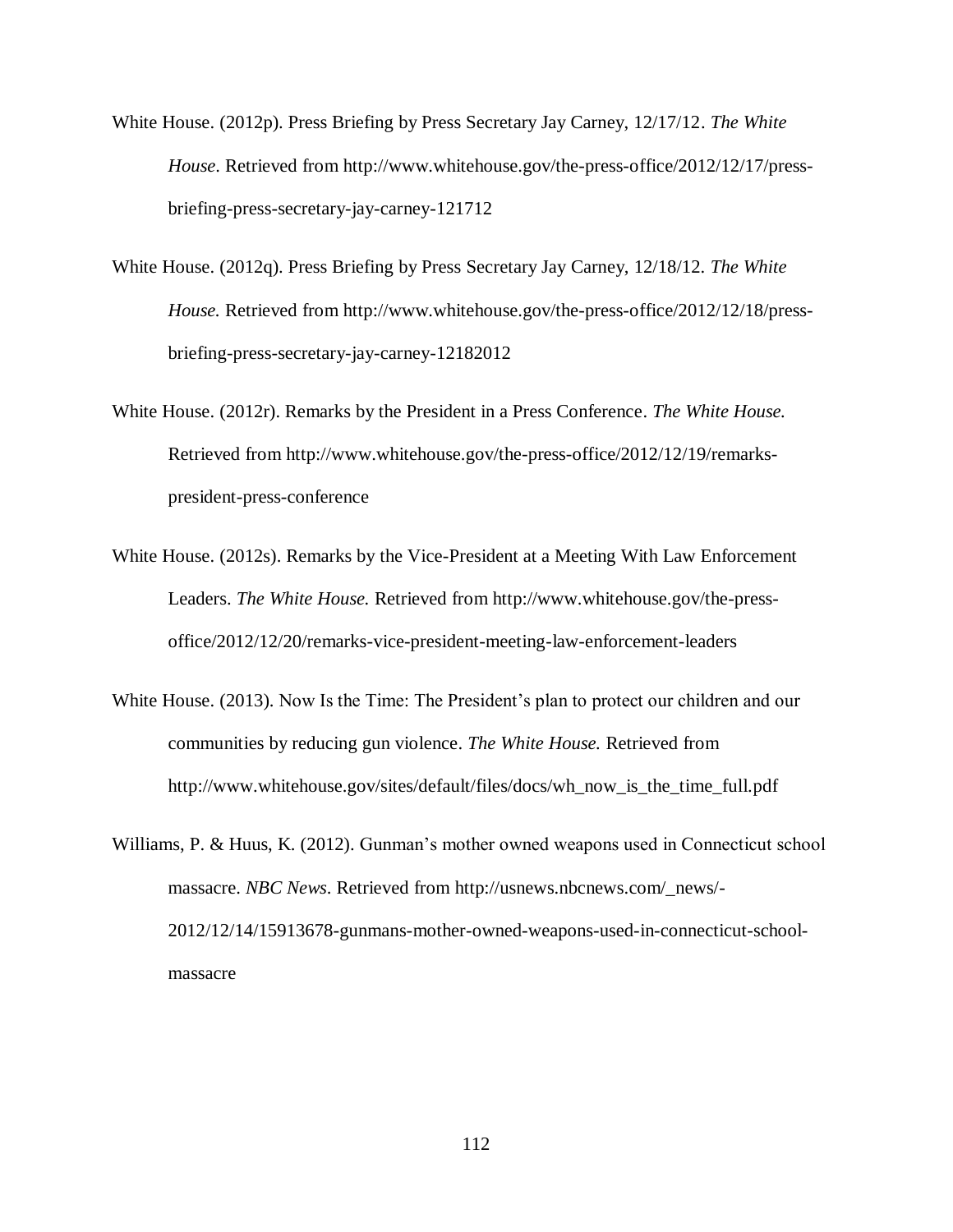White House. (2012p). Press Briefing by Press Secretary Jay Carney, 12/17/12. *The White House*. Retrieved from http://www.whitehouse.gov/the-press-office/2012/12/17/press-briefing-press-secretary-jay-carney-121712

White House. (2012q). Press Briefing by Press Secretary Jay Carney, 12/18/12. *The White House.* Retrieved from http://www.whitehouse.gov/the-press-office/2012/12/18/press-briefing-press-secretary-jay-carney-12182012

White House. (2012r). Remarks by the President in a Press Conference. *The White House.* Retrieved from http://www.whitehouse.gov/the-press-office/2012/12/19/remarks-president-press-conference

White House. (2012s). Remarks by the Vice-President at a Meeting With Law Enforcement Leaders. *The White House.* Retrieved from http://www.whitehouse.gov/the-press-office/2012/12/20/remarks-vice-president-meeting-law-enforcement-leaders

White House. (2013). Now Is the Time: The President's plan to protect our children and our communities by reducing gun violence. *The White House.* Retrieved from http://www.whitehouse.gov/sites/default/files/docs/wh_now_is_the_time_full.pdf

Williams, P. & Huus, K. (2012). Gunman's mother owned weapons used in Connecticut school massacre. *NBC News*. Retrieved from http://usnews.nbcnews.com/_news/-2012/12/14/15913678-gunmans-mother-owned-weapons-used-in-connecticut-school-massacre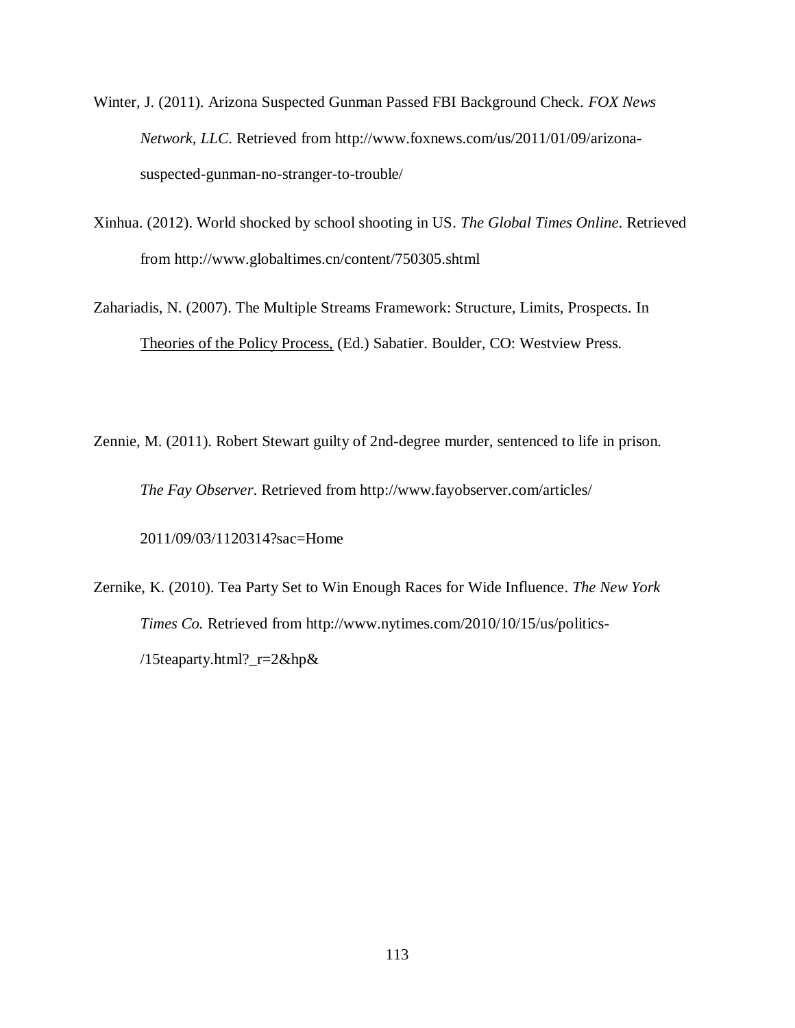Winter, J. (2011). Arizona Suspected Gunman Passed FBI Background Check. *FOX News Network, LLC*. Retrieved from http://www.foxnews.com/us/2011/01/09/arizona-suspected-gunman-no-stranger-to-trouble/

Xinhua. (2012). World shocked by school shooting in US. *The Global Times Online*. Retrieved from http://www.globaltimes.cn/content/750305.shtml

Zahariadis, N. (2007). The Multiple Streams Framework: Structure, Limits, Prospects. In Theories of the Policy Process, (Ed.) Sabatier. Boulder, CO: Westview Press.

Zennie, M. (2011). Robert Stewart guilty of 2nd-degree murder, sentenced to life in prison. *The Fay Observer*. Retrieved from http://www.fayobserver.com/articles/2011/09/03/1120314?sac=Home

Zernike, K. (2010). Tea Party Set to Win Enough Races for Wide Influence. *The New York Times Co.* Retrieved from http://www.nytimes.com/2010/10/15/us/politics-/15teaparty.html?_r=2&hp&